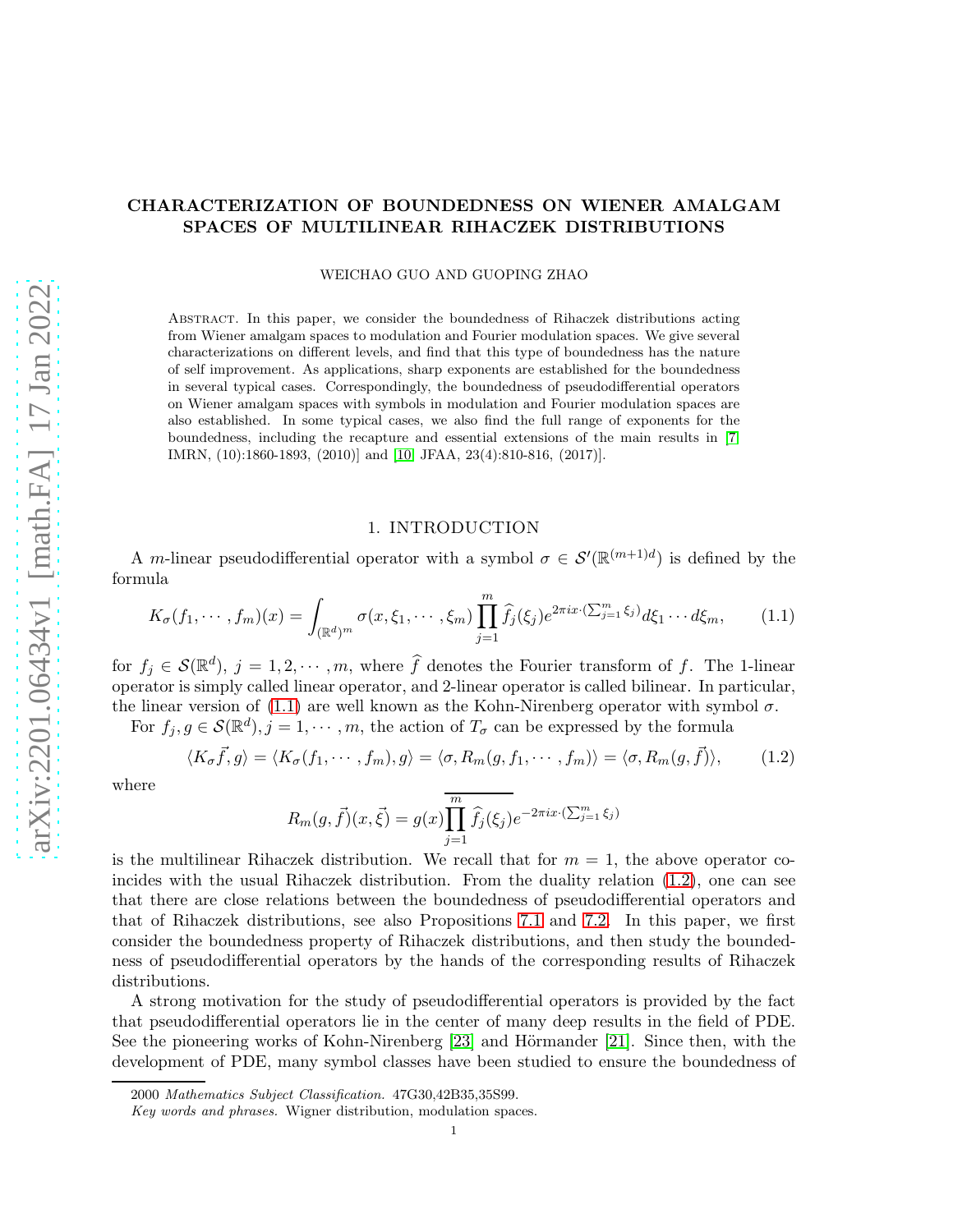# CHARACTERIZATION OF BOUNDEDNESS ON WIENER AMALGAM SPACES OF MULTILINEAR RIHACZEK DISTRIBUTIONS

WEICHAO GUO AND GUOPING ZHAO

Abstract. In this paper, we consider the boundedness of Rihaczek distributions acting from Wiener amalgam spaces to modulation and Fourier modulation spaces. We give several characterizations on different levels, and find that this type of boundedness has the nature of self improvement. As applications, sharp exponents are established for the boundedness in several typical cases. Correspondingly, the boundedness of pseudodifferential operators on Wiener amalgam spaces with symbols in modulation and Fourier modulation spaces are also established. In some typical cases, we also find the full range of exponents for the boundedness, including the recapture and essential extensions of the main results in [7] IMRN, (10):1860-1893, (2010)] and [10] JFAA, 23(4):810-816, (2017)].

## 1. Introduction

A $m$-linear pseudodifferential operator with a symbol $\sigma \in \mathcal{S}'(\mathbb{R}^{(m+1)d})$ is defined by the formula

$$K_\sigma(f_1, \cdots, f_m)(x) = \int_{(\mathbb{R}^d)^m} \sigma(x, \xi_1, \cdots, \xi_m) \prod_{j=1}^{m} \widehat{f}_j(\xi_j) e^{2\pi i x \cdot (\sum_{j=1}^{m} \xi_j)} d\xi_1 \cdots d\xi_m, \tag{1.1}$$

for $f_j \in \mathcal{S}(\mathbb{R}^d)$, $j = 1, 2, \cdots, m$, where $\widehat{f}$ denotes the Fourier transform of $f$. The 1-linear operator is simply called linear operator, and 2-linear operator is called bilinear. In particular, the linear version of (1.1) are well known as the Kohn-Nirenberg operator with symbol $\sigma$.

For $f_j, g \in \mathcal{S}(\mathbb{R}^d), j = 1, \cdots, m$, the action of $T_\sigma$ can be expressed by the formula

$$\langle K_\sigma \vec{f}, g\rangle = \langle K_\sigma(f_1, \cdots, f_m), g\rangle = \langle \sigma, R_m(g, f_1, \cdots, f_m)\rangle = \langle \sigma, R_m(g, \vec{f})\rangle, \tag{1.2}$$

where

$$R_m(g, \vec{f})(x, \vec{\xi}) = g(x)\overline{\prod_{j=1}^{m} \widehat{f}_j(\xi_j) e^{-2\pi i x \cdot (\sum_{j=1}^{m} \xi_j)}}$$

is the multilinear Rihaczek distribution. We recall that for $m = 1$, the above operator coincides with the usual Rihaczek distribution. From the duality relation (1.2), one can see that there are close relations between the boundedness of pseudodifferential operators and that of Rihaczek distributions, see also Propositions 7.1 and 7.2. In this paper, we first consider the boundedness property of Rihaczek distributions, and then study the boundedness of pseudodifferential operators by the hands of the corresponding results of Rihaczek distributions.

A strong motivation for the study of pseudodifferential operators is provided by the fact that pseudodifferential operators lie in the center of many deep results in the field of PDE. See the pioneering works of Kohn-Nirenberg [23] and Hörmander [21]. Since then, with the development of PDE, many symbol classes have been studied to ensure the boundedness of

2000 *Mathematics Subject Classification.* 47G30,42B35,35S99.

*Key words and phrases.* Wigner distribution, modulation spaces.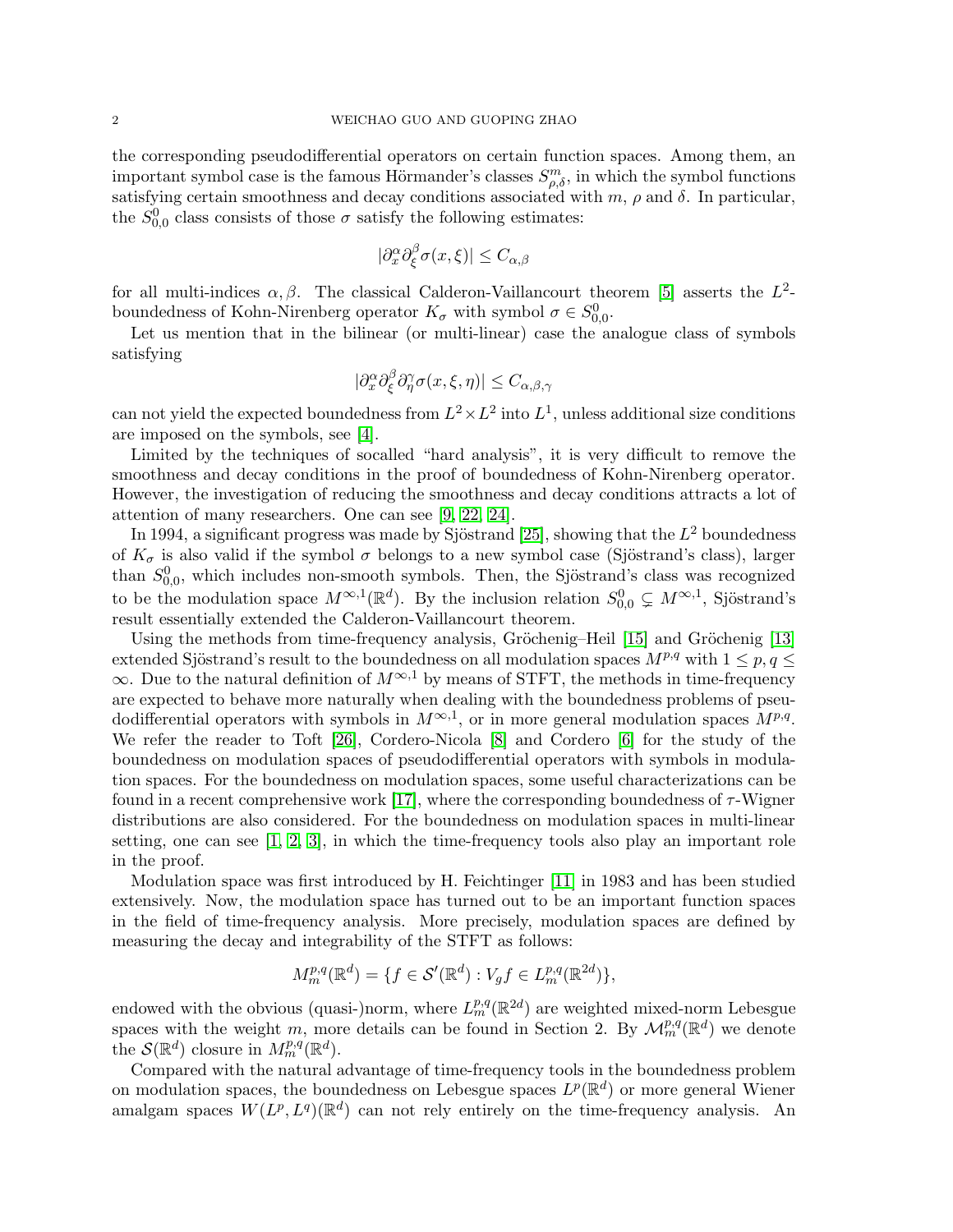the corresponding pseudodifferential operators on certain function spaces. Among them, an important symbol case is the famous Hörmander's classes $S^m_{\rho,\delta}$, in which the symbol functions satisfying certain smoothness and decay conditions associated with $m$, $\rho$ and $\delta$. In particular, the $S^0_{0,0}$ class consists of those $\sigma$ satisfy the following estimates:

$$|\partial_x^\alpha \partial_\xi^\beta \sigma(x,\xi)| \leq C_{\alpha,\beta}$$

for all multi-indices $\alpha, \beta$. The classical Calderon-Vaillancourt theorem [5] asserts the $L^2$-boundedness of Kohn-Nirenberg operator $K_\sigma$ with symbol $\sigma \in S^0_{0,0}$.

Let us mention that in the bilinear (or multi-linear) case the analogue class of symbols satisfying

$$|\partial_x^\alpha \partial_\xi^\beta \partial_\eta^\gamma \sigma(x,\xi,\eta)| \leq C_{\alpha,\beta,\gamma}$$

can not yield the expected boundedness from $L^2 \times L^2$ into $L^1$, unless additional size conditions are imposed on the symbols, see [4].

Limited by the techniques of socalled "hard analysis", it is very difficult to remove the smoothness and decay conditions in the proof of boundedness of Kohn-Nirenberg operator. However, the investigation of reducing the smoothness and decay conditions attracts a lot of attention of many researchers. One can see [9, 22, 24].

In 1994, a significant progress was made by Sjöstrand [25], showing that the $L^2$ boundedness of $K_\sigma$ is also valid if the symbol $\sigma$ belongs to a new symbol case (Sjöstrand's class), larger than $S^0_{0,0}$, which includes non-smooth symbols. Then, the Sjöstrand's class was recognized to be the modulation space $M^{\infty,1}(\mathbb{R}^d)$. By the inclusion relation $S^0_{0,0} \subsetneq M^{\infty,1}$, Sjöstrand's result essentially extended the Calderon-Vaillancourt theorem.

Using the methods from time-frequency analysis, Gröchenig–Heil [15] and Gröchenig [13] extended Sjöstrand's result to the boundedness on all modulation spaces $M^{p,q}$ with $1 \leq p, q \leq \infty$. Due to the natural definition of $M^{\infty,1}$ by means of STFT, the methods in time-frequency are expected to behave more naturally when dealing with the boundedness problems of pseudodifferential operators with symbols in $M^{\infty,1}$, or in more general modulation spaces $M^{p,q}$. We refer the reader to Toft [26], Cordero-Nicola [8] and Cordero [6] for the study of the boundedness on modulation spaces of pseudodifferential operators with symbols in modulation spaces. For the boundedness on modulation spaces, some useful characterizations can be found in a recent comprehensive work [17], where the corresponding boundedness of $\tau$-Wigner distributions are also considered. For the boundedness on modulation spaces in multi-linear setting, one can see [1, 2, 3], in which the time-frequency tools also play an important role in the proof.

Modulation space was first introduced by H. Feichtinger [11] in 1983 and has been studied extensively. Now, the modulation space has turned out to be an important function spaces in the field of time-frequency analysis. More precisely, modulation spaces are defined by measuring the decay and integrability of the STFT as follows:

$$M^{p,q}_m(\mathbb{R}^d) = \{f \in \mathcal{S}'(\mathbb{R}^d) : V_g f \in L^{p,q}_m(\mathbb{R}^{2d})\},$$

endowed with the obvious (quasi-)norm, where $L^{p,q}_m(\mathbb{R}^{2d})$ are weighted mixed-norm Lebesgue spaces with the weight $m$, more details can be found in Section 2. By $\mathcal{M}^{p,q}_m(\mathbb{R}^d)$ we denote the $\mathcal{S}(\mathbb{R}^d)$ closure in $M^{p,q}_m(\mathbb{R}^d)$.

Compared with the natural advantage of time-frequency tools in the boundedness problem on modulation spaces, the boundedness on Lebesgue spaces $L^p(\mathbb{R}^d)$ or more general Wiener amalgam spaces $W(L^p, L^q)(\mathbb{R}^d)$ can not rely entirely on the time-frequency analysis. An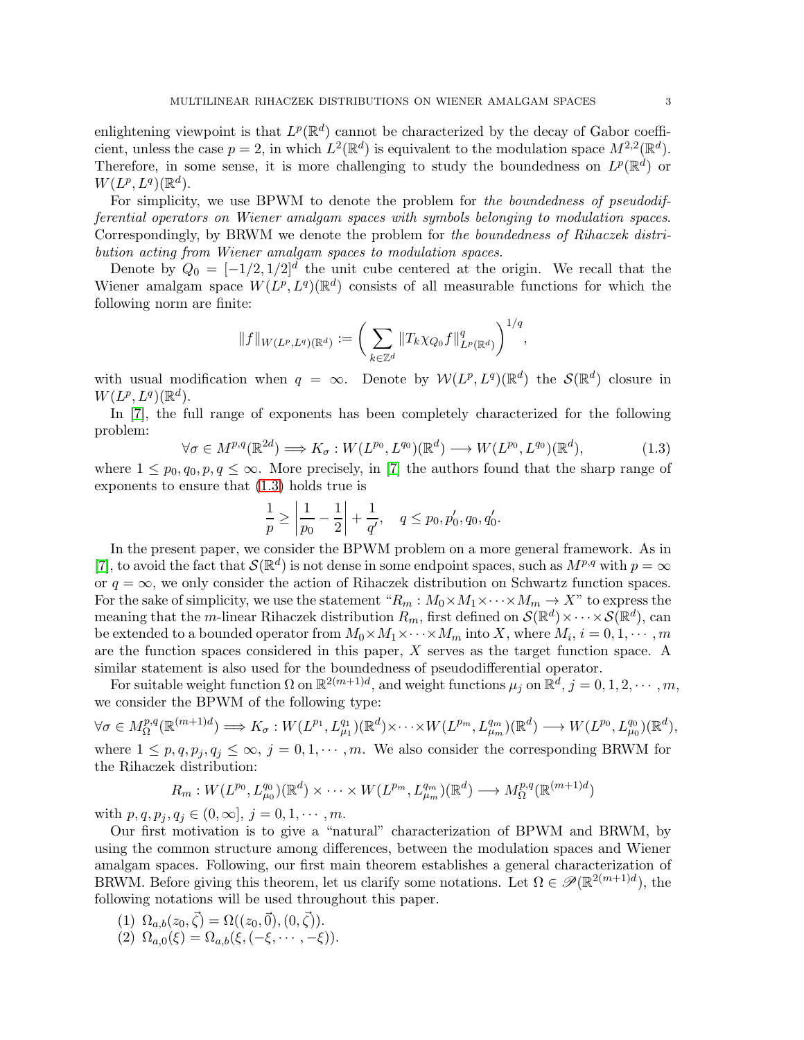enlightening viewpoint is that $L^p(\mathbb{R}^d)$ cannot be characterized by the decay of Gabor coefficient, unless the case $p = 2$, in which $L^2(\mathbb{R}^d)$ is equivalent to the modulation space $M^{2,2}(\mathbb{R}^d)$. Therefore, in some sense, it is more challenging to study the boundedness on $L^p(\mathbb{R}^d)$ or $W(L^p, L^q)(\mathbb{R}^d)$.

For simplicity, we use BPWM to denote the problem for *the boundedness of pseudodifferential operators on Wiener amalgam spaces with symbols belonging to modulation spaces*. Correspondingly, by BRWM we denote the problem for *the boundedness of Rihaczek distribution acting from Wiener amalgam spaces to modulation spaces*.

Denote by $Q_0 = [-1/2, 1/2]^d$ the unit cube centered at the origin. We recall that the Wiener amalgam space $W(L^p, L^q)(\mathbb{R}^d)$ consists of all measurable functions for which the following norm are finite:

$$\|f\|_{W(L^p,L^q)(\mathbb{R}^d)} := \left( \sum_{k\in\mathbb{Z}^d} \|T_k\chi_{Q_0} f\|^q_{L^p(\mathbb{R}^d)} \right)^{1/q},$$

with usual modification when $q = \infty$. Denote by $\mathcal{W}(L^p, L^q)(\mathbb{R}^d)$ the $\mathcal{S}(\mathbb{R}^d)$ closure in $W(L^p, L^q)(\mathbb{R}^d)$.

In [7], the full range of exponents has been completely characterized for the following problem:

$$\forall \sigma \in M^{p,q}(\mathbb{R}^{2d}) \Longrightarrow K_\sigma : W(L^{p_0}, L^{q_0})(\mathbb{R}^d) \longrightarrow W(L^{p_0}, L^{q_0})(\mathbb{R}^d), \tag{1.3}$$

where $1 \le p_0, q_0, p, q \le \infty$. More precisely, in [7] the authors found that the sharp range of exponents to ensure that (1.3) holds true is

$$\frac{1}{p} \ge \left|\frac{1}{p_0} - \frac{1}{2}\right| + \frac{1}{q'}, \quad q \le p_0, p_0', q_0, q_0'.$$

In the present paper, we consider the BPWM problem on a more general framework. As in [7], to avoid the fact that $\mathcal{S}(\mathbb{R}^d)$ is not dense in some endpoint spaces, such as $M^{p,q}$ with $p = \infty$ or $q = \infty$, we only consider the action of Rihaczek distribution on Schwartz function spaces. For the sake of simplicity, we use the statement "$R_m : M_0 \times M_1 \times \cdots \times M_m \to X$" to express the meaning that the $m$-linear Rihaczek distribution $R_m$, first defined on $\mathcal{S}(\mathbb{R}^d) \times \cdots \times \mathcal{S}(\mathbb{R}^d)$, can be extended to a bounded operator from $M_0 \times M_1 \times \cdots \times M_m$ into $X$, where $M_i$, $i = 0, 1, \cdots, m$ are the function spaces considered in this paper, $X$ serves as the target function space. A similar statement is also used for the boundedness of pseudodifferential operator.

For suitable weight function $\Omega$ on $\mathbb{R}^{2(m+1)d}$, and weight functions $\mu_j$ on $\mathbb{R}^d$, $j = 0, 1, 2, \cdots, m$, we consider the BPWM of the following type:

$$\forall \sigma \in M^{p,q}_\Omega(\mathbb{R}^{(m+1)d}) \Longrightarrow K_\sigma : W(L^{p_1}, L^{q_1}_{\mu_1})(\mathbb{R}^d) \times \cdots \times W(L^{p_m}, L^{q_m}_{\mu_m})(\mathbb{R}^d) \longrightarrow W(L^{p_0}, L^{q_0}_{\mu_0})(\mathbb{R}^d),$$

where $1 \le p, q, p_j, q_j \le \infty$, $j = 0, 1, \cdots, m$. We also consider the corresponding BRWM for the Rihaczek distribution:

$$R_m : W(L^{p_0}, L^{q_0}_{\mu_0})(\mathbb{R}^d) \times \cdots \times W(L^{p_m}, L^{q_m}_{\mu_m})(\mathbb{R}^d) \longrightarrow M^{p,q}_\Omega(\mathbb{R}^{(m+1)d})$$

with $p, q, p_j, q_j \in (0, \infty]$, $j = 0, 1, \cdots, m$.

Our first motivation is to give a "natural" characterization of BPWM and BRWM, by using the common structure among differences, between the modulation spaces and Wiener amalgam spaces. Following, our first main theorem establishes a general characterization of BRWM. Before giving this theorem, let us clarify some notations. Let $\Omega \in \mathscr{P}(\mathbb{R}^{2(m+1)d})$, the following notations will be used throughout this paper.

(1) $\Omega_{a,b}(z_0, \vec{\zeta}) = \Omega((z_0, \vec{0}), (0, \vec{\zeta}))$.
(2) $\Omega_{a,0}(\xi) = \Omega_{a,b}(\xi, (-\xi, \cdots, -\xi))$.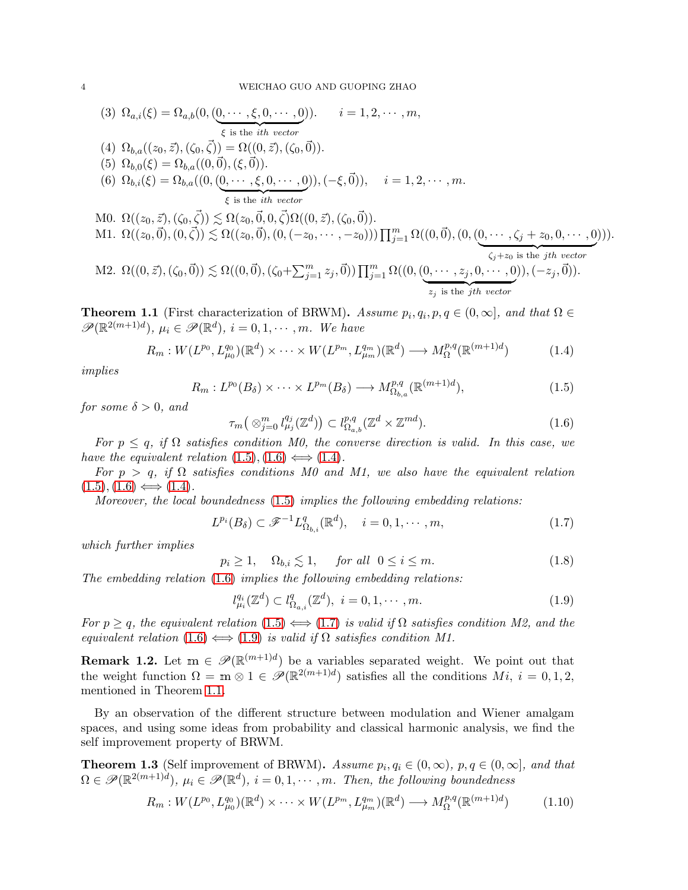(3) $\Omega_{a,i}(\xi)=\Omega_{a,b}(0,(\underbrace{0,\cdots,\xi,0,\cdots,0}_{\xi \text{ is the } ith \text{ vector}})).\qquad i=1,2,\cdots,m,$

(4) $\Omega_{b,a}((z_0,\vec{z}),(\zeta_0,\vec{\zeta}))=\Omega((0,\vec{z}),(\zeta_0,\vec{0}))$.

(5) $\Omega_{b,0}(\xi)=\Omega_{b,a}((0,\vec{0}),(\xi,\vec{0}))$.

(6) $\Omega_{b,i}(\xi)=\Omega_{b,a}((0,(\underbrace{0,\cdots,\xi,0,\cdots,0}_{\xi \text{ is the } ith \text{ vector}})),(-\xi,\vec{0})),\quad i=1,2,\cdots,m.$

M0. $\Omega((z_0,\vec{z}),(\zeta_0,\vec{\zeta}))\lesssim\Omega(z_0,\vec{0},0,\vec{\zeta})\Omega((0,\vec{z}),(\zeta_0,\vec{0}))$.

M1. $\Omega((z_0,\vec{0}),(0,\vec{\zeta}))\lesssim\Omega((z_0,\vec{0}),(0,(-z_0,\cdots,-z_0)))\prod_{j=1}^m\Omega((0,\vec{0}),(0,(\underbrace{0,\cdots,\zeta_j+z_0,0,\cdots,0}_{\zeta_j+z_0 \text{ is the } jth \text{ vector}})))$.

M2. $\Omega((0,\vec{z}),(\zeta_0,\vec{0}))\lesssim\Omega((0,\vec{0}),(\zeta_0+\sum_{j=1}^m z_j,\vec{0}))\prod_{j=1}^m\Omega((0,(\underbrace{0,\cdots,z_j,0,\cdots,0}_{z_j \text{ is the } jth \text{ vector}})),(-z_j,\vec{0}))$.

**Theorem 1.1** (First characterization of BRWM)**.** *Assume $p_i,q_i,p,q\in(0,\infty]$, and that $\Omega\in\mathscr{P}(\mathbb{R}^{2(m+1)d})$, $\mu_i\in\mathscr{P}(\mathbb{R}^d)$, $i=0,1,\cdots,m$. We have*

$$R_m: W(L^{p_0},L^{q_0}_{\mu_0})(\mathbb{R}^d)\times\cdots\times W(L^{p_m},L^{q_m}_{\mu_m})(\mathbb{R}^d)\longrightarrow M^{p,q}_{\Omega}(\mathbb{R}^{(m+1)d}) \tag{1.4}$$

*implies*

$$R_m: L^{p_0}(B_\delta)\times\cdots\times L^{p_m}(B_\delta)\longrightarrow M^{p,q}_{\Omega_{b,a}}(\mathbb{R}^{(m+1)d}), \tag{1.5}$$

*for some $\delta>0$, and*

$$\tau_m\big(\otimes_{j=0}^m l^{q_j}_{\mu_j}(\mathbb{Z}^d)\big)\subset l^{p,q}_{\Omega_{a,b}}(\mathbb{Z}^d\times\mathbb{Z}^{md}). \tag{1.6}$$

*For $p\le q$, if $\Omega$ satisfies condition M0, the converse direction is valid. In this case, we have the equivalent relation (1.5), (1.6) $\Longleftrightarrow$ (1.4).*

*For $p>q$, if $\Omega$ satisfies conditions M0 and M1, we also have the equivalent relation (1.5), (1.6) $\Longleftrightarrow$ (1.4).*

*Moreover, the local boundedness (1.5) implies the following embedding relations:*

$$L^{p_i}(B_\delta)\subset\mathscr{F}^{-1}L^q_{\Omega_{b,i}}(\mathbb{R}^d),\quad i=0,1,\cdots,m, \tag{1.7}$$

*which further implies*

$$p_i\ge 1,\quad \Omega_{b,i}\lesssim 1,\quad \text{for all } 0\le i\le m. \tag{1.8}$$

*The embedding relation (1.6) implies the following embedding relations:*

$$l^{q_i}_{\mu_i}(\mathbb{Z}^d)\subset l^q_{\Omega_{a,i}}(\mathbb{Z}^d),\ i=0,1,\cdots,m. \tag{1.9}$$

*For $p\ge q$, the equivalent relation (1.5) $\Longleftrightarrow$ (1.7) is valid if $\Omega$ satisfies condition M2, and the equivalent relation (1.6) $\Longleftrightarrow$ (1.9) is valid if $\Omega$ satisfies condition M1.*

**Remark 1.2.** Let $\mathbb{m}\in\mathscr{P}(\mathbb{R}^{(m+1)d})$ be a variables separated weight. We point out that the weight function $\Omega=\mathbb{m}\otimes 1\in\mathscr{P}(\mathbb{R}^{2(m+1)d})$ satisfies all the conditions $Mi$, $i=0,1,2$, mentioned in Theorem 1.1.

By an observation of the different structure between modulation and Wiener amalgam spaces, and using some ideas from probability and classical harmonic analysis, we find the self improvement property of BRWM.

**Theorem 1.3** (Self improvement of BRWM)**.** *Assume $p_i,q_i\in(0,\infty)$, $p,q\in(0,\infty]$, and that $\Omega\in\mathscr{P}(\mathbb{R}^{2(m+1)d})$, $\mu_i\in\mathscr{P}(\mathbb{R}^d)$, $i=0,1,\cdots,m$. Then, the following boundedness*

$$R_m: W(L^{p_0},L^{q_0}_{\mu_0})(\mathbb{R}^d)\times\cdots\times W(L^{p_m},L^{q_m}_{\mu_m})(\mathbb{R}^d)\longrightarrow M^{p,q}_{\Omega}(\mathbb{R}^{(m+1)d}) \tag{1.10}$$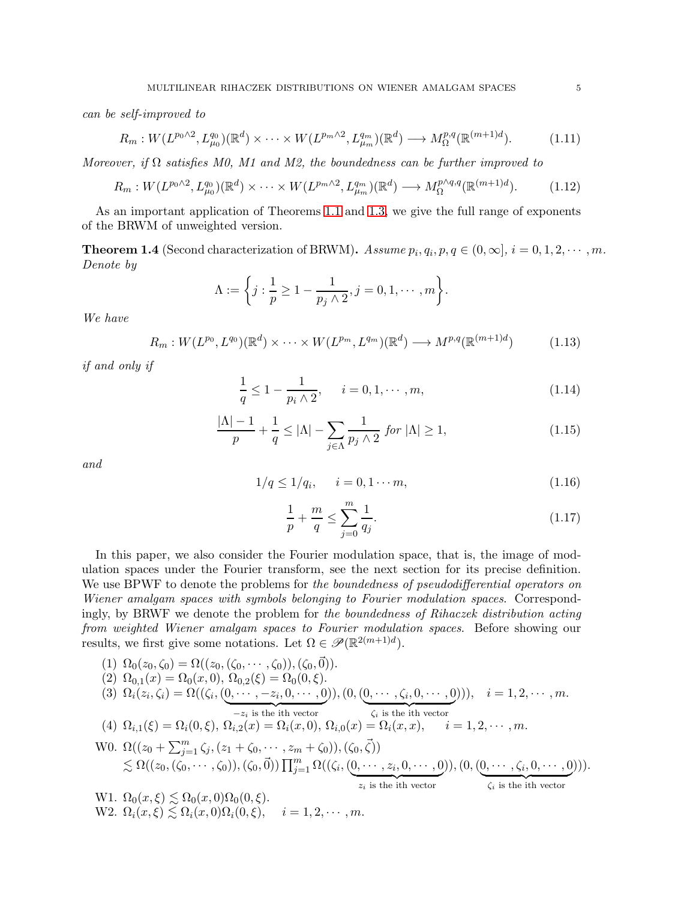*can be self-improved to*

$$R_m : W(L^{p_0\wedge 2}, L^{q_0}_{\mu_0})(\mathbb{R}^d) \times \cdots \times W(L^{p_m\wedge 2}, L^{q_m}_{\mu_m})(\mathbb{R}^d) \longrightarrow M^{p,q}_{\Omega}(\mathbb{R}^{(m+1)d}). \tag{1.11}$$

*Moreover, if $\Omega$ satisfies M0, M1 and M2, the boundedness can be further improved to*

$$R_m : W(L^{p_0\wedge 2}, L^{q_0}_{\mu_0})(\mathbb{R}^d) \times \cdots \times W(L^{p_m\wedge 2}, L^{q_m}_{\mu_m})(\mathbb{R}^d) \longrightarrow M^{p\wedge q,q}_{\Omega}(\mathbb{R}^{(m+1)d}). \tag{1.12}$$

As an important application of Theorems 1.1 and 1.3, we give the full range of exponents of the BRWM of unweighted version.

**Theorem 1.4** (Second characterization of BRWM)**.** *Assume $p_i, q_i, p, q \in (0,\infty]$, $i = 0,1,2,\cdots,m$. Denote by*

$$\Lambda := \left\{ j : \frac{1}{p} \geq 1 - \frac{1}{p_j \wedge 2}, j = 0,1,\cdots,m \right\}.$$

*We have*

$$R_m : W(L^{p_0}, L^{q_0})(\mathbb{R}^d) \times \cdots \times W(L^{p_m}, L^{q_m})(\mathbb{R}^d) \longrightarrow M^{p,q}(\mathbb{R}^{(m+1)d}) \tag{1.13}$$

*if and only if*

$$\frac{1}{q} \leq 1 - \frac{1}{p_i \wedge 2}, \quad i = 0,1,\cdots,m, \tag{1.14}$$

$$\frac{|\Lambda| - 1}{p} + \frac{1}{q} \leq |\Lambda| - \sum_{j\in\Lambda} \frac{1}{p_j \wedge 2} \text{ for } |\Lambda| \geq 1, \tag{1.15}$$

*and*

$$1/q \leq 1/q_i, \quad i = 0,1\cdots m, \tag{1.16}$$

$$\frac{1}{p} + \frac{m}{q} \leq \sum_{j=0}^{m} \frac{1}{q_j}. \tag{1.17}$$

In this paper, we also consider the Fourier modulation space, that is, the image of modulation spaces under the Fourier transform, see the next section for its precise definition. We use BPWF to denote the problems for *the boundedness of pseudodifferential operators on Wiener amalgam spaces with symbols belonging to Fourier modulation spaces*. Correspondingly, by BRWF we denote the problem for *the boundedness of Rihaczek distribution acting from weighted Wiener amalgam spaces to Fourier modulation spaces*. Before showing our results, we first give some notations. Let $\Omega \in \mathscr{P}(\mathbb{R}^{2(m+1)d})$.

(1) $\Omega_0(z_0,\zeta_0) = \Omega((z_0,(\zeta_0,\cdots,\zeta_0)),(\zeta_0,\vec{0}))$.

(2) $\Omega_{0,1}(x) = \Omega_0(x,0)$, $\Omega_{0,2}(\xi) = \Omega_0(0,\xi)$.

(3) $\Omega_i(z_i,\zeta_i) = \Omega((\zeta_i,(\underbrace{0,\cdots,-z_i,0,\cdots,0}_{-z_i \text{ is the ith vector}})),(0,(\underbrace{0,\cdots,\zeta_i,0,\cdots,0}_{\zeta_i \text{ is the ith vector}})))$, $\quad i = 1,2,\cdots,m$.

(4) $\Omega_{i,1}(\xi) = \Omega_i(0,\xi)$, $\Omega_{i,2}(x) = \Omega_i(x,0)$, $\Omega_{i,0}(x) = \Omega_i(x,x)$, $\quad i = 1,2,\cdots,m$.

W0. $\Omega((z_0 + \sum_{j=1}^m \zeta_j,(z_1+\zeta_0,\cdots,z_m+\zeta_0)),(\zeta_0,\vec{\zeta}))$
$\lesssim \Omega((z_0,(\zeta_0,\cdots,\zeta_0)),(\zeta_0,\vec{0}))\prod_{j=1}^m \Omega((\zeta_i,(\underbrace{0,\cdots,z_i,0,\cdots,0}_{z_i \text{ is the ith vector}})),(0,(\underbrace{0,\cdots,\zeta_i,0,\cdots,0}_{\zeta_i \text{ is the ith vector}})))$.

W1. $\Omega_0(x,\xi) \lesssim \Omega_0(x,0)\Omega_0(0,\xi)$.

W2. $\Omega_i(x,\xi) \lesssim \Omega_i(x,0)\Omega_i(0,\xi)$, $\quad i = 1,2,\cdots,m$.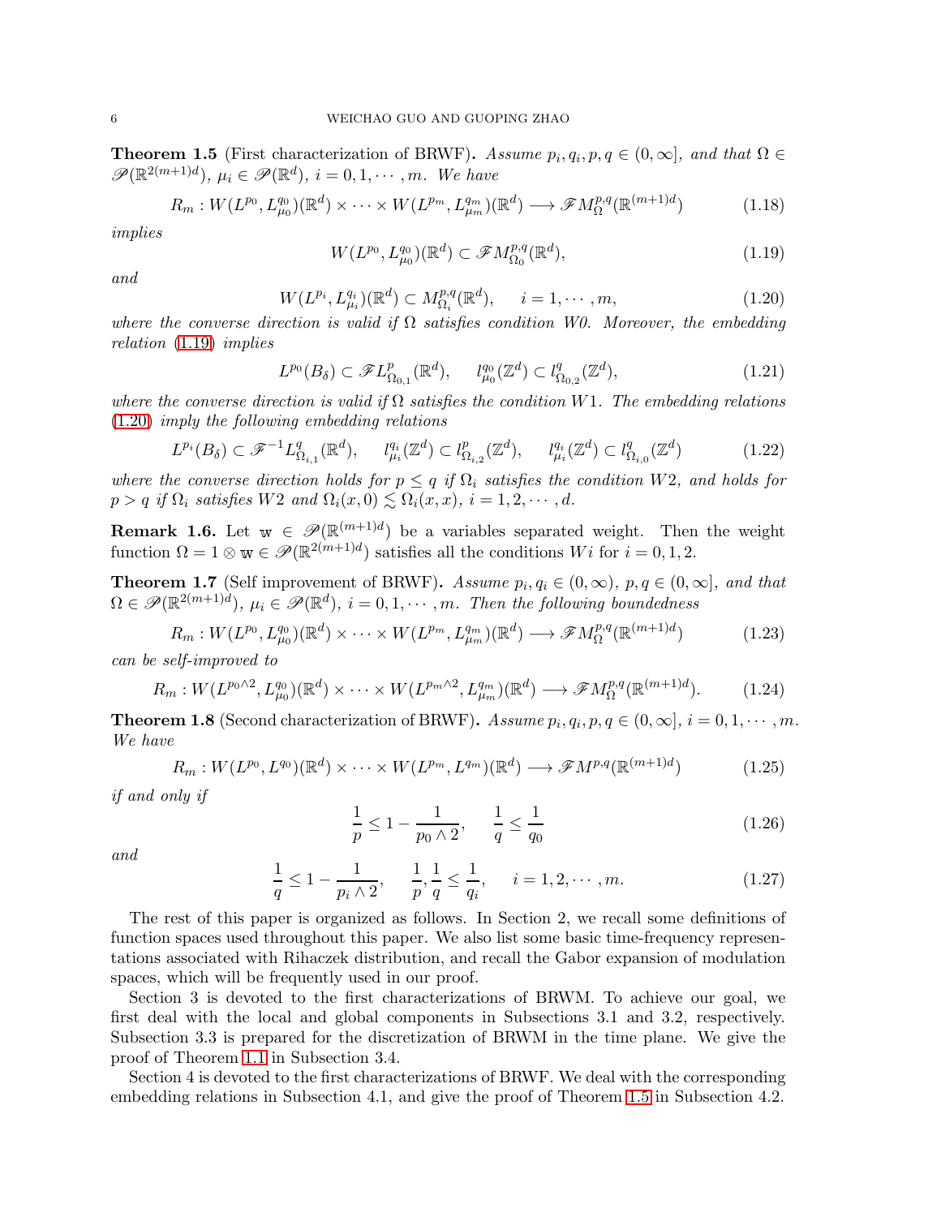**Theorem 1.5** (First characterization of BRWF)**.** *Assume $p_i, q_i, p, q \in (0,\infty]$, and that $\Omega \in \mathscr{P}(\mathbb{R}^{2(m+1)d})$, $\mu_i \in \mathscr{P}(\mathbb{R}^d)$, $i = 0, 1, \cdots, m$. We have*

$$R_m : W(L^{p_0}, L^{q_0}_{\mu_0})(\mathbb{R}^d) \times \cdots \times W(L^{p_m}, L^{q_m}_{\mu_m})(\mathbb{R}^d) \longrightarrow \mathscr{F}M^{p,q}_{\Omega}(\mathbb{R}^{(m+1)d}) \tag{1.18}$$

*implies*

$$W(L^{p_0}, L^{q_0}_{\mu_0})(\mathbb{R}^d) \subset \mathscr{F}M^{p,q}_{\Omega_0}(\mathbb{R}^d), \tag{1.19}$$

*and*

$$W(L^{p_i}, L^{q_i}_{\mu_i})(\mathbb{R}^d) \subset M^{p,q}_{\Omega_i}(\mathbb{R}^d), \quad i = 1, \cdots, m, \tag{1.20}$$

*where the converse direction is valid if $\Omega$ satisfies condition W0. Moreover, the embedding relation (1.19) implies*

$$L^{p_0}(B_\delta) \subset \mathscr{F}L^p_{\Omega_{0,1}}(\mathbb{R}^d), \quad l^{q_0}_{\mu_0}(\mathbb{Z}^d) \subset l^q_{\Omega_{0,2}}(\mathbb{Z}^d), \tag{1.21}$$

*where the converse direction is valid if $\Omega$ satisfies the condition $W1$. The embedding relations (1.20) imply the following embedding relations*

$$L^{p_i}(B_\delta) \subset \mathscr{F}^{-1}L^q_{\Omega_{i,1}}(\mathbb{R}^d), \quad l^{q_i}_{\mu_i}(\mathbb{Z}^d) \subset l^p_{\Omega_{i,2}}(\mathbb{Z}^d), \quad l^{q_i}_{\mu_i}(\mathbb{Z}^d) \subset l^q_{\Omega_{i,0}}(\mathbb{Z}^d) \tag{1.22}$$

*where the converse direction holds for $p \leq q$ if $\Omega_i$ satisfies the condition $W2$, and holds for $p > q$ if $\Omega_i$ satisfies $W2$ and $\Omega_i(x,0) \lesssim \Omega_i(x,x)$, $i = 1, 2, \cdots, d$.*

**Remark 1.6.** Let $\mathtt{w} \in \mathscr{P}(\mathbb{R}^{(m+1)d})$ be a variables separated weight. Then the weight function $\Omega = 1 \otimes \mathtt{w} \in \mathscr{P}(\mathbb{R}^{2(m+1)d})$ satisfies all the conditions $Wi$ for $i = 0, 1, 2$.

**Theorem 1.7** (Self improvement of BRWF)**.** *Assume $p_i, q_i \in (0,\infty)$, $p, q \in (0,\infty]$, and that $\Omega \in \mathscr{P}(\mathbb{R}^{2(m+1)d})$, $\mu_i \in \mathscr{P}(\mathbb{R}^d)$, $i = 0, 1, \cdots, m$. Then the following boundedness*

$$R_m : W(L^{p_0}, L^{q_0}_{\mu_0})(\mathbb{R}^d) \times \cdots \times W(L^{p_m}, L^{q_m}_{\mu_m})(\mathbb{R}^d) \longrightarrow \mathscr{F}M^{p,q}_{\Omega}(\mathbb{R}^{(m+1)d}) \tag{1.23}$$

*can be self-improved to*

$$R_m : W(L^{p_0 \wedge 2}, L^{q_0}_{\mu_0})(\mathbb{R}^d) \times \cdots \times W(L^{p_m \wedge 2}, L^{q_m}_{\mu_m})(\mathbb{R}^d) \longrightarrow \mathscr{F}M^{p,q}_{\Omega}(\mathbb{R}^{(m+1)d}). \tag{1.24}$$

**Theorem 1.8** (Second characterization of BRWF)**.** *Assume $p_i, q_i, p, q \in (0,\infty]$, $i = 0, 1, \cdots, m$. We have*

$$R_m : W(L^{p_0}, L^{q_0})(\mathbb{R}^d) \times \cdots \times W(L^{p_m}, L^{q_m})(\mathbb{R}^d) \longrightarrow \mathscr{F}M^{p,q}(\mathbb{R}^{(m+1)d}) \tag{1.25}$$

*if and only if*

$$\frac{1}{p} \leq 1 - \frac{1}{p_0 \wedge 2}, \quad \frac{1}{q} \leq \frac{1}{q_0} \tag{1.26}$$

*and*

$$\frac{1}{q} \leq 1 - \frac{1}{p_i \wedge 2}, \quad \frac{1}{p}, \frac{1}{q} \leq \frac{1}{q_i}, \quad i = 1, 2, \cdots, m. \tag{1.27}$$

The rest of this paper is organized as follows. In Section 2, we recall some definitions of function spaces used throughout this paper. We also list some basic time-frequency representations associated with Rihaczek distribution, and recall the Gabor expansion of modulation spaces, which will be frequently used in our proof.

Section 3 is devoted to the first characterizations of BRWM. To achieve our goal, we first deal with the local and global components in Subsections 3.1 and 3.2, respectively. Subsection 3.3 is prepared for the discretization of BRWM in the time plane. We give the proof of Theorem 1.1 in Subsection 3.4.

Section 4 is devoted to the first characterizations of BRWF. We deal with the corresponding embedding relations in Subsection 4.1, and give the proof of Theorem 1.5 in Subsection 4.2.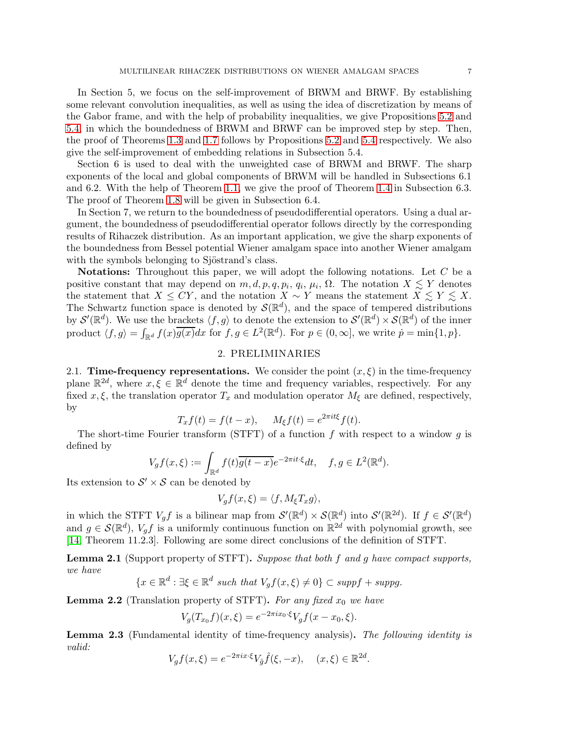In Section 5, we focus on the self-improvement of BRWM and BRWF. By establishing some relevant convolution inequalities, as well as using the idea of discretization by means of the Gabor frame, and with the help of probability inequalities, we give Propositions 5.2 and 5.4, in which the boundedness of BRWM and BRWF can be improved step by step. Then, the proof of Theorems 1.3 and 1.7 follows by Propositions 5.2 and 5.4 respectively. We also give the self-improvement of embedding relations in Subsection 5.4.

Section 6 is used to deal with the unweighted case of BRWM and BRWF. The sharp exponents of the local and global components of BRWM will be handled in Subsections 6.1 and 6.2. With the help of Theorem 1.1, we give the proof of Theorem 1.4 in Subsection 6.3. The proof of Theorem 1.8 will be given in Subsection 6.4.

In Section 7, we return to the boundedness of pseudodifferential operators. Using a dual argument, the boundedness of pseudodifferential operator follows directly by the corresponding results of Rihaczek distribution. As an important application, we give the sharp exponents of the boundedness from Bessel potential Wiener amalgam space into another Wiener amalgam with the symbols belonging to Sjöstrand's class.

**Notations:** Throughout this paper, we will adopt the following notations. Let $C$ be a positive constant that may depend on $m, d, p, q, p_i, q_i, \mu_i, \Omega$. The notation $X \lesssim Y$ denotes the statement that $X \leq CY$, and the notation $X \sim Y$ means the statement $X \lesssim Y \lesssim X$. The Schwartz function space is denoted by $\mathcal{S}(\mathbb{R}^d)$, and the space of tempered distributions by $\mathcal{S}'(\mathbb{R}^d)$. We use the brackets $\langle f, g\rangle$ to denote the extension to $\mathcal{S}'(\mathbb{R}^d) \times \mathcal{S}(\mathbb{R}^d)$ of the inner product $\langle f, g\rangle = \int_{\mathbb{R}^d} f(x)\overline{g(x)}dx$ for $f, g \in L^2(\mathbb{R}^d)$. For $p \in (0, \infty]$, we write $\dot{p} = \min\{1, p\}$.

## 2. PRELIMINARIES

### 2.1. Time-frequency representations.

We consider the point $(x, \xi)$ in the time-frequency plane $\mathbb{R}^{2d}$, where $x, \xi \in \mathbb{R}^d$ denote the time and frequency variables, respectively. For any fixed $x, \xi$, the translation operator $T_x$ and modulation operator $M_\xi$ are defined, respectively, by

$$T_x f(t) = f(t - x), \quad M_\xi f(t) = e^{2\pi i t\xi} f(t).$$

The short-time Fourier transform (STFT) of a function $f$ with respect to a window $g$ is defined by

$$V_g f(x, \xi) := \int_{\mathbb{R}^d} f(t)\overline{g(t - x)} e^{-2\pi i t\cdot\xi} dt, \quad f, g \in L^2(\mathbb{R}^d).$$

Its extension to $\mathcal{S}' \times \mathcal{S}$ can be denoted by

$$V_g f(x, \xi) = \langle f, M_\xi T_x g\rangle,$$

in which the STFT $V_g f$ is a bilinear map from $\mathcal{S}'(\mathbb{R}^d) \times \mathcal{S}(\mathbb{R}^d)$ into $\mathcal{S}'(\mathbb{R}^{2d})$. If $f \in \mathcal{S}'(\mathbb{R}^d)$ and $g \in \mathcal{S}(\mathbb{R}^d)$, $V_g f$ is a uniformly continuous function on $\mathbb{R}^{2d}$ with polynomial growth, see [14, Theorem 11.2.3]. Following are some direct conclusions of the definition of STFT.

**Lemma 2.1** (Support property of STFT)**.** *Suppose that both $f$ and $g$ have compact supports, we have*

$$\{x \in \mathbb{R}^d : \exists \xi \in \mathbb{R}^d \text{ such that } V_g f(x, \xi) \neq 0\} \subset \mathrm{supp} f + \mathrm{supp} g.$$

**Lemma 2.2** (Translation property of STFT)**.** *For any fixed $x_0$ we have*

$$V_g(T_{x_0} f)(x, \xi) = e^{-2\pi i x_0\cdot\xi} V_g f(x - x_0, \xi).$$

**Lemma 2.3** (Fundamental identity of time-frequency analysis)**.** *The following identity is valid:*

$$V_g f(x, \xi) = e^{-2\pi i x\cdot\xi} V_{\hat{g}} \hat{f}(\xi, -x), \quad (x, \xi) \in \mathbb{R}^{2d}.$$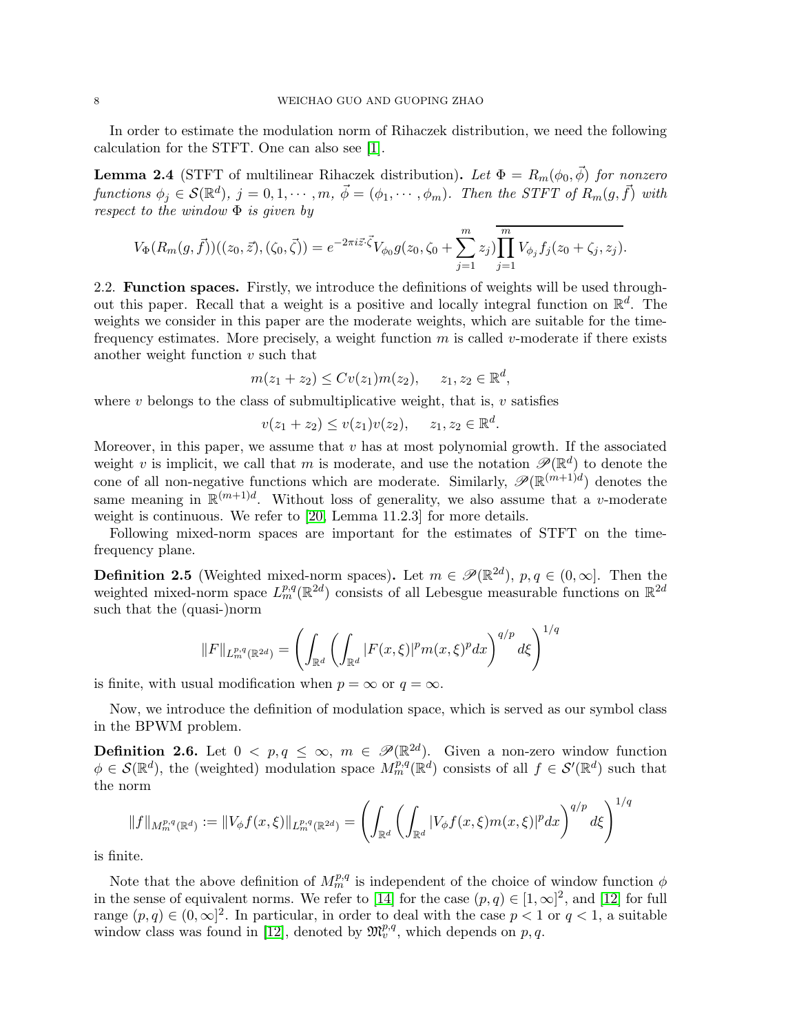In order to estimate the modulation norm of Rihaczek distribution, we need the following calculation for the STFT. One can also see [1].

**Lemma 2.4** (STFT of multilinear Rihaczek distribution)**.** *Let $\Phi = R_m(\phi_0, \vec{\phi})$ for nonzero functions $\phi_j \in \mathcal{S}(\mathbb{R}^d)$, $j = 0, 1, \cdots, m$, $\vec{\phi} = (\phi_1, \cdots, \phi_m)$. Then the STFT of $R_m(g, \vec{f})$ with respect to the window $\Phi$ is given by*

$$V_\Phi(R_m(g, \vec{f}))((z_0, \vec{z}), (\zeta_0, \vec{\zeta})) = e^{-2\pi i \vec{z}\cdot\vec{\zeta}} V_{\phi_0} g(z_0, \zeta_0 + \sum_{j=1}^m z_j) \overline{\prod_{j=1}^m V_{\phi_j} f_j(z_0 + \zeta_j, z_j)}.$$

## 2.2. Function spaces.

Firstly, we introduce the definitions of weights will be used throughout this paper. Recall that a weight is a positive and locally integral function on $\mathbb{R}^d$. The weights we consider in this paper are the moderate weights, which are suitable for the time-frequency estimates. More precisely, a weight function $m$ is called $v$-moderate if there exists another weight function $v$ such that

$$m(z_1 + z_2) \leq C v(z_1) m(z_2), \quad z_1, z_2 \in \mathbb{R}^d,$$

where $v$ belongs to the class of submultiplicative weight, that is, $v$ satisfies

$$v(z_1 + z_2) \leq v(z_1) v(z_2), \quad z_1, z_2 \in \mathbb{R}^d.$$

Moreover, in this paper, we assume that $v$ has at most polynomial growth. If the associated weight $v$ is implicit, we call that $m$ is moderate, and use the notation $\mathscr{P}(\mathbb{R}^d)$ to denote the cone of all non-negative functions which are moderate. Similarly, $\mathscr{P}(\mathbb{R}^{(m+1)d})$ denotes the same meaning in $\mathbb{R}^{(m+1)d}$. Without loss of generality, we also assume that a $v$-moderate weight is continuous. We refer to [20, Lemma 11.2.3] for more details.

Following mixed-norm spaces are important for the estimates of STFT on the time-frequency plane.

**Definition 2.5** (Weighted mixed-norm spaces)**.** Let $m \in \mathscr{P}(\mathbb{R}^{2d})$, $p, q \in (0, \infty]$. Then the weighted mixed-norm space $L^{p,q}_m(\mathbb{R}^{2d})$ consists of all Lebesgue measurable functions on $\mathbb{R}^{2d}$ such that the (quasi-)norm

$$\|F\|_{L^{p,q}_m(\mathbb{R}^{2d})} = \left( \int_{\mathbb{R}^d} \left( \int_{\mathbb{R}^d} |F(x,\xi)|^p m(x,\xi)^p dx \right)^{q/p} d\xi \right)^{1/q}$$

is finite, with usual modification when $p = \infty$ or $q = \infty$.

Now, we introduce the definition of modulation space, which is served as our symbol class in the BPWM problem.

**Definition 2.6.** Let $0 < p, q \leq \infty$, $m \in \mathscr{P}(\mathbb{R}^{2d})$. Given a non-zero window function $\phi \in \mathcal{S}(\mathbb{R}^d)$, the (weighted) modulation space $M^{p,q}_m(\mathbb{R}^d)$ consists of all $f \in \mathcal{S}'(\mathbb{R}^d)$ such that the norm

$$\|f\|_{M^{p,q}_m(\mathbb{R}^d)} := \|V_\phi f(x,\xi)\|_{L^{p,q}_m(\mathbb{R}^{2d})} = \left( \int_{\mathbb{R}^d} \left( \int_{\mathbb{R}^d} |V_\phi f(x,\xi) m(x,\xi)|^p dx \right)^{q/p} d\xi \right)^{1/q}$$

is finite.

Note that the above definition of $M^{p,q}_m$ is independent of the choice of window function $\phi$ in the sense of equivalent norms. We refer to [14] for the case $(p,q) \in [1,\infty]^2$, and [12] for full range $(p,q) \in (0,\infty]^2$. In particular, in order to deal with the case $p < 1$ or $q < 1$, a suitable window class was found in [12], denoted by $\mathfrak{M}^{p,q}_v$, which depends on $p, q$.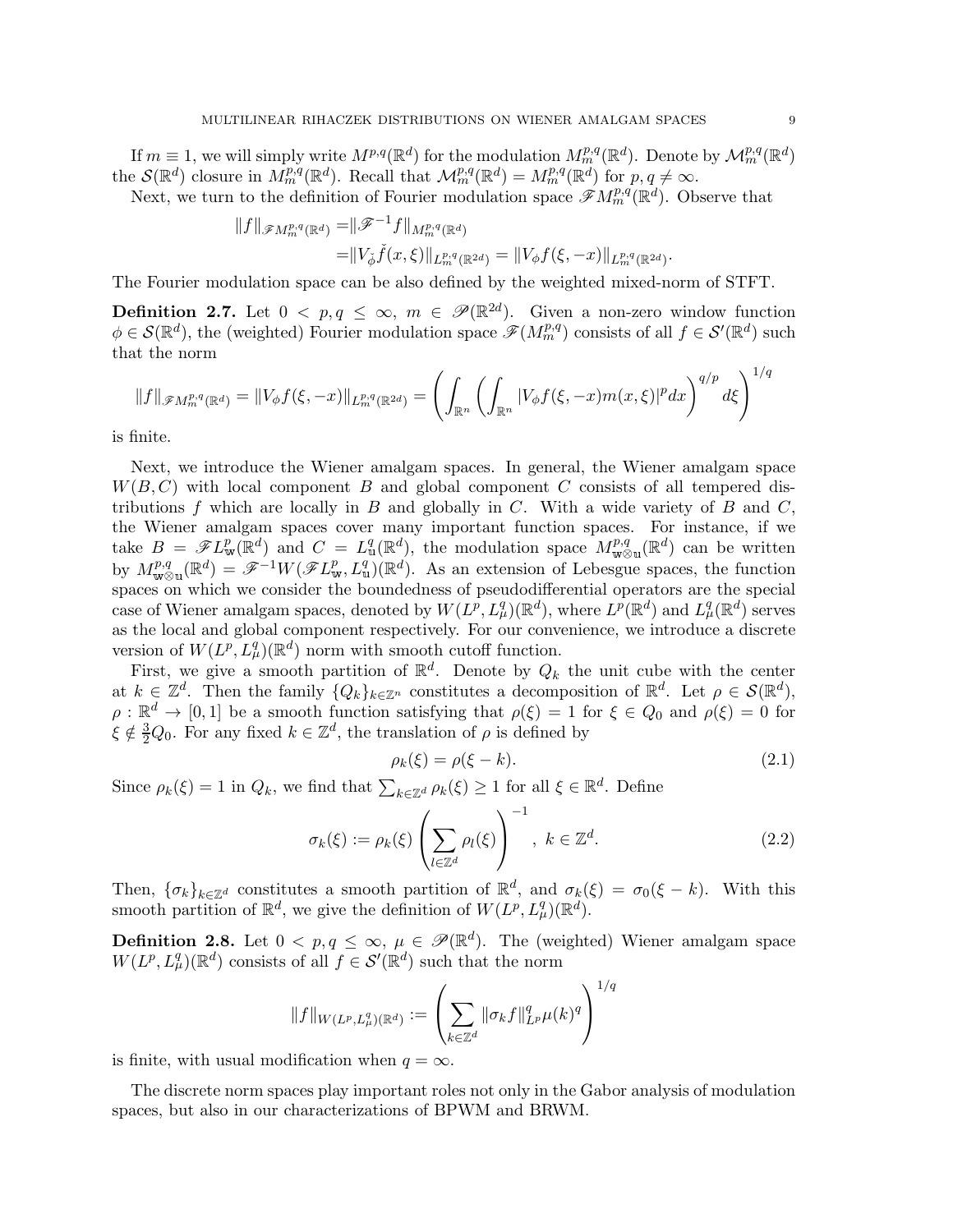If $m \equiv 1$, we will simply write $M^{p,q}(\mathbb{R}^d)$ for the modulation $M^{p,q}_m(\mathbb{R}^d)$. Denote by $\mathcal{M}^{p,q}_m(\mathbb{R}^d)$ the $\mathcal{S}(\mathbb{R}^d)$ closure in $M^{p,q}_m(\mathbb{R}^d)$. Recall that $\mathcal{M}^{p,q}_m(\mathbb{R}^d) = M^{p,q}_m(\mathbb{R}^d)$ for $p, q \neq \infty$.

Next, we turn to the definition of Fourier modulation space $\mathscr{F}M^{p,q}_m(\mathbb{R}^d)$. Observe that

$$
\begin{aligned}
\|f\|_{\mathscr{F}M^{p,q}_m(\mathbb{R}^d)} =& \|\mathscr{F}^{-1}f\|_{M^{p,q}_m(\mathbb{R}^d)} \\
=& \|V_{\check{\phi}}\check{f}(x,\xi)\|_{L^{p,q}_m(\mathbb{R}^{2d})} = \|V_\phi f(\xi,-x)\|_{L^{p,q}_m(\mathbb{R}^{2d})}.
\end{aligned}
$$

The Fourier modulation space can be also defined by the weighted mixed-norm of STFT.

**Definition 2.7.** Let $0 < p, q \leq \infty$, $m \in \mathscr{P}(\mathbb{R}^{2d})$. Given a non-zero window function $\phi \in \mathcal{S}(\mathbb{R}^d)$, the (weighted) Fourier modulation space $\mathscr{F}(M^{p,q}_m)$ consists of all $f \in \mathcal{S}'(\mathbb{R}^d)$ such that the norm

$$
\|f\|_{\mathscr{F}M^{p,q}_m(\mathbb{R}^d)} = \|V_\phi f(\xi,-x)\|_{L^{p,q}_m(\mathbb{R}^{2d})} = \left( \int_{\mathbb{R}^n} \left( \int_{\mathbb{R}^n} |V_\phi f(\xi,-x) m(x,\xi)|^p dx \right)^{q/p} d\xi \right)^{1/q}
$$

is finite.

Next, we introduce the Wiener amalgam spaces. In general, the Wiener amalgam space $W(B, C)$ with local component $B$ and global component $C$ consists of all tempered distributions $f$ which are locally in $B$ and globally in $C$. With a wide variety of $B$ and $C$, the Wiener amalgam spaces cover many important function spaces. For instance, if we take $B = \mathscr{F}L^p_{\mathtt{w}}(\mathbb{R}^d)$ and $C = L^q_{\mathtt{u}}(\mathbb{R}^d)$, the modulation space $M^{p,q}_{\mathtt{w}\otimes\mathtt{u}}(\mathbb{R}^d)$ can be written by $M^{p,q}_{\mathtt{w}\otimes\mathtt{u}}(\mathbb{R}^d) = \mathscr{F}^{-1}W(\mathscr{F}L^p_{\mathtt{w}}, L^q_{\mathtt{u}})(\mathbb{R}^d)$. As an extension of Lebesgue spaces, the function spaces on which we consider the boundedness of pseudodifferential operators are the special case of Wiener amalgam spaces, denoted by $W(L^p, L^q_\mu)(\mathbb{R}^d)$, where $L^p(\mathbb{R}^d)$ and $L^q_\mu(\mathbb{R}^d)$ serves as the local and global component respectively. For our convenience, we introduce a discrete version of $W(L^p, L^q_\mu)(\mathbb{R}^d)$ norm with smooth cutoff function.

First, we give a smooth partition of $\mathbb{R}^d$. Denote by $Q_k$ the unit cube with the center at $k \in \mathbb{Z}^d$. Then the family $\{Q_k\}_{k \in \mathbb{Z}^n}$ constitutes a decomposition of $\mathbb{R}^d$. Let $\rho \in \mathcal{S}(\mathbb{R}^d)$, $\rho : \mathbb{R}^d \to [0, 1]$ be a smooth function satisfying that $\rho(\xi) = 1$ for $\xi \in Q_0$ and $\rho(\xi) = 0$ for $\xi \notin \frac{3}{2}Q_0$. For any fixed $k \in \mathbb{Z}^d$, the translation of $\rho$ is defined by

$$
\rho_k(\xi) = \rho(\xi - k). \tag{2.1}
$$

Since $\rho_k(\xi) = 1$ in $Q_k$, we find that $\sum_{k \in \mathbb{Z}^d} \rho_k(\xi) \geq 1$ for all $\xi \in \mathbb{R}^d$. Define

$$
\sigma_k(\xi) := \rho_k(\xi) \left( \sum_{l \in \mathbb{Z}^d} \rho_l(\xi) \right)^{-1}, \ k \in \mathbb{Z}^d. \tag{2.2}
$$

Then, $\{\sigma_k\}_{k \in \mathbb{Z}^d}$ constitutes a smooth partition of $\mathbb{R}^d$, and $\sigma_k(\xi) = \sigma_0(\xi - k)$. With this smooth partition of $\mathbb{R}^d$, we give the definition of $W(L^p, L^q_\mu)(\mathbb{R}^d)$.

**Definition 2.8.** Let $0 < p, q \leq \infty$, $\mu \in \mathscr{P}(\mathbb{R}^d)$. The (weighted) Wiener amalgam space $W(L^p, L^q_\mu)(\mathbb{R}^d)$ consists of all $f \in \mathcal{S}'(\mathbb{R}^d)$ such that the norm

$$
\|f\|_{W(L^p, L^q_\mu)(\mathbb{R}^d)} := \left( \sum_{k \in \mathbb{Z}^d} \|\sigma_k f\|^q_{L^p} \mu(k)^q \right)^{1/q}
$$

is finite, with usual modification when $q = \infty$.

The discrete norm spaces play important roles not only in the Gabor analysis of modulation spaces, but also in our characterizations of BPWM and BRWM.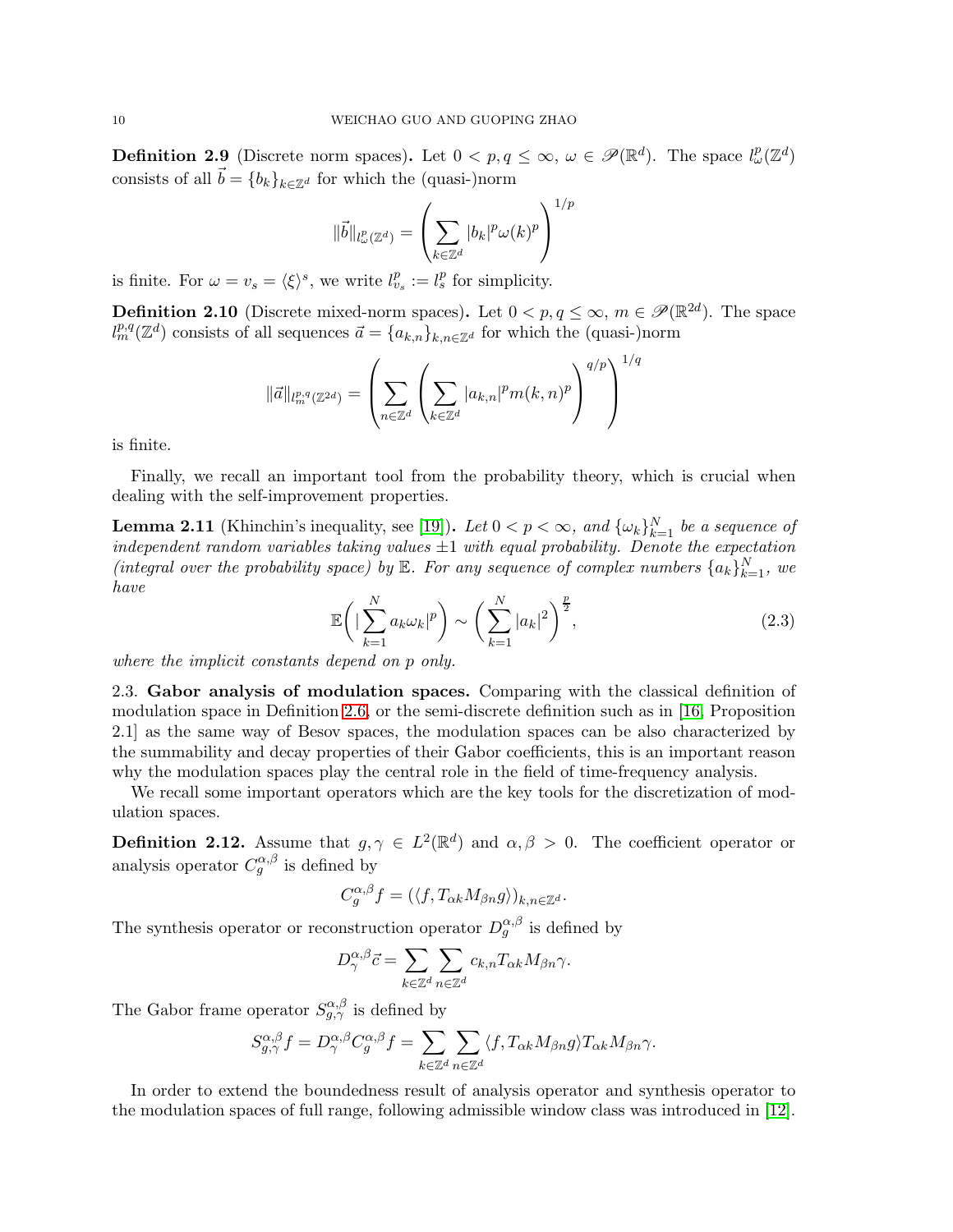**Definition 2.9** (Discrete norm spaces)**.** Let $0 < p, q \leq \infty$, $\omega \in \mathscr{P}(\mathbb{R}^d)$. The space $l^p_\omega(\mathbb{Z}^d)$ consists of all $\vec{b} = \{b_k\}_{k\in\mathbb{Z}^d}$ for which the (quasi-)norm

$$\|\vec{b}\|_{l^p_\omega(\mathbb{Z}^d)} = \left(\sum_{k\in\mathbb{Z}^d} |b_k|^p \omega(k)^p\right)^{1/p}$$

is finite. For $\omega = v_s = \langle\xi\rangle^s$, we write $l^p_{v_s} := l^p_s$ for simplicity.

**Definition 2.10** (Discrete mixed-norm spaces)**.** Let $0 < p, q \leq \infty$, $m \in \mathscr{P}(\mathbb{R}^{2d})$. The space $l^{p,q}_m(\mathbb{Z}^d)$ consists of all sequences $\vec{a} = \{a_{k,n}\}_{k,n\in\mathbb{Z}^d}$ for which the (quasi-)norm

$$\|\vec{a}\|_{l^{p,q}_m(\mathbb{Z}^{2d})} = \left(\sum_{n\in\mathbb{Z}^d}\left(\sum_{k\in\mathbb{Z}^d} |a_{k,n}|^p m(k,n)^p\right)^{q/p}\right)^{1/q}$$

is finite.

Finally, we recall an important tool from the probability theory, which is crucial when dealing with the self-improvement properties.

**Lemma 2.11** (Khinchin's inequality, see [19])**.** *Let $0 < p < \infty$, and $\{\omega_k\}_{k=1}^N$ be a sequence of independent random variables taking values $\pm 1$ with equal probability. Denote the expectation (integral over the probability space) by $\mathbb{E}$. For any sequence of complex numbers $\{a_k\}_{k=1}^N$, we have*

$$\mathbb{E}\bigg(|\sum_{k=1}^N a_k\omega_k|^p\bigg) \sim \bigg(\sum_{k=1}^N |a_k|^2\bigg)^{\frac{p}{2}}, \tag{2.3}$$

*where the implicit constants depend on p only.*

2.3. **Gabor analysis of modulation spaces.** Comparing with the classical definition of modulation space in Definition 2.6, or the semi-discrete definition such as in [16, Proposition 2.1] as the same way of Besov spaces, the modulation spaces can be also characterized by the summability and decay properties of their Gabor coefficients, this is an important reason why the modulation spaces play the central role in the field of time-frequency analysis.

We recall some important operators which are the key tools for the discretization of modulation spaces.

**Definition 2.12.** Assume that $g, \gamma \in L^2(\mathbb{R}^d)$ and $\alpha, \beta > 0$. The coefficient operator or analysis operator $C^{\alpha,\beta}_g$ is defined by

$$C^{\alpha,\beta}_g f = (\langle f, T_{\alpha k}M_{\beta n}g\rangle)_{k,n\in\mathbb{Z}^d}.$$

The synthesis operator or reconstruction operator $D^{\alpha,\beta}_g$ is defined by

$$D^{\alpha,\beta}_\gamma \vec{c} = \sum_{k\in\mathbb{Z}^d}\sum_{n\in\mathbb{Z}^d} c_{k,n}T_{\alpha k}M_{\beta n}\gamma.$$

The Gabor frame operator $S^{\alpha,\beta}_{g,\gamma}$ is defined by

$$S^{\alpha,\beta}_{g,\gamma} f = D^{\alpha,\beta}_\gamma C^{\alpha,\beta}_g f = \sum_{k\in\mathbb{Z}^d}\sum_{n\in\mathbb{Z}^d} \langle f, T_{\alpha k}M_{\beta n}g\rangle T_{\alpha k}M_{\beta n}\gamma.$$

In order to extend the boundedness result of analysis operator and synthesis operator to the modulation spaces of full range, following admissible window class was introduced in [12].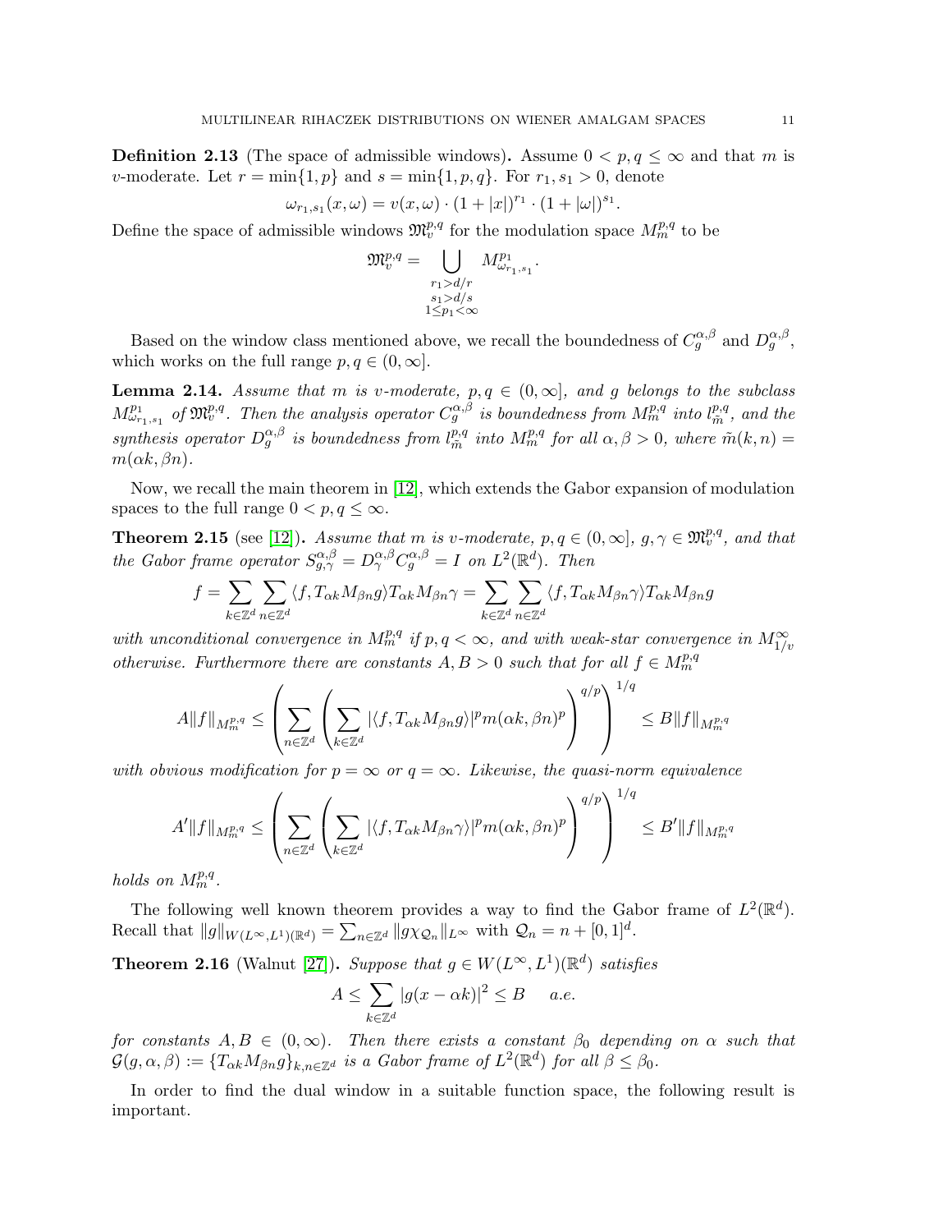**Definition 2.13** (The space of admissible windows)**.** Assume $0 < p, q \le \infty$ and that $m$ is $v$-moderate. Let $r = \min\{1, p\}$ and $s = \min\{1, p, q\}$. For $r_1, s_1 > 0$, denote

$$\omega_{r_1,s_1}(x,\omega) = v(x,\omega) \cdot (1+|x|)^{r_1} \cdot (1+|\omega|)^{s_1}.$$

Define the space of admissible windows $\mathfrak{M}_v^{p,q}$ for the modulation space $M_m^{p,q}$ to be

$$\mathfrak{M}_v^{p,q} = \bigcup_{\substack{r_1 > d/r \\ s_1 > d/s \\ 1 \le p_1 < \infty}} M^{p_1}_{\omega_{r_1,s_1}}.$$

Based on the window class mentioned above, we recall the boundedness of $C_g^{\alpha,\beta}$ and $D_g^{\alpha,\beta}$, which works on the full range $p, q \in (0, \infty]$.

**Lemma 2.14.** *Assume that $m$ is $v$-moderate, $p, q \in (0,\infty]$, and $g$ belongs to the subclass $M^{p_1}_{\omega_{r_1,s_1}}$ of $\mathfrak{M}_v^{p,q}$. Then the analysis operator $C_g^{\alpha,\beta}$ is boundedness from $M_m^{p,q}$ into $l^{p,q}_{\tilde{m}}$, and the synthesis operator $D_g^{\alpha,\beta}$ is boundedness from $l^{p,q}_{\tilde{m}}$ into $M_m^{p,q}$ for all $\alpha, \beta > 0$, where $\tilde{m}(k,n) = m(\alpha k, \beta n)$.*

Now, we recall the main theorem in [12], which extends the Gabor expansion of modulation spaces to the full range $0 < p, q \le \infty$.

**Theorem 2.15** (see [12])**.** *Assume that $m$ is $v$-moderate, $p, q \in (0, \infty]$, $g, \gamma \in \mathfrak{M}_v^{p,q}$, and that the Gabor frame operator $S^{\alpha,\beta}_{g,\gamma} = D^{\alpha,\beta}_\gamma C^{\alpha,\beta}_g = I$ on $L^2(\mathbb{R}^d)$. Then*

$$f = \sum_{k\in\mathbb{Z}^d}\sum_{n\in\mathbb{Z}^d} \langle f, T_{\alpha k} M_{\beta n} g\rangle T_{\alpha k} M_{\beta n}\gamma = \sum_{k\in\mathbb{Z}^d}\sum_{n\in\mathbb{Z}^d} \langle f, T_{\alpha k} M_{\beta n} \gamma\rangle T_{\alpha k} M_{\beta n} g$$

*with unconditional convergence in $M_m^{p,q}$ if $p, q < \infty$, and with weak-star convergence in $M^\infty_{1/v}$ otherwise. Furthermore there are constants $A, B > 0$ such that for all $f \in M_m^{p,q}$*

$$A\|f\|_{M_m^{p,q}} \le \left(\sum_{n\in\mathbb{Z}^d}\left(\sum_{k\in\mathbb{Z}^d} |\langle f, T_{\alpha k} M_{\beta n} g\rangle|^p m(\alpha k, \beta n)^p\right)^{q/p}\right)^{1/q} \le B\|f\|_{M_m^{p,q}}$$

*with obvious modification for $p = \infty$ or $q = \infty$. Likewise, the quasi-norm equivalence*

$$A'\|f\|_{M_m^{p,q}} \le \left(\sum_{n\in\mathbb{Z}^d}\left(\sum_{k\in\mathbb{Z}^d} |\langle f, T_{\alpha k} M_{\beta n} \gamma\rangle|^p m(\alpha k, \beta n)^p\right)^{q/p}\right)^{1/q} \le B'\|f\|_{M_m^{p,q}}$$

*holds on $M_m^{p,q}$.*

The following well known theorem provides a way to find the Gabor frame of $L^2(\mathbb{R}^d)$. Recall that $\|g\|_{W(L^\infty, L^1)(\mathbb{R}^d)} = \sum_{n\in\mathbb{Z}^d} \|g\chi_{\mathcal{Q}_n}\|_{L^\infty}$ with $\mathcal{Q}_n = n + [0,1]^d$.

**Theorem 2.16** (Walnut [27])**.** *Suppose that $g \in W(L^\infty, L^1)(\mathbb{R}^d)$ satisfies*

$$A \le \sum_{k\in\mathbb{Z}^d} |g(x - \alpha k)|^2 \le B \quad \text{ a.e.}$$

*for constants $A, B \in (0, \infty)$. Then there exists a constant $\beta_0$ depending on $\alpha$ such that $\mathcal{G}(g, \alpha, \beta) := \{T_{\alpha k} M_{\beta n} g\}_{k,n\in\mathbb{Z}^d}$ is a Gabor frame of $L^2(\mathbb{R}^d)$ for all $\beta \le \beta_0$.*

In order to find the dual window in a suitable function space, the following result is important.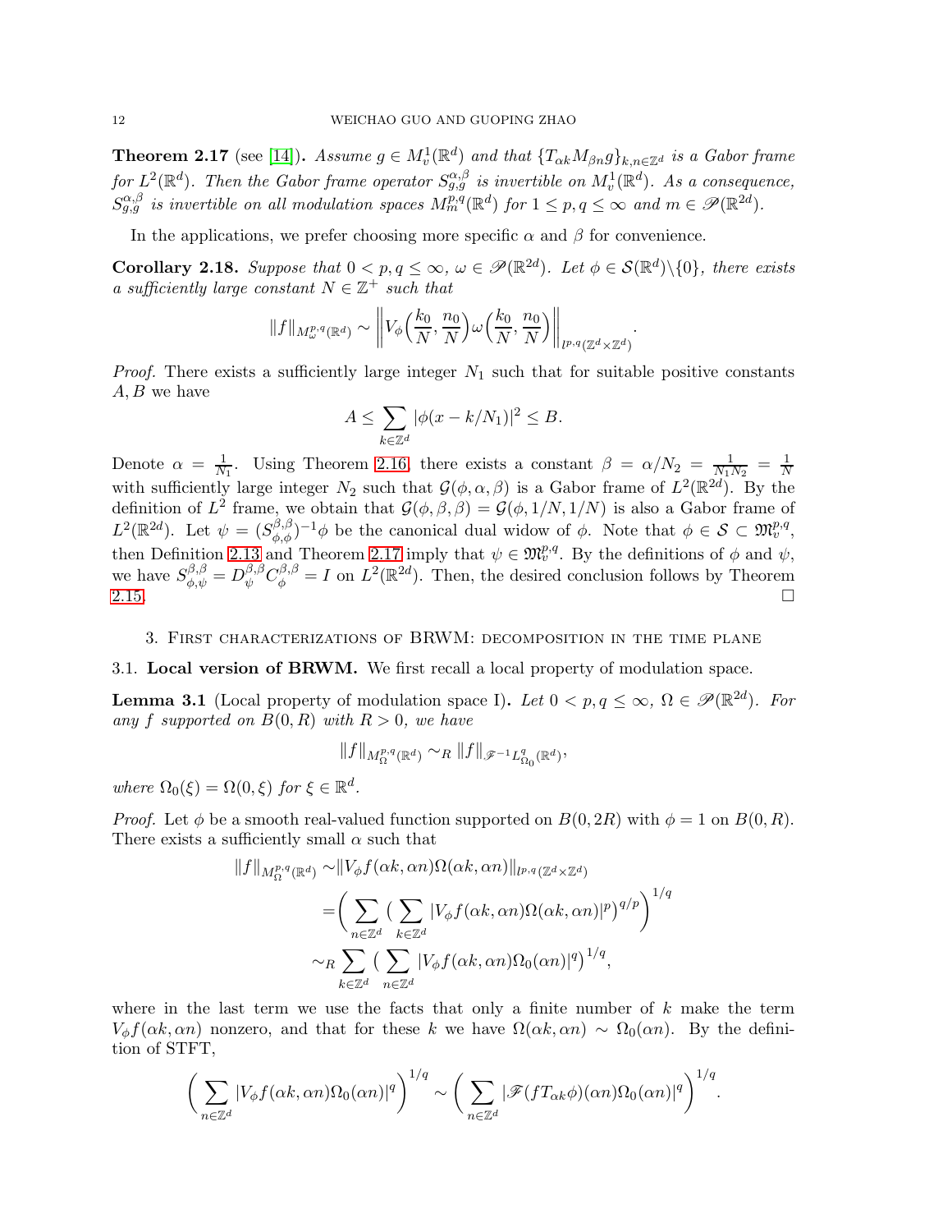**Theorem 2.17** (see [14]). *Assume $g \in M_v^1(\mathbb{R}^d)$ and that $\{T_{\alpha k}M_{\beta n}g\}_{k,n\in\mathbb{Z}^d}$ is a Gabor frame for $L^2(\mathbb{R}^d)$. Then the Gabor frame operator $S_{g,g}^{\alpha,\beta}$ is invertible on $M_v^1(\mathbb{R}^d)$. As a consequence, $S_{g,g}^{\alpha,\beta}$ is invertible on all modulation spaces $M_m^{p,q}(\mathbb{R}^d)$ for $1 \le p,q \le \infty$ and $m \in \mathscr{P}(\mathbb{R}^{2d})$.*

In the applications, we prefer choosing more specific $\alpha$ and $\beta$ for convenience.

**Corollary 2.18.** *Suppose that $0 < p,q \le \infty$, $\omega \in \mathscr{P}(\mathbb{R}^{2d})$. Let $\phi \in \mathcal{S}(\mathbb{R}^d)\backslash\{0\}$, there exists a sufficiently large constant $N \in \mathbb{Z}^+$ such that*

$$\|f\|_{M_\omega^{p,q}(\mathbb{R}^d)} \sim \left\| V_\phi\Big(\frac{k_0}{N},\frac{n_0}{N}\Big)\omega\Big(\frac{k_0}{N},\frac{n_0}{N}\Big)\right\|_{l^{p,q}(\mathbb{Z}^d\times\mathbb{Z}^d)}.$$

*Proof.* There exists a sufficiently large integer $N_1$ such that for suitable positive constants $A, B$ we have

$$A \le \sum_{k\in\mathbb{Z}^d} |\phi(x-k/N_1)|^2 \le B.$$

Denote $\alpha = \frac{1}{N_1}$. Using Theorem 2.16, there exists a constant $\beta = \alpha/N_2 = \frac{1}{N_1N_2} = \frac{1}{N}$ with sufficiently large integer $N_2$ such that $\mathcal{G}(\phi,\alpha,\beta)$ is a Gabor frame of $L^2(\mathbb{R}^{2d})$. By the definition of $L^2$ frame, we obtain that $\mathcal{G}(\phi,\beta,\beta) = \mathcal{G}(\phi,1/N,1/N)$ is also a Gabor frame of $L^2(\mathbb{R}^{2d})$. Let $\psi = (S_{\phi,\phi}^{\beta,\beta})^{-1}\phi$ be the canonical dual widow of $\phi$. Note that $\phi \in \mathcal{S} \subset \mathfrak{M}_v^{p,q}$, then Definition 2.13 and Theorem 2.17 imply that $\psi \in \mathfrak{M}_v^{p,q}$. By the definitions of $\phi$ and $\psi$, we have $S_{\phi,\psi}^{\beta,\beta} = D_\psi^{\beta,\beta}C_\phi^{\beta,\beta} = I$ on $L^2(\mathbb{R}^{2d})$. Then, the desired conclusion follows by Theorem 2.15. $\square$

## 3. First characterizations of BRWM: decomposition in the time plane

### 3.1. Local version of BRWM.

We first recall a local property of modulation space.

**Lemma 3.1** (Local property of modulation space I). *Let $0 < p,q \le \infty$, $\Omega \in \mathscr{P}(\mathbb{R}^{2d})$. For any $f$ supported on $B(0,R)$ with $R > 0$, we have*

$$\|f\|_{M_\Omega^{p,q}(\mathbb{R}^d)} \sim_R \|f\|_{\mathscr{F}^{-1}L_{\Omega_0}^q(\mathbb{R}^d)},$$

*where $\Omega_0(\xi) = \Omega(0,\xi)$ for $\xi \in \mathbb{R}^d$.*

*Proof.* Let $\phi$ be a smooth real-valued function supported on $B(0,2R)$ with $\phi = 1$ on $B(0,R)$. There exists a sufficiently small $\alpha$ such that

$$\begin{aligned}
\|f\|_{M_\Omega^{p,q}(\mathbb{R}^d)} \sim& \|V_\phi f(\alpha k,\alpha n)\Omega(\alpha k,\alpha n)\|_{l^{p,q}(\mathbb{Z}^d\times\mathbb{Z}^d)} \\
=& \bigg(\sum_{n\in\mathbb{Z}^d}\big(\sum_{k\in\mathbb{Z}^d}|V_\phi f(\alpha k,\alpha n)\Omega(\alpha k,\alpha n)|^p\big)^{q/p}\bigg)^{1/q} \\
\sim_R& \sum_{k\in\mathbb{Z}^d}\big(\sum_{n\in\mathbb{Z}^d}|V_\phi f(\alpha k,\alpha n)\Omega_0(\alpha n)|^q\big)^{1/q},
\end{aligned}$$

where in the last term we use the facts that only a finite number of $k$ make the term $V_\phi f(\alpha k,\alpha n)$ nonzero, and that for these $k$ we have $\Omega(\alpha k,\alpha n) \sim \Omega_0(\alpha n)$. By the definition of STFT,

$$\bigg(\sum_{n\in\mathbb{Z}^d}|V_\phi f(\alpha k,\alpha n)\Omega_0(\alpha n)|^q\bigg)^{1/q} \sim \bigg(\sum_{n\in\mathbb{Z}^d}|\mathscr{F}(fT_{\alpha k}\phi)(\alpha n)\Omega_0(\alpha n)|^q\bigg)^{1/q}.$$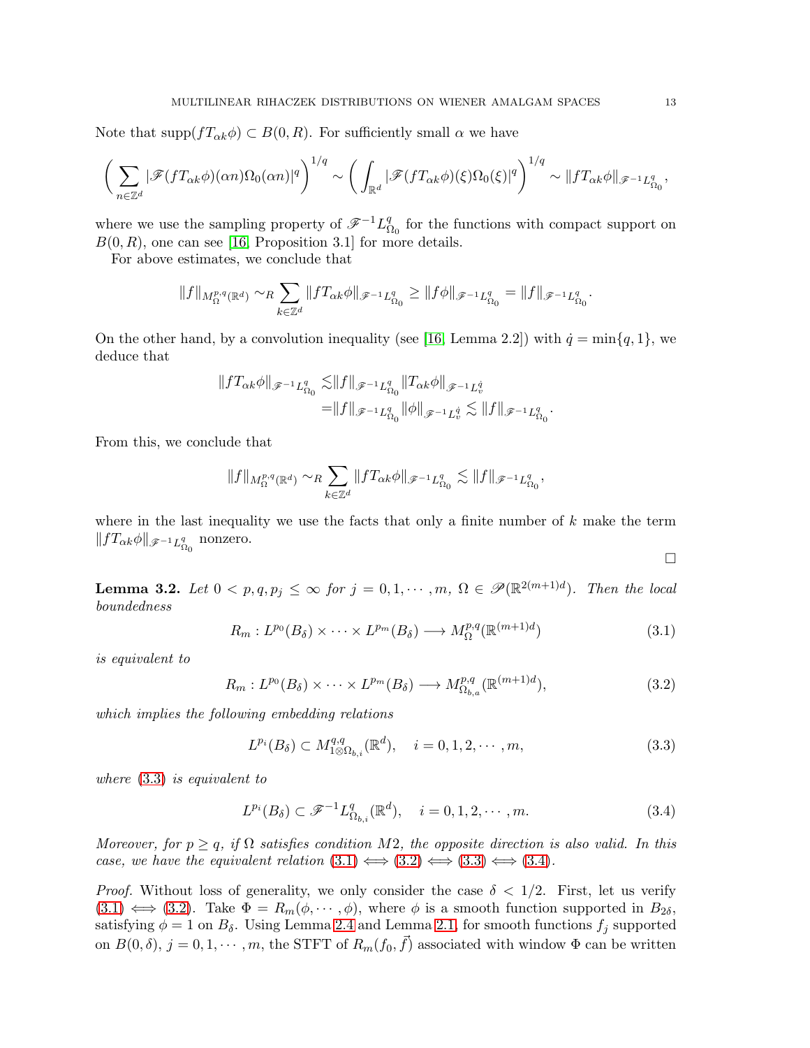Note that $\operatorname{supp}(fT_{\alpha k}\phi) \subset B(0,R)$. For sufficiently small $\alpha$ we have

$$\left(\sum_{n\in\mathbb{Z}^d} |\mathscr{F}(fT_{\alpha k}\phi)(\alpha n)\Omega_0(\alpha n)|^q\right)^{1/q} \sim \left(\int_{\mathbb{R}^d} |\mathscr{F}(fT_{\alpha k}\phi)(\xi)\Omega_0(\xi)|^q\right)^{1/q} \sim \|fT_{\alpha k}\phi\|_{\mathscr{F}^{-1}L^q_{\Omega_0}},$$

where we use the sampling property of $\mathscr{F}^{-1}L^q_{\Omega_0}$ for the functions with compact support on $B(0,R)$, one can see [16, Proposition 3.1] for more details.

For above estimates, we conclude that

$$\|f\|_{M^{p,q}_\Omega(\mathbb{R}^d)} \sim_R \sum_{k\in\mathbb{Z}^d} \|fT_{\alpha k}\phi\|_{\mathscr{F}^{-1}L^q_{\Omega_0}} \geq \|f\phi\|_{\mathscr{F}^{-1}L^q_{\Omega_0}} = \|f\|_{\mathscr{F}^{-1}L^q_{\Omega_0}}.$$

On the other hand, by a convolution inequality (see [16, Lemma 2.2]) with $\dot{q} = \min\{q,1\}$, we deduce that

$$\begin{aligned}
\|fT_{\alpha k}\phi\|_{\mathscr{F}^{-1}L^q_{\Omega_0}} \lesssim& \|f\|_{\mathscr{F}^{-1}L^q_{\Omega_0}} \|T_{\alpha k}\phi\|_{\mathscr{F}^{-1}L^{\dot{q}}_v} \\
=& \|f\|_{\mathscr{F}^{-1}L^q_{\Omega_0}} \|\phi\|_{\mathscr{F}^{-1}L^{\dot{q}}_v} \lesssim \|f\|_{\mathscr{F}^{-1}L^q_{\Omega_0}}.
\end{aligned}$$

From this, we conclude that

$$\|f\|_{M^{p,q}_\Omega(\mathbb{R}^d)} \sim_R \sum_{k\in\mathbb{Z}^d} \|fT_{\alpha k}\phi\|_{\mathscr{F}^{-1}L^q_{\Omega_0}} \lesssim \|f\|_{\mathscr{F}^{-1}L^q_{\Omega_0}},$$

where in the last inequality we use the facts that only a finite number of $k$ make the term $\|fT_{\alpha k}\phi\|_{\mathscr{F}^{-1}L^q_{\Omega_0}}$ nonzero.

□

**Lemma 3.2.** *Let $0 < p, q, p_j \leq \infty$ for $j = 0, 1, \cdots, m$, $\Omega \in \mathscr{P}(\mathbb{R}^{2(m+1)d})$. Then the local boundedness*

$$R_m : L^{p_0}(B_\delta) \times \cdots \times L^{p_m}(B_\delta) \longrightarrow M^{p,q}_\Omega(\mathbb{R}^{(m+1)d}) \tag{3.1}$$

*is equivalent to*

$$R_m : L^{p_0}(B_\delta) \times \cdots \times L^{p_m}(B_\delta) \longrightarrow M^{p,q}_{\Omega_{b,a}}(\mathbb{R}^{(m+1)d}), \tag{3.2}$$

*which implies the following embedding relations*

$$L^{p_i}(B_\delta) \subset M^{q,q}_{1\otimes\Omega_{b,i}}(\mathbb{R}^d), \quad i = 0, 1, 2, \cdots, m, \tag{3.3}$$

*where* (3.3) *is equivalent to*

$$L^{p_i}(B_\delta) \subset \mathscr{F}^{-1}L^q_{\Omega_{b,i}}(\mathbb{R}^d), \quad i = 0, 1, 2, \cdots, m. \tag{3.4}$$

*Moreover, for $p \geq q$, if $\Omega$ satisfies condition $M2$, the opposite direction is also valid. In this case, we have the equivalent relation* (3.1) $\Longleftrightarrow$ (3.2) $\Longleftrightarrow$ (3.3) $\Longleftrightarrow$ (3.4).

*Proof.* Without loss of generality, we only consider the case $\delta < 1/2$. First, let us verify (3.1) $\Longleftrightarrow$ (3.2). Take $\Phi = R_m(\phi, \cdots, \phi)$, where $\phi$ is a smooth function supported in $B_{2\delta}$, satisfying $\phi = 1$ on $B_\delta$. Using Lemma 2.4 and Lemma 2.1, for smooth functions $f_j$ supported on $B(0,\delta)$, $j = 0, 1, \cdots, m$, the STFT of $R_m(f_0, \vec{f})$ associated with window $\Phi$ can be written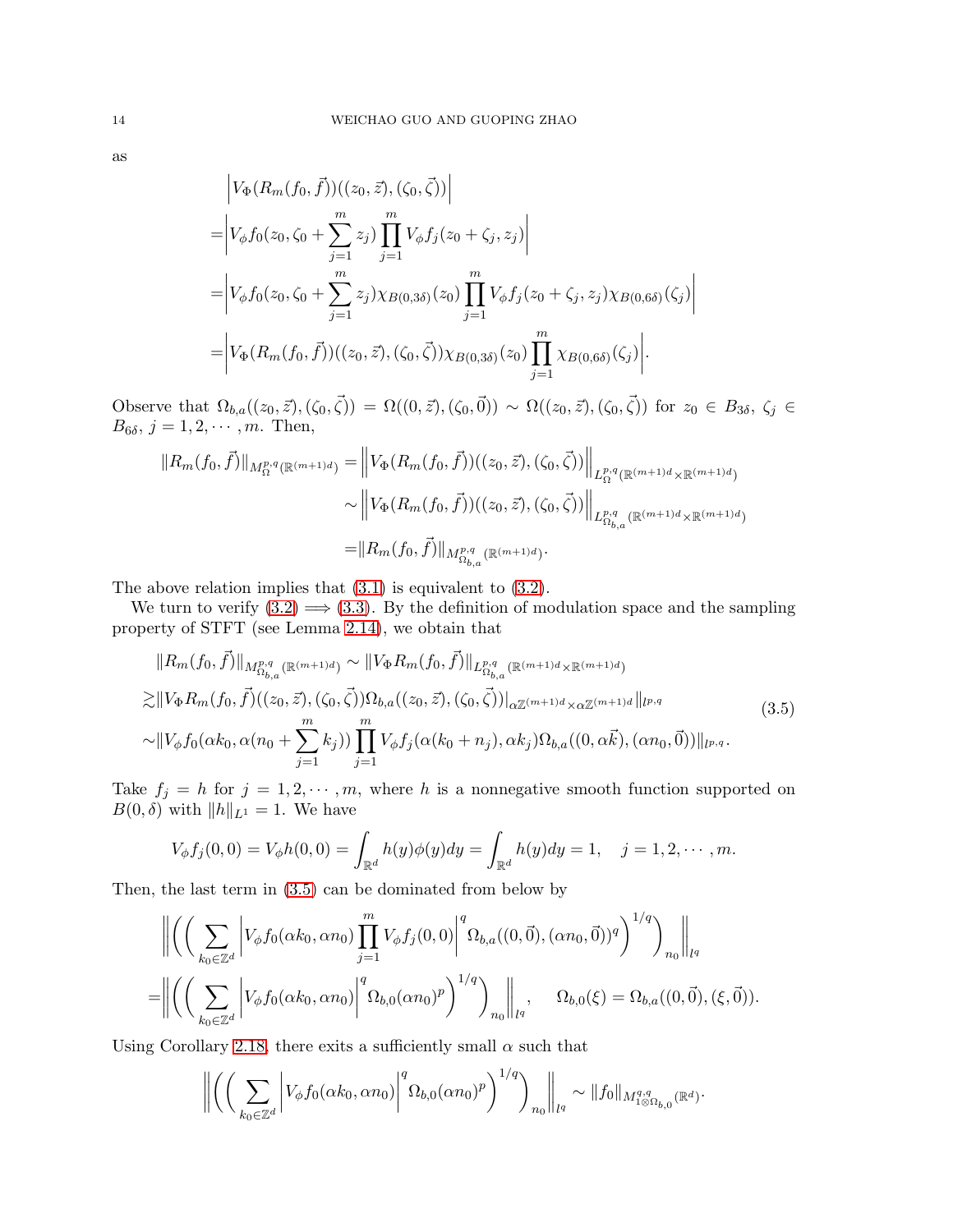as

$$
\begin{aligned}
&\left|V_\Phi(R_m(f_0,\vec{f}))((z_0,\vec{z}),(\zeta_0,\vec{\zeta}))\right|\\
=&\left|V_\phi f_0(z_0,\zeta_0+\sum_{j=1}^m z_j)\prod_{j=1}^m V_\phi f_j(z_0+\zeta_j,z_j)\right|\\
=&\left|V_\phi f_0(z_0,\zeta_0+\sum_{j=1}^m z_j)\chi_{B(0,3\delta)}(z_0)\prod_{j=1}^m V_\phi f_j(z_0+\zeta_j,z_j)\chi_{B(0,6\delta)}(\zeta_j)\right|\\
=&\left|V_\Phi(R_m(f_0,\vec{f}))((z_0,\vec{z}),(\zeta_0,\vec{\zeta}))\chi_{B(0,3\delta)}(z_0)\prod_{j=1}^m \chi_{B(0,6\delta)}(\zeta_j)\right|.
\end{aligned}
$$

Observe that $\Omega_{b,a}((z_0,\vec{z}),(\zeta_0,\vec{\zeta}))=\Omega((0,\vec{z}),(\zeta_0,\vec{0}))\sim\Omega((z_0,\vec{z}),(\zeta_0,\vec{\zeta}))$ for $z_0\in B_{3\delta}$, $\zeta_j\in B_{6\delta}$, $j=1,2,\cdots,m$. Then,

$$
\begin{aligned}
\|R_m(f_0,\vec{f})\|_{M^{p,q}_\Omega(\mathbb{R}^{(m+1)d})}=&\left\|V_\Phi(R_m(f_0,\vec{f}))((z_0,\vec{z}),(\zeta_0,\vec{\zeta}))\right\|_{L^{p,q}_\Omega(\mathbb{R}^{(m+1)d}\times\mathbb{R}^{(m+1)d})}\\
\sim&\left\|V_\Phi(R_m(f_0,\vec{f}))((z_0,\vec{z}),(\zeta_0,\vec{\zeta}))\right\|_{L^{p,q}_{\Omega_{b,a}}(\mathbb{R}^{(m+1)d}\times\mathbb{R}^{(m+1)d})}\\
=&\|R_m(f_0,\vec{f})\|_{M^{p,q}_{\Omega_{b,a}}(\mathbb{R}^{(m+1)d})}.
\end{aligned}
$$

The above relation implies that (3.1) is equivalent to (3.2).

We turn to verify (3.2) $\Longrightarrow$ (3.3). By the definition of modulation space and the sampling property of STFT (see Lemma 2.14), we obtain that

$$
\begin{aligned}
&\|R_m(f_0,\vec{f})\|_{M^{p,q}_{\Omega_{b,a}}(\mathbb{R}^{(m+1)d})}\sim\|V_\Phi R_m(f_0,\vec{f})\|_{L^{p,q}_{\Omega_{b,a}}(\mathbb{R}^{(m+1)d}\times\mathbb{R}^{(m+1)d})}\\
\gtrsim&\|V_\Phi R_m(f_0,\vec{f})((z_0,\vec{z}),(\zeta_0,\vec{\zeta}))\Omega_{b,a}((z_0,\vec{z}),(\zeta_0,\vec{\zeta}))|_{\alpha\mathbb{Z}^{(m+1)d}\times\alpha\mathbb{Z}^{(m+1)d}}\|_{l^{p,q}}\\
\sim&\|V_\phi f_0(\alpha k_0,\alpha(n_0+\sum_{j=1}^m k_j))\prod_{j=1}^m V_\phi f_j(\alpha(k_0+n_j),\alpha k_j)\Omega_{b,a}((0,\alpha\vec{k}),(\alpha n_0,\vec{0}))\|_{l^{p,q}}.
\end{aligned}
\tag{3.5}
$$

Take $f_j=h$ for $j=1,2,\cdots,m$, where $h$ is a nonnegative smooth function supported on $B(0,\delta)$ with $\|h\|_{L^1}=1$. We have

$$
V_\phi f_j(0,0)=V_\phi h(0,0)=\int_{\mathbb{R}^d}h(y)\phi(y)dy=\int_{\mathbb{R}^d}h(y)dy=1,\quad j=1,2,\cdots,m.
$$

Then, the last term in (3.5) can be dominated from below by

$$
\begin{aligned}
&\left\|\left(\left(\sum_{k_0\in\mathbb{Z}^d}\left|V_\phi f_0(\alpha k_0,\alpha n_0)\prod_{j=1}^m V_\phi f_j(0,0)\right|^q\Omega_{b,a}((0,\vec{0}),(\alpha n_0,\vec{0}))^q\right)^{1/q}\right)_{n_0}\right\|_{l^q}\\
=&\left\|\left(\left(\sum_{k_0\in\mathbb{Z}^d}\left|V_\phi f_0(\alpha k_0,\alpha n_0)\right|^q\Omega_{b,0}(\alpha n_0)^p\right)^{1/q}\right)_{n_0}\right\|_{l^q},\quad \Omega_{b,0}(\xi)=\Omega_{b,a}((0,\vec{0}),(\xi,\vec{0})).
\end{aligned}
$$

Using Corollary 2.18, there exits a sufficiently small $\alpha$ such that

$$
\left\|\left(\left(\sum_{k_0\in\mathbb{Z}^d}\left|V_\phi f_0(\alpha k_0,\alpha n_0)\right|^q\Omega_{b,0}(\alpha n_0)^p\right)^{1/q}\right)_{n_0}\right\|_{l^q}\sim\|f_0\|_{M^{q,q}_{1\otimes\Omega_{b,0}}(\mathbb{R}^d)}.
$$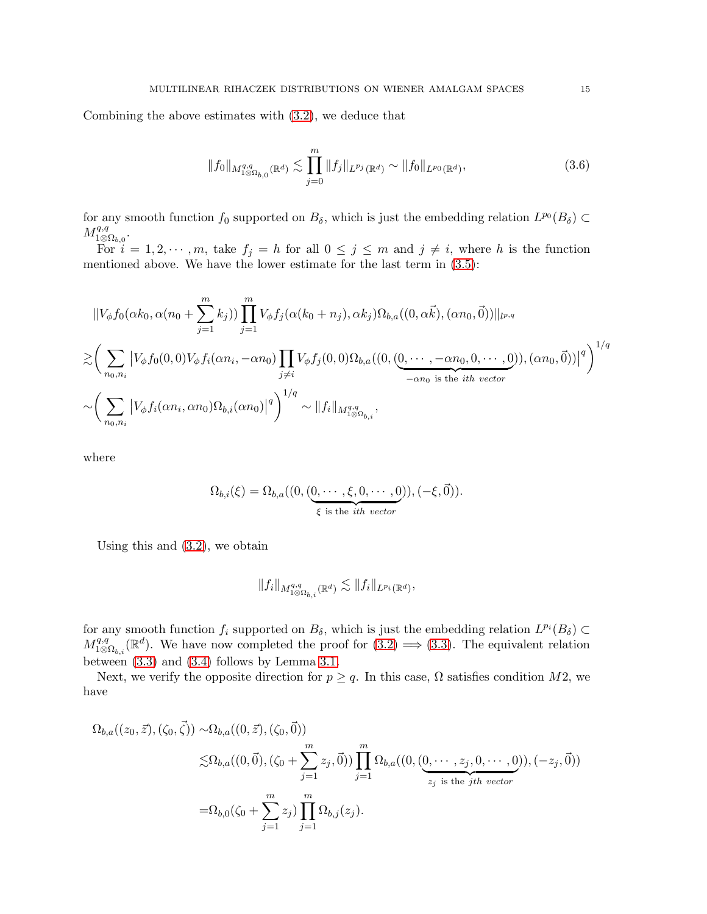Combining the above estimates with (3.2), we deduce that

$$
\|f_0\|_{M^{q,q}_{1\otimes\Omega_{b,0}}(\mathbb{R}^d)} \lesssim \prod_{j=0}^{m} \|f_j\|_{L^{p_j}(\mathbb{R}^d)} \sim \|f_0\|_{L^{p_0}(\mathbb{R}^d)}, \tag{3.6}
$$

for any smooth function $f_0$ supported on $B_\delta$, which is just the embedding relation $L^{p_0}(B_\delta) \subset M^{q,q}_{1\otimes\Omega_{b,0}}$.

For $i = 1, 2, \cdots, m$, take $f_j = h$ for all $0 \leq j \leq m$ and $j \neq i$, where $h$ is the function mentioned above. We have the lower estimate for the last term in (3.5):

$$
\begin{aligned}
&\|V_\phi f_0(\alpha k_0, \alpha(n_0 + \sum_{j=1}^{m} k_j)) \prod_{j=1}^{m} V_\phi f_j(\alpha(k_0 + n_j), \alpha k_j)\Omega_{b,a}((0, \alpha\vec{k}), (\alpha n_0, \vec{0}))\|_{l^{p,q}} \\
\gtrsim &\bigg( \sum_{n_0, n_i} \big| V_\phi f_0(0,0) V_\phi f_i(\alpha n_i, -\alpha n_0) \prod_{j\neq i} V_\phi f_j(0,0) \Omega_{b,a}((0, (\underbrace{0, \cdots, -\alpha n_0, 0, \cdots, 0}_{-\alpha n_0 \text{ is the } ith \text{ vector}})), (\alpha n_0, \vec{0})) \big|^q \bigg)^{1/q} \\
\sim &\bigg( \sum_{n_0, n_i} \big| V_\phi f_i(\alpha n_i, \alpha n_0) \Omega_{b,i}(\alpha n_0) \big|^q \bigg)^{1/q} \sim \|f_i\|_{M^{q,q}_{1\otimes\Omega_{b,i}}},
\end{aligned}
$$

where

$$
\Omega_{b,i}(\xi) = \Omega_{b,a}((0, (\underbrace{0, \cdots, \xi, 0, \cdots, 0}_{\xi \text{ is the } ith \text{ vector}})), (-\xi, \vec{0})).
$$

Using this and (3.2), we obtain

$$
\|f_i\|_{M^{q,q}_{1\otimes\Omega_{b,i}}(\mathbb{R}^d)} \lesssim \|f_i\|_{L^{p_i}(\mathbb{R}^d)},
$$

for any smooth function $f_i$ supported on $B_\delta$, which is just the embedding relation $L^{p_i}(B_\delta) \subset M^{q,q}_{1\otimes\Omega_{b,i}}(\mathbb{R}^d)$. We have now completed the proof for (3.2) $\Longrightarrow$ (3.3). The equivalent relation between (3.3) and (3.4) follows by Lemma 3.1.

Next, we verify the opposite direction for $p \geq q$. In this case, $\Omega$ satisfies condition $M2$, we have

$$
\begin{aligned}
\Omega_{b,a}((z_0, \vec{z}), (\zeta_0, \vec{\zeta})) \sim &\Omega_{b,a}((0, \vec{z}), (\zeta_0, \vec{0})) \\
\lesssim &\Omega_{b,a}((0, \vec{0}), (\zeta_0 + \sum_{j=1}^{m} z_j, \vec{0})) \prod_{j=1}^{m} \Omega_{b,a}((0, (\underbrace{0, \cdots, z_j, 0, \cdots, 0}_{z_j \text{ is the } jth \text{ vector}})), (-z_j, \vec{0})) \\
= &\Omega_{b,0}(\zeta_0 + \sum_{j=1}^{m} z_j) \prod_{j=1}^{m} \Omega_{b,j}(z_j).
\end{aligned}
$$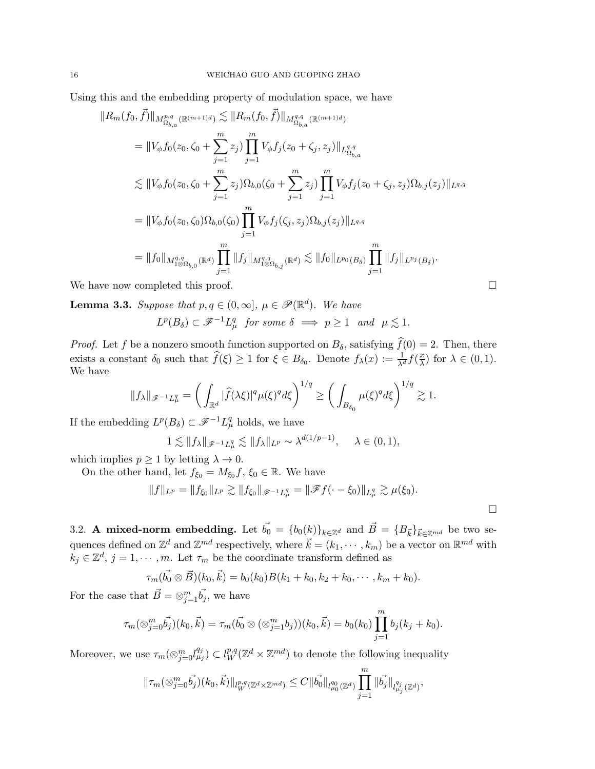Using this and the embedding property of modulation space, we have

$$
\begin{aligned}
\|R_m(f_0,\vec{f})\|_{M^{p,q}_{\Omega_{b,a}}(\mathbb{R}^{(m+1)d})} &\lesssim \|R_m(f_0,\vec{f})\|_{M^{q,q}_{\Omega_{b,a}}(\mathbb{R}^{(m+1)d})}\\
&= \|V_\phi f_0(z_0,\zeta_0+\sum_{j=1}^m z_j)\prod_{j=1}^m V_\phi f_j(z_0+\zeta_j,z_j)\|_{L^{q,q}_{\Omega_{b,a}}}\\
&\lesssim \|V_\phi f_0(z_0,\zeta_0+\sum_{j=1}^m z_j)\Omega_{b,0}(\zeta_0+\sum_{j=1}^m z_j)\prod_{j=1}^m V_\phi f_j(z_0+\zeta_j,z_j)\Omega_{b,j}(z_j)\|_{L^{q,q}}\\
&= \|V_\phi f_0(z_0,\zeta_0)\Omega_{b,0}(\zeta_0)\prod_{j=1}^m V_\phi f_j(\zeta_j,z_j)\Omega_{b,j}(z_j)\|_{L^{q,q}}\\
&= \|f_0\|_{M^{q,q}_{1\otimes\Omega_{b,0}}(\mathbb{R}^d)}\prod_{j=1}^m\|f_j\|_{M^{q,q}_{1\otimes\Omega_{b,j}}(\mathbb{R}^d)} \lesssim \|f_0\|_{L^{p_0}(B_\delta)}\prod_{j=1}^m\|f_j\|_{L^{p_j}(B_\delta)}.
\end{aligned}
$$

We have now completed this proof. $\square$

**Lemma 3.3.** *Suppose that $p,q\in(0,\infty]$, $\mu\in\mathscr{P}(\mathbb{R}^d)$. We have*

$$
L^p(B_\delta)\subset\mathscr{F}^{-1}L^q_\mu \ \ \textit{for some } \delta \implies p\geq 1 \ \ \textit{and} \ \ \mu\lesssim 1.
$$

*Proof.* Let $f$ be a nonzero smooth function supported on $B_\delta$, satisfying $\widehat{f}(0)=2$. Then, there exists a constant $\delta_0$ such that $\widehat{f}(\xi)\geq 1$ for $\xi\in B_{\delta_0}$. Denote $f_\lambda(x):=\frac{1}{\lambda^d}f(\frac{x}{\lambda})$ for $\lambda\in(0,1)$. We have

$$
\|f_\lambda\|_{\mathscr{F}^{-1}L^q_\mu}=\left(\int_{\mathbb{R}^d}|\widehat{f}(\lambda\xi)|^q\mu(\xi)^q d\xi\right)^{1/q}\geq\left(\int_{B_{\delta_0}}\mu(\xi)^q d\xi\right)^{1/q}\gtrsim 1.
$$

If the embedding $L^p(B_\delta)\subset\mathscr{F}^{-1}L^q_\mu$ holds, we have

$$
1\lesssim\|f_\lambda\|_{\mathscr{F}^{-1}L^q_\mu}\lesssim\|f_\lambda\|_{L^p}\sim\lambda^{d(1/p-1)},\quad \lambda\in(0,1),
$$

which implies $p\geq 1$ by letting $\lambda\to 0$.

On the other hand, let $f_{\xi_0}=M_{\xi_0}f$, $\xi_0\in\mathbb{R}$. We have

$$
\|f\|_{L^p}=\|f_{\xi_0}\|_{L^p}\gtrsim\|f_{\xi_0}\|_{\mathscr{F}^{-1}L^q_\mu}=\|\mathscr{F}f(\cdot-\xi_0)\|_{L^q_\mu}\gtrsim\mu(\xi_0).
$$

$\square$

3.2. **A mixed-norm embedding.** Let $\vec{b_0}=\{b_0(k)\}_{k\in\mathbb{Z}^d}$ and $\vec{B}=\{B_{\vec{k}}\}_{\vec{k}\in\mathbb{Z}^{md}}$ be two sequences defined on $\mathbb{Z}^d$ and $\mathbb{Z}^{md}$ respectively, where $\vec{k}=(k_1,\cdots,k_m)$ be a vector on $\mathbb{R}^{md}$ with $k_j\in\mathbb{Z}^d$, $j=1,\cdots,m$. Let $\tau_m$ be the coordinate transform defined as

$$
\tau_m(\vec{b_0}\otimes\vec{B})(k_0,\vec{k})=b_0(k_0)B(k_1+k_0,k_2+k_0,\cdots,k_m+k_0).
$$

For the case that $\vec{B}=\otimes_{j=1}^m\vec{b_j}$, we have

$$
\tau_m(\otimes_{j=0}^m\vec{b_j})(k_0,\vec{k})=\tau_m(\vec{b_0}\otimes(\otimes_{j=1}^m b_j))(k_0,\vec{k})=b_0(k_0)\prod_{j=1}^m b_j(k_j+k_0).
$$

Moreover, we use $\tau_m(\otimes_{j=0}^m l^{q_j}_{\mu_j})\subset l^{p,q}_W(\mathbb{Z}^d\times\mathbb{Z}^{md})$ to denote the following inequality

$$
\|\tau_m(\otimes_{j=0}^m\vec{b_j})(k_0,\vec{k})\|_{l^{p,q}_W(\mathbb{Z}^d\times\mathbb{Z}^{md})}\leq C\|\vec{b_0}\|_{l^{q_0}_{\mu_0}(\mathbb{Z}^d)}\prod_{j=1}^m\|\vec{b_j}\|_{l^{q_j}_{\mu_j}(\mathbb{Z}^d)},
$$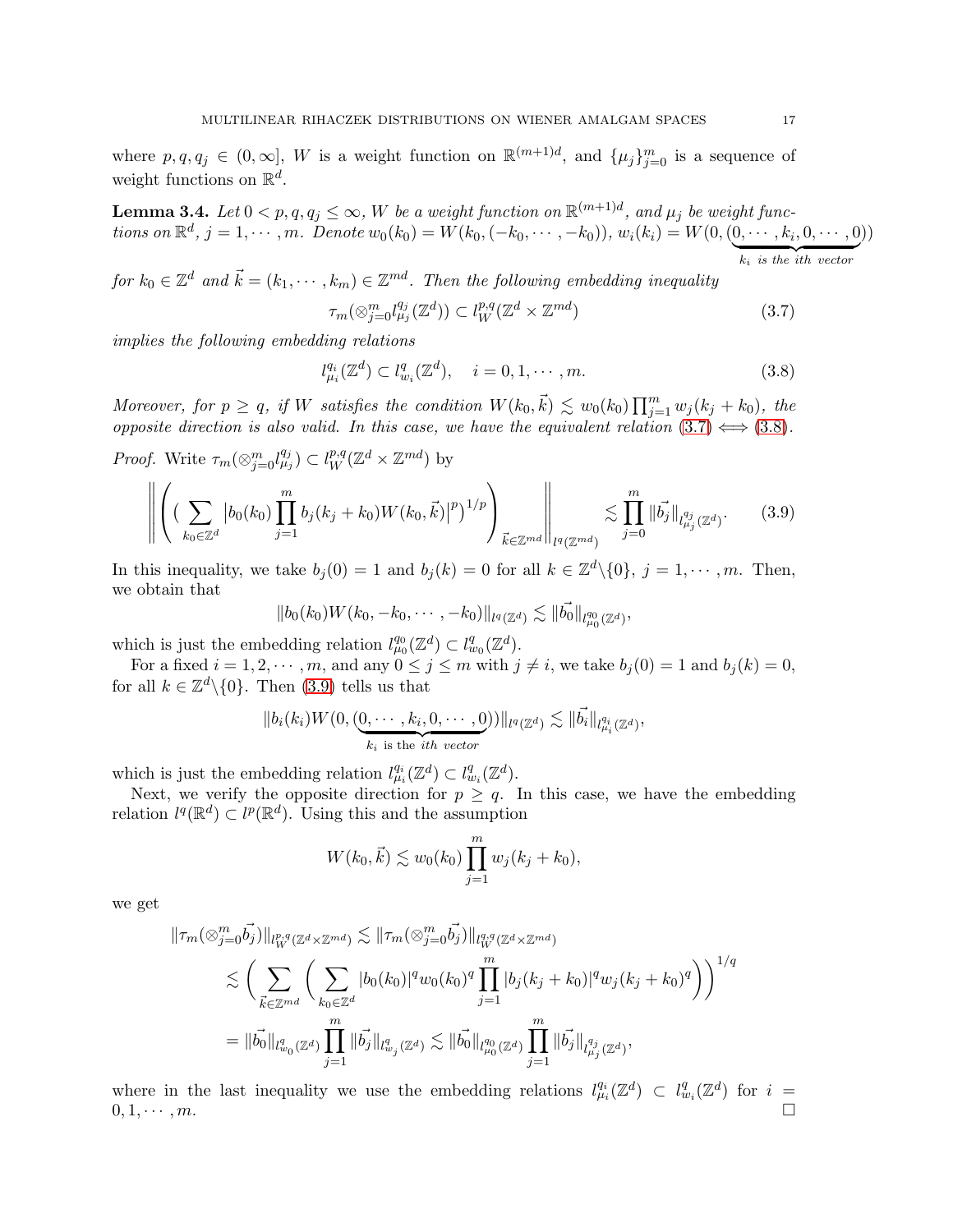where $p, q, q_j \in (0, \infty]$, $W$ is a weight function on $\mathbb{R}^{(m+1)d}$, and $\{\mu_j\}_{j=0}^m$ is a sequence of weight functions on $\mathbb{R}^d$.

**Lemma 3.4.** *Let $0 < p, q, q_j \leq \infty$, $W$ be a weight function on $\mathbb{R}^{(m+1)d}$, and $\mu_j$ be weight functions on $\mathbb{R}^d$, $j = 1, \cdots, m$. Denote $w_0(k_0) = W(k_0, (-k_0, \cdots, -k_0))$, $w_i(k_i) = W(0, (\underbrace{0, \cdots, k_i, 0, \cdots, 0}_{k_i \text{ is the } ith \text{ vector}}))$ for $k_0 \in \mathbb{Z}^d$ and $\vec{k} = (k_1, \cdots, k_m) \in \mathbb{Z}^{md}$. Then the following embedding inequality*

$$\tau_m(\otimes_{j=0}^m l^{q_j}_{\mu_j}(\mathbb{Z}^d)) \subset l^{p,q}_W(\mathbb{Z}^d \times \mathbb{Z}^{md}) \tag{3.7}$$

*implies the following embedding relations*

$$l^{q_i}_{\mu_i}(\mathbb{Z}^d) \subset l^q_{w_i}(\mathbb{Z}^d), \quad i = 0, 1, \cdots, m. \tag{3.8}$$

*Moreover, for $p \geq q$, if $W$ satisfies the condition $W(k_0, \vec{k}) \lesssim w_0(k_0) \prod_{j=1}^m w_j(k_j + k_0)$, the opposite direction is also valid. In this case, we have the equivalent relation (3.7) $\Longleftrightarrow$ (3.8).*

*Proof.* Write $\tau_m(\otimes_{j=0}^m l^{q_j}_{\mu_j}) \subset l^{p,q}_W(\mathbb{Z}^d \times \mathbb{Z}^{md})$ by

$$\left\| \left( \big( \sum_{k_0 \in \mathbb{Z}^d} \big| b_0(k_0) \prod_{j=1}^m b_j(k_j + k_0) W(k_0, \vec{k}) \big|^p \big)^{1/p} \right)_{\vec{k} \in \mathbb{Z}^{md}} \right\|_{l^q(\mathbb{Z}^{md})} \lesssim \prod_{j=0}^m \|\vec{b_j}\|_{l^{q_j}_{\mu_j}(\mathbb{Z}^d)}. \tag{3.9}$$

In this inequality, we take $b_j(0) = 1$ and $b_j(k) = 0$ for all $k \in \mathbb{Z}^d \backslash \{0\}$, $j = 1, \cdots, m$. Then, we obtain that

$$\|b_0(k_0) W(k_0, -k_0, \cdots, -k_0)\|_{l^q(\mathbb{Z}^d)} \lesssim \|\vec{b_0}\|_{l^{q_0}_{\mu_0}(\mathbb{Z}^d)},$$

which is just the embedding relation $l^{q_0}_{\mu_0}(\mathbb{Z}^d) \subset l^q_{w_0}(\mathbb{Z}^d)$.

For a fixed $i = 1, 2, \cdots, m$, and any $0 \leq j \leq m$ with $j \neq i$, we take $b_j(0) = 1$ and $b_j(k) = 0$, for all $k \in \mathbb{Z}^d \backslash \{0\}$. Then (3.9) tells us that

$$\|b_i(k_i) W(0, (\underbrace{0, \cdots, k_i, 0, \cdots, 0}_{k_i \text{ is the } ith \text{ vector}}))\|_{l^q(\mathbb{Z}^d)} \lesssim \|\vec{b_i}\|_{l^{q_i}_{\mu_i}(\mathbb{Z}^d)},$$

which is just the embedding relation $l^{q_i}_{\mu_i}(\mathbb{Z}^d) \subset l^q_{w_i}(\mathbb{Z}^d)$.

Next, we verify the opposite direction for $p \geq q$. In this case, we have the embedding relation $l^q(\mathbb{R}^d) \subset l^p(\mathbb{R}^d)$. Using this and the assumption

$$W(k_0, \vec{k}) \lesssim w_0(k_0) \prod_{j=1}^m w_j(k_j + k_0),$$

we get

$$\begin{aligned}
\|\tau_m(\otimes_{j=0}^m \vec{b_j})\|_{l^{p,q}_W(\mathbb{Z}^d \times \mathbb{Z}^{md})} &\lesssim \|\tau_m(\otimes_{j=0}^m \vec{b_j})\|_{l^{q,q}_W(\mathbb{Z}^d \times \mathbb{Z}^{md})} \\
&\lesssim \Bigg( \sum_{\vec{k} \in \mathbb{Z}^{md}} \Bigg( \sum_{k_0 \in \mathbb{Z}^d} |b_0(k_0)|^q w_0(k_0)^q \prod_{j=1}^m |b_j(k_j + k_0)|^q w_j(k_j + k_0)^q \Bigg) \Bigg)^{1/q} \\
&= \|\vec{b_0}\|_{l^q_{w_0}(\mathbb{Z}^d)} \prod_{j=1}^m \|\vec{b_j}\|_{l^q_{w_j}(\mathbb{Z}^d)} \lesssim \|\vec{b_0}\|_{l^{q_0}_{\mu_0}(\mathbb{Z}^d)} \prod_{j=1}^m \|\vec{b_j}\|_{l^{q_j}_{\mu_j}(\mathbb{Z}^d)},
\end{aligned}$$

where in the last inequality we use the embedding relations $l^{q_i}_{\mu_i}(\mathbb{Z}^d) \subset l^q_{w_i}(\mathbb{Z}^d)$ for $i = 0, 1, \cdots, m$. $\square$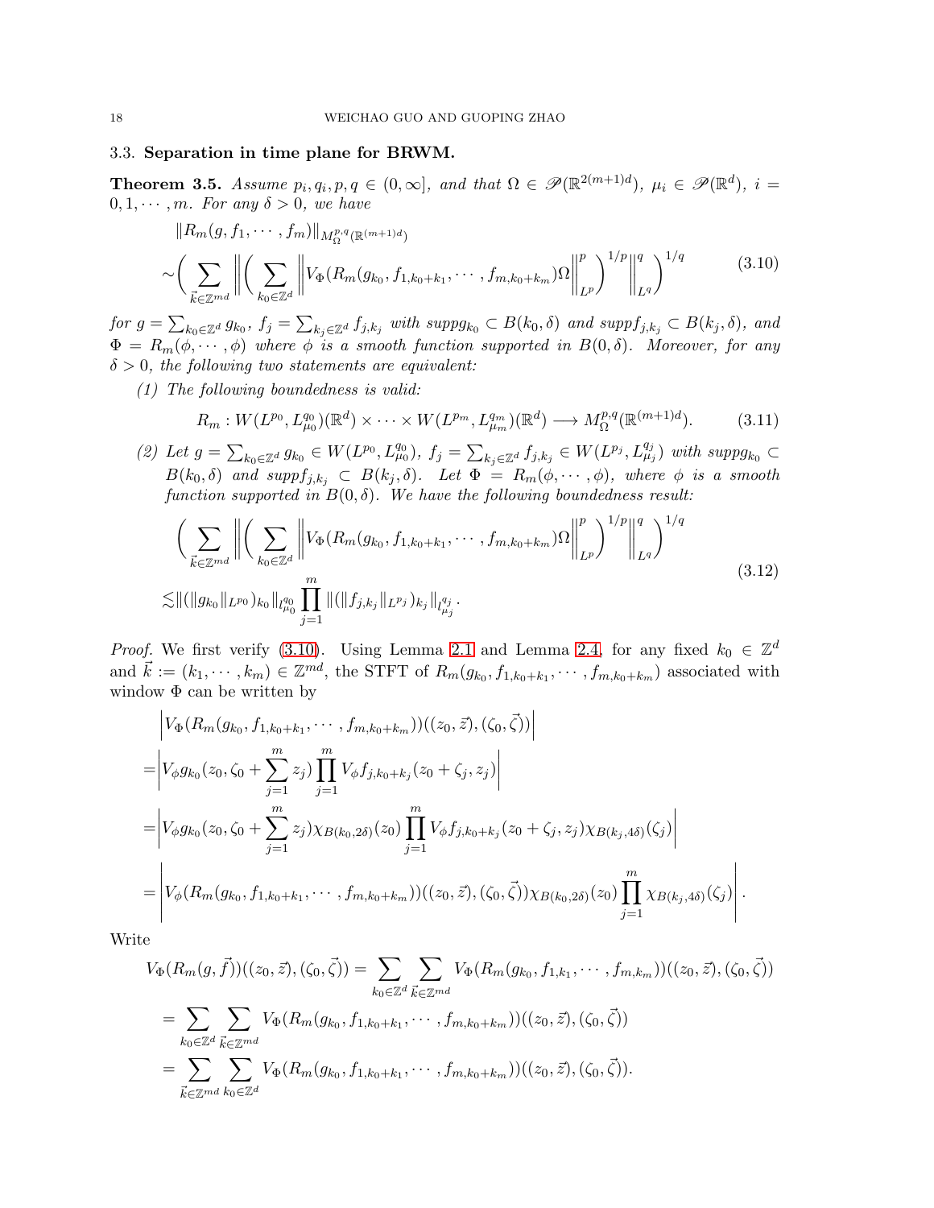### 3.3. Separation in time plane for BRWM.

**Theorem 3.5.** *Assume $p_i, q_i, p, q \in (0, \infty]$, and that $\Omega \in \mathscr{P}(\mathbb{R}^{2(m+1)d})$, $\mu_i \in \mathscr{P}(\mathbb{R}^d)$, $i = 0, 1, \cdots, m$. For any $\delta > 0$, we have*

$$
\begin{aligned}
&\|R_m(g, f_1, \cdots, f_m)\|_{M^{p,q}_\Omega(\mathbb{R}^{(m+1)d})} \\
\sim&\bigg( \sum_{\vec{k}\in\mathbb{Z}^{md}} \bigg\| \bigg( \sum_{k_0\in\mathbb{Z}^d} \Big\| V_\Phi(R_m(g_{k_0}, f_{1,k_0+k_1}, \cdots, f_{m,k_0+k_m})\Omega \Big\|^p_{L^p} \bigg)^{1/p} \bigg\|^q_{L^q} \bigg)^{1/q}
\end{aligned}
\tag{3.10}
$$

*for $g = \sum_{k_0\in\mathbb{Z}^d} g_{k_0}$, $f_j = \sum_{k_j\in\mathbb{Z}^d} f_{j,k_j}$ with $suppg_{k_0} \subset B(k_0, \delta)$ and $suppf_{j,k_j} \subset B(k_j, \delta)$, and $\Phi = R_m(\phi, \cdots, \phi)$ where $\phi$ is a smooth function supported in $B(0, \delta)$. Moreover, for any $\delta > 0$, the following two statements are equivalent:*

1. *The following boundedness is valid:*
$$R_m : W(L^{p_0}, L^{q_0}_{\mu_0})(\mathbb{R}^d) \times \cdots \times W(L^{p_m}, L^{q_m}_{\mu_m})(\mathbb{R}^d) \longrightarrow M^{p,q}_\Omega(\mathbb{R}^{(m+1)d}). \tag{3.11}$$
2. *Let $g = \sum_{k_0\in\mathbb{Z}^d} g_{k_0} \in W(L^{p_0}, L^{q_0}_{\mu_0})$, $f_j = \sum_{k_j\in\mathbb{Z}^d} f_{j,k_j} \in W(L^{p_j}, L^{q_j}_{\mu_j})$ with $suppg_{k_0} \subset B(k_0, \delta)$ and $suppf_{j,k_j} \subset B(k_j, \delta)$. Let $\Phi = R_m(\phi, \cdots, \phi)$, where $\phi$ is a smooth function supported in $B(0, \delta)$. We have the following boundedness result:*
$$
\begin{aligned}
&\bigg( \sum_{\vec{k}\in\mathbb{Z}^{md}} \bigg\| \bigg( \sum_{k_0\in\mathbb{Z}^d} \Big\| V_\Phi(R_m(g_{k_0}, f_{1,k_0+k_1}, \cdots, f_{m,k_0+k_m})\Omega \Big\|^p_{L^p} \bigg)^{1/p} \bigg\|^q_{L^q} \bigg)^{1/q} \\
\lesssim& \|(\|g_{k_0}\|_{L^{p_0}})_{k_0}\|_{l^{q_0}_{\mu_0}} \prod_{j=1}^m \|(\|f_{j,k_j}\|_{L^{p_j}})_{k_j}\|_{l^{q_j}_{\mu_j}}.
\end{aligned}
\tag{3.12}
$$

*Proof.* We first verify (3.10). Using Lemma 2.1 and Lemma 2.4, for any fixed $k_0 \in \mathbb{Z}^d$ and $\vec{k} := (k_1, \cdots, k_m) \in \mathbb{Z}^{md}$, the STFT of $R_m(g_{k_0}, f_{1,k_0+k_1}, \cdots, f_{m,k_0+k_m})$ associated with window $\Phi$ can be written by

$$
\begin{aligned}
&\Big| V_\Phi(R_m(g_{k_0}, f_{1,k_0+k_1}, \cdots, f_{m,k_0+k_m}))((z_0, \vec{z}), (\zeta_0, \vec{\zeta})) \Big| \\
=&\Big| V_\phi g_{k_0}(z_0, \zeta_0 + \sum_{j=1}^m z_j) \prod_{j=1}^m V_\phi f_{j,k_0+k_j}(z_0 + \zeta_j, z_j) \Big| \\
=&\Big| V_\phi g_{k_0}(z_0, \zeta_0 + \sum_{j=1}^m z_j)\chi_{B(k_0,2\delta)}(z_0) \prod_{j=1}^m V_\phi f_{j,k_0+k_j}(z_0 + \zeta_j, z_j)\chi_{B(k_j,4\delta)}(\zeta_j) \Big| \\
=&\bigg| V_\phi(R_m(g_{k_0}, f_{1,k_0+k_1}, \cdots, f_{m,k_0+k_m}))((z_0, \vec{z}), (\zeta_0, \vec{\zeta}))\chi_{B(k_0,2\delta)}(z_0) \prod_{j=1}^m \chi_{B(k_j,4\delta)}(\zeta_j) \bigg|.
\end{aligned}
$$

Write

$$
\begin{aligned}
V_\Phi(R_m(g, \vec{f}))((z_0, \vec{z}), (\zeta_0, \vec{\zeta})) &= \sum_{k_0\in\mathbb{Z}^d} \sum_{\vec{k}\in\mathbb{Z}^{md}} V_\Phi(R_m(g_{k_0}, f_{1,k_1}, \cdots, f_{m,k_m}))((z_0, \vec{z}), (\zeta_0, \vec{\zeta})) \\
&= \sum_{k_0\in\mathbb{Z}^d} \sum_{\vec{k}\in\mathbb{Z}^{md}} V_\Phi(R_m(g_{k_0}, f_{1,k_0+k_1}, \cdots, f_{m,k_0+k_m}))((z_0, \vec{z}), (\zeta_0, \vec{\zeta})) \\
&= \sum_{\vec{k}\in\mathbb{Z}^{md}} \sum_{k_0\in\mathbb{Z}^d} V_\Phi(R_m(g_{k_0}, f_{1,k_0+k_1}, \cdots, f_{m,k_0+k_m}))((z_0, \vec{z}), (\zeta_0, \vec{\zeta})).
\end{aligned}
$$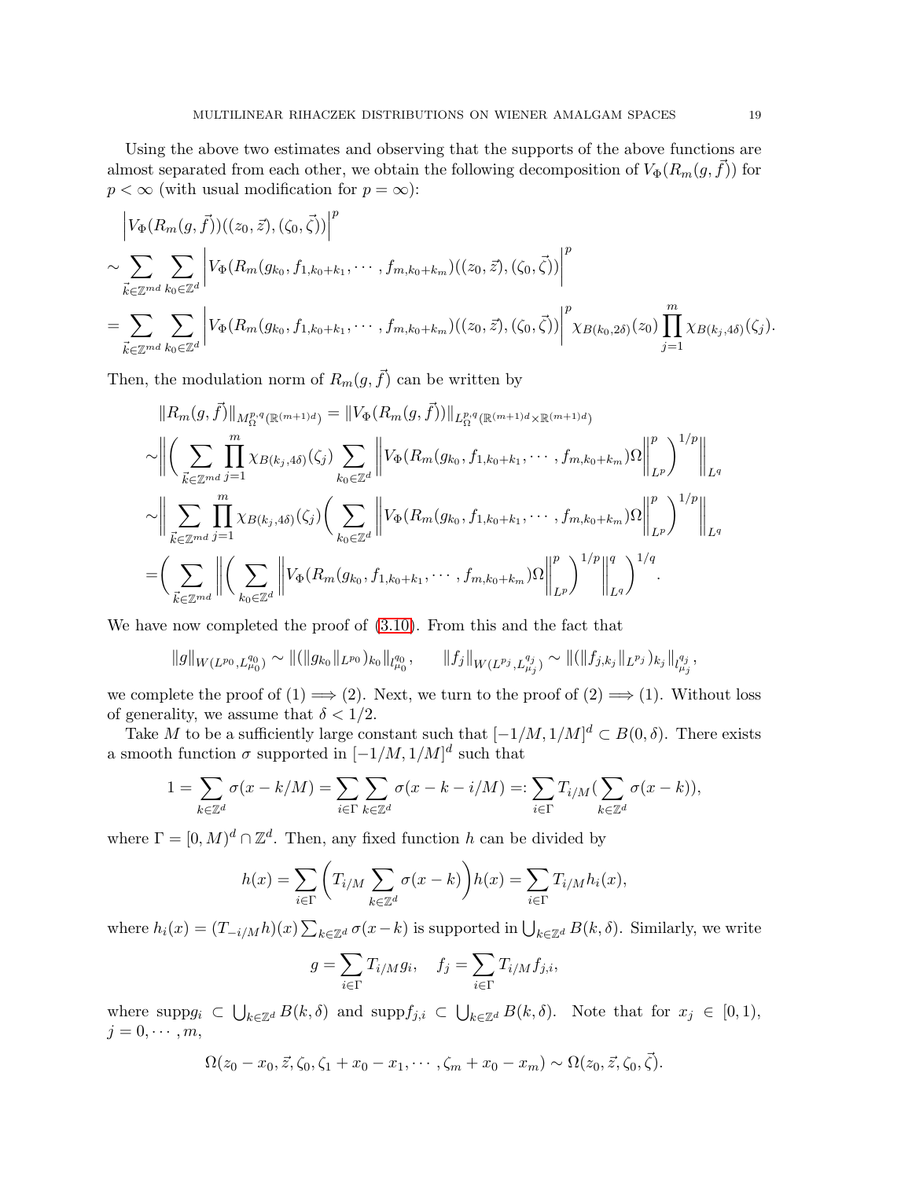Using the above two estimates and observing that the supports of the above functions are almost separated from each other, we obtain the following decomposition of $V_\Phi(R_m(g,\vec{f}))$ for $p<\infty$ (with usual modification for $p=\infty$):

$$
\begin{aligned}
&\left|V_\Phi(R_m(g,\vec{f}))((z_0,\vec{z}),(\zeta_0,\vec{\zeta}))\right|^p\\
\sim&\sum_{\vec{k}\in\mathbb{Z}^{md}}\sum_{k_0\in\mathbb{Z}^d}\left|V_\Phi(R_m(g_{k_0},f_{1,k_0+k_1},\cdots,f_{m,k_0+k_m})((z_0,\vec{z}),(\zeta_0,\vec{\zeta}))\right|^p\\
=&\sum_{\vec{k}\in\mathbb{Z}^{md}}\sum_{k_0\in\mathbb{Z}^d}\left|V_\Phi(R_m(g_{k_0},f_{1,k_0+k_1},\cdots,f_{m,k_0+k_m})((z_0,\vec{z}),(\zeta_0,\vec{\zeta}))\right|^p\chi_{B(k_0,2\delta)}(z_0)\prod_{j=1}^m\chi_{B(k_j,4\delta)}(\zeta_j).
\end{aligned}
$$

Then, the modulation norm of $R_m(g,\vec{f})$ can be written by

$$
\begin{aligned}
&\|R_m(g,\vec{f})\|_{M^{p,q}_\Omega(\mathbb{R}^{(m+1)d})}=\|V_\Phi(R_m(g,\vec{f}))\|_{L^{p,q}_\Omega(\mathbb{R}^{(m+1)d}\times\mathbb{R}^{(m+1)d})}\\
\sim&\left\|\Big(\sum_{\vec{k}\in\mathbb{Z}^{md}}\prod_{j=1}^m\chi_{B(k_j,4\delta)}(\zeta_j)\sum_{k_0\in\mathbb{Z}^d}\left\|V_\Phi(R_m(g_{k_0},f_{1,k_0+k_1},\cdots,f_{m,k_0+k_m})\Omega\right\|_{L^p}^p\Big)^{1/p}\right\|_{L^q}\\
\sim&\left\|\sum_{\vec{k}\in\mathbb{Z}^{md}}\prod_{j=1}^m\chi_{B(k_j,4\delta)}(\zeta_j)\Big(\sum_{k_0\in\mathbb{Z}^d}\left\|V_\Phi(R_m(g_{k_0},f_{1,k_0+k_1},\cdots,f_{m,k_0+k_m})\Omega\right\|_{L^p}^p\Big)^{1/p}\right\|_{L^q}\\
=&\Big(\sum_{\vec{k}\in\mathbb{Z}^{md}}\left\|\Big(\sum_{k_0\in\mathbb{Z}^d}\left\|V_\Phi(R_m(g_{k_0},f_{1,k_0+k_1},\cdots,f_{m,k_0+k_m})\Omega\right\|_{L^p}^p\Big)^{1/p}\right\|_{L^q}^q\Big)^{1/q}.
\end{aligned}
$$

We have now completed the proof of (3.10). From this and the fact that

$$
\|g\|_{W(L^{p_0},L^{q_0}_{\mu_0})}\sim\|(\|g_{k_0}\|_{L^{p_0}})_{k_0}\|_{l^{q_0}_{\mu_0}},\qquad \|f_j\|_{W(L^{p_j},L^{q_j}_{\mu_j})}\sim\|(\|f_{j,k_j}\|_{L^{p_j}})_{k_j}\|_{l^{q_j}_{\mu_j}},
$$

we complete the proof of (1) $\Longrightarrow$ (2). Next, we turn to the proof of (2) $\Longrightarrow$ (1). Without loss of generality, we assume that $\delta<1/2$.

Take $M$ to be a sufficiently large constant such that $[-1/M,1/M]^d\subset B(0,\delta)$. There exists a smooth function $\sigma$ supported in $[-1/M,1/M]^d$ such that

$$
1=\sum_{k\in\mathbb{Z}^d}\sigma(x-k/M)=\sum_{i\in\Gamma}\sum_{k\in\mathbb{Z}^d}\sigma(x-k-i/M)=:\sum_{i\in\Gamma}T_{i/M}(\sum_{k\in\mathbb{Z}^d}\sigma(x-k)),
$$

where $\Gamma=[0,M)^d\cap\mathbb{Z}^d$. Then, any fixed function $h$ can be divided by

$$
h(x)=\sum_{i\in\Gamma}\bigg(T_{i/M}\sum_{k\in\mathbb{Z}^d}\sigma(x-k)\bigg)h(x)=\sum_{i\in\Gamma}T_{i/M}h_i(x),
$$

where $h_i(x)=(T_{-i/M}h)(x)\sum_{k\in\mathbb{Z}^d}\sigma(x-k)$ is supported in $\bigcup_{k\in\mathbb{Z}^d}B(k,\delta)$. Similarly, we write

$$
g=\sum_{i\in\Gamma}T_{i/M}g_i,\quad f_j=\sum_{i\in\Gamma}T_{i/M}f_{j,i},
$$

where $\mathrm{supp}g_i\subset\bigcup_{k\in\mathbb{Z}^d}B(k,\delta)$ and $\mathrm{supp}f_{j,i}\subset\bigcup_{k\in\mathbb{Z}^d}B(k,\delta)$. Note that for $x_j\in[0,1)$, $j=0,\cdots,m$,

$$
\Omega(z_0-x_0,\vec{z},\zeta_0,\zeta_1+x_0-x_1,\cdots,\zeta_m+x_0-x_m)\sim\Omega(z_0,\vec{z},\zeta_0,\vec{\zeta}).
$$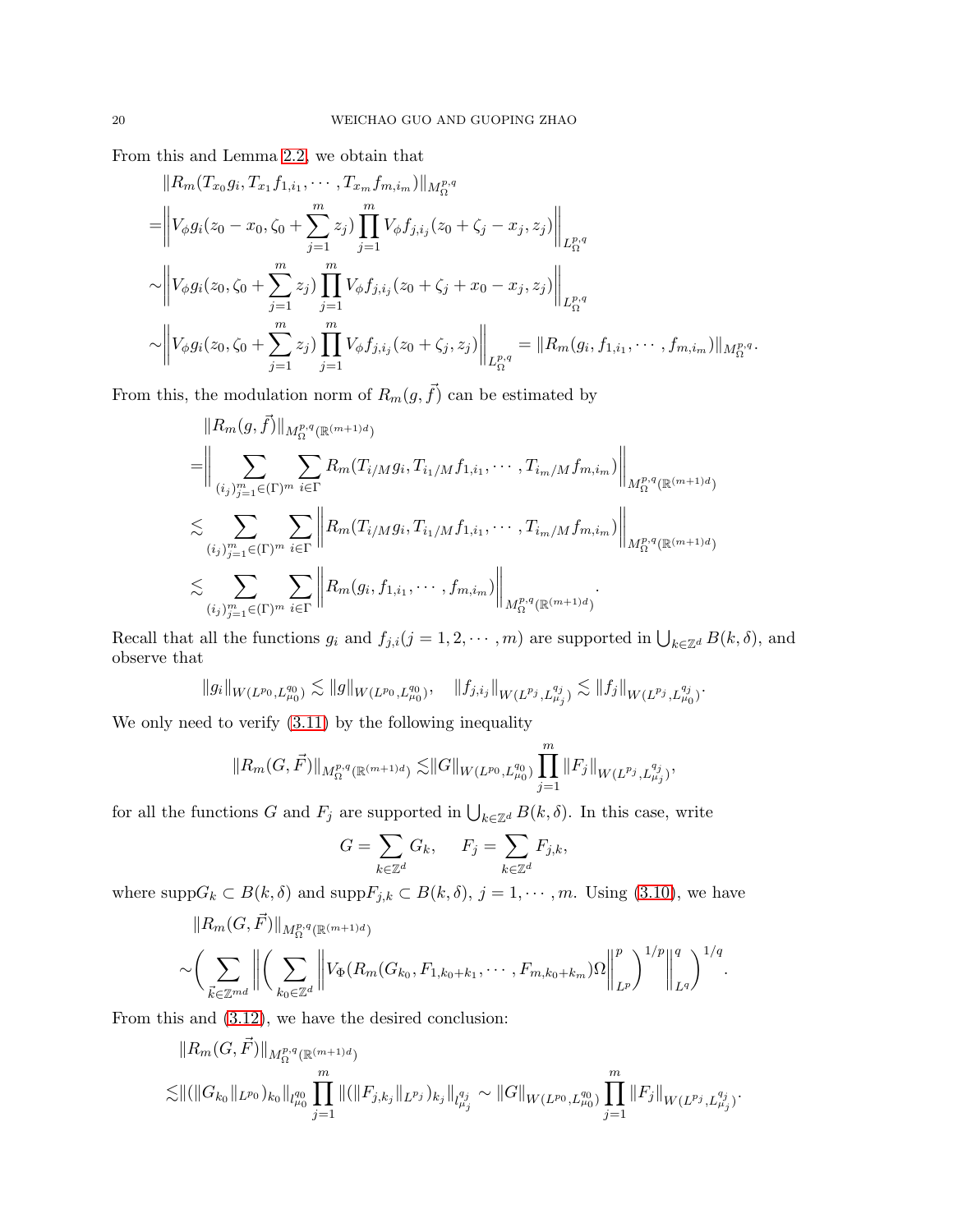From this and Lemma 2.2, we obtain that

$$
\begin{aligned}
&\|R_m(T_{x_0}g_i, T_{x_1}f_{1,i_1}, \cdots, T_{x_m}f_{m,i_m})\|_{M^{p,q}_\Omega} \\
=&\Big\|V_\phi g_i(z_0 - x_0, \zeta_0 + \sum_{j=1}^m z_j)\prod_{j=1}^m V_\phi f_{j,i_j}(z_0+\zeta_j - x_j, z_j)\Big\|_{L^{p,q}_\Omega} \\
\sim&\Big\|V_\phi g_i(z_0, \zeta_0 + \sum_{j=1}^m z_j)\prod_{j=1}^m V_\phi f_{j,i_j}(z_0+\zeta_j + x_0 - x_j, z_j)\Big\|_{L^{p,q}_\Omega} \\
\sim&\Big\|V_\phi g_i(z_0, \zeta_0 + \sum_{j=1}^m z_j)\prod_{j=1}^m V_\phi f_{j,i_j}(z_0+\zeta_j, z_j)\Big\|_{L^{p,q}_\Omega} = \|R_m(g_i, f_{1,i_1}, \cdots, f_{m,i_m})\|_{M^{p,q}_\Omega}.
\end{aligned}
$$

From this, the modulation norm of $R_m(g, \vec{f})$ can be estimated by

$$
\begin{aligned}
&\|R_m(g,\vec{f})\|_{M^{p,q}_\Omega(\mathbb{R}^{(m+1)d})} \\
=&\Big\|\sum_{(i_j)_{j=1}^m \in (\Gamma)^m}\sum_{i\in\Gamma} R_m(T_{i/M}g_i, T_{i_1/M}f_{1,i_1}, \cdots, T_{i_m/M}f_{m,i_m})\Big\|_{M^{p,q}_\Omega(\mathbb{R}^{(m+1)d})} \\
\lesssim&\sum_{(i_j)_{j=1}^m \in (\Gamma)^m}\sum_{i\in\Gamma}\Big\| R_m(T_{i/M}g_i, T_{i_1/M}f_{1,i_1}, \cdots, T_{i_m/M}f_{m,i_m})\Big\|_{M^{p,q}_\Omega(\mathbb{R}^{(m+1)d})} \\
\lesssim&\sum_{(i_j)_{j=1}^m \in (\Gamma)^m}\sum_{i\in\Gamma}\Big\| R_m(g_i, f_{1,i_1}, \cdots, f_{m,i_m})\Big\|_{M^{p,q}_\Omega(\mathbb{R}^{(m+1)d})}.
\end{aligned}
$$

Recall that all the functions $g_i$ and $f_{j,i}(j=1,2,\cdots,m)$ are supported in $\bigcup_{k\in\mathbb{Z}^d}B(k,\delta)$, and observe that

$$
\|g_i\|_{W(L^{p_0},L^{q_0}_{\mu_0})} \lesssim \|g\|_{W(L^{p_0},L^{q_0}_{\mu_0})}, \quad \|f_{j,i_j}\|_{W(L^{p_j},L^{q_j}_{\mu_j})} \lesssim \|f_j\|_{W(L^{p_j},L^{q_j}_{\mu_0})}.
$$

We only need to verify (3.11) by the following inequality

$$
\|R_m(G,\vec{F})\|_{M^{p,q}_\Omega(\mathbb{R}^{(m+1)d})} \lesssim \|G\|_{W(L^{p_0},L^{q_0}_{\mu_0})}\prod_{j=1}^m\|F_j\|_{W(L^{p_j},L^{q_j}_{\mu_j})},
$$

for all the functions $G$ and $F_j$ are supported in $\bigcup_{k\in\mathbb{Z}^d}B(k,\delta)$. In this case, write

$$
G = \sum_{k\in\mathbb{Z}^d}G_k, \quad F_j = \sum_{k\in\mathbb{Z}^d}F_{j,k},
$$

where $\mathrm{supp}G_k \subset B(k,\delta)$ and $\mathrm{supp}F_{j,k} \subset B(k,\delta)$, $j=1,\cdots,m$. Using (3.10), we have

$$
\begin{aligned}
&\|R_m(G,\vec{F})\|_{M^{p,q}_\Omega(\mathbb{R}^{(m+1)d})} \\
\sim&\Big(\sum_{\vec{k}\in\mathbb{Z}^{md}}\Big\|\Big(\sum_{k_0\in\mathbb{Z}^d}\Big\|V_\Phi(R_m(G_{k_0}, F_{1,k_0+k_1}, \cdots, F_{m,k_0+k_m})\Omega\Big\|^p_{L^p}\Big)^{1/p}\Big\|^q_{L^q}\Big)^{1/q}.
\end{aligned}
$$

From this and (3.12), we have the desired conclusion:

$$
\begin{aligned}
&\|R_m(G,\vec{F})\|_{M^{p,q}_\Omega(\mathbb{R}^{(m+1)d})} \\
\lesssim&\|(\|G_{k_0}\|_{L^{p_0}})_{k_0}\|_{l^{q_0}_{\mu_0}}\prod_{j=1}^m\|(\|F_{j,k_j}\|_{L^{p_j}})_{k_j}\|_{l^{q_j}_{\mu_j}} \sim \|G\|_{W(L^{p_0},L^{q_0}_{\mu_0})}\prod_{j=1}^m\|F_j\|_{W(L^{p_j},L^{q_j}_{\mu_j})}.
\end{aligned}
$$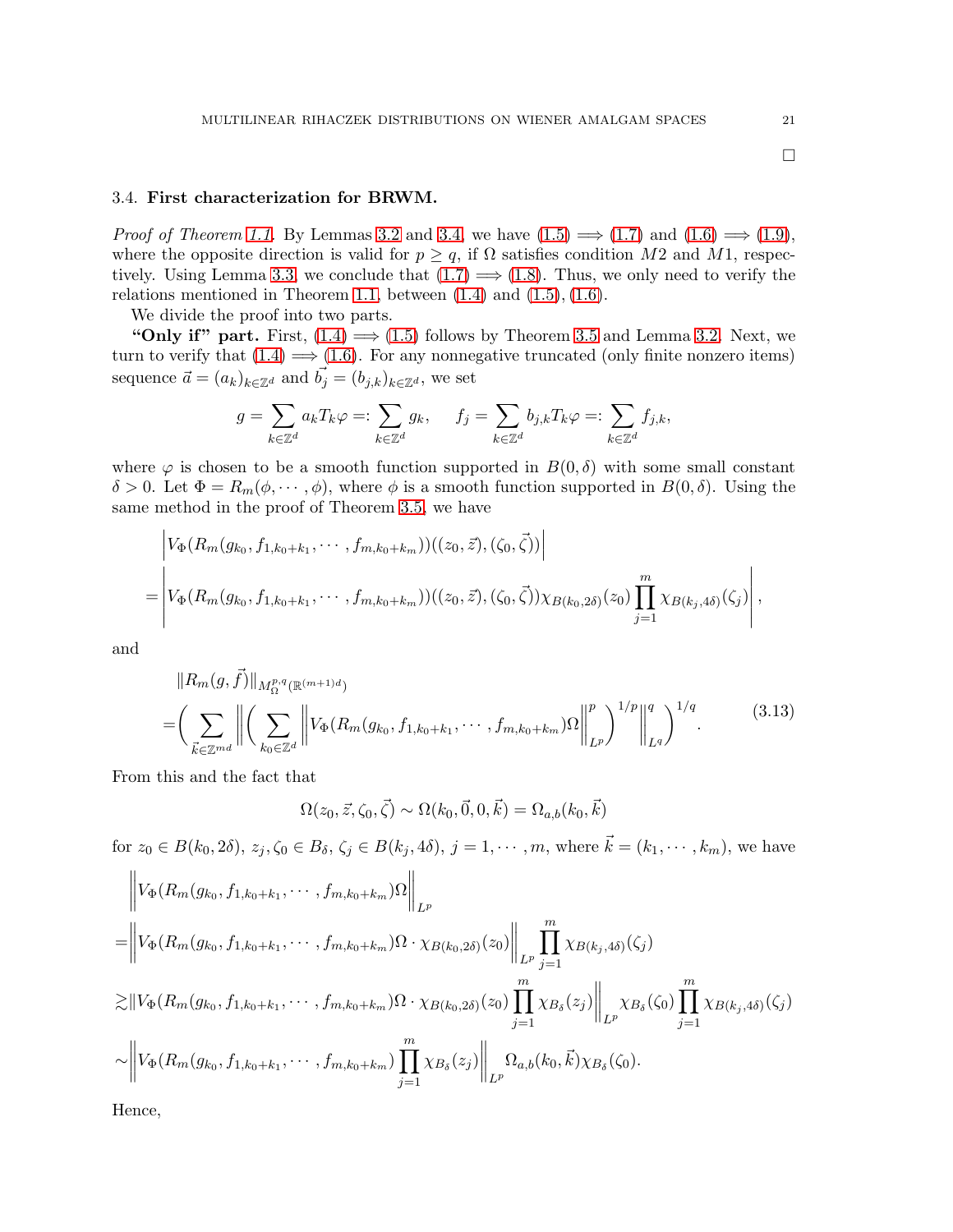□

### 3.4. First characterization for BRWM.

*Proof of Theorem 1.1.* By Lemmas 3.2 and 3.4, we have (1.5) $\Longrightarrow$ (1.7) and (1.6) $\Longrightarrow$ (1.9), where the opposite direction is valid for $p \geq q$, if $\Omega$ satisfies condition $M2$ and $M1$, respectively. Using Lemma 3.3, we conclude that (1.7) $\Longrightarrow$ (1.8). Thus, we only need to verify the relations mentioned in Theorem 1.1, between (1.4) and (1.5), (1.6).

We divide the proof into two parts.

**"Only if" part.** First, (1.4) $\Longrightarrow$ (1.5) follows by Theorem 3.5 and Lemma 3.2. Next, we turn to verify that (1.4) $\Longrightarrow$ (1.6). For any nonnegative truncated (only finite nonzero items) sequence $\vec{a} = (a_k)_{k\in\mathbb{Z}^d}$ and $\vec{b_j} = (b_{j,k})_{k\in\mathbb{Z}^d}$, we set

$$g = \sum_{k\in\mathbb{Z}^d} a_k T_k\varphi =: \sum_{k\in\mathbb{Z}^d} g_k, \quad f_j = \sum_{k\in\mathbb{Z}^d} b_{j,k} T_k\varphi =: \sum_{k\in\mathbb{Z}^d} f_{j,k},$$

where $\varphi$ is chosen to be a smooth function supported in $B(0,\delta)$ with some small constant $\delta > 0$. Let $\Phi = R_m(\phi, \cdots, \phi)$, where $\phi$ is a smooth function supported in $B(0,\delta)$. Using the same method in the proof of Theorem 3.5, we have

$$\begin{aligned}
&\left|V_\Phi(R_m(g_{k_0}, f_{1,k_0+k_1}, \cdots, f_{m,k_0+k_m}))((z_0,\vec{z}),(\zeta_0,\vec{\zeta}))\right| \\
=&\left|V_\Phi(R_m(g_{k_0}, f_{1,k_0+k_1}, \cdots, f_{m,k_0+k_m}))((z_0,\vec{z}),(\zeta_0,\vec{\zeta}))\chi_{B(k_0,2\delta)}(z_0)\prod_{j=1}^m \chi_{B(k_j,4\delta)}(\zeta_j)\right|,
\end{aligned}$$

and

$$\begin{aligned}
&\|R_m(g,\vec{f})\|_{M^{p,q}_\Omega(\mathbb{R}^{(m+1)d})} \\
=&\left(\sum_{\vec{k}\in\mathbb{Z}^{md}}\left\|\left(\sum_{k_0\in\mathbb{Z}^d}\left\|V_\Phi(R_m(g_{k_0}, f_{1,k_0+k_1}, \cdots, f_{m,k_0+k_m})\Omega\right\|_{L^p}^p\right)^{1/p}\right\|_{L^q}^q\right)^{1/q}.
\end{aligned} \tag{3.13}$$

From this and the fact that

$$\Omega(z_0,\vec{z},\zeta_0,\vec{\zeta}) \sim \Omega(k_0,\vec{0},0,\vec{k}) = \Omega_{a,b}(k_0,\vec{k})$$

for $z_0 \in B(k_0,2\delta)$, $z_j, \zeta_0 \in B_\delta$, $\zeta_j \in B(k_j,4\delta)$, $j = 1,\cdots,m$, where $\vec{k} = (k_1,\cdots,k_m)$, we have

$$\begin{aligned}
&\left\|V_\Phi(R_m(g_{k_0}, f_{1,k_0+k_1}, \cdots, f_{m,k_0+k_m})\Omega\right\|_{L^p} \\
=&\left\|V_\Phi(R_m(g_{k_0}, f_{1,k_0+k_1}, \cdots, f_{m,k_0+k_m})\Omega\cdot\chi_{B(k_0,2\delta)}(z_0)\right\|_{L^p}\prod_{j=1}^m \chi_{B(k_j,4\delta)}(\zeta_j) \\
\gtrsim&\|V_\Phi(R_m(g_{k_0}, f_{1,k_0+k_1}, \cdots, f_{m,k_0+k_m})\Omega\cdot\chi_{B(k_0,2\delta)}(z_0)\prod_{j=1}^m \chi_{B_\delta}(z_j)\bigg\|_{L^p}\chi_{B_\delta}(\zeta_0)\prod_{j=1}^m \chi_{B(k_j,4\delta)}(\zeta_j) \\
\sim&\left\|V_\Phi(R_m(g_{k_0}, f_{1,k_0+k_1}, \cdots, f_{m,k_0+k_m})\prod_{j=1}^m \chi_{B_\delta}(z_j)\right\|_{L^p}\Omega_{a,b}(k_0,\vec{k})\chi_{B_\delta}(\zeta_0).
\end{aligned}$$

Hence,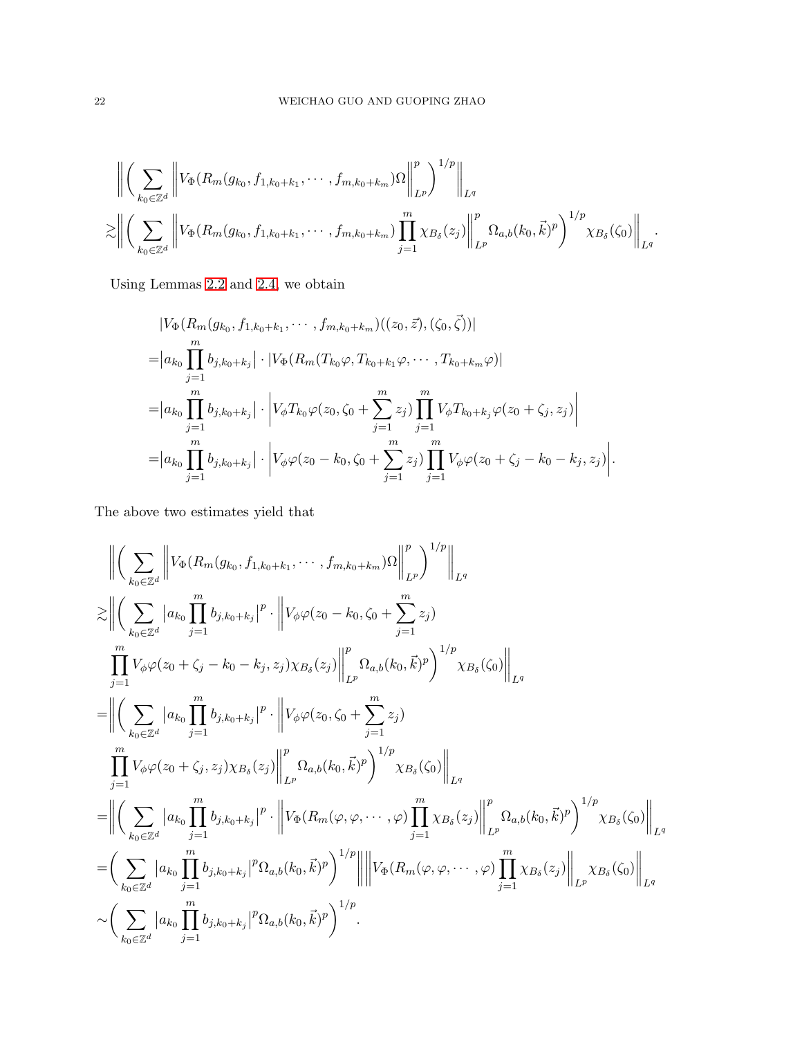$$
\begin{aligned}
&\Big\|\Big(\sum_{k_0\in\mathbb{Z}^d}\Big\|V_\Phi(R_m(g_{k_0},f_{1,k_0+k_1},\cdots,f_{m,k_0+k_m})\Omega\Big\|_{L^p}^p\Big)^{1/p}\Big\|_{L^q}\\
\gtrsim&\Big\|\Big(\sum_{k_0\in\mathbb{Z}^d}\Big\|V_\Phi(R_m(g_{k_0},f_{1,k_0+k_1},\cdots,f_{m,k_0+k_m})\prod_{j=1}^m\chi_{B_\delta}(z_j)\Big\|_{L^p}^p\Omega_{a,b}(k_0,\vec{k})^p\Big)^{1/p}\chi_{B_\delta}(\zeta_0)\Big\|_{L^q}.
\end{aligned}
$$

Using Lemmas 2.2 and 2.4, we obtain

$$
\begin{aligned}
&|V_\Phi(R_m(g_{k_0},f_{1,k_0+k_1},\cdots,f_{m,k_0+k_m})((z_0,\vec{z}),(\zeta_0,\vec{\zeta}))|\\
=&\big|a_{k_0}\prod_{j=1}^m b_{j,k_0+k_j}\big|\cdot|V_\Phi(R_m(T_{k_0}\varphi,T_{k_0+k_1}\varphi,\cdots,T_{k_0+k_m}\varphi)|\\
=&\big|a_{k_0}\prod_{j=1}^m b_{j,k_0+k_j}\big|\cdot\Big|V_\phi T_{k_0}\varphi(z_0,\zeta_0+\sum_{j=1}^m z_j)\prod_{j=1}^m V_\phi T_{k_0+k_j}\varphi(z_0+\zeta_j,z_j)\Big|\\
=&\big|a_{k_0}\prod_{j=1}^m b_{j,k_0+k_j}\big|\cdot\Big|V_\phi\varphi(z_0-k_0,\zeta_0+\sum_{j=1}^m z_j)\prod_{j=1}^m V_\phi\varphi(z_0+\zeta_j-k_0-k_j,z_j)\Big|.
\end{aligned}
$$

The above two estimates yield that

$$
\begin{aligned}
&\Big\|\Big(\sum_{k_0\in\mathbb{Z}^d}\Big\|V_\Phi(R_m(g_{k_0},f_{1,k_0+k_1},\cdots,f_{m,k_0+k_m})\Omega\Big\|_{L^p}^p\Big)^{1/p}\Big\|_{L^q}\\
\gtrsim&\Big\|\Big(\sum_{k_0\in\mathbb{Z}^d}\big|a_{k_0}\prod_{j=1}^m b_{j,k_0+k_j}\big|^p\cdot\Big\|V_\phi\varphi(z_0-k_0,\zeta_0+\sum_{j=1}^m z_j)\\
&\prod_{j=1}^m V_\phi\varphi(z_0+\zeta_j-k_0-k_j,z_j)\chi_{B_\delta}(z_j)\Big\|_{L^p}^p\Omega_{a,b}(k_0,\vec{k})^p\Big)^{1/p}\chi_{B_\delta}(\zeta_0)\Big\|_{L^q}\\
=&\Big\|\Big(\sum_{k_0\in\mathbb{Z}^d}\big|a_{k_0}\prod_{j=1}^m b_{j,k_0+k_j}\big|^p\cdot\Big\|V_\phi\varphi(z_0,\zeta_0+\sum_{j=1}^m z_j)\\
&\prod_{j=1}^m V_\phi\varphi(z_0+\zeta_j,z_j)\chi_{B_\delta}(z_j)\Big\|_{L^p}^p\Omega_{a,b}(k_0,\vec{k})^p\Big)^{1/p}\chi_{B_\delta}(\zeta_0)\Big\|_{L^q}\\
=&\Big\|\Big(\sum_{k_0\in\mathbb{Z}^d}\big|a_{k_0}\prod_{j=1}^m b_{j,k_0+k_j}\big|^p\cdot\Big\|V_\Phi(R_m(\varphi,\varphi,\cdots,\varphi)\prod_{j=1}^m\chi_{B_\delta}(z_j)\Big\|_{L^p}^p\Omega_{a,b}(k_0,\vec{k})^p\Big)^{1/p}\chi_{B_\delta}(\zeta_0)\Big\|_{L^q}\\
=&\Big(\sum_{k_0\in\mathbb{Z}^d}\big|a_{k_0}\prod_{j=1}^m b_{j,k_0+k_j}\big|^p\Omega_{a,b}(k_0,\vec{k})^p\Big)^{1/p}\Big\|\Big\|V_\Phi(R_m(\varphi,\varphi,\cdots,\varphi)\prod_{j=1}^m\chi_{B_\delta}(z_j)\Big\|_{L^p}\chi_{B_\delta}(\zeta_0)\Big\|_{L^q}\\
\sim&\Big(\sum_{k_0\in\mathbb{Z}^d}\big|a_{k_0}\prod_{j=1}^m b_{j,k_0+k_j}\big|^p\Omega_{a,b}(k_0,\vec{k})^p\Big)^{1/p}.
\end{aligned}
$$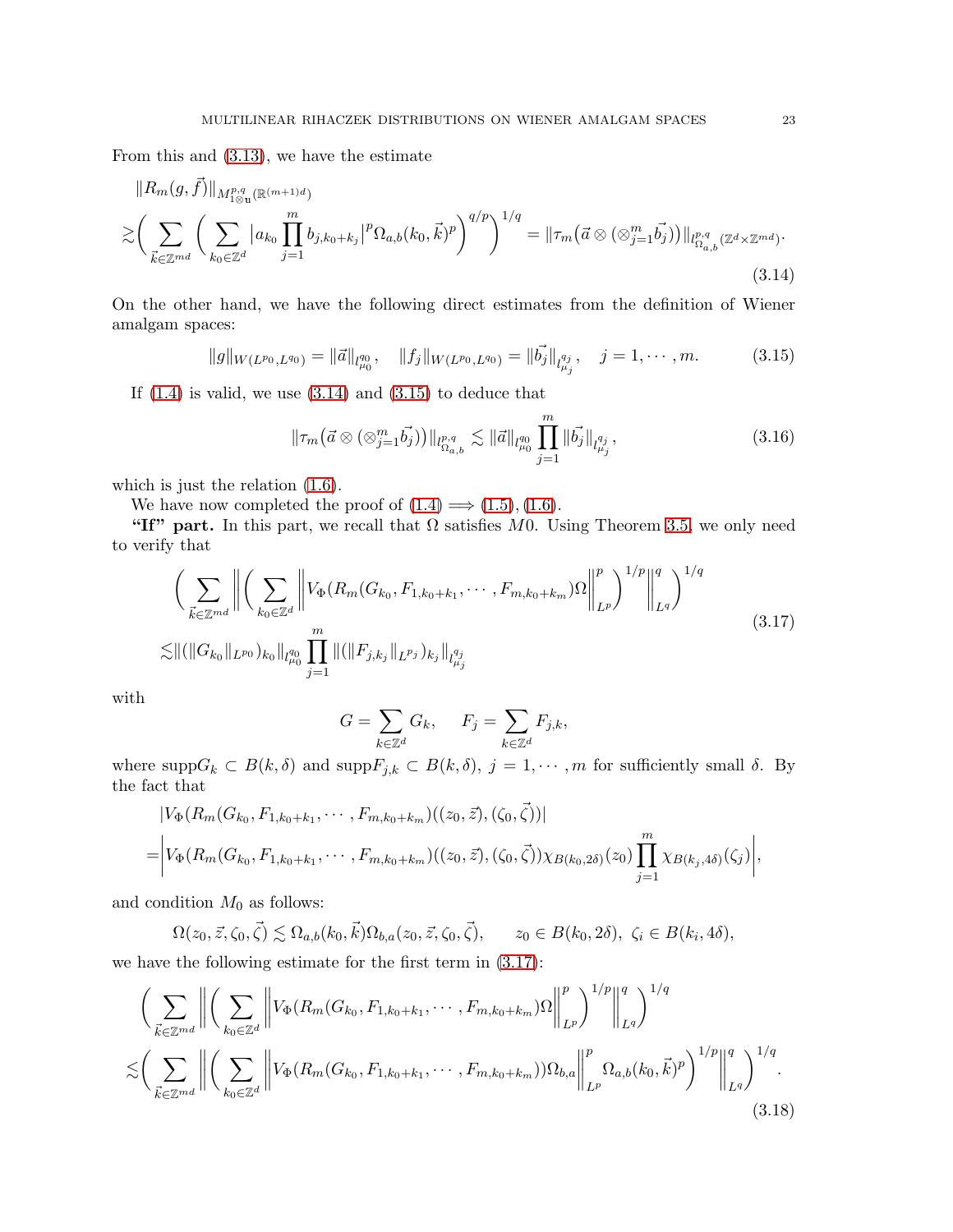From this and (3.13), we have the estimate

$$
\begin{aligned}
&\|R_m(g,\vec{f})\|_{M^{p,q}_{1\otimes \mathbf{u}}(\mathbb{R}^{(m+1)d})} \\
\gtrsim&\bigg(\sum_{\vec{k}\in\mathbb{Z}^{md}}\bigg(\sum_{k_0\in\mathbb{Z}^d}\big|a_{k_0}\prod_{j=1}^m b_{j,k_0+k_j}\big|^p\Omega_{a,b}(k_0,\vec{k})^p\bigg)^{q/p}\bigg)^{1/q}=\|\tau_m\big(\vec{a}\otimes(\otimes_{j=1}^m\vec{b_j})\big)\|_{l^{p,q}_{\Omega_{a,b}}(\mathbb{Z}^d\times\mathbb{Z}^{md})}.
\end{aligned}
\tag{3.14}
$$

On the other hand, we have the following direct estimates from the definition of Wiener amalgam spaces:

$$
\|g\|_{W(L^{p_0},L^{q_0})}=\|\vec{a}\|_{l^{q_0}_{\mu_0}},\quad \|f_j\|_{W(L^{p_0},L^{q_0})}=\|\vec{b_j}\|_{l^{q_j}_{\mu_j}},\quad j=1,\cdots,m. \tag{3.15}
$$

If (1.4) is valid, we use (3.14) and (3.15) to deduce that

$$
\|\tau_m\big(\vec{a}\otimes(\otimes_{j=1}^m\vec{b_j})\big)\|_{l^{p,q}_{\Omega_{a,b}}}\lesssim\|\vec{a}\|_{l^{q_0}_{\mu_0}}\prod_{j=1}^m\|\vec{b_j}\|_{l^{q_j}_{\mu_j}}, \tag{3.16}
$$

which is just the relation (1.6).

We have now completed the proof of (1.4) $\Longrightarrow$ (1.5), (1.6).

**"If" part.** In this part, we recall that $\Omega$ satisfies $M0$. Using Theorem 3.5, we only need to verify that

$$
\begin{aligned}
&\bigg(\sum_{\vec{k}\in\mathbb{Z}^{md}}\bigg\|\bigg(\sum_{k_0\in\mathbb{Z}^d}\Big\|V_\Phi(R_m(G_{k_0},F_{1,k_0+k_1},\cdots,F_{m,k_0+k_m})\Omega\Big\|^p_{L^p}\bigg)^{1/p}\bigg\|^q_{L^q}\bigg)^{1/q} \\
\lesssim&\|(\|G_{k_0}\|_{L^{p_0}})_{k_0}\|_{l^{q_0}_{\mu_0}}\prod_{j=1}^m\|(\|F_{j,k_j}\|_{L^{p_j}})_{k_j}\|_{l^{q_j}_{\mu_j}}
\end{aligned}
\tag{3.17}
$$

with

$$
G=\sum_{k\in\mathbb{Z}^d}G_k,\qquad F_j=\sum_{k\in\mathbb{Z}^d}F_{j,k},
$$

where $\mathrm{supp}G_k\subset B(k,\delta)$ and $\mathrm{supp}F_{j,k}\subset B(k,\delta)$, $j=1,\cdots,m$ for sufficiently small $\delta$. By the fact that

$$
\begin{aligned}
&|V_\Phi(R_m(G_{k_0},F_{1,k_0+k_1},\cdots,F_{m,k_0+k_m})((z_0,\vec{z}),(\zeta_0,\vec{\zeta}))| \\
=&\bigg|V_\Phi(R_m(G_{k_0},F_{1,k_0+k_1},\cdots,F_{m,k_0+k_m})((z_0,\vec{z}),(\zeta_0,\vec{\zeta}))\chi_{B(k_0,2\delta)}(z_0)\prod_{j=1}^m\chi_{B(k_j,4\delta)}(\zeta_j)\bigg|,
\end{aligned}
$$

and condition $M_0$ as follows:

$$
\Omega(z_0,\vec{z},\zeta_0,\vec{\zeta})\lesssim\Omega_{a,b}(k_0,\vec{k})\Omega_{b,a}(z_0,\vec{z},\zeta_0,\vec{\zeta}),\qquad z_0\in B(k_0,2\delta),\ \zeta_i\in B(k_i,4\delta),
$$

we have the following estimate for the first term in (3.17):

$$
\begin{aligned}
&\bigg(\sum_{\vec{k}\in\mathbb{Z}^{md}}\bigg\|\bigg(\sum_{k_0\in\mathbb{Z}^d}\Big\|V_\Phi(R_m(G_{k_0},F_{1,k_0+k_1},\cdots,F_{m,k_0+k_m})\Omega\Big\|^p_{L^p}\bigg)^{1/p}\bigg\|^q_{L^q}\bigg)^{1/q} \\
\lesssim&\bigg(\sum_{\vec{k}\in\mathbb{Z}^{md}}\bigg\|\bigg(\sum_{k_0\in\mathbb{Z}^d}\Big\|V_\Phi(R_m(G_{k_0},F_{1,k_0+k_1},\cdots,F_{m,k_0+k_m}))\Omega_{b,a}\Big\|^p_{L^p}\Omega_{a,b}(k_0,\vec{k})^p\bigg)^{1/p}\bigg\|^q_{L^q}\bigg)^{1/q}.
\end{aligned}
\tag{3.18}
$$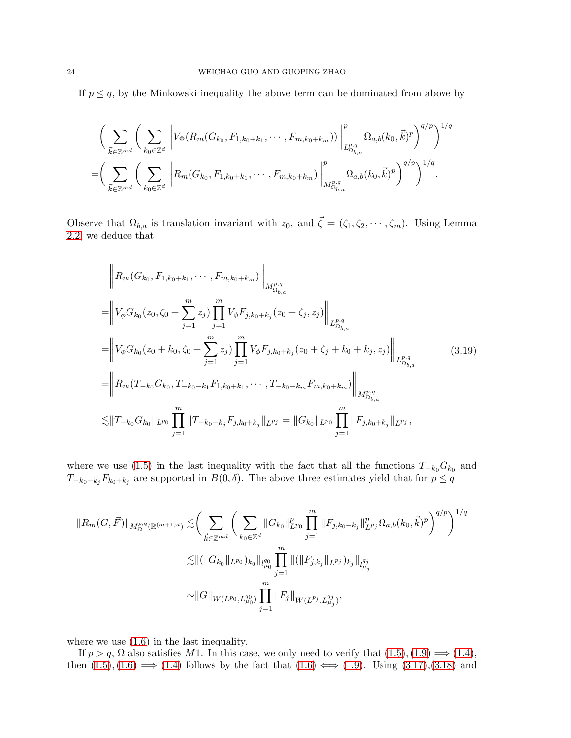If $p \leq q$, by the Minkowski inequality the above term can be dominated from above by

$$
\begin{aligned}
&\bigg( \sum_{\vec{k}\in\mathbb{Z}^{md}} \bigg( \sum_{k_0\in\mathbb{Z}^d} \Big\| V_\Phi(R_m(G_{k_0}, F_{1,k_0+k_1}, \cdots, F_{m,k_0+k_m})) \Big\|^p_{L^{p,q}_{\Omega_{b,a}}} \Omega_{a,b}(k_0,\vec{k})^p \bigg)^{q/p} \bigg)^{1/q} \\
=&\bigg( \sum_{\vec{k}\in\mathbb{Z}^{md}} \bigg( \sum_{k_0\in\mathbb{Z}^d} \Big\| R_m(G_{k_0}, F_{1,k_0+k_1}, \cdots, F_{m,k_0+k_m}) \Big\|^p_{M^{p,q}_{\Omega_{b,a}}} \Omega_{a,b}(k_0,\vec{k})^p \bigg)^{q/p} \bigg)^{1/q}.
\end{aligned}
$$

Observe that $\Omega_{b,a}$ is translation invariant with $z_0$, and $\vec{\zeta} = (\zeta_1, \zeta_2, \cdots, \zeta_m)$. Using Lemma 2.2, we deduce that

$$
\begin{aligned}
&\Big\| R_m(G_{k_0}, F_{1,k_0+k_1}, \cdots, F_{m,k_0+k_m}) \Big\|_{M^{p,q}_{\Omega_{b,a}}} \\
=&\Big\| V_\phi G_{k_0}(z_0, \zeta_0 + \sum_{j=1}^m z_j) \prod_{j=1}^m V_\phi F_{j,k_0+k_j}(z_0+\zeta_j, z_j) \Big\|_{L^{p,q}_{\Omega_{b,a}}} \\
=&\Big\| V_\phi G_{k_0}(z_0+k_0, \zeta_0 + \sum_{j=1}^m z_j) \prod_{j=1}^m V_\phi F_{j,k_0+k_j}(z_0+\zeta_j+k_0+k_j, z_j) \Big\|_{L^{p,q}_{\Omega_{b,a}}} \qquad (3.19)\\
=&\Big\| R_m(T_{-k_0}G_{k_0}, T_{-k_0-k_1}F_{1,k_0+k_1}, \cdots, T_{-k_0-k_m}F_{m,k_0+k_m}) \Big\|_{M^{p,q}_{\Omega_{b,a}}} \\
\lesssim&\|T_{-k_0}G_{k_0}\|_{L^{p_0}} \prod_{j=1}^m \|T_{-k_0-k_j}F_{j,k_0+k_j}\|_{L^{p_j}} = \|G_{k_0}\|_{L^{p_0}} \prod_{j=1}^m \|F_{j,k_0+k_j}\|_{L^{p_j}},
\end{aligned}
$$

where we use (1.5) in the last inequality with the fact that all the functions $T_{-k_0}G_{k_0}$ and $T_{-k_0-k_j}F_{k_0+k_j}$ are supported in $B(0,\delta)$. The above three estimates yield that for $p \leq q$

$$
\begin{aligned}
\|R_m(G,\vec{F})\|_{M^{p,q}_\Omega(\mathbb{R}^{(m+1)d})} \lesssim& \bigg( \sum_{\vec{k}\in\mathbb{Z}^{md}} \bigg( \sum_{k_0\in\mathbb{Z}^d} \|G_{k_0}\|^p_{L^{p_0}} \prod_{j=1}^m \|F_{j,k_0+k_j}\|^p_{L^{p_j}} \Omega_{a,b}(k_0,\vec{k})^p \bigg)^{q/p} \bigg)^{1/q} \\
\lesssim& \|(\|G_{k_0}\|_{L^{p_0}})_{k_0}\|_{l^{q_0}_{\mu_0}} \prod_{j=1}^m \|(\|F_{j,k_j}\|_{L^{p_j}})_{k_j}\|_{l^{q_j}_{\mu_j}} \\
\sim& \|G\|_{W(L^{p_0}, L^{q_0}_{\mu_0})} \prod_{j=1}^m \|F_j\|_{W(L^{p_j}, L^{q_j}_{\mu_j})},
\end{aligned}
$$

where we use (1.6) in the last inequality.

If $p > q$, $\Omega$ also satisfies $M1$. In this case, we only need to verify that (1.5), (1.9) $\Longrightarrow$ (1.4), then (1.5), (1.6) $\Longrightarrow$ (1.4) follows by the fact that (1.6) $\Longleftrightarrow$ (1.9). Using (3.17),(3.18) and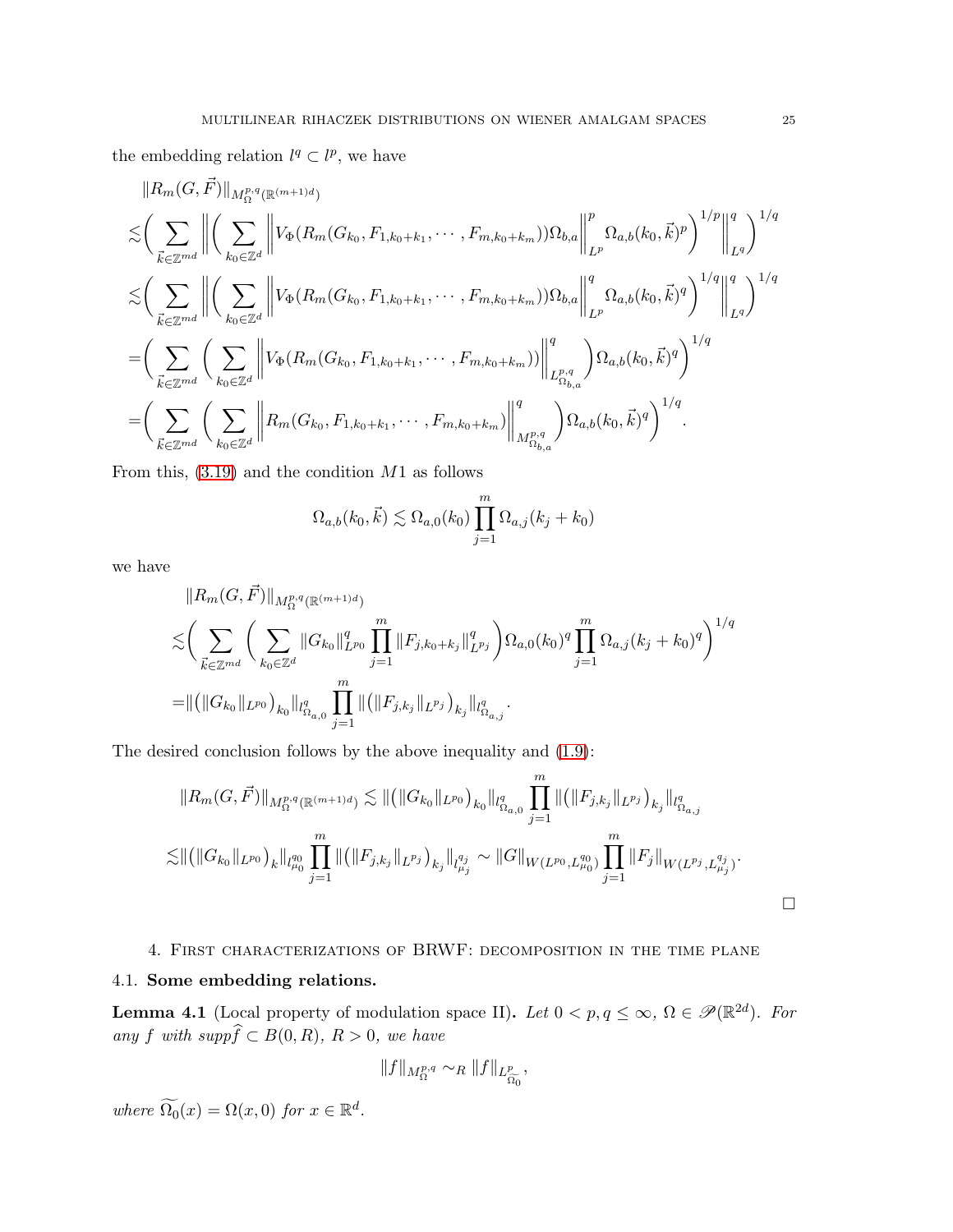the embedding relation $l^q \subset l^p$, we have

$$
\begin{aligned}
&\|R_m(G,\vec{F})\|_{M^{p,q}_{\Omega}(\mathbb{R}^{(m+1)d})}\\
\lesssim&\bigg(\sum_{\vec{k}\in\mathbb{Z}^{md}}\bigg\|\bigg(\sum_{k_0\in\mathbb{Z}^d}\Big\|V_\Phi(R_m(G_{k_0},F_{1,k_0+k_1},\cdots,F_{m,k_0+k_m}))\Omega_{b,a}\Big\|^p_{L^p}\Omega_{a,b}(k_0,\vec{k})^p\bigg)^{1/p}\bigg\|^q_{L^q}\bigg)^{1/q}\\
\lesssim&\bigg(\sum_{\vec{k}\in\mathbb{Z}^{md}}\bigg\|\bigg(\sum_{k_0\in\mathbb{Z}^d}\Big\|V_\Phi(R_m(G_{k_0},F_{1,k_0+k_1},\cdots,F_{m,k_0+k_m}))\Omega_{b,a}\Big\|^q_{L^p}\Omega_{a,b}(k_0,\vec{k})^q\bigg)^{1/q}\bigg\|^q_{L^q}\bigg)^{1/q}\\
=&\bigg(\sum_{\vec{k}\in\mathbb{Z}^{md}}\bigg(\sum_{k_0\in\mathbb{Z}^d}\Big\|V_\Phi(R_m(G_{k_0},F_{1,k_0+k_1},\cdots,F_{m,k_0+k_m}))\Big\|^q_{L^{p,q}_{\Omega_{b,a}}}\bigg)\Omega_{a,b}(k_0,\vec{k})^q\bigg)^{1/q}\\
=&\bigg(\sum_{\vec{k}\in\mathbb{Z}^{md}}\bigg(\sum_{k_0\in\mathbb{Z}^d}\Big\|R_m(G_{k_0},F_{1,k_0+k_1},\cdots,F_{m,k_0+k_m})\Big\|^q_{M^{p,q}_{\Omega_{b,a}}}\bigg)\Omega_{a,b}(k_0,\vec{k})^q\bigg)^{1/q}.
\end{aligned}
$$

From this, (3.19) and the condition $M1$ as follows

$$
\Omega_{a,b}(k_0,\vec{k})\lesssim\Omega_{a,0}(k_0)\prod_{j=1}^m\Omega_{a,j}(k_j+k_0)
$$

we have

$$
\begin{aligned}
&\|R_m(G,\vec{F})\|_{M^{p,q}_{\Omega}(\mathbb{R}^{(m+1)d})}\\
\lesssim&\bigg(\sum_{\vec{k}\in\mathbb{Z}^{md}}\bigg(\sum_{k_0\in\mathbb{Z}^d}\|G_{k_0}\|^q_{L^{p_0}}\prod_{j=1}^m\|F_{j,k_0+k_j}\|^q_{L^{p_j}}\bigg)\Omega_{a,0}(k_0)^q\prod_{j=1}^m\Omega_{a,j}(k_j+k_0)^q\bigg)^{1/q}\\
=&\|\big(\|G_{k_0}\|_{L^{p_0}}\big)_{k_0}\|_{l^q_{\Omega_{a,0}}}\prod_{j=1}^m\|\big(\|F_{j,k_j}\|_{L^{p_j}}\big)_{k_j}\|_{l^q_{\Omega_{a,j}}}.
\end{aligned}
$$

The desired conclusion follows by the above inequality and (1.9):

$$
\|R_m(G,\vec{F})\|_{M^{p,q}_{\Omega}(\mathbb{R}^{(m+1)d})}\lesssim\|\big(\|G_{k_0}\|_{L^{p_0}}\big)_{k_0}\|_{l^q_{\Omega_{a,0}}}\prod_{j=1}^m\|\big(\|F_{j,k_j}\|_{L^{p_j}}\big)_{k_j}\|_{l^q_{\Omega_{a,j}}}
$$

$$
\lesssim\|\big(\|G_{k_0}\|_{L^{p_0}}\big)_{k}\|_{l^{q_0}_{\mu_0}}\prod_{j=1}^m\|\big(\|F_{j,k_j}\|_{L^{p_j}}\big)_{k_j}\|_{l^{q_j}_{\mu_j}}\sim\|G\|_{W(L^{p_0},L^{q_0}_{\mu_0})}\prod_{j=1}^m\|F_j\|_{W(L^{p_j},L^{q_j}_{\mu_j})}.
$$

$\square$

## 4. First characterizations of BRWF: decomposition in the time plane

### 4.1. Some embedding relations.

**Lemma 4.1** (Local property of modulation space II)**.** *Let $0<p,q\leq\infty$, $\Omega\in\mathscr{P}(\mathbb{R}^{2d})$. For any $f$ with $supp\widehat{f}\subset B(0,R)$, $R>0$, we have*

$$
\|f\|_{M^{p,q}_{\Omega}}\sim_R\|f\|_{L^p_{\widetilde{\Omega_0}}},
$$

*where $\widetilde{\Omega_0}(x)=\Omega(x,0)$ for $x\in\mathbb{R}^d$.*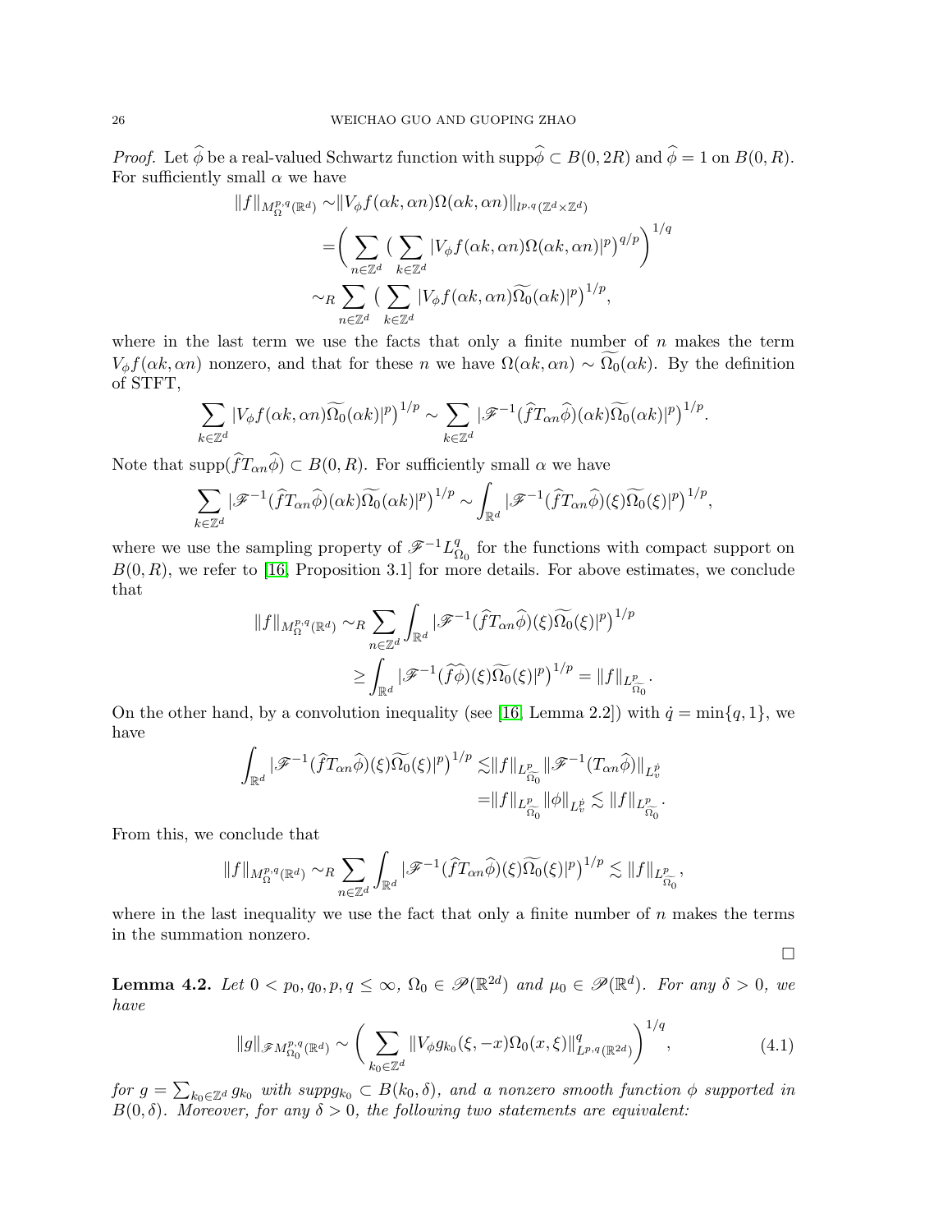*Proof.* Let $\widehat{\phi}$ be a real-valued Schwartz function with $\text{supp}\widehat{\phi} \subset B(0,2R)$ and $\widehat{\phi} = 1$ on $B(0,R)$. For sufficiently small $\alpha$ we have

$$
\begin{aligned}
\|f\|_{M^{p,q}_{\Omega}(\mathbb{R}^d)} \sim & \|V_\phi f(\alpha k, \alpha n)\Omega(\alpha k, \alpha n)\|_{l^{p,q}(\mathbb{Z}^d\times\mathbb{Z}^d)} \\
= & \bigg(\sum_{n\in\mathbb{Z}^d}\big(\sum_{k\in\mathbb{Z}^d}|V_\phi f(\alpha k, \alpha n)\Omega(\alpha k, \alpha n)|^p\big)^{q/p}\bigg)^{1/q} \\
\sim_R & \sum_{n\in\mathbb{Z}^d}\big(\sum_{k\in\mathbb{Z}^d}|V_\phi f(\alpha k, \alpha n)\widetilde{\Omega_0}(\alpha k)|^p\big)^{1/p},
\end{aligned}
$$

where in the last term we use the facts that only a finite number of $n$ makes the term $V_\phi f(\alpha k, \alpha n)$ nonzero, and that for these $n$ we have $\Omega(\alpha k, \alpha n) \sim \widetilde{\Omega_0}(\alpha k)$. By the definition of STFT,

$$
\sum_{k\in\mathbb{Z}^d}|V_\phi f(\alpha k, \alpha n)\widetilde{\Omega_0}(\alpha k)|^p\big)^{1/p} \sim \sum_{k\in\mathbb{Z}^d}|\mathscr{F}^{-1}(\widehat{f}T_{\alpha n}\widehat{\phi})(\alpha k)\widetilde{\Omega_0}(\alpha k)|^p\big)^{1/p}.
$$

Note that $\text{supp}(\widehat{f}T_{\alpha n}\widehat{\phi}) \subset B(0,R)$. For sufficiently small $\alpha$ we have

$$
\sum_{k\in\mathbb{Z}^d}|\mathscr{F}^{-1}(\widehat{f}T_{\alpha n}\widehat{\phi})(\alpha k)\widetilde{\Omega_0}(\alpha k)|^p\big)^{1/p} \sim \int_{\mathbb{R}^d}|\mathscr{F}^{-1}(\widehat{f}T_{\alpha n}\widehat{\phi})(\xi)\widetilde{\Omega_0}(\xi)|^p\big)^{1/p},
$$

where we use the sampling property of $\mathscr{F}^{-1}L^q_{\Omega_0}$ for the functions with compact support on $B(0,R)$, we refer to [16, Proposition 3.1] for more details. For above estimates, we conclude that

$$
\begin{aligned}
\|f\|_{M^{p,q}_{\Omega}(\mathbb{R}^d)} \sim_R & \sum_{n\in\mathbb{Z}^d}\int_{\mathbb{R}^d}|\mathscr{F}^{-1}(\widehat{f}T_{\alpha n}\widehat{\phi})(\xi)\widetilde{\Omega_0}(\xi)|^p\big)^{1/p} \\
\geq & \int_{\mathbb{R}^d}|\mathscr{F}^{-1}(\widehat{f}\widehat{\phi})(\xi)\widetilde{\Omega_0}(\xi)|^p\big)^{1/p} = \|f\|_{L^p_{\widetilde{\Omega_0}}}.
\end{aligned}
$$

On the other hand, by a convolution inequality (see [16, Lemma 2.2]) with $\dot{q} = \min\{q,1\}$, we have

$$
\begin{aligned}
\int_{\mathbb{R}^d}|\mathscr{F}^{-1}(\widehat{f}T_{\alpha n}\widehat{\phi})(\xi)\widetilde{\Omega_0}(\xi)|^p\big)^{1/p} \lesssim & \|f\|_{L^p_{\widetilde{\Omega_0}}}\|\mathscr{F}^{-1}(T_{\alpha n}\widehat{\phi})\|_{L^{\dot{p}}_v} \\
= & \|f\|_{L^p_{\widetilde{\Omega_0}}}\|\phi\|_{L^{\dot{p}}_v} \lesssim \|f\|_{L^p_{\widetilde{\Omega_0}}}.
\end{aligned}
$$

From this, we conclude that

$$
\|f\|_{M^{p,q}_{\Omega}(\mathbb{R}^d)} \sim_R \sum_{n\in\mathbb{Z}^d}\int_{\mathbb{R}^d}|\mathscr{F}^{-1}(\widehat{f}T_{\alpha n}\widehat{\phi})(\xi)\widetilde{\Omega_0}(\xi)|^p\big)^{1/p} \lesssim \|f\|_{L^p_{\widetilde{\Omega_0}}},
$$

where in the last inequality we use the fact that only a finite number of $n$ makes the terms in the summation nonzero.

$\square$

**Lemma 4.2.** *Let $0 < p_0, q_0, p, q \leq \infty$, $\Omega_0 \in \mathscr{P}(\mathbb{R}^{2d})$ and $\mu_0 \in \mathscr{P}(\mathbb{R}^d)$. For any $\delta > 0$, we have*

$$
\|g\|_{\mathscr{F}M^{p,q}_{\Omega_0}(\mathbb{R}^d)} \sim \bigg(\sum_{k_0\in\mathbb{Z}^d}\|V_\phi g_{k_0}(\xi,-x)\Omega_0(x,\xi)\|^q_{L^{p,q}(\mathbb{R}^{2d})}\bigg)^{1/q}, \tag{4.1}
$$

*for $g = \sum_{k_0\in\mathbb{Z}^d} g_{k_0}$ with $\text{supp}g_{k_0} \subset B(k_0,\delta)$, and a nonzero smooth function $\phi$ supported in $B(0,\delta)$. Moreover, for any $\delta > 0$, the following two statements are equivalent:*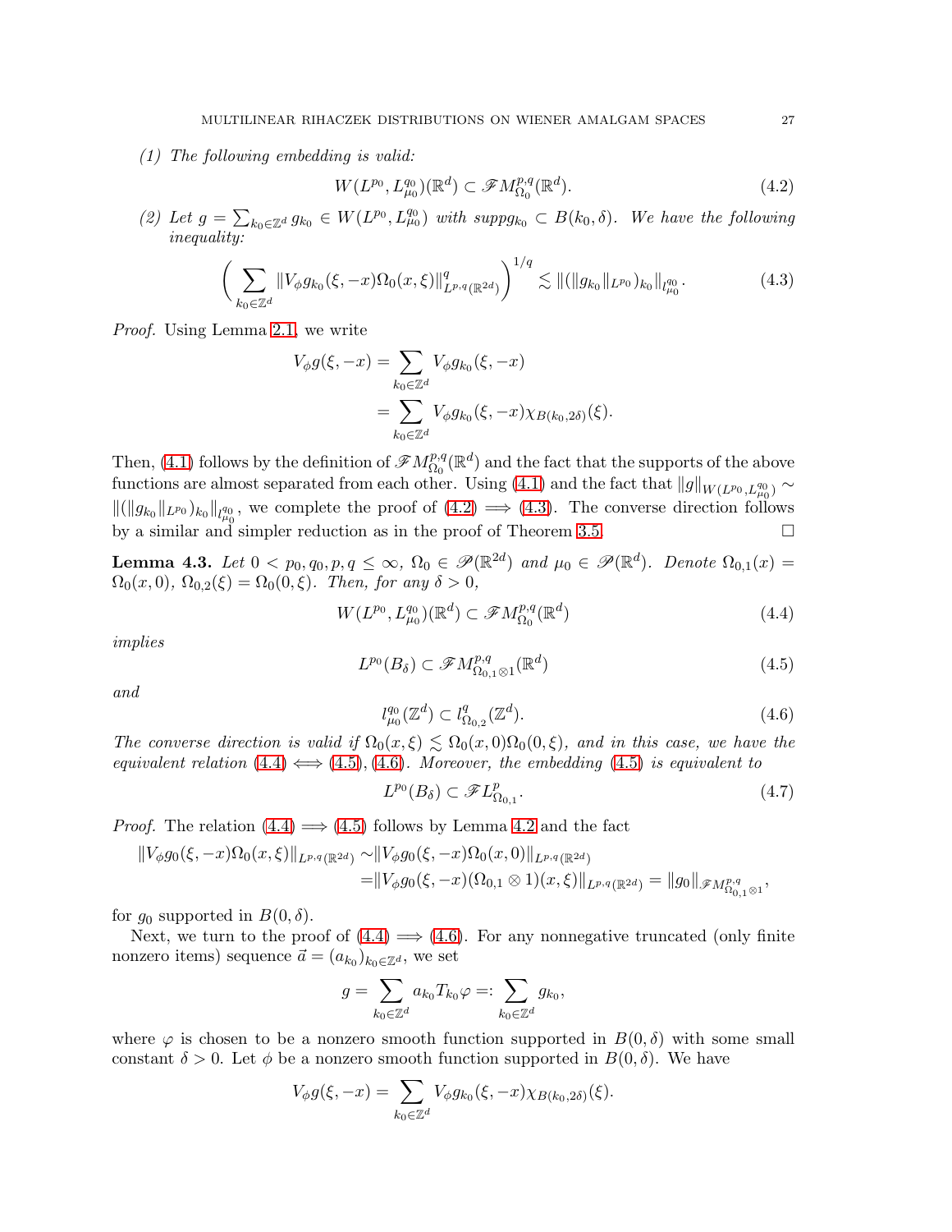*(1) The following embedding is valid:*

$$W(L^{p_0}, L^{q_0}_{\mu_0})(\mathbb{R}^d) \subset \mathscr{F}M^{p,q}_{\Omega_0}(\mathbb{R}^d). \tag{4.2}$$

*(2) Let $g = \sum_{k_0 \in \mathbb{Z}^d} g_{k_0} \in W(L^{p_0}, L^{q_0}_{\mu_0})$ with $supp g_{k_0} \subset B(k_0, \delta)$. We have the following inequality:*

$$\left( \sum_{k_0 \in \mathbb{Z}^d} \|V_\phi g_{k_0}(\xi, -x)\Omega_0(x,\xi)\|^q_{L^{p,q}(\mathbb{R}^{2d})} \right)^{1/q} \lesssim \|(\|g_{k_0}\|_{L^{p_0}})_{k_0}\|_{l^{q_0}_{\mu_0}}. \tag{4.3}$$

*Proof.* Using Lemma 2.1, we write

$$\begin{aligned} V_\phi g(\xi, -x) &= \sum_{k_0 \in \mathbb{Z}^d} V_\phi g_{k_0}(\xi, -x) \\ &= \sum_{k_0 \in \mathbb{Z}^d} V_\phi g_{k_0}(\xi, -x)\chi_{B(k_0, 2\delta)}(\xi). \end{aligned}$$

Then, (4.1) follows by the definition of $\mathscr{F}M^{p,q}_{\Omega_0}(\mathbb{R}^d)$ and the fact that the supports of the above functions are almost separated from each other. Using (4.1) and the fact that $\|g\|_{W(L^{p_0}, L^{q_0}_{\mu_0})} \sim \|(\|g_{k_0}\|_{L^{p_0}})_{k_0}\|_{l^{q_0}_{\mu_0}}$, we complete the proof of (4.2) $\Longrightarrow$ (4.3). The converse direction follows by a similar and simpler reduction as in the proof of Theorem 3.5. $\square$

**Lemma 4.3.** *Let $0 < p_0, q_0, p, q \leq \infty$, $\Omega_0 \in \mathscr{P}(\mathbb{R}^{2d})$ and $\mu_0 \in \mathscr{P}(\mathbb{R}^d)$. Denote $\Omega_{0,1}(x) = \Omega_0(x, 0)$, $\Omega_{0,2}(\xi) = \Omega_0(0, \xi)$. Then, for any $\delta > 0$,*

$$W(L^{p_0}, L^{q_0}_{\mu_0})(\mathbb{R}^d) \subset \mathscr{F}M^{p,q}_{\Omega_0}(\mathbb{R}^d) \tag{4.4}$$

*implies*

$$L^{p_0}(B_\delta) \subset \mathscr{F}M^{p,q}_{\Omega_{0,1} \otimes 1}(\mathbb{R}^d) \tag{4.5}$$

*and*

$$l^{q_0}_{\mu_0}(\mathbb{Z}^d) \subset l^q_{\Omega_{0,2}}(\mathbb{Z}^d). \tag{4.6}$$

*The converse direction is valid if $\Omega_0(x,\xi) \lesssim \Omega_0(x,0)\Omega_0(0,\xi)$, and in this case, we have the equivalent relation (4.4) $\Longleftrightarrow$ (4.5), (4.6). Moreover, the embedding (4.5) is equivalent to*

$$L^{p_0}(B_\delta) \subset \mathscr{F}L^p_{\Omega_{0,1}}. \tag{4.7}$$

*Proof.* The relation (4.4) $\Longrightarrow$ (4.5) follows by Lemma 4.2 and the fact

$$\begin{aligned} \|V_\phi g_0(\xi, -x)\Omega_0(x,\xi)\|_{L^{p,q}(\mathbb{R}^{2d})} \sim &\|V_\phi g_0(\xi, -x)\Omega_0(x, 0)\|_{L^{p,q}(\mathbb{R}^{2d})} \\ = &\|V_\phi g_0(\xi, -x)(\Omega_{0,1} \otimes 1)(x,\xi)\|_{L^{p,q}(\mathbb{R}^{2d})} = \|g_0\|_{\mathscr{F}M^{p,q}_{\Omega_{0,1}\otimes 1}}, \end{aligned}$$

for $g_0$ supported in $B(0, \delta)$.

Next, we turn to the proof of (4.4) $\Longrightarrow$ (4.6). For any nonnegative truncated (only finite nonzero items) sequence $\vec{a} = (a_{k_0})_{k_0 \in \mathbb{Z}^d}$, we set

$$g = \sum_{k_0 \in \mathbb{Z}^d} a_{k_0} T_{k_0}\varphi =: \sum_{k_0 \in \mathbb{Z}^d} g_{k_0},$$

where $\varphi$ is chosen to be a nonzero smooth function supported in $B(0, \delta)$ with some small constant $\delta > 0$. Let $\phi$ be a nonzero smooth function supported in $B(0, \delta)$. We have

$$V_\phi g(\xi, -x) = \sum_{k_0 \in \mathbb{Z}^d} V_\phi g_{k_0}(\xi, -x)\chi_{B(k_0, 2\delta)}(\xi).$$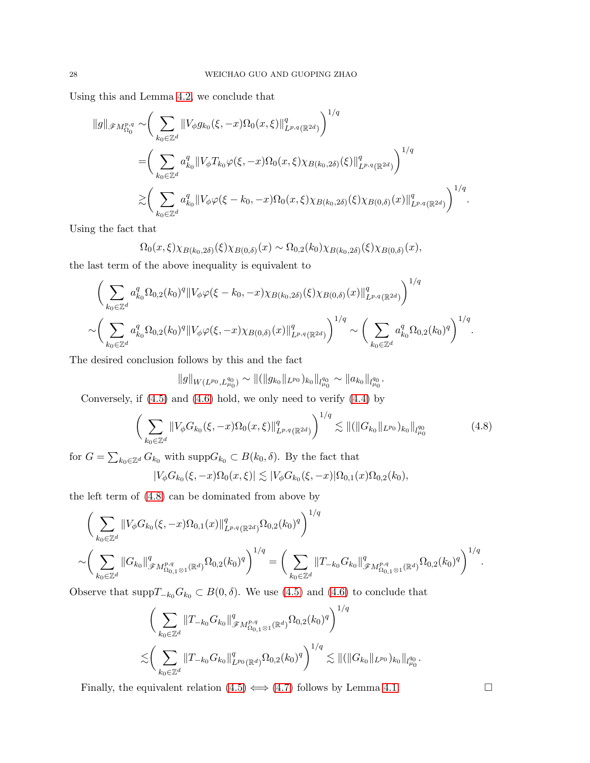Using this and Lemma 4.2, we conclude that

$$
\begin{aligned}
\|g\|_{\mathscr{F}M^{p,q}_{\Omega_0}} \sim& \bigg( \sum_{k_0\in\mathbb{Z}^d} \|V_\phi g_{k_0}(\xi,-x)\Omega_0(x,\xi)\|^q_{L^{p,q}(\mathbb{R}^{2d})} \bigg)^{1/q}
\\
=& \bigg( \sum_{k_0\in\mathbb{Z}^d} a^q_{k_0} \|V_\phi T_{k_0}\varphi(\xi,-x)\Omega_0(x,\xi)\chi_{B(k_0,2\delta)}(\xi)\|^q_{L^{p,q}(\mathbb{R}^{2d})} \bigg)^{1/q}
\\
\gtrsim& \bigg( \sum_{k_0\in\mathbb{Z}^d} a^q_{k_0} \|V_\phi \varphi(\xi-k_0,-x)\Omega_0(x,\xi)\chi_{B(k_0,2\delta)}(\xi)\chi_{B(0,\delta)}(x)\|^q_{L^{p,q}(\mathbb{R}^{2d})} \bigg)^{1/q}.
\end{aligned}
$$

Using the fact that

$$
\Omega_0(x,\xi)\chi_{B(k_0,2\delta)}(\xi)\chi_{B(0,\delta)}(x) \sim \Omega_{0,2}(k_0)\chi_{B(k_0,2\delta)}(\xi)\chi_{B(0,\delta)}(x),
$$

the last term of the above inequality is equivalent to

$$
\begin{aligned}
&\bigg( \sum_{k_0\in\mathbb{Z}^d} a^q_{k_0}\Omega_{0,2}(k_0)^q \|V_\phi \varphi(\xi-k_0,-x)\chi_{B(k_0,2\delta)}(\xi)\chi_{B(0,\delta)}(x)\|^q_{L^{p,q}(\mathbb{R}^{2d})} \bigg)^{1/q}
\\
\sim& \bigg( \sum_{k_0\in\mathbb{Z}^d} a^q_{k_0}\Omega_{0,2}(k_0)^q \|V_\phi \varphi(\xi,-x)\chi_{B(0,\delta)}(x)\|^q_{L^{p,q}(\mathbb{R}^{2d})} \bigg)^{1/q} \sim \bigg( \sum_{k_0\in\mathbb{Z}^d} a^q_{k_0}\Omega_{0,2}(k_0)^q \bigg)^{1/q}.
\end{aligned}
$$

The desired conclusion follows by this and the fact

$$
\|g\|_{W(L^{p_0},L^{q_0}_{\mu_0})} \sim \|(\|g_{k_0}\|_{L^{p_0}})_{k_0}\|_{l^{q_0}_{\mu_0}} \sim \|a_{k_0}\|_{l^{q_0}_{\mu_0}}.
$$

Conversely, if (4.5) and (4.6) hold, we only need to verify (4.4) by

$$
\bigg( \sum_{k_0\in\mathbb{Z}^d} \|V_\phi G_{k_0}(\xi,-x)\Omega_0(x,\xi)\|^q_{L^{p,q}(\mathbb{R}^{2d})} \bigg)^{1/q} \lesssim \|(\|G_{k_0}\|_{L^{p_0}})_{k_0}\|_{l^{q_0}_{\mu_0}} \tag{4.8}
$$

for $G=\sum_{k_0\in\mathbb{Z}^d} G_{k_0}$ with $\mathrm{supp} G_{k_0}\subset B(k_0,\delta)$. By the fact that

$$
|V_\phi G_{k_0}(\xi,-x)\Omega_0(x,\xi)| \lesssim |V_\phi G_{k_0}(\xi,-x)|\Omega_{0,1}(x)\Omega_{0,2}(k_0),
$$

the left term of (4.8) can be dominated from above by

$$
\begin{aligned}
&\bigg( \sum_{k_0\in\mathbb{Z}^d} \|V_\phi G_{k_0}(\xi,-x)\Omega_{0,1}(x)\|^q_{L^{p,q}(\mathbb{R}^{2d})}\Omega_{0,2}(k_0)^q \bigg)^{1/q}
\\
\sim& \bigg( \sum_{k_0\in\mathbb{Z}^d} \|G_{k_0}\|^q_{\mathscr{F}M^{p,q}_{\Omega_{0,1}\otimes 1}(\mathbb{R}^d)}\Omega_{0,2}(k_0)^q \bigg)^{1/q} = \bigg( \sum_{k_0\in\mathbb{Z}^d} \|T_{-k_0}G_{k_0}\|^q_{\mathscr{F}M^{p,q}_{\Omega_{0,1}\otimes 1}(\mathbb{R}^d)}\Omega_{0,2}(k_0)^q \bigg)^{1/q}.
\end{aligned}
$$

Observe that $\mathrm{supp}T_{-k_0}G_{k_0}\subset B(0,\delta)$. We use (4.5) and (4.6) to conclude that

$$
\begin{aligned}
&\bigg( \sum_{k_0\in\mathbb{Z}^d} \|T_{-k_0}G_{k_0}\|^q_{\mathscr{F}M^{p,q}_{\Omega_{0,1}\otimes 1}(\mathbb{R}^d)}\Omega_{0,2}(k_0)^q \bigg)^{1/q}
\\
\lesssim& \bigg( \sum_{k_0\in\mathbb{Z}^d} \|T_{-k_0}G_{k_0}\|^q_{L^{p_0}(\mathbb{R}^d)}\Omega_{0,2}(k_0)^q \bigg)^{1/q} \lesssim \|(\|G_{k_0}\|_{L^{p_0}})_{k_0}\|_{l^{q_0}_{\mu_0}}.
\end{aligned}
$$

Finally, the equivalent relation (4.5) $\Longleftrightarrow$ (4.7) follows by Lemma 4.1. $\square$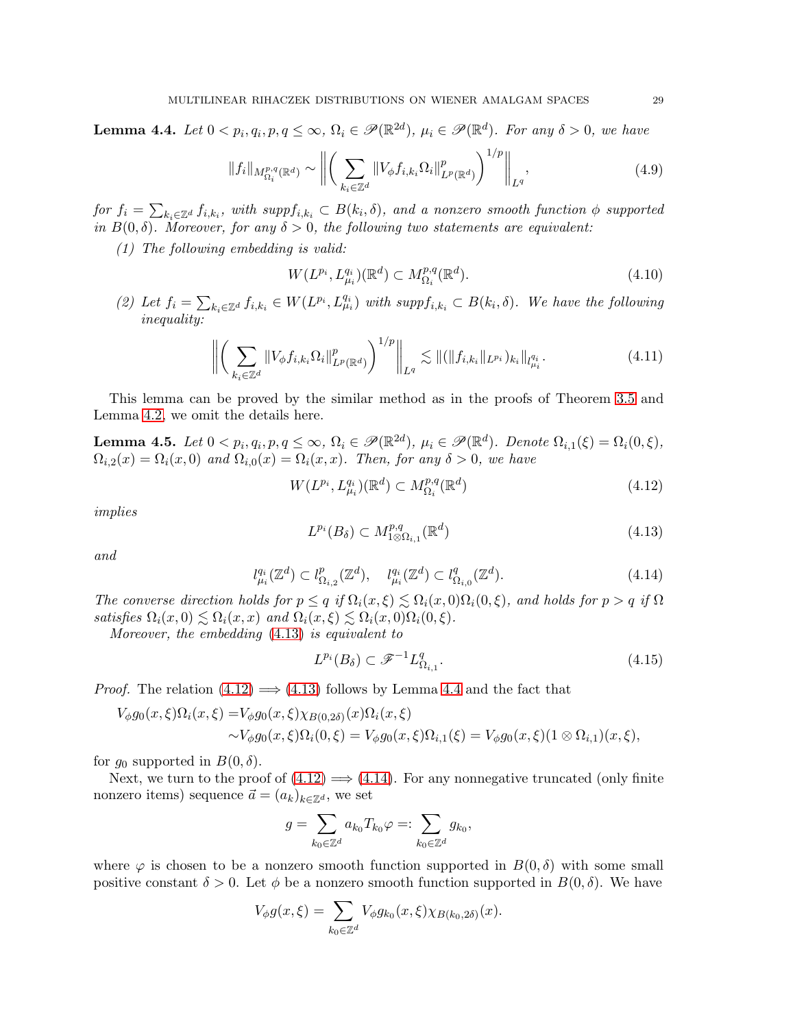**Lemma 4.4.** *Let $0 < p_i, q_i, p, q \leq \infty$, $\Omega_i \in \mathscr{P}(\mathbb{R}^{2d})$, $\mu_i \in \mathscr{P}(\mathbb{R}^d)$. For any $\delta > 0$, we have*

$$\|f_i\|_{M^{p,q}_{\Omega_i}(\mathbb{R}^d)} \sim \left\| \bigg( \sum_{k_i \in \mathbb{Z}^d} \|V_\phi f_{i,k_i} \Omega_i\|^p_{L^p(\mathbb{R}^d)} \bigg)^{1/p} \right\|_{L^q}, \tag{4.9}$$

*for $f_i = \sum_{k_i \in \mathbb{Z}^d} f_{i,k_i}$, with $\text{supp} f_{i,k_i} \subset B(k_i, \delta)$, and a nonzero smooth function $\phi$ supported in $B(0,\delta)$. Moreover, for any $\delta > 0$, the following two statements are equivalent:*

*(1) The following embedding is valid:*

$$W(L^{p_i}, L^{q_i}_{\mu_i})(\mathbb{R}^d) \subset M^{p,q}_{\Omega_i}(\mathbb{R}^d). \tag{4.10}$$

*(2) Let $f_i = \sum_{k_i \in \mathbb{Z}^d} f_{i,k_i} \in W(L^{p_i}, L^{q_i}_{\mu_i})$ with $\text{supp} f_{i,k_i} \subset B(k_i, \delta)$. We have the following inequality:*

$$\left\| \bigg( \sum_{k_i \in \mathbb{Z}^d} \|V_\phi f_{i,k_i} \Omega_i\|^p_{L^p(\mathbb{R}^d)} \bigg)^{1/p} \right\|_{L^q} \lesssim \|(\|f_{i,k_i}\|_{L^{p_i}})_{k_i}\|_{l^{q_i}_{\mu_i}}. \tag{4.11}$$

This lemma can be proved by the similar method as in the proofs of Theorem 3.5 and Lemma 4.2, we omit the details here.

**Lemma 4.5.** *Let $0 < p_i, q_i, p, q \leq \infty$, $\Omega_i \in \mathscr{P}(\mathbb{R}^{2d})$, $\mu_i \in \mathscr{P}(\mathbb{R}^d)$. Denote $\Omega_{i,1}(\xi) = \Omega_i(0,\xi)$, $\Omega_{i,2}(x) = \Omega_i(x,0)$ and $\Omega_{i,0}(x) = \Omega_i(x,x)$. Then, for any $\delta > 0$, we have*

$$W(L^{p_i}, L^{q_i}_{\mu_i})(\mathbb{R}^d) \subset M^{p,q}_{\Omega_i}(\mathbb{R}^d) \tag{4.12}$$

*implies*

$$L^{p_i}(B_\delta) \subset M^{p,q}_{1 \otimes \Omega_{i,1}}(\mathbb{R}^d) \tag{4.13}$$

*and*

$$l^{q_i}_{\mu_i}(\mathbb{Z}^d) \subset l^p_{\Omega_{i,2}}(\mathbb{Z}^d), \quad l^{q_i}_{\mu_i}(\mathbb{Z}^d) \subset l^q_{\Omega_{i,0}}(\mathbb{Z}^d). \tag{4.14}$$

*The converse direction holds for $p \leq q$ if $\Omega_i(x,\xi) \lesssim \Omega_i(x,0)\Omega_i(0,\xi)$, and holds for $p > q$ if $\Omega$ satisfies $\Omega_i(x,0) \lesssim \Omega_i(x,x)$ and $\Omega_i(x,\xi) \lesssim \Omega_i(x,0)\Omega_i(0,\xi)$.*

*Moreover, the embedding (4.13) is equivalent to*

$$L^{p_i}(B_\delta) \subset \mathscr{F}^{-1} L^q_{\Omega_{i,1}}. \tag{4.15}$$

*Proof.* The relation (4.12) $\Longrightarrow$ (4.13) follows by Lemma 4.4 and the fact that

$$\begin{aligned}
V_\phi g_0(x,\xi)\Omega_i(x,\xi) =& V_\phi g_0(x,\xi)\chi_{B(0,2\delta)}(x)\Omega_i(x,\xi) \\
\sim& V_\phi g_0(x,\xi)\Omega_i(0,\xi) = V_\phi g_0(x,\xi)\Omega_{i,1}(\xi) = V_\phi g_0(x,\xi)(1 \otimes \Omega_{i,1})(x,\xi),
\end{aligned}$$

for $g_0$ supported in $B(0,\delta)$.

Next, we turn to the proof of (4.12) $\Longrightarrow$ (4.14). For any nonnegative truncated (only finite nonzero items) sequence $\vec{a} = (a_k)_{k \in \mathbb{Z}^d}$, we set

$$g = \sum_{k_0 \in \mathbb{Z}^d} a_{k_0} T_{k_0} \varphi =: \sum_{k_0 \in \mathbb{Z}^d} g_{k_0},$$

where $\varphi$ is chosen to be a nonzero smooth function supported in $B(0,\delta)$ with some small positive constant $\delta > 0$. Let $\phi$ be a nonzero smooth function supported in $B(0,\delta)$. We have

$$V_\phi g(x,\xi) = \sum_{k_0 \in \mathbb{Z}^d} V_\phi g_{k_0}(x,\xi)\chi_{B(k_0,2\delta)}(x).$$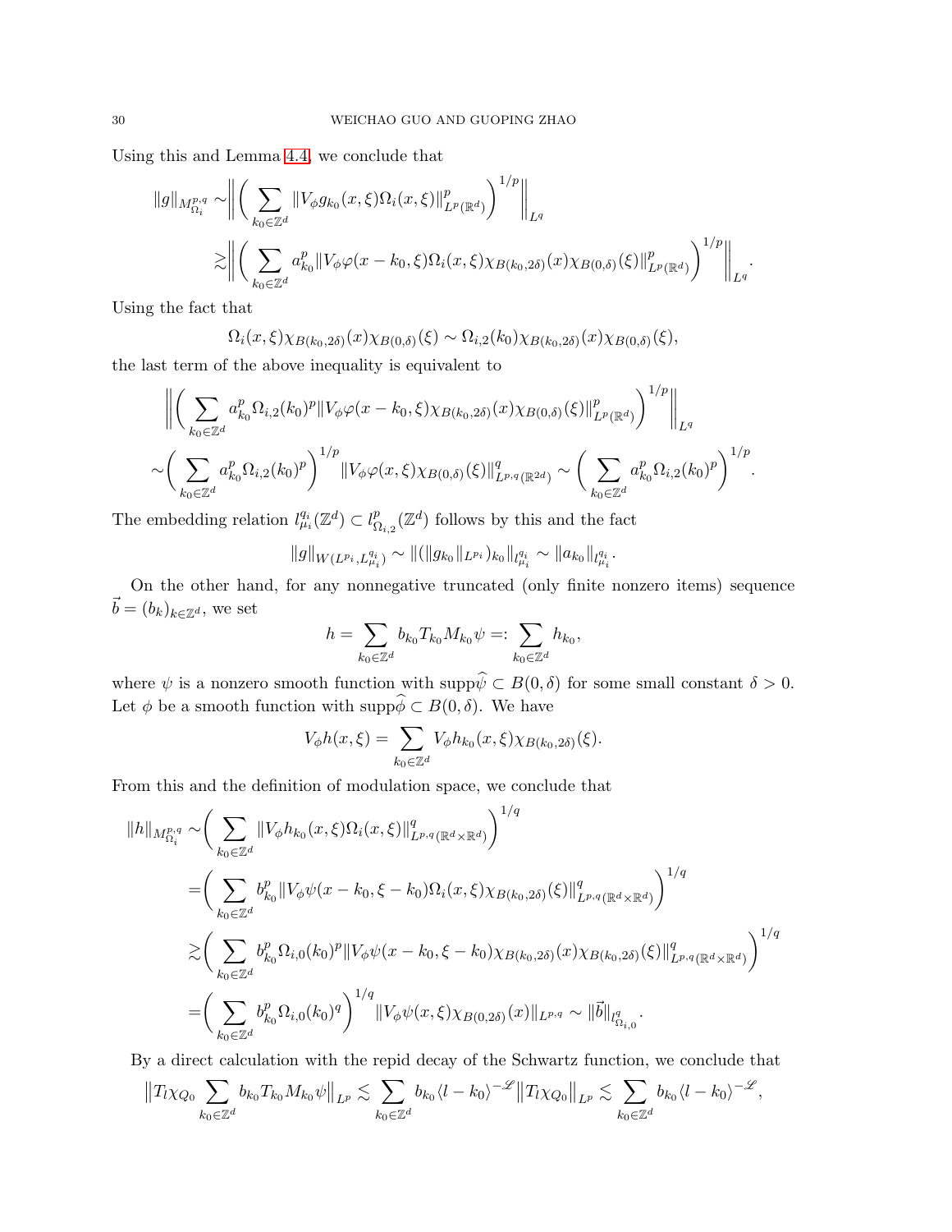Using this and Lemma 4.4, we conclude that

$$\|g\|_{M^{p,q}_{\Omega_i}} \sim \bigg\| \bigg( \sum_{k_0\in\mathbb{Z}^d} \|V_\phi g_{k_0}(x,\xi)\Omega_i(x,\xi)\|^p_{L^p(\mathbb{R}^d)} \bigg)^{1/p} \bigg\|_{L^q}$$
$$\gtrsim \bigg\| \bigg( \sum_{k_0\in\mathbb{Z}^d} a^p_{k_0} \|V_\phi \varphi(x-k_0,\xi)\Omega_i(x,\xi)\chi_{B(k_0,2\delta)}(x)\chi_{B(0,\delta)}(\xi)\|^p_{L^p(\mathbb{R}^d)} \bigg)^{1/p} \bigg\|_{L^q}.$$

Using the fact that

$$\Omega_i(x,\xi)\chi_{B(k_0,2\delta)}(x)\chi_{B(0,\delta)}(\xi) \sim \Omega_{i,2}(k_0)\chi_{B(k_0,2\delta)}(x)\chi_{B(0,\delta)}(\xi),$$

the last term of the above inequality is equivalent to

$$\bigg\| \bigg( \sum_{k_0\in\mathbb{Z}^d} a^p_{k_0}\Omega_{i,2}(k_0)^p \|V_\phi \varphi(x-k_0,\xi)\chi_{B(k_0,2\delta)}(x)\chi_{B(0,\delta)}(\xi)\|^p_{L^p(\mathbb{R}^d)} \bigg)^{1/p} \bigg\|_{L^q}$$
$$\sim \bigg( \sum_{k_0\in\mathbb{Z}^d} a^p_{k_0}\Omega_{i,2}(k_0)^p \bigg)^{1/p} \|V_\phi\varphi(x,\xi)\chi_{B(0,\delta)}(\xi)\|^q_{L^{p,q}(\mathbb{R}^{2d})} \sim \bigg( \sum_{k_0\in\mathbb{Z}^d} a^p_{k_0}\Omega_{i,2}(k_0)^p \bigg)^{1/p}.$$

The embedding relation $l^{q_i}_{\mu_i}(\mathbb{Z}^d) \subset l^p_{\Omega_{i,2}}(\mathbb{Z}^d)$ follows by this and the fact

$$\|g\|_{W(L^{p_i},L^{q_i}_{\mu_i})} \sim \|(\|g_{k_0}\|_{L^{p_i}})_{k_0}\|_{l^{q_i}_{\mu_i}} \sim \|a_{k_0}\|_{l^{q_i}_{\mu_i}}.$$

On the other hand, for any nonnegative truncated (only finite nonzero items) sequence $\vec{b} = (b_k)_{k\in\mathbb{Z}^d}$, we set

$$h = \sum_{k_0\in\mathbb{Z}^d} b_{k_0} T_{k_0} M_{k_0}\psi =: \sum_{k_0\in\mathbb{Z}^d} h_{k_0},$$

where $\psi$ is a nonzero smooth function with $\mathrm{supp}\widehat{\psi} \subset B(0,\delta)$ for some small constant $\delta > 0$. Let $\phi$ be a smooth function with $\mathrm{supp}\widehat{\phi} \subset B(0,\delta)$. We have

$$V_\phi h(x,\xi) = \sum_{k_0\in\mathbb{Z}^d} V_\phi h_{k_0}(x,\xi)\chi_{B(k_0,2\delta)}(\xi).$$

From this and the definition of modulation space, we conclude that

$$\|h\|_{M^{p,q}_{\Omega_i}} \sim \bigg( \sum_{k_0\in\mathbb{Z}^d} \|V_\phi h_{k_0}(x,\xi)\Omega_i(x,\xi)\|^q_{L^{p,q}(\mathbb{R}^d\times\mathbb{R}^d)} \bigg)^{1/q}$$
$$= \bigg( \sum_{k_0\in\mathbb{Z}^d} b^p_{k_0} \|V_\phi\psi(x-k_0,\xi-k_0)\Omega_i(x,\xi)\chi_{B(k_0,2\delta)}(\xi)\|^q_{L^{p,q}(\mathbb{R}^d\times\mathbb{R}^d)} \bigg)^{1/q}$$
$$\gtrsim \bigg( \sum_{k_0\in\mathbb{Z}^d} b^p_{k_0}\Omega_{i,0}(k_0)^p \|V_\phi\psi(x-k_0,\xi-k_0)\chi_{B(k_0,2\delta)}(x)\chi_{B(k_0,2\delta)}(\xi)\|^q_{L^{p,q}(\mathbb{R}^d\times\mathbb{R}^d)} \bigg)^{1/q}$$
$$= \bigg( \sum_{k_0\in\mathbb{Z}^d} b^p_{k_0}\Omega_{i,0}(k_0)^q \bigg)^{1/q} \|V_\phi\psi(x,\xi)\chi_{B(0,2\delta)}(x)\|_{L^{p,q}} \sim \|\vec{b}\|_{l^q_{\Omega_{i,0}}}.$$

By a direct calculation with the repid decay of the Schwartz function, we conclude that

$$\Big\|T_l\chi_{Q_0}\sum_{k_0\in\mathbb{Z}^d} b_{k_0}T_{k_0}M_{k_0}\psi\Big\|_{L^p} \lesssim \sum_{k_0\in\mathbb{Z}^d} b_{k_0}\langle l-k_0\rangle^{-\mathscr{L}} \big\|T_l\chi_{Q_0}\big\|_{L^p} \lesssim \sum_{k_0\in\mathbb{Z}^d} b_{k_0}\langle l-k_0\rangle^{-\mathscr{L}},$$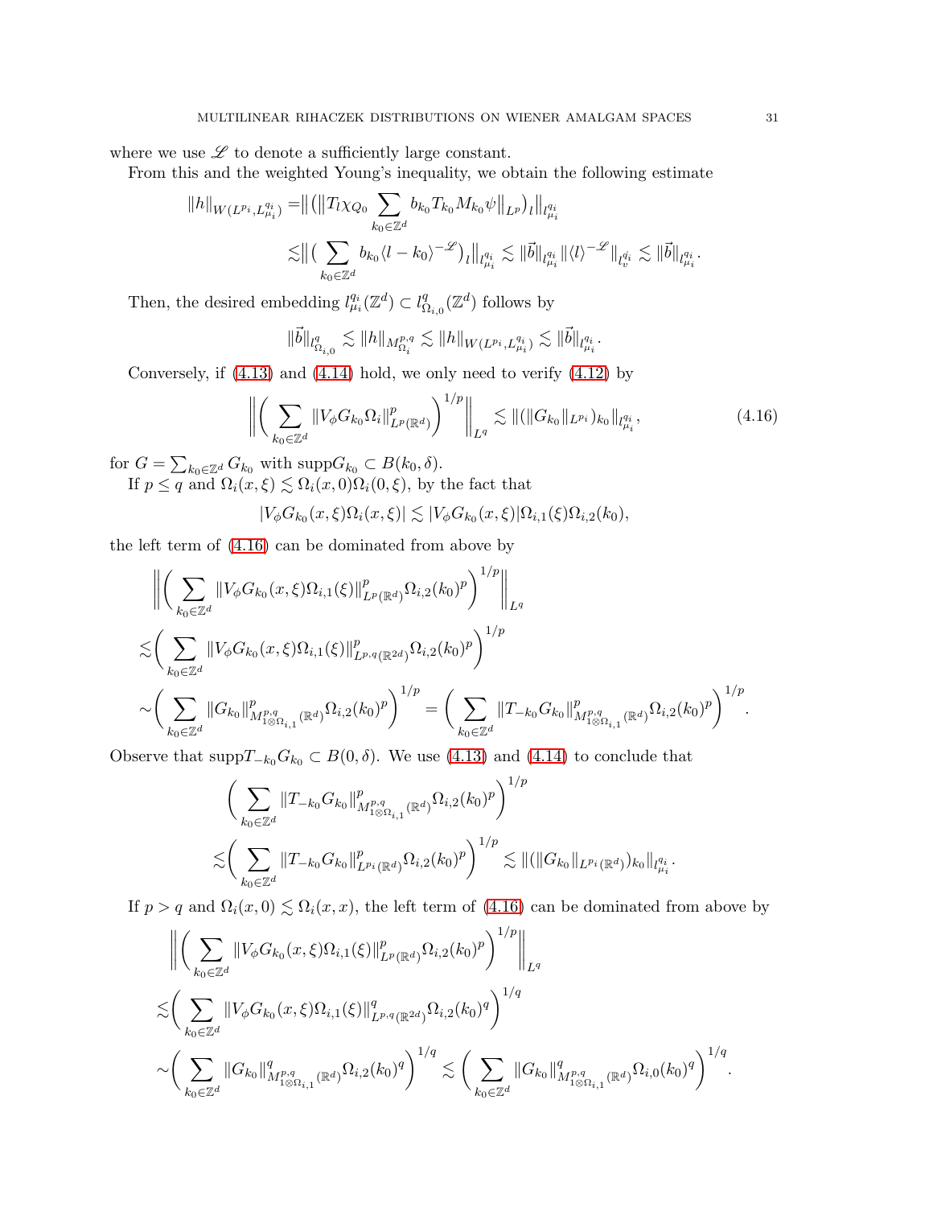where we use $\mathscr{L}$ to denote a sufficiently large constant.

From this and the weighted Young's inequality, we obtain the following estimate

$$
\begin{aligned}
\|h\|_{W(L^{p_i},L^{q_i}_{\mu_i})} =& \big\| \big( \big\| T_l\chi_{Q_0} \sum_{k_0\in\mathbb{Z}^d} b_{k_0} T_{k_0} M_{k_0}\psi \big\|_{L^p} \big)_l \big\|_{l^{q_i}_{\mu_i}} \\
&\lesssim \big\| \big( \sum_{k_0\in\mathbb{Z}^d} b_{k_0} \langle l-k_0\rangle^{-\mathscr{L}} \big)_l \big\|_{l^{q_i}_{\mu_i}} \lesssim \|\vec{b}\|_{l^{q_i}_{\mu_i}} \|\langle l\rangle^{-\mathscr{L}}\|_{l^{q_i}_v} \lesssim \|\vec{b}\|_{l^{q_i}_{\mu_i}}.
\end{aligned}
$$

Then, the desired embedding $l^{q_i}_{\mu_i}(\mathbb{Z}^d) \subset l^q_{\Omega_{i,0}}(\mathbb{Z}^d)$ follows by

$$
\|\vec{b}\|_{l^q_{\Omega_{i,0}}} \lesssim \|h\|_{M^{p,q}_{\Omega_i}} \lesssim \|h\|_{W(L^{p_i},L^{q_i}_{\mu_i})} \lesssim \|\vec{b}\|_{l^{q_i}_{\mu_i}}.
$$

Conversely, if (4.13) and (4.14) hold, we only need to verify (4.12) by

$$
\left\| \left( \sum_{k_0\in\mathbb{Z}^d} \|V_\phi G_{k_0}\Omega_i\|^p_{L^p(\mathbb{R}^d)} \right)^{1/p} \right\|_{L^q} \lesssim \|(\|G_{k_0}\|_{L^{p_i}})_{k_0}\|_{l^{q_i}_{\mu_i}}, \tag{4.16}
$$

for $G = \sum_{k_0\in\mathbb{Z}^d} G_{k_0}$ with $\mathrm{supp} G_{k_0} \subset B(k_0,\delta)$.

If $p \le q$ and $\Omega_i(x,\xi) \lesssim \Omega_i(x,0)\Omega_i(0,\xi)$, by the fact that

$$
|V_\phi G_{k_0}(x,\xi)\Omega_i(x,\xi)| \lesssim |V_\phi G_{k_0}(x,\xi)|\Omega_{i,1}(\xi)\Omega_{i,2}(k_0),
$$

the left term of (4.16) can be dominated from above by

$$
\begin{aligned}
&\left\| \left( \sum_{k_0\in\mathbb{Z}^d} \|V_\phi G_{k_0}(x,\xi)\Omega_{i,1}(\xi)\|^p_{L^p(\mathbb{R}^d)} \Omega_{i,2}(k_0)^p \right)^{1/p} \right\|_{L^q} \\
\lesssim& \left( \sum_{k_0\in\mathbb{Z}^d} \|V_\phi G_{k_0}(x,\xi)\Omega_{i,1}(\xi)\|^p_{L^{p,q}(\mathbb{R}^{2d})} \Omega_{i,2}(k_0)^p \right)^{1/p} \\
\sim& \left( \sum_{k_0\in\mathbb{Z}^d} \|G_{k_0}\|^p_{M^{p,q}_{1\otimes\Omega_{i,1}}(\mathbb{R}^d)} \Omega_{i,2}(k_0)^p \right)^{1/p} = \left( \sum_{k_0\in\mathbb{Z}^d} \|T_{-k_0}G_{k_0}\|^p_{M^{p,q}_{1\otimes\Omega_{i,1}}(\mathbb{R}^d)} \Omega_{i,2}(k_0)^p \right)^{1/p}.
\end{aligned}
$$

Observe that $\mathrm{supp} T_{-k_0}G_{k_0} \subset B(0,\delta)$. We use (4.13) and (4.14) to conclude that

$$
\begin{aligned}
&\left( \sum_{k_0\in\mathbb{Z}^d} \|T_{-k_0}G_{k_0}\|^p_{M^{p,q}_{1\otimes\Omega_{i,1}}(\mathbb{R}^d)} \Omega_{i,2}(k_0)^p \right)^{1/p} \\
\lesssim& \left( \sum_{k_0\in\mathbb{Z}^d} \|T_{-k_0}G_{k_0}\|^p_{L^{p_i}(\mathbb{R}^d)} \Omega_{i,2}(k_0)^p \right)^{1/p} \lesssim \|(\|G_{k_0}\|_{L^{p_i}(\mathbb{R}^d)})_{k_0}\|_{l^{q_i}_{\mu_i}}.
\end{aligned}
$$

If $p > q$ and $\Omega_i(x,0) \lesssim \Omega_i(x,x)$, the left term of (4.16) can be dominated from above by

$$
\begin{aligned}
&\left\| \left( \sum_{k_0\in\mathbb{Z}^d} \|V_\phi G_{k_0}(x,\xi)\Omega_{i,1}(\xi)\|^p_{L^p(\mathbb{R}^d)} \Omega_{i,2}(k_0)^p \right)^{1/p} \right\|_{L^q} \\
\lesssim& \left( \sum_{k_0\in\mathbb{Z}^d} \|V_\phi G_{k_0}(x,\xi)\Omega_{i,1}(\xi)\|^q_{L^{p,q}(\mathbb{R}^{2d})} \Omega_{i,2}(k_0)^q \right)^{1/q} \\
\sim& \left( \sum_{k_0\in\mathbb{Z}^d} \|G_{k_0}\|^q_{M^{p,q}_{1\otimes\Omega_{i,1}}(\mathbb{R}^d)} \Omega_{i,2}(k_0)^q \right)^{1/q} \lesssim \left( \sum_{k_0\in\mathbb{Z}^d} \|G_{k_0}\|^q_{M^{p,q}_{1\otimes\Omega_{i,1}}(\mathbb{R}^d)} \Omega_{i,0}(k_0)^q \right)^{1/q}.
\end{aligned}
$$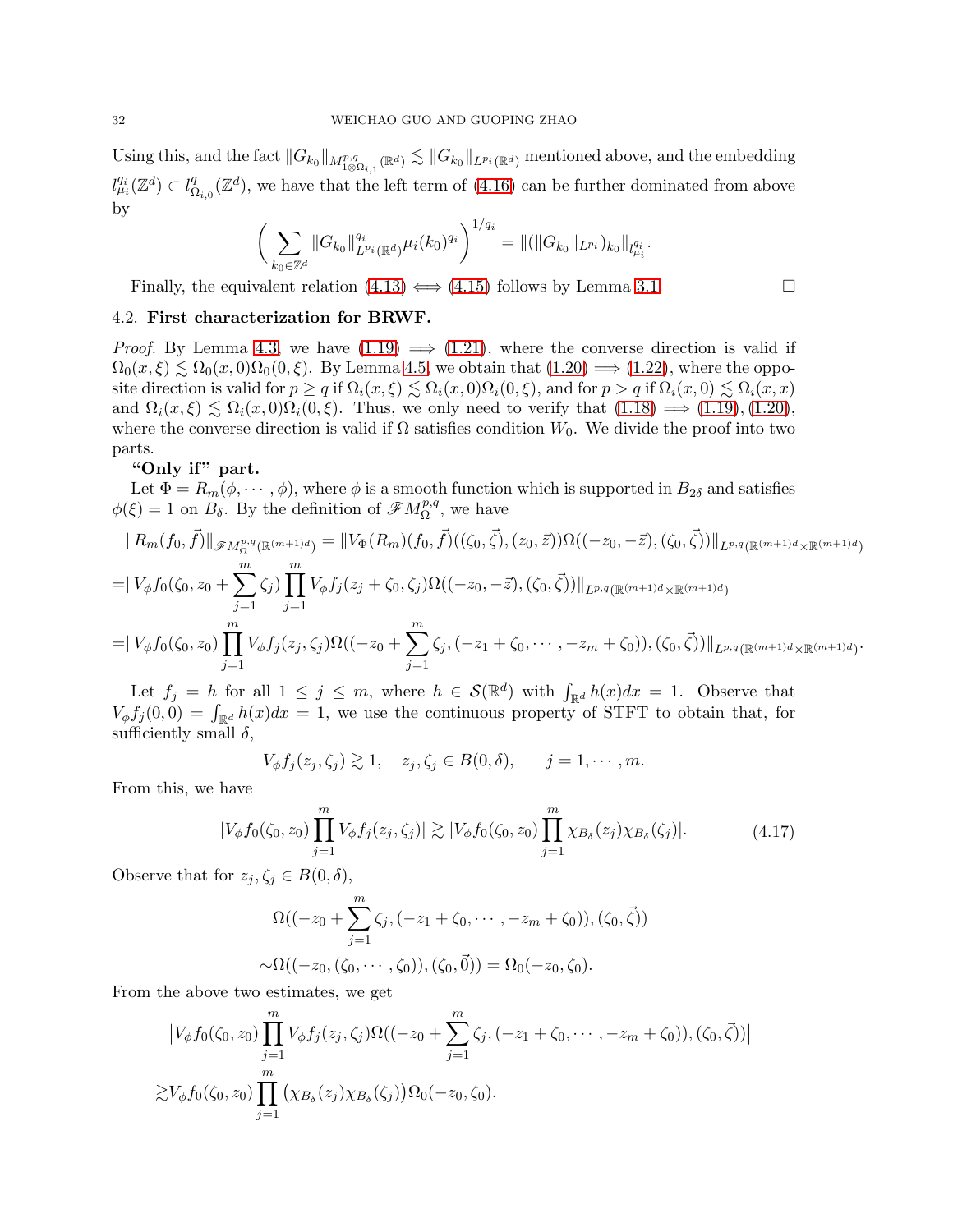Using this, and the fact $\|G_{k_0}\|_{M^{p,q}_{1\otimes\Omega_{i,1}}(\mathbb{R}^d)} \lesssim \|G_{k_0}\|_{L^{p_i}(\mathbb{R}^d)}$ mentioned above, and the embedding $l^{q_i}_{\mu_i}(\mathbb{Z}^d) \subset l^q_{\Omega_{i,0}}(\mathbb{Z}^d)$, we have that the left term of (4.16) can be further dominated from above by

$$\left(\sum_{k_0\in\mathbb{Z}^d} \|G_{k_0}\|^{q_i}_{L^{p_i}(\mathbb{R}^d)}\mu_i(k_0)^{q_i}\right)^{1/q_i} = \|(\|G_{k_0}\|_{L^{p_i}})_{k_0}\|_{l^{q_i}_{\mu_i}}.$$

Finally, the equivalent relation (4.13) $\Longleftrightarrow$ (4.15) follows by Lemma 3.1. $\square$

## 4.2. First characterization for BRWF.

*Proof.* By Lemma 4.3, we have (1.19) $\Longrightarrow$ (1.21), where the converse direction is valid if $\Omega_0(x,\xi) \lesssim \Omega_0(x,0)\Omega_0(0,\xi)$. By Lemma 4.5, we obtain that (1.20) $\Longrightarrow$ (1.22), where the opposite direction is valid for $p \geq q$ if $\Omega_i(x,\xi) \lesssim \Omega_i(x,0)\Omega_i(0,\xi)$, and for $p > q$ if $\Omega_i(x,0) \lesssim \Omega_i(x,x)$ and $\Omega_i(x,\xi) \lesssim \Omega_i(x,0)\Omega_i(0,\xi)$. Thus, we only need to verify that (1.18) $\Longrightarrow$ (1.19), (1.20), where the converse direction is valid if $\Omega$ satisfies condition $W_0$. We divide the proof into two parts.

**"Only if" part.**

Let $\Phi = R_m(\phi,\cdots,\phi)$, where $\phi$ is a smooth function which is supported in $B_{2\delta}$ and satisfies $\phi(\xi) = 1$ on $B_\delta$. By the definition of $\mathscr{F}M^{p,q}_\Omega$, we have

$$\begin{aligned}
&\|R_m(f_0,\vec{f})\|_{\mathscr{F}M^{p,q}_\Omega(\mathbb{R}^{(m+1)d})} = \|V_\Phi(R_m)(f_0,\vec{f})((\zeta_0,\vec{\zeta}),(z_0,\vec{z}))\Omega((-z_0,-\vec{z}),(\zeta_0,\vec{\zeta}))\|_{L^{p,q}(\mathbb{R}^{(m+1)d}\times\mathbb{R}^{(m+1)d})}\\
=&\|V_\phi f_0(\zeta_0, z_0+\sum_{j=1}^m \zeta_j)\prod_{j=1}^m V_\phi f_j(z_j+\zeta_0,\zeta_j)\Omega((-z_0,-\vec{z}),(\zeta_0,\vec{\zeta}))\|_{L^{p,q}(\mathbb{R}^{(m+1)d}\times\mathbb{R}^{(m+1)d})}\\
=&\|V_\phi f_0(\zeta_0,z_0)\prod_{j=1}^m V_\phi f_j(z_j,\zeta_j)\Omega((-z_0+\sum_{j=1}^m\zeta_j,(-z_1+\zeta_0,\cdots,-z_m+\zeta_0)),(\zeta_0,\vec{\zeta}))\|_{L^{p,q}(\mathbb{R}^{(m+1)d}\times\mathbb{R}^{(m+1)d})}.
\end{aligned}$$

Let $f_j = h$ for all $1 \leq j \leq m$, where $h \in \mathcal{S}(\mathbb{R}^d)$ with $\int_{\mathbb{R}^d} h(x)dx = 1$. Observe that $V_\phi f_j(0,0) = \int_{\mathbb{R}^d} h(x)dx = 1$, we use the continuous property of STFT to obtain that, for sufficiently small $\delta$,

$$V_\phi f_j(z_j,\zeta_j) \gtrsim 1, \quad z_j,\zeta_j \in B(0,\delta), \qquad j = 1,\cdots,m.$$

From this, we have

$$|V_\phi f_0(\zeta_0,z_0)\prod_{j=1}^m V_\phi f_j(z_j,\zeta_j)| \gtrsim |V_\phi f_0(\zeta_0,z_0)\prod_{j=1}^m \chi_{B_\delta}(z_j)\chi_{B_\delta}(\zeta_j)|. \tag{4.17}$$

Observe that for $z_j,\zeta_j \in B(0,\delta)$,

$$\begin{aligned}
&\Omega((-z_0+\sum_{j=1}^m\zeta_j,(-z_1+\zeta_0,\cdots,-z_m+\zeta_0)),(\zeta_0,\vec{\zeta}))\\
\sim&\Omega((-z_0,(\zeta_0,\cdots,\zeta_0)),(\zeta_0,\vec{0})) = \Omega_0(-z_0,\zeta_0).
\end{aligned}$$

From the above two estimates, we get

$$\begin{aligned}
&\left|V_\phi f_0(\zeta_0,z_0)\prod_{j=1}^m V_\phi f_j(z_j,\zeta_j)\Omega((-z_0+\sum_{j=1}^m\zeta_j,(-z_1+\zeta_0,\cdots,-z_m+\zeta_0)),(\zeta_0,\vec{\zeta}))\right|\\
\gtrsim&V_\phi f_0(\zeta_0,z_0)\prod_{j=1}^m\left(\chi_{B_\delta}(z_j)\chi_{B_\delta}(\zeta_j)\right)\Omega_0(-z_0,\zeta_0).
\end{aligned}$$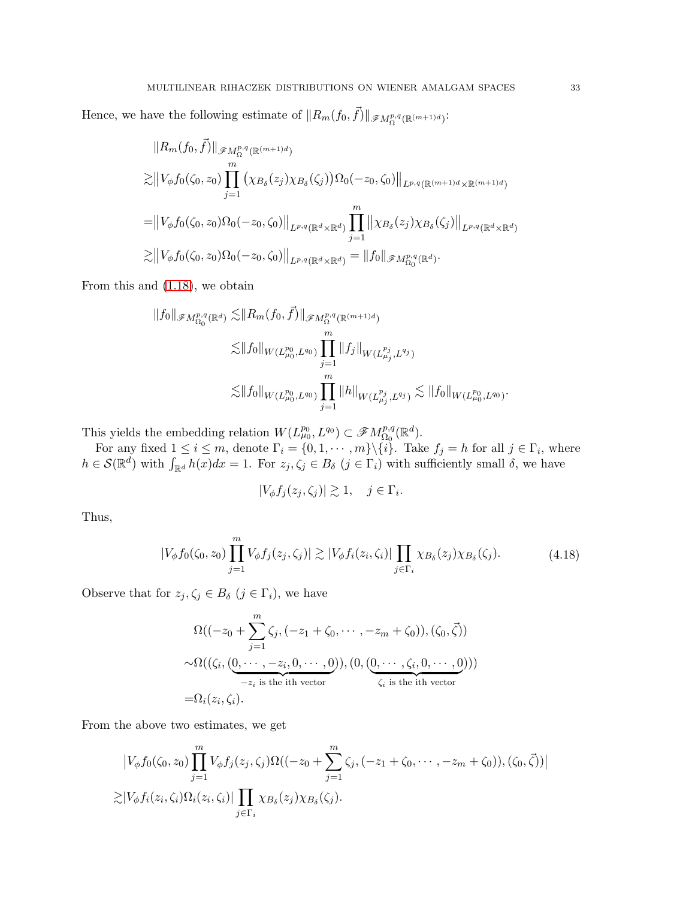Hence, we have the following estimate of $\|R_m(f_0,\vec{f})\|_{\mathscr{F}M^{p,q}_{\Omega}(\mathbb{R}^{(m+1)d})}$:

$$
\begin{aligned}
&\|R_m(f_0,\vec{f})\|_{\mathscr{F}M^{p,q}_{\Omega}(\mathbb{R}^{(m+1)d})}\\
\gtrsim&\big\|V_\phi f_0(\zeta_0,z_0)\prod_{j=1}^m\big(\chi_{B_\delta}(z_j)\chi_{B_\delta}(\zeta_j)\big)\Omega_0(-z_0,\zeta_0)\big\|_{L^{p,q}(\mathbb{R}^{(m+1)d}\times\mathbb{R}^{(m+1)d})}\\
=&\big\|V_\phi f_0(\zeta_0,z_0)\Omega_0(-z_0,\zeta_0)\big\|_{L^{p,q}(\mathbb{R}^d\times\mathbb{R}^d)}\prod_{j=1}^m\big\|\chi_{B_\delta}(z_j)\chi_{B_\delta}(\zeta_j)\big\|_{L^{p,q}(\mathbb{R}^d\times\mathbb{R}^d)}\\
\gtrsim&\big\|V_\phi f_0(\zeta_0,z_0)\Omega_0(-z_0,\zeta_0)\big\|_{L^{p,q}(\mathbb{R}^d\times\mathbb{R}^d)}=\|f_0\|_{\mathscr{F}M^{p,q}_{\Omega_0}(\mathbb{R}^d)}.
\end{aligned}
$$

From this and (1.18), we obtain

$$
\begin{aligned}
\|f_0\|_{\mathscr{F}M^{p,q}_{\Omega_0}(\mathbb{R}^d)}\lesssim&\|R_m(f_0,\vec{f})\|_{\mathscr{F}M^{p,q}_{\Omega}(\mathbb{R}^{(m+1)d})}\\
\lesssim&\|f_0\|_{W(L^{p_0}_{\mu_0},L^{q_0})}\prod_{j=1}^m\|f_j\|_{W(L^{p_j}_{\mu_j},L^{q_j})}\\
\lesssim&\|f_0\|_{W(L^{p_0}_{\mu_0},L^{q_0})}\prod_{j=1}^m\|h\|_{W(L^{p_j}_{\mu_j},L^{q_j})}\lesssim\|f_0\|_{W(L^{p_0}_{\mu_0},L^{q_0})}.
\end{aligned}
$$

This yields the embedding relation $W(L^{p_0}_{\mu_0},L^{q_0})\subset\mathscr{F}M^{p,q}_{\Omega_0}(\mathbb{R}^d)$.

For any fixed $1\leq i\leq m$, denote $\Gamma_i=\{0,1,\cdots,m\}\backslash\{i\}$. Take $f_j=h$ for all $j\in\Gamma_i$, where $h\in\mathcal{S}(\mathbb{R}^d)$ with $\int_{\mathbb{R}^d}h(x)dx=1$. For $z_j,\zeta_j\in B_\delta$ $(j\in\Gamma_i)$ with sufficiently small $\delta$, we have

$$|V_\phi f_j(z_j,\zeta_j)|\gtrsim 1,\quad j\in\Gamma_i.$$

Thus,

$$|V_\phi f_0(\zeta_0,z_0)\prod_{j=1}^m V_\phi f_j(z_j,\zeta_j)|\gtrsim|V_\phi f_i(z_i,\zeta_i)|\prod_{j\in\Gamma_i}\chi_{B_\delta}(z_j)\chi_{B_\delta}(\zeta_j).\tag{4.18}$$

Observe that for $z_j,\zeta_j\in B_\delta$ $(j\in\Gamma_i)$, we have

$$
\begin{aligned}
&\Omega((-z_0+\sum_{j=1}^m\zeta_j,(-z_1+\zeta_0,\cdots,-z_m+\zeta_0)),(\zeta_0,\vec{\zeta}))\\
\sim&\Omega((\zeta_i,(\underbrace{0,\cdots,-z_i,0,\cdots,0}_{-z_i\text{ is the ith vector}})),(0,(\underbrace{0,\cdots,\zeta_i,0,\cdots,0}_{\zeta_i\text{ is the ith vector}})))\\
=&\Omega_i(z_i,\zeta_i).
\end{aligned}
$$

From the above two estimates, we get

$$
\begin{aligned}
&\big|V_\phi f_0(\zeta_0,z_0)\prod_{j=1}^m V_\phi f_j(z_j,\zeta_j)\Omega((-z_0+\sum_{j=1}^m\zeta_j,(-z_1+\zeta_0,\cdots,-z_m+\zeta_0)),(\zeta_0,\vec{\zeta}))\big|\\
\gtrsim&|V_\phi f_i(z_i,\zeta_i)\Omega_i(z_i,\zeta_i)|\prod_{j\in\Gamma_i}\chi_{B_\delta}(z_j)\chi_{B_\delta}(\zeta_j).
\end{aligned}
$$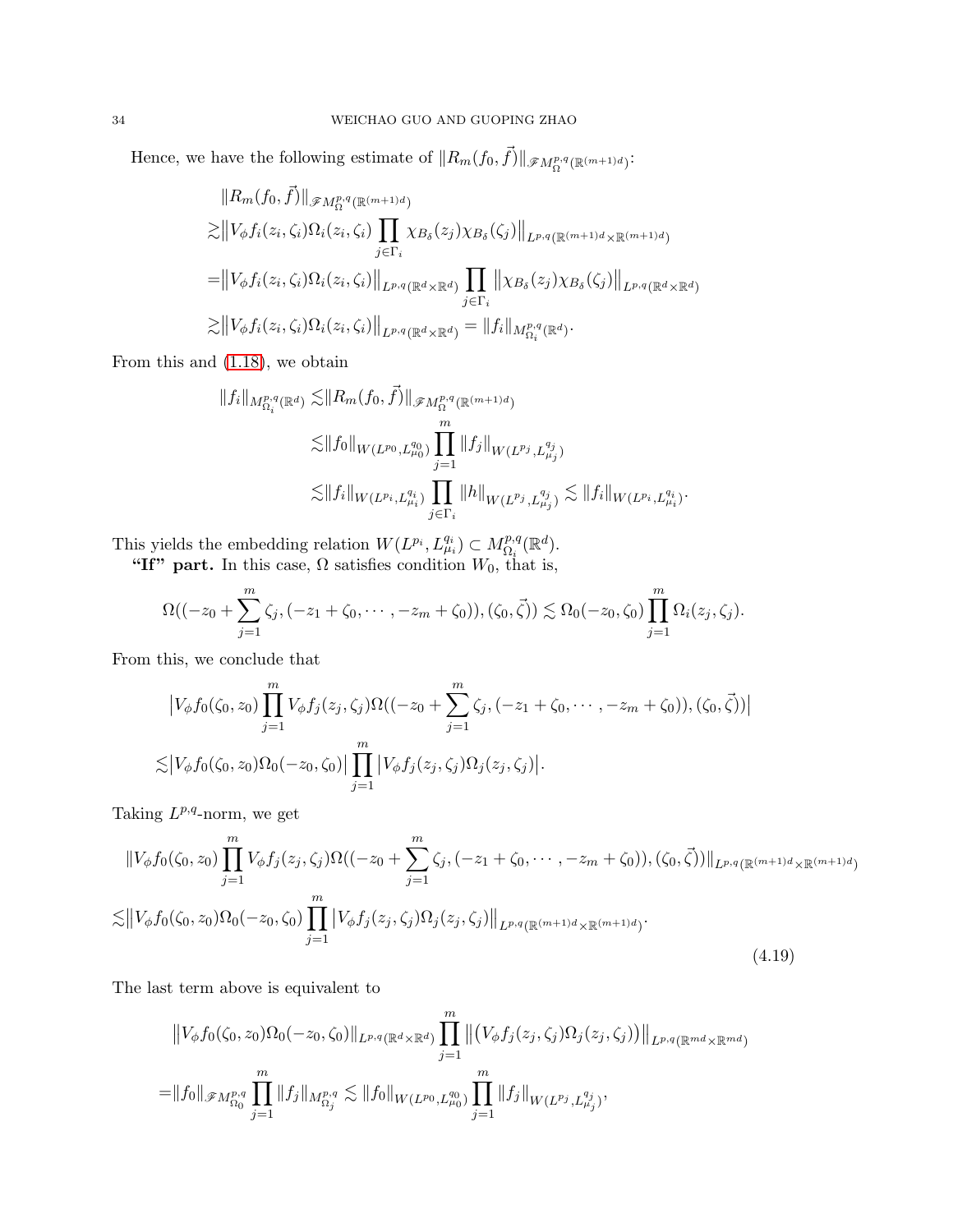Hence, we have the following estimate of $\|R_m(f_0,\vec{f})\|_{\mathscr{F}M^{p,q}_{\Omega}(\mathbb{R}^{(m+1)d})}$:

$$
\begin{aligned}
&\|R_m(f_0,\vec{f})\|_{\mathscr{F}M^{p,q}_{\Omega}(\mathbb{R}^{(m+1)d})}\\
\gtrsim&\big\|V_\phi f_i(z_i,\zeta_i)\Omega_i(z_i,\zeta_i)\prod_{j\in\Gamma_i}\chi_{B_\delta}(z_j)\chi_{B_\delta}(\zeta_j)\big\|_{L^{p,q}(\mathbb{R}^{(m+1)d}\times\mathbb{R}^{(m+1)d})}\\
=&\big\|V_\phi f_i(z_i,\zeta_i)\Omega_i(z_i,\zeta_i)\big\|_{L^{p,q}(\mathbb{R}^d\times\mathbb{R}^d)}\prod_{j\in\Gamma_i}\big\|\chi_{B_\delta}(z_j)\chi_{B_\delta}(\zeta_j)\big\|_{L^{p,q}(\mathbb{R}^d\times\mathbb{R}^d)}\\
\gtrsim&\big\|V_\phi f_i(z_i,\zeta_i)\Omega_i(z_i,\zeta_i)\big\|_{L^{p,q}(\mathbb{R}^d\times\mathbb{R}^d)}=\|f_i\|_{M^{p,q}_{\Omega_i}(\mathbb{R}^d)}.
\end{aligned}
$$

From this and (1.18), we obtain

$$
\begin{aligned}
\|f_i\|_{M^{p,q}_{\Omega_i}(\mathbb{R}^d)}\lesssim&\|R_m(f_0,\vec{f})\|_{\mathscr{F}M^{p,q}_{\Omega}(\mathbb{R}^{(m+1)d})}\\
\lesssim&\|f_0\|_{W(L^{p_0},L^{q_0}_{\mu_0})}\prod_{j=1}^m\|f_j\|_{W(L^{p_j},L^{q_j}_{\mu_j})}\\
\lesssim&\|f_i\|_{W(L^{p_i},L^{q_i}_{\mu_i})}\prod_{j\in\Gamma_i}\|h\|_{W(L^{p_j},L^{q_j}_{\mu_j})}\lesssim\|f_i\|_{W(L^{p_i},L^{q_i}_{\mu_i})}.
\end{aligned}
$$

This yields the embedding relation $W(L^{p_i},L^{q_i}_{\mu_i})\subset M^{p,q}_{\Omega_i}(\mathbb{R}^d)$.

**"If" part.** In this case, $\Omega$ satisfies condition $W_0$, that is,

$$
\Omega((-z_0+\sum_{j=1}^m\zeta_j,(-z_1+\zeta_0,\cdots,-z_m+\zeta_0)),(\zeta_0,\vec{\zeta}))\lesssim\Omega_0(-z_0,\zeta_0)\prod_{j=1}^m\Omega_i(z_j,\zeta_j).
$$

From this, we conclude that

$$
\begin{aligned}
&\big|V_\phi f_0(\zeta_0,z_0)\prod_{j=1}^m V_\phi f_j(z_j,\zeta_j)\Omega((-z_0+\sum_{j=1}^m\zeta_j,(-z_1+\zeta_0,\cdots,-z_m+\zeta_0)),(\zeta_0,\vec{\zeta}))\big|\\
\lesssim&\big|V_\phi f_0(\zeta_0,z_0)\Omega_0(-z_0,\zeta_0)\big|\prod_{j=1}^m\big|V_\phi f_j(z_j,\zeta_j)\Omega_j(z_j,\zeta_j)\big|.
\end{aligned}
$$

Taking $L^{p,q}$-norm, we get

$$
\begin{aligned}
&\|V_\phi f_0(\zeta_0,z_0)\prod_{j=1}^m V_\phi f_j(z_j,\zeta_j)\Omega((-z_0+\sum_{j=1}^m\zeta_j,(-z_1+\zeta_0,\cdots,-z_m+\zeta_0)),(\zeta_0,\vec{\zeta}))\|_{L^{p,q}(\mathbb{R}^{(m+1)d}\times\mathbb{R}^{(m+1)d})}\\
\lesssim&\big\|V_\phi f_0(\zeta_0,z_0)\Omega_0(-z_0,\zeta_0)\prod_{j=1}^m\big|V_\phi f_j(z_j,\zeta_j)\Omega_j(z_j,\zeta_j)\big|\big\|_{L^{p,q}(\mathbb{R}^{(m+1)d}\times\mathbb{R}^{(m+1)d})}.
\end{aligned}
\tag{4.19}
$$

The last term above is equivalent to

$$
\begin{aligned}
&\big\|V_\phi f_0(\zeta_0,z_0)\Omega_0(-z_0,\zeta_0)\|_{L^{p,q}(\mathbb{R}^d\times\mathbb{R}^d)}\prod_{j=1}^m\big\|\big(V_\phi f_j(z_j,\zeta_j)\Omega_j(z_j,\zeta_j)\big)\big\|_{L^{p,q}(\mathbb{R}^{md}\times\mathbb{R}^{md})}\\
=&\|f_0\|_{\mathscr{F}M^{p,q}_{\Omega_0}}\prod_{j=1}^m\|f_j\|_{M^{p,q}_{\Omega_j}}\lesssim\|f_0\|_{W(L^{p_0},L^{q_0}_{\mu_0})}\prod_{j=1}^m\|f_j\|_{W(L^{p_j},L^{q_j}_{\mu_j})},
\end{aligned}
$$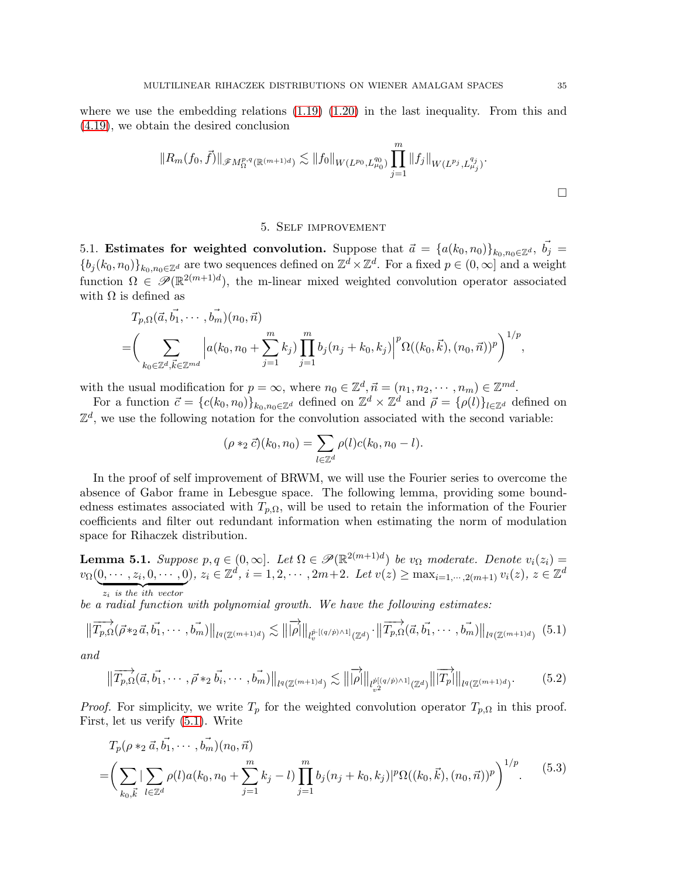where we use the embedding relations (1.19) (1.20) in the last inequality. From this and (4.19), we obtain the desired conclusion

$$\|R_m(f_0,\vec{f})\|_{\mathscr{F}M_\Omega^{p,q}(\mathbb{R}^{(m+1)d})} \lesssim \|f_0\|_{W(L^{p_0},L^{q_0}_{\mu_0})} \prod_{j=1}^m \|f_j\|_{W(L^{p_j},L^{q_j}_{\mu_j})}.$$

□

## 5. Self improvement

**5.1. Estimates for weighted convolution.** Suppose that $\vec{a} = \{a(k_0,n_0)\}_{k_0,n_0\in\mathbb{Z}^d}$, $\vec{b_j} = \{b_j(k_0,n_0)\}_{k_0,n_0\in\mathbb{Z}^d}$ are two sequences defined on $\mathbb{Z}^d\times\mathbb{Z}^d$. For a fixed $p\in(0,\infty]$ and a weight function $\Omega\in\mathscr{P}(\mathbb{R}^{2(m+1)d})$, the m-linear mixed weighted convolution operator associated with $\Omega$ is defined as

$$\begin{aligned}
&T_{p,\Omega}(\vec{a},\vec{b_1},\cdots,\vec{b_m})(n_0,\vec{n})\\
=&\bigg(\sum_{k_0\in\mathbb{Z}^d,\vec{k}\in\mathbb{Z}^{md}}\Big|a(k_0,n_0+\sum_{j=1}^m k_j)\prod_{j=1}^m b_j(n_j+k_0,k_j)\Big|^p\Omega((k_0,\vec{k}),(n_0,\vec{n}))^p\bigg)^{1/p},
\end{aligned}$$

with the usual modification for $p=\infty$, where $n_0\in\mathbb{Z}^d, \vec{n}=(n_1,n_2,\cdots,n_m)\in\mathbb{Z}^{md}$.

For a function $\vec{c}=\{c(k_0,n_0)\}_{k_0,n_0\in\mathbb{Z}^d}$ defined on $\mathbb{Z}^d\times\mathbb{Z}^d$ and $\vec{\rho}=\{\rho(l)\}_{l\in\mathbb{Z}^d}$ defined on $\mathbb{Z}^d$, we use the following notation for the convolution associated with the second variable:

$$(\rho *_2 \vec{c})(k_0,n_0)=\sum_{l\in\mathbb{Z}^d}\rho(l)c(k_0,n_0-l).$$

In the proof of self improvement of BRWM, we will use the Fourier series to overcome the absence of Gabor frame in Lebesgue space. The following lemma, providing some boundedness estimates associated with $T_{p,\Omega}$, will be used to retain the information of the Fourier coefficients and filter out redundant information when estimating the norm of modulation space for Rihaczek distribution.

**Lemma 5.1.** *Suppose $p,q\in(0,\infty]$. Let $\Omega\in\mathscr{P}(\mathbb{R}^{2(m+1)d})$ be $v_\Omega$ moderate. Denote $v_i(z_i)=v_\Omega(\underbrace{0,\cdots,z_i,0,\cdots,0}_{z_i \text{ is the } i\text{th vector}})$, $z_i\in\mathbb{Z}^d$, $i=1,2,\cdots,2m+2$. Let $v(z)\geq\max_{i=1,\cdots,2(m+1)}v_i(z)$, $z\in\mathbb{Z}^d$ be a radial function with polynomial growth. We have the following estimates:*

$$\big\|\overrightarrow{T_{p,\Omega}}(\vec{\rho}*_2\vec{a},\vec{b_1},\cdots,\vec{b_m})\big\|_{l^q(\mathbb{Z}^{(m+1)d})}\lesssim\big\||\overrightarrow{\rho}|\big\|_{l_v^{\dot{p}\cdot[(q/\dot{p})\wedge 1]}(\mathbb{Z}^d)}\cdot\big\|\overrightarrow{T_{p,\Omega}}(\vec{a},\vec{b_1},\cdots,\vec{b_m})\big\|_{l^q(\mathbb{Z}^{(m+1)d})} \tag{5.1}$$

*and*

$$\big\|\overrightarrow{T_{p,\Omega}}(\vec{a},\vec{b_1},\cdots,\vec{\rho}*_2\vec{b_i},\cdots,\vec{b_m})\big\|_{l^q(\mathbb{Z}^{(m+1)d})}\lesssim\big\||\overrightarrow{\rho}|\big\|_{l_{v^2}^{\dot{p}[(q/\dot{p})\wedge 1]}(\mathbb{Z}^d)}\big\||\overrightarrow{T_p}|\big\|_{l^q(\mathbb{Z}^{(m+1)d})}. \tag{5.2}$$

*Proof.* For simplicity, we write $T_p$ for the weighted convolution operator $T_{p,\Omega}$ in this proof. First, let us verify (5.1). Write

$$\begin{aligned}
&T_p(\rho *_2\vec{a},\vec{b_1},\cdots,\vec{b_m})(n_0,\vec{n})\\
=&\bigg(\sum_{k_0,\vec{k}}\big|\sum_{l\in\mathbb{Z}^d}\rho(l)a(k_0,n_0+\sum_{j=1}^m k_j-l)\prod_{j=1}^m b_j(n_j+k_0,k_j)|^p\Omega((k_0,\vec{k}),(n_0,\vec{n}))^p\bigg)^{1/p}.
\end{aligned} \tag{5.3}$$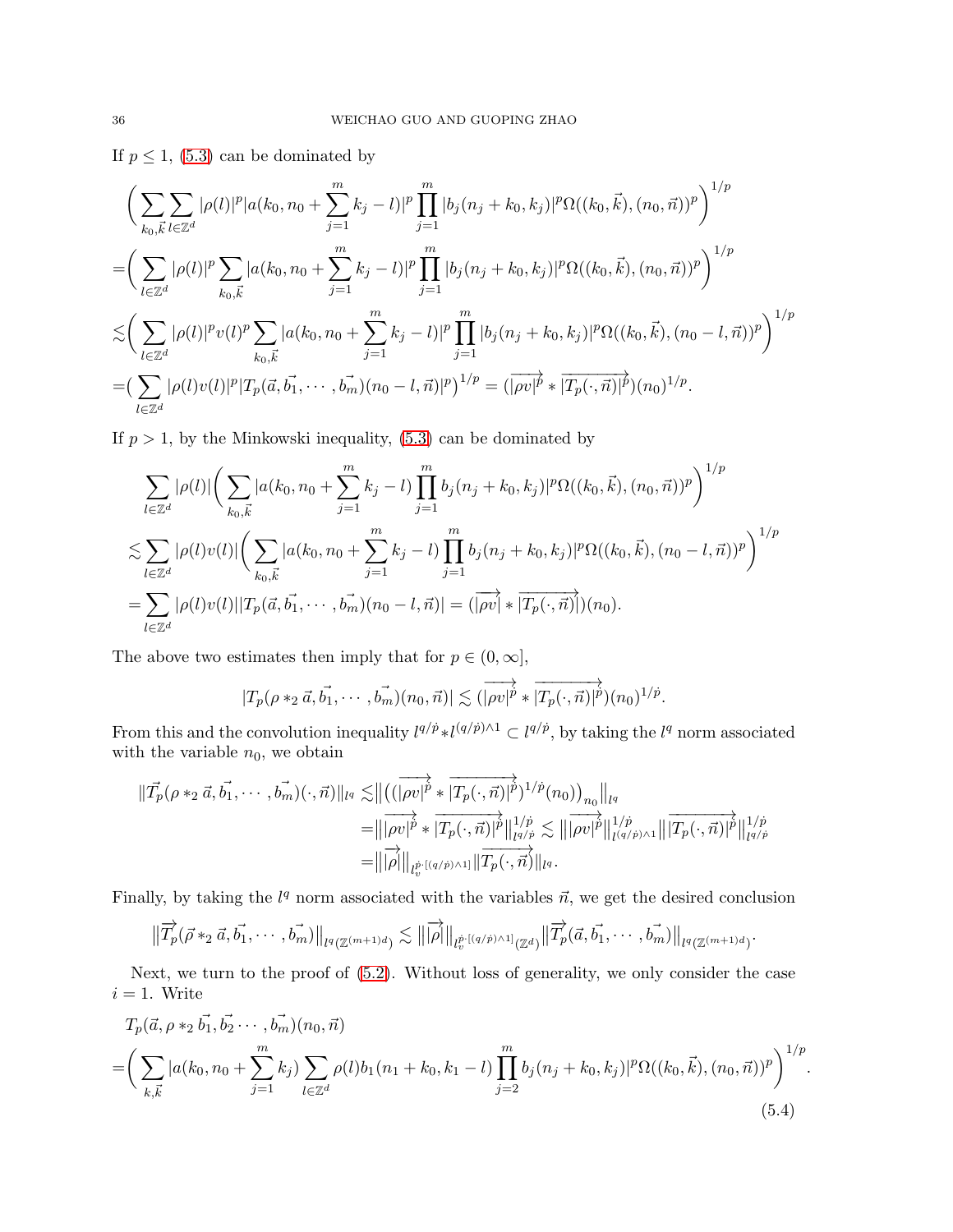If $p \leq 1$, (5.3) can be dominated by

$$
\begin{aligned}
&\Big( \sum_{k_0,\vec{k}} \sum_{l\in\mathbb{Z}^d} |\rho(l)|^p |a(k_0, n_0 + \sum_{j=1}^m k_j - l)|^p \prod_{j=1}^m |b_j(n_j + k_0, k_j)|^p \Omega((k_0,\vec{k}),(n_0,\vec{n}))^p \Big)^{1/p} \\
=&\Big( \sum_{l\in\mathbb{Z}^d} |\rho(l)|^p \sum_{k_0,\vec{k}} |a(k_0, n_0 + \sum_{j=1}^m k_j - l)|^p \prod_{j=1}^m |b_j(n_j + k_0, k_j)|^p \Omega((k_0,\vec{k}),(n_0,\vec{n}))^p \Big)^{1/p} \\
\lesssim&\Big( \sum_{l\in\mathbb{Z}^d} |\rho(l)|^p v(l)^p \sum_{k_0,\vec{k}} |a(k_0, n_0 + \sum_{j=1}^m k_j - l)|^p \prod_{j=1}^m |b_j(n_j + k_0, k_j)|^p \Omega((k_0,\vec{k}),(n_0 - l,\vec{n}))^p \Big)^{1/p} \\
=&\big( \sum_{l\in\mathbb{Z}^d} |\rho(l)v(l)|^p |T_p(\vec{a},\vec{b_1},\cdots,\vec{b_m})(n_0 - l,\vec{n})|^p \big)^{1/p} = (\overrightarrow{|\rho v|^p} * \overrightarrow{|T_p(\cdot,\vec{n})|^p})(n_0)^{1/p}.
\end{aligned}
$$

If $p > 1$, by the Minkowski inequality, (5.3) can be dominated by

$$
\begin{aligned}
&\sum_{l\in\mathbb{Z}^d} |\rho(l)| \Big( \sum_{k_0,\vec{k}} |a(k_0, n_0 + \sum_{j=1}^m k_j - l) \prod_{j=1}^m b_j(n_j + k_0, k_j)|^p \Omega((k_0,\vec{k}),(n_0,\vec{n}))^p \Big)^{1/p} \\
\lesssim&\sum_{l\in\mathbb{Z}^d} |\rho(l)v(l)| \Big( \sum_{k_0,\vec{k}} |a(k_0, n_0 + \sum_{j=1}^m k_j - l) \prod_{j=1}^m b_j(n_j + k_0, k_j)|^p \Omega((k_0,\vec{k}),(n_0 - l,\vec{n}))^p \Big)^{1/p} \\
=&\sum_{l\in\mathbb{Z}^d} |\rho(l)v(l)| |T_p(\vec{a},\vec{b_1},\cdots,\vec{b_m})(n_0 - l,\vec{n})| = (\overrightarrow{|\rho v|} * \overrightarrow{|T_p(\cdot,\vec{n})|})(n_0).
\end{aligned}
$$

The above two estimates then imply that for $p \in (0,\infty]$,

$$
|T_p(\rho *_2 \vec{a},\vec{b_1},\cdots,\vec{b_m})(n_0,\vec{n})| \lesssim (\overrightarrow{|\rho v|^{\dot{p}}} * \overrightarrow{|T_p(\cdot,\vec{n})|^{\dot{p}}})(n_0)^{1/\dot{p}}.
$$

From this and the convolution inequality $l^{q/\dot{p}} * l^{(q/\dot{p})\wedge 1} \subset l^{q/\dot{p}}$, by taking the $l^q$ norm associated with the variable $n_0$, we obtain

$$
\begin{aligned}
\|\vec{T_p}(\rho *_2 \vec{a},\vec{b_1},\cdots,\vec{b_m})(\cdot,\vec{n})\|_{l^q} \lesssim& \big\| \big( (\overrightarrow{|\rho v|^{\dot{p}}} * \overrightarrow{|T_p(\cdot,\vec{n})|^{\dot{p}}})^{1/\dot{p}}(n_0) \big)_{n_0} \big\|_{l^q} \\
=& \| \overrightarrow{|\rho v|^{\dot{p}}} * \overrightarrow{|T_p(\cdot,\vec{n})|^{\dot{p}}} \|_{l^{q/\dot{p}}}^{1/\dot{p}} \lesssim \| \overrightarrow{|\rho v|^{\dot{p}}} \|_{l^{(q/\dot{p})\wedge 1}}^{1/\dot{p}} \| \overrightarrow{|T_p(\cdot,\vec{n})|^{\dot{p}}} \|_{l^{q/\dot{p}}}^{1/\dot{p}} \\
=& \| \overrightarrow{|\rho|} \|_{l_v^{\dot{p}\cdot[(q/\dot{p})\wedge 1]}} \| \overrightarrow{T_p(\cdot,\vec{n})} \|_{l^q}.
\end{aligned}
$$

Finally, by taking the $l^q$ norm associated with the variables $\vec{n}$, we get the desired conclusion

$$
\big\| \vec{T_p}(\vec{\rho} *_2 \vec{a},\vec{b_1},\cdots,\vec{b_m}) \big\|_{l^q(\mathbb{Z}^{(m+1)d})} \lesssim \| \overrightarrow{|\rho|} \|_{l_v^{\dot{p}\cdot[(q/\dot{p})\wedge 1]}(\mathbb{Z}^d)} \big\| \vec{T_p}(\vec{a},\vec{b_1},\cdots,\vec{b_m}) \big\|_{l^q(\mathbb{Z}^{(m+1)d})}.
$$

Next, we turn to the proof of (5.2). Without loss of generality, we only consider the case $i = 1$. Write

$$
\begin{aligned}
&T_p(\vec{a},\rho *_2 \vec{b_1},\vec{b_2}\cdots,\vec{b_m})(n_0,\vec{n}) \\
=&\Big( \sum_{k,\vec{k}} |a(k_0, n_0 + \sum_{j=1}^m k_j) \sum_{l\in\mathbb{Z}^d} \rho(l) b_1(n_1 + k_0, k_1 - l) \prod_{j=2}^m b_j(n_j + k_0, k_j)|^p \Omega((k_0,\vec{k}),(n_0,\vec{n}))^p \Big)^{1/p}.
\end{aligned} \tag{5.4}
$$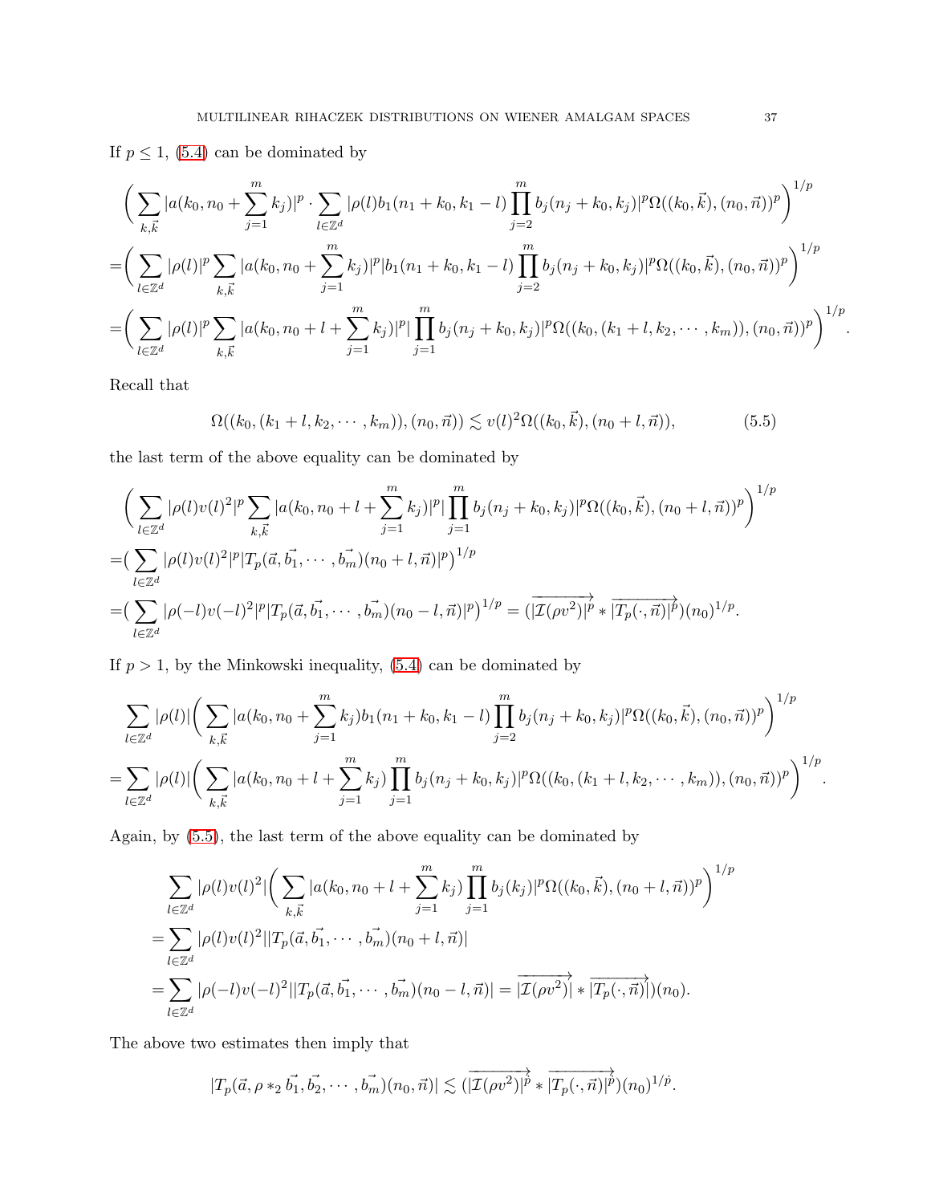If $p \leq 1$, (5.4) can be dominated by

$$
\begin{aligned}
&\Big( \sum_{k,\vec{k}} |a(k_0, n_0 + \sum_{j=1}^m k_j)|^p \cdot \sum_{l\in\mathbb{Z}^d} |\rho(l) b_1(n_1+k_0, k_1 - l) \prod_{j=2}^m b_j(n_j+k_0, k_j)|^p \Omega((k_0,\vec{k}),(n_0,\vec{n}))^p \Big)^{1/p} \\
=& \Big( \sum_{l\in\mathbb{Z}^d} |\rho(l)|^p \sum_{k,\vec{k}} |a(k_0, n_0 + \sum_{j=1}^m k_j)|^p |b_1(n_1+k_0, k_1 - l) \prod_{j=2}^m b_j(n_j+k_0, k_j)|^p \Omega((k_0,\vec{k}),(n_0,\vec{n}))^p \Big)^{1/p} \\
=& \Big( \sum_{l\in\mathbb{Z}^d} |\rho(l)|^p \sum_{k,\vec{k}} |a(k_0, n_0 + l + \sum_{j=1}^m k_j)|^p | \prod_{j=1}^m b_j(n_j+k_0, k_j)|^p \Omega((k_0,(k_1+l,k_2,\cdots,k_m)),(n_0,\vec{n}))^p \Big)^{1/p}.
\end{aligned}
$$

Recall that

$$
\Omega((k_0,(k_1+l,k_2,\cdots,k_m)),(n_0,\vec{n})) \lesssim v(l)^2 \Omega((k_0,\vec{k}),(n_0+l,\vec{n})), \tag{5.5}
$$

the last term of the above equality can be dominated by

$$
\begin{aligned}
&\Big( \sum_{l\in\mathbb{Z}^d} |\rho(l) v(l)^2|^p \sum_{k,\vec{k}} |a(k_0, n_0 + l + \sum_{j=1}^m k_j)|^p | \prod_{j=1}^m b_j(n_j+k_0, k_j)|^p \Omega((k_0,\vec{k}),(n_0+l,\vec{n}))^p \Big)^{1/p} \\
=& \big( \sum_{l\in\mathbb{Z}^d} |\rho(l) v(l)^2|^p |T_p(\vec{a}, \vec{b_1}, \cdots, \vec{b_m})(n_0+l,\vec{n})|^p \big)^{1/p} \\
=& \big( \sum_{l\in\mathbb{Z}^d} |\rho(-l) v(-l)^2|^p |T_p(\vec{a}, \vec{b_1}, \cdots, \vec{b_m})(n_0-l,\vec{n})|^p \big)^{1/p} = (\overrightarrow{|\mathcal{I}(\rho v^2)|^p} * \overrightarrow{|T_p(\cdot,\vec{n})|^p})(n_0)^{1/p}.
\end{aligned}
$$

If $p > 1$, by the Minkowski inequality, (5.4) can be dominated by

$$
\begin{aligned}
&\sum_{l\in\mathbb{Z}^d} |\rho(l)| \Big( \sum_{k,\vec{k}} |a(k_0, n_0 + \sum_{j=1}^m k_j) b_1(n_1+k_0, k_1 - l) \prod_{j=2}^m b_j(n_j+k_0, k_j)|^p \Omega((k_0,\vec{k}),(n_0,\vec{n}))^p \Big)^{1/p} \\
=& \sum_{l\in\mathbb{Z}^d} |\rho(l)| \Big( \sum_{k,\vec{k}} |a(k_0, n_0 + l + \sum_{j=1}^m k_j) \prod_{j=1}^m b_j(n_j+k_0, k_j)|^p \Omega((k_0,(k_1+l,k_2,\cdots,k_m)),(n_0,\vec{n}))^p \Big)^{1/p}.
\end{aligned}
$$

Again, by (5.5), the last term of the above equality can be dominated by

$$
\begin{aligned}
&\sum_{l\in\mathbb{Z}^d} |\rho(l) v(l)^2| \Big( \sum_{k,\vec{k}} |a(k_0, n_0 + l + \sum_{j=1}^m k_j) \prod_{j=1}^m b_j(k_j)|^p \Omega((k_0,\vec{k}),(n_0+l,\vec{n}))^p \Big)^{1/p} \\
=& \sum_{l\in\mathbb{Z}^d} |\rho(l) v(l)^2| |T_p(\vec{a}, \vec{b_1}, \cdots, \vec{b_m})(n_0+l,\vec{n})| \\
=& \sum_{l\in\mathbb{Z}^d} |\rho(-l) v(-l)^2| |T_p(\vec{a}, \vec{b_1}, \cdots, \vec{b_m})(n_0-l,\vec{n})| = \overrightarrow{|\mathcal{I}(\rho v^2)|} * \overrightarrow{|T_p(\cdot,\vec{n})|})(n_0).
\end{aligned}
$$

The above two estimates then imply that

$$
|T_p(\vec{a}, \rho *_2 \vec{b_1}, \vec{b_2}, \cdots, \vec{b_m})(n_0,\vec{n})| \lesssim (\overrightarrow{|\mathcal{I}(\rho v^2)|^{\dot{p}}} * \overrightarrow{|T_p(\cdot,\vec{n})|^{\dot{p}}})(n_0)^{1/\dot{p}}.
$$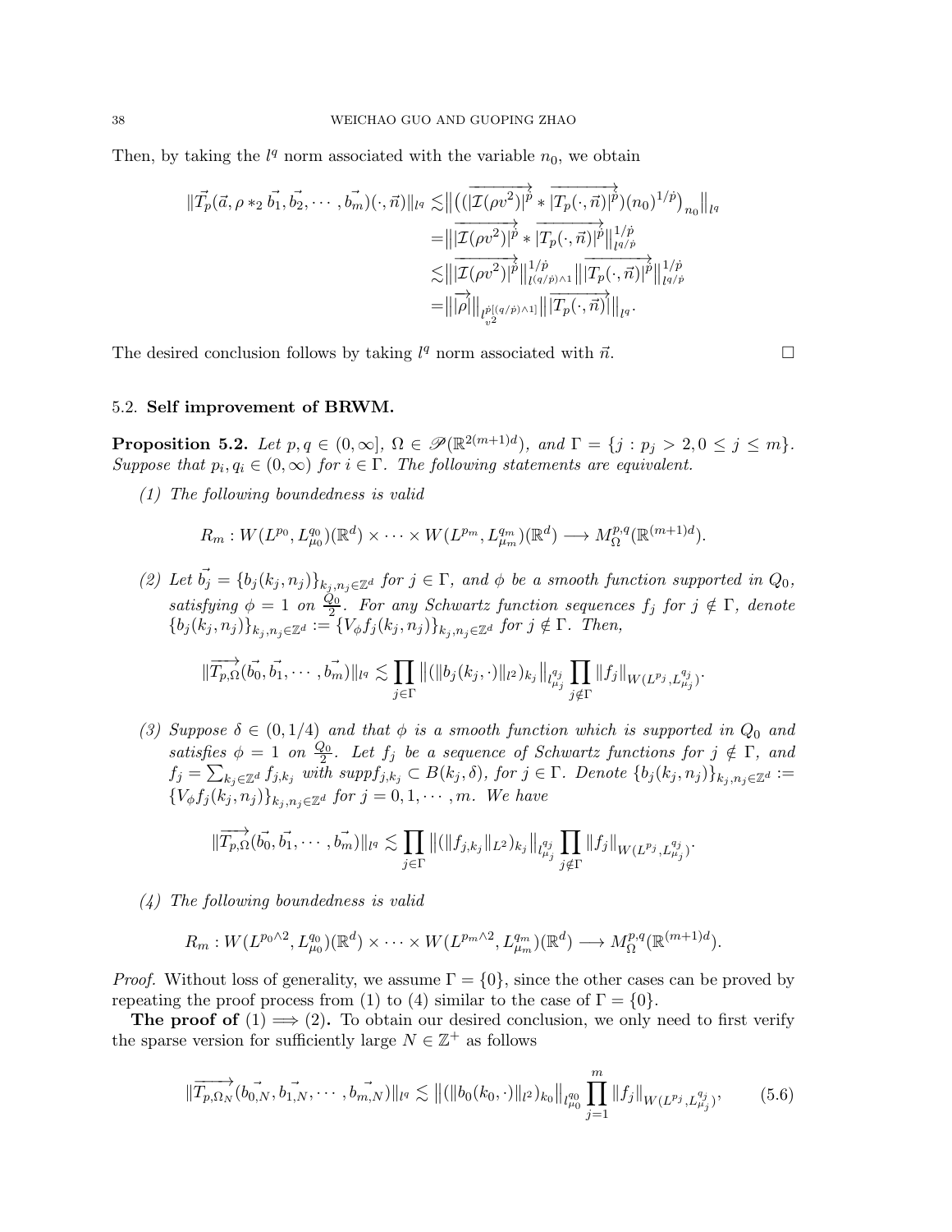Then, by taking the $l^q$ norm associated with the variable $n_0$, we obtain

$$
\begin{aligned}
\|\vec{T_p}(\vec{a}, \rho *_2 \vec{b_1}, \vec{b_2}, \cdots, \vec{b_m})(\cdot, \vec{n})\|_{l^q} \lesssim & \big\| \big( (\overrightarrow{|\mathcal{I}(\rho v^2)|^{\dot{p}}} * \overrightarrow{|T_p(\cdot, \vec{n})|^{\dot{p}}})(n_0)^{1/\dot{p}} \big)_{n_0} \big\|_{l^q} \\
= & \big\| \overrightarrow{|\mathcal{I}(\rho v^2)|^{\dot{p}}} * \overrightarrow{|T_p(\cdot, \vec{n})|^{\dot{p}}} \big\|_{l^{q/\dot{p}}}^{1/\dot{p}} \\
\lesssim & \big\| \overrightarrow{|\mathcal{I}(\rho v^2)|^{\dot{p}}} \big\|_{l^{(q/\dot{p}) \wedge 1}}^{1/\dot{p}} \big\| \overrightarrow{|T_p(\cdot, \vec{n})|^{\dot{p}}} \big\|_{l^{q/\dot{p}}}^{1/\dot{p}} \\
= & \big\| \overrightarrow{|\rho|} \big\|_{l_{v^2}^{\dot{p}[(q/\dot{p}) \wedge 1]}} \big\| \overrightarrow{|T_p(\cdot, \vec{n})|} \big\|_{l^q}.
\end{aligned}
$$

The desired conclusion follows by taking $l^q$ norm associated with $\vec{n}$. $\square$

### 5.2. Self improvement of BRWM.

**Proposition 5.2.** *Let $p, q \in (0, \infty]$, $\Omega \in \mathscr{P}(\mathbb{R}^{2(m+1)d})$, and $\Gamma = \{j : p_j > 2, 0 \leq j \leq m\}$. Suppose that $p_i, q_i \in (0, \infty)$ for $i \in \Gamma$. The following statements are equivalent.*

*(1) The following boundedness is valid*

$$
R_m : W(L^{p_0}, L^{q_0}_{\mu_0})(\mathbb{R}^d) \times \cdots \times W(L^{p_m}, L^{q_m}_{\mu_m})(\mathbb{R}^d) \longrightarrow M^{p,q}_{\Omega}(\mathbb{R}^{(m+1)d}).
$$

*(2) Let $\vec{b_j} = \{b_j(k_j, n_j)\}_{k_j, n_j \in \mathbb{Z}^d}$ for $j \in \Gamma$, and $\phi$ be a smooth function supported in $Q_0$, satisfying $\phi = 1$ on $\frac{Q_0}{2}$. For any Schwartz function sequences $f_j$ for $j \notin \Gamma$, denote $\{b_j(k_j, n_j)\}_{k_j, n_j \in \mathbb{Z}^d} := \{V_\phi f_j(k_j, n_j)\}_{k_j, n_j \in \mathbb{Z}^d}$ for $j \notin \Gamma$. Then,*

$$
\|\overrightarrow{T_{p,\Omega}}(\vec{b_0}, \vec{b_1}, \cdots, \vec{b_m})\|_{l^q} \lesssim \prod_{j \in \Gamma} \big\| (\|b_j(k_j, \cdot)\|_{l^2})_{k_j} \big\|_{l^{q_j}_{\mu_j}} \prod_{j \notin \Gamma} \|f_j\|_{W(L^{p_j}, L^{q_j}_{\mu_j})}.
$$

*(3) Suppose $\delta \in (0, 1/4)$ and that $\phi$ is a smooth function which is supported in $Q_0$ and satisfies $\phi = 1$ on $\frac{Q_0}{2}$. Let $f_j$ be a sequence of Schwartz functions for $j \notin \Gamma$, and $f_j = \sum_{k_j \in \mathbb{Z}^d} f_{j,k_j}$ with $\mathrm{supp} f_{j,k_j} \subset B(k_j, \delta)$, for $j \in \Gamma$. Denote $\{b_j(k_j, n_j)\}_{k_j, n_j \in \mathbb{Z}^d} := \{V_\phi f_j(k_j, n_j)\}_{k_j, n_j \in \mathbb{Z}^d}$ for $j = 0, 1, \cdots, m$. We have*

$$
\|\overrightarrow{T_{p,\Omega}}(\vec{b_0}, \vec{b_1}, \cdots, \vec{b_m})\|_{l^q} \lesssim \prod_{j \in \Gamma} \big\| (\|f_{j,k_j}\|_{L^2})_{k_j} \big\|_{l^{q_j}_{\mu_j}} \prod_{j \notin \Gamma} \|f_j\|_{W(L^{p_j}, L^{q_j}_{\mu_j})}.
$$

*(4) The following boundedness is valid*

$$
R_m : W(L^{p_0 \wedge 2}, L^{q_0}_{\mu_0})(\mathbb{R}^d) \times \cdots \times W(L^{p_m \wedge 2}, L^{q_m}_{\mu_m})(\mathbb{R}^d) \longrightarrow M^{p,q}_{\Omega}(\mathbb{R}^{(m+1)d}).
$$

*Proof.* Without loss of generality, we assume $\Gamma = \{0\}$, since the other cases can be proved by repeating the proof process from (1) to (4) similar to the case of $\Gamma = \{0\}$.

**The proof of** $(1) \Longrightarrow (2)$**.** To obtain our desired conclusion, we only need to first verify the sparse version for sufficiently large $N \in \mathbb{Z}^+$ as follows

$$
\|\overrightarrow{T_{p,\Omega_N}}(\vec{b_{0,N}}, \vec{b_{1,N}}, \cdots, \vec{b_{m,N}})\|_{l^q} \lesssim \big\| (\|b_0(k_0, \cdot)\|_{l^2})_{k_0} \big\|_{l^{q_0}_{\mu_0}} \prod_{j=1}^{m} \|f_j\|_{W(L^{p_j}, L^{q_j}_{\mu_j})}, \tag{5.6}
$$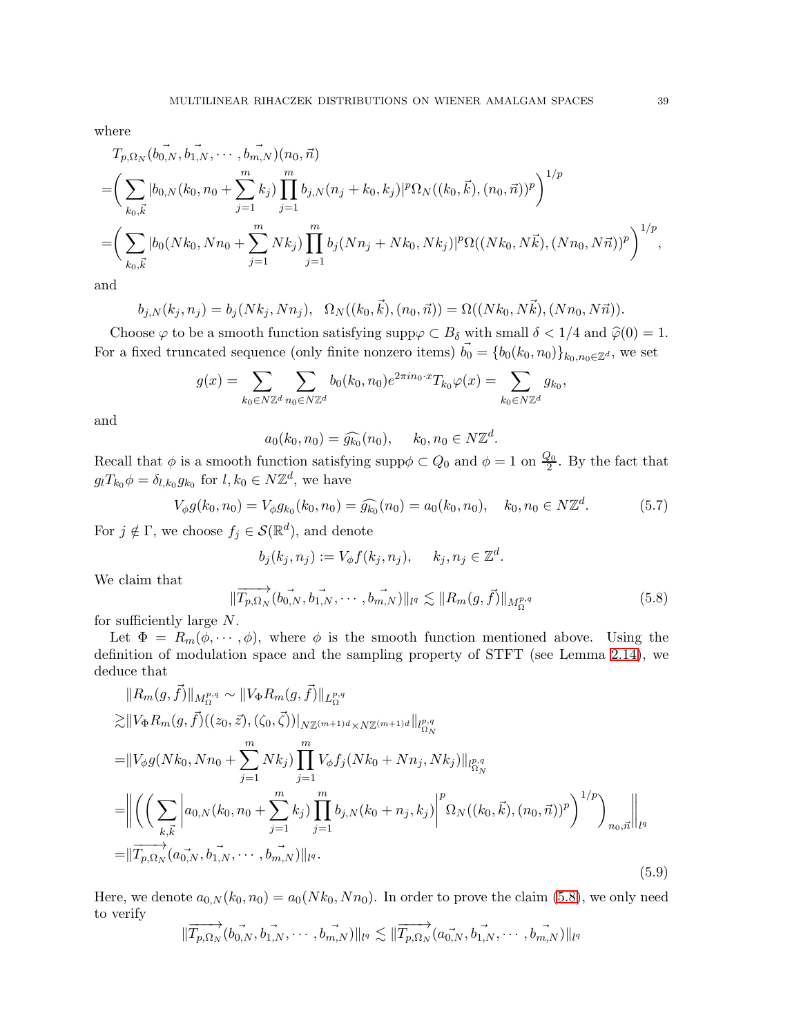where

$$
\begin{aligned}
&T_{p,\Omega_N}(\vec{b_{0,N}}, \vec{b_{1,N}}, \cdots, \vec{b_{m,N}})(n_0, \vec{n}) \\
=&\bigg( \sum_{k_0,\vec{k}} |b_{0,N}(k_0, n_0 + \sum_{j=1}^m k_j) \prod_{j=1}^m b_{j,N}(n_j + k_0, k_j)|^p \Omega_N((k_0,\vec{k}),(n_0,\vec{n}))^p \bigg)^{1/p} \\
=&\bigg( \sum_{k_0,\vec{k}} |b_0(Nk_0, Nn_0 + \sum_{j=1}^m Nk_j) \prod_{j=1}^m b_j(Nn_j + Nk_0, Nk_j)|^p \Omega((Nk_0,N\vec{k}),(Nn_0,N\vec{n}))^p \bigg)^{1/p},
\end{aligned}
$$

and

$$
b_{j,N}(k_j, n_j) = b_j(Nk_j, Nn_j), \quad \Omega_N((k_0,\vec{k}),(n_0,\vec{n})) = \Omega((Nk_0,N\vec{k}),(Nn_0,N\vec{n})).
$$

Choose $\varphi$ to be a smooth function satisfying $\mathrm{supp}\varphi \subset B_\delta$ with small $\delta < 1/4$ and $\widehat{\varphi}(0) = 1$. For a fixed truncated sequence (only finite nonzero items) $\vec{b_0} = \{b_0(k_0, n_0)\}_{k_0,n_0 \in \mathbb{Z}^d}$, we set

$$
g(x) = \sum_{k_0 \in N\mathbb{Z}^d} \sum_{n_0 \in N\mathbb{Z}^d} b_0(k_0, n_0) e^{2\pi i n_0 \cdot x} T_{k_0}\varphi(x) = \sum_{k_0 \in N\mathbb{Z}^d} g_{k_0},
$$

and

$$
a_0(k_0, n_0) = \widehat{g_{k_0}}(n_0), \qquad k_0, n_0 \in N\mathbb{Z}^d.
$$

Recall that $\phi$ is a smooth function satisfying $\mathrm{supp}\phi \subset Q_0$ and $\phi = 1$ on $\frac{Q_0}{2}$. By the fact that $g_l T_{k_0}\phi = \delta_{l,k_0} g_{k_0}$ for $l, k_0 \in N\mathbb{Z}^d$, we have

$$
V_\phi g(k_0, n_0) = V_\phi g_{k_0}(k_0, n_0) = \widehat{g_{k_0}}(n_0) = a_0(k_0, n_0), \quad k_0, n_0 \in N\mathbb{Z}^d. \tag{5.7}
$$

For $j \notin \Gamma$, we choose $f_j \in \mathcal{S}(\mathbb{R}^d)$, and denote

$$
b_j(k_j, n_j) := V_\phi f(k_j, n_j), \qquad k_j, n_j \in \mathbb{Z}^d.
$$

We claim that

$$
\|\overrightarrow{T_{p,\Omega_N}}(\vec{b_{0,N}}, \vec{b_{1,N}}, \cdots, \vec{b_{m,N}})\|_{l^q} \lesssim \|R_m(g,\vec{f})\|_{M^{p,q}_\Omega} \tag{5.8}
$$

for sufficiently large $N$.

Let $\Phi = R_m(\phi, \cdots, \phi)$, where $\phi$ is the smooth function mentioned above. Using the definition of modulation space and the sampling property of STFT (see Lemma 2.14), we deduce that

$$
\begin{aligned}
&\|R_m(g,\vec{f})\|_{M^{p,q}_\Omega} \sim \|V_\Phi R_m(g,\vec{f})\|_{L^{p,q}_\Omega} \\
\gtrsim& \|V_\Phi R_m(g,\vec{f})((z_0,\vec{z}),(\zeta_0,\vec{\zeta}))|_{N\mathbb{Z}^{(m+1)d}\times N\mathbb{Z}^{(m+1)d}}\|_{l^{p,q}_{\Omega_N}} \\
=& \|V_\phi g(Nk_0, Nn_0 + \sum_{j=1}^m Nk_j) \prod_{j=1}^m V_\phi f_j(Nk_0 + Nn_j, Nk_j)\|_{l^{p,q}_{\Omega_N}} \\
=& \bigg\| \bigg( \bigg( \sum_{k,\vec{k}} \bigg| a_{0,N}(k_0, n_0 + \sum_{j=1}^m k_j) \prod_{j=1}^m b_{j,N}(k_0 + n_j, k_j) \bigg|^p \Omega_N((k_0,\vec{k}),(n_0,\vec{n}))^p \bigg)^{1/p} \bigg)_{n_0,\vec{n}} \bigg\|_{l^q} \\
=& \|\overrightarrow{T_{p,\Omega_N}}(\vec{a_{0,N}}, \vec{b_{1,N}}, \cdots, \vec{b_{m,N}})\|_{l^q}.
\end{aligned} \tag{5.9}
$$

Here, we denote $a_{0,N}(k_0, n_0) = a_0(Nk_0, Nn_0)$. In order to prove the claim (5.8), we only need to verify

$$
\|\overrightarrow{T_{p,\Omega_N}}(\vec{b_{0,N}}, \vec{b_{1,N}}, \cdots, \vec{b_{m,N}})\|_{l^q} \lesssim \|\overrightarrow{T_{p,\Omega_N}}(\vec{a_{0,N}}, \vec{b_{1,N}}, \cdots, \vec{b_{m,N}})\|_{l^q}
$$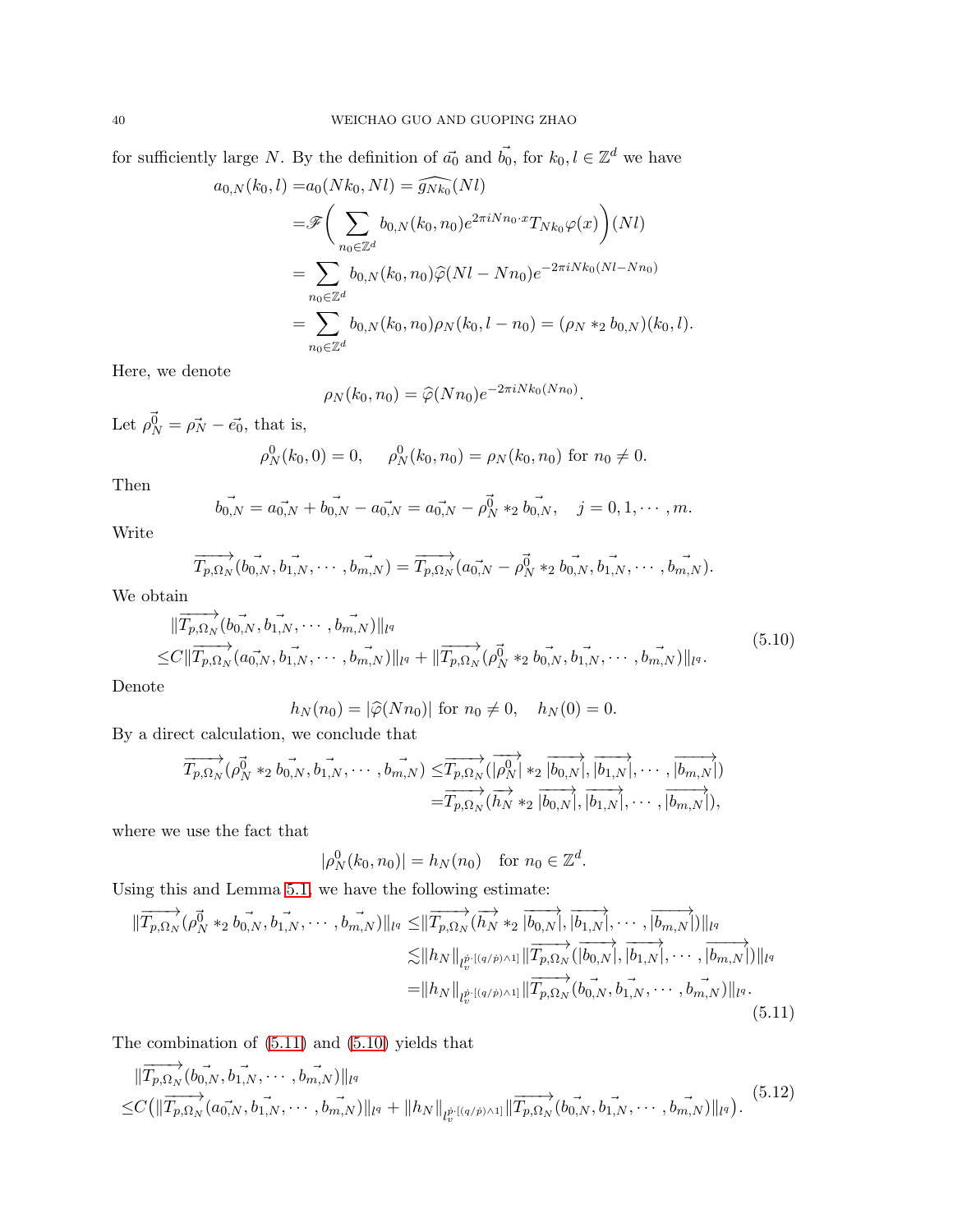for sufficiently large $N$. By the definition of $\vec{a_0}$ and $\vec{b_0}$, for $k_0, l \in \mathbb{Z}^d$ we have

$$
\begin{aligned}
a_{0,N}(k_0,l) =& a_0(Nk_0, Nl) = \widehat{g_{Nk_0}}(Nl) \\
=& \mathscr{F}\bigg(\sum_{n_0\in\mathbb{Z}^d} b_{0,N}(k_0,n_0)e^{2\pi i Nn_0\cdot x}T_{Nk_0}\varphi(x)\bigg)(Nl) \\
=& \sum_{n_0\in\mathbb{Z}^d} b_{0,N}(k_0,n_0)\widehat{\varphi}(Nl-Nn_0)e^{-2\pi i Nk_0(Nl-Nn_0)} \\
=& \sum_{n_0\in\mathbb{Z}^d} b_{0,N}(k_0,n_0)\rho_N(k_0,l-n_0) = (\rho_N *_2 b_{0,N})(k_0,l).
\end{aligned}
$$

Here, we denote

$$\rho_N(k_0,n_0) = \widehat{\varphi}(Nn_0)e^{-2\pi i Nk_0(Nn_0)}.$$

Let $\vec{\rho_N^0} = \vec{\rho_N} - \vec{e_0}$, that is,

$$\rho_N^0(k_0,0) = 0, \quad \rho_N^0(k_0,n_0) = \rho_N(k_0,n_0) \text{ for } n_0 \neq 0.$$

Then

$$\vec{b_{0,N}} = \vec{a_{0,N}} + \vec{b_{0,N}} - \vec{a_{0,N}} = \vec{a_{0,N}} - \vec{\rho_N^0} *_2 \vec{b_{0,N}}, \quad j = 0,1,\cdots,m.$$

Write

$$\overrightarrow{T_{p,\Omega_N}}(\vec{b_{0,N}}, \vec{b_{1,N}}, \cdots, \vec{b_{m,N}}) = \overrightarrow{T_{p,\Omega_N}}(\vec{a_{0,N}} - \vec{\rho_N^0} *_2 \vec{b_{0,N}}, \vec{b_{1,N}}, \cdots, \vec{b_{m,N}}).$$

We obtain

$$
\begin{aligned}
&\|\overrightarrow{T_{p,\Omega_N}}(\vec{b_{0,N}}, \vec{b_{1,N}}, \cdots, \vec{b_{m,N}})\|_{l^q} \\
\leq& C\|\overrightarrow{T_{p,\Omega_N}}(\vec{a_{0,N}}, \vec{b_{1,N}}, \cdots, \vec{b_{m,N}})\|_{l^q} + \|\overrightarrow{T_{p,\Omega_N}}(\vec{\rho_N^0} *_2 \vec{b_{0,N}}, \vec{b_{1,N}}, \cdots, \vec{b_{m,N}})\|_{l^q}.
\end{aligned}
\tag{5.10}
$$

Denote

$$h_N(n_0) = |\widehat{\varphi}(Nn_0)| \text{ for } n_0 \neq 0, \quad h_N(0) = 0.$$

By a direct calculation, we conclude that

$$
\begin{aligned}
\overrightarrow{T_{p,\Omega_N}}(\vec{\rho_N^0} *_2 \vec{b_{0,N}}, \vec{b_{1,N}}, \cdots, \vec{b_{m,N}}) \leq& \overrightarrow{T_{p,\Omega_N}}(\overrightarrow{|\rho_N^0|} *_2 \overrightarrow{|b_{0,N}|}, \overrightarrow{|b_{1,N}|}, \cdots, \overrightarrow{|b_{m,N}|}) \\
=& \overrightarrow{T_{p,\Omega_N}}(\overrightarrow{h_N} *_2 \overrightarrow{|b_{0,N}|}, \overrightarrow{|b_{1,N}|}, \cdots, \overrightarrow{|b_{m,N}|}),
\end{aligned}
$$

where we use the fact that

$$|\rho_N^0(k_0,n_0)| = h_N(n_0) \quad \text{for } n_0 \in \mathbb{Z}^d.$$

Using this and Lemma 5.1, we have the following estimate:

$$
\begin{aligned}
\|\overrightarrow{T_{p,\Omega_N}}(\vec{\rho_N^0} *_2 \vec{b_{0,N}}, \vec{b_{1,N}}, \cdots, \vec{b_{m,N}})\|_{l^q} \leq& \|\overrightarrow{T_{p,\Omega_N}}(\overrightarrow{h_N} *_2 \overrightarrow{|b_{0,N}|}, \overrightarrow{|b_{1,N}|}, \cdots, \overrightarrow{|b_{m,N}|})\|_{l^q} \\
\lesssim& \|h_N\|_{l_v^{\dot{p}\cdot[(q/\dot{p})\wedge 1]}}\|\overrightarrow{T_{p,\Omega_N}}(\overrightarrow{|b_{0,N}|}, \overrightarrow{|b_{1,N}|}, \cdots, \overrightarrow{|b_{m,N}|})\|_{l^q} \\
=& \|h_N\|_{l_v^{\dot{p}\cdot[(q/\dot{p})\wedge 1]}}\|\overrightarrow{T_{p,\Omega_N}}(\vec{b_{0,N}}, \vec{b_{1,N}}, \cdots, \vec{b_{m,N}})\|_{l^q}.
\end{aligned}
\tag{5.11}
$$

The combination of (5.11) and (5.10) yields that

$$
\begin{aligned}
&\|\overrightarrow{T_{p,\Omega_N}}(\vec{b_{0,N}}, \vec{b_{1,N}}, \cdots, \vec{b_{m,N}})\|_{l^q} \\
\leq& C\big(\|\overrightarrow{T_{p,\Omega_N}}(\vec{a_{0,N}}, \vec{b_{1,N}}, \cdots, \vec{b_{m,N}})\|_{l^q} + \|h_N\|_{l_v^{\dot{p}\cdot[(q/\dot{p})\wedge 1]}}\|\overrightarrow{T_{p,\Omega_N}}(\vec{b_{0,N}}, \vec{b_{1,N}}, \cdots, \vec{b_{m,N}})\|_{l^q}\big).
\end{aligned}
\tag{5.12}
$$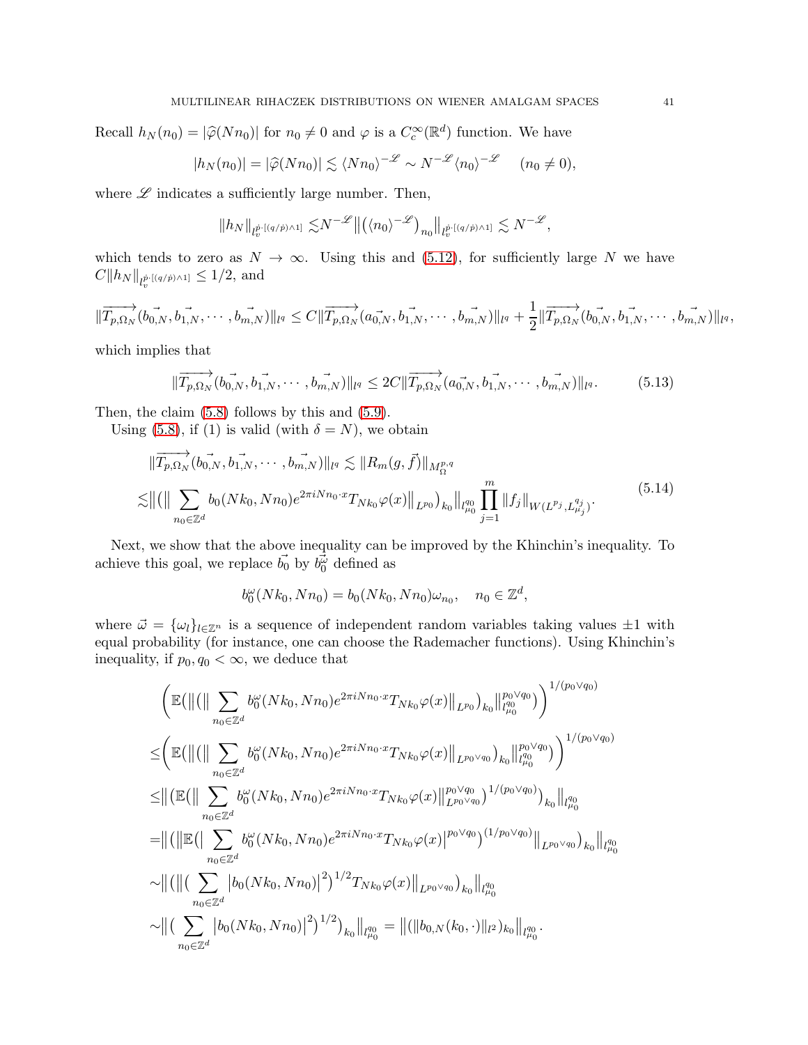Recall $h_N(n_0) = |\widehat{\varphi}(Nn_0)|$ for $n_0 \neq 0$ and $\varphi$ is a $C_c^\infty(\mathbb{R}^d)$ function. We have

$$|h_N(n_0)| = |\widehat{\varphi}(Nn_0)| \lesssim \langle Nn_0\rangle^{-\mathscr{L}} \sim N^{-\mathscr{L}}\langle n_0\rangle^{-\mathscr{L}} \quad (n_0 \neq 0),$$

where $\mathscr{L}$ indicates a sufficiently large number. Then,

$$\|h_N\|_{l_v^{\vec{p}\cdot[(q/\dot{p})\wedge 1]}} \lesssim N^{-\mathscr{L}}\big\|\big(\langle n_0\rangle^{-\mathscr{L}}\big)_{n_0}\big\|_{l_v^{\vec{p}\cdot[(q/\dot{p})\wedge 1]}} \lesssim N^{-\mathscr{L}},$$

which tends to zero as $N \to \infty$. Using this and (5.12), for sufficiently large $N$ we have $C\|h_N\|_{l_v^{\vec{p}\cdot[(q/\dot{p})\wedge 1]}} \leq 1/2$, and

$$\|\overrightarrow{T_{p,\Omega_N}}(\vec{b_{0,N}}, \vec{b_{1,N}}, \cdots, \vec{b_{m,N}})\|_{l^q} \leq C\|\overrightarrow{T_{p,\Omega_N}}(\vec{a_{0,N}}, \vec{b_{1,N}}, \cdots, \vec{b_{m,N}})\|_{l^q} + \frac{1}{2}\|\overrightarrow{T_{p,\Omega_N}}(\vec{b_{0,N}}, \vec{b_{1,N}}, \cdots, \vec{b_{m,N}})\|_{l^q},$$

which implies that

$$\|\overrightarrow{T_{p,\Omega_N}}(\vec{b_{0,N}}, \vec{b_{1,N}}, \cdots, \vec{b_{m,N}})\|_{l^q} \leq 2C\|\overrightarrow{T_{p,\Omega_N}}(\vec{a_{0,N}}, \vec{b_{1,N}}, \cdots, \vec{b_{m,N}})\|_{l^q}. \tag{5.13}$$

Then, the claim (5.8) follows by this and (5.9).

Using (5.8), if (1) is valid (with $\delta = N$), we obtain

$$\begin{aligned}
&\|\overrightarrow{T_{p,\Omega_N}}(\vec{b_{0,N}}, \vec{b_{1,N}}, \cdots, \vec{b_{m,N}})\|_{l^q} \lesssim \|R_m(g, \vec{f})\|_{M_\Omega^{p,q}} \\
\lesssim &\big\|\big(\big\|\sum_{n_0\in\mathbb{Z}^d} b_0(Nk_0, Nn_0)e^{2\pi i Nn_0\cdot x}T_{Nk_0}\varphi(x)\big\|_{L^{p_0}}\big)_{k_0}\big\|_{l_{\mu_0}^{q_0}} \prod_{j=1}^m \|f_j\|_{W(L^{p_j}, L_{\mu_j}^{q_j})}.
\end{aligned} \tag{5.14}$$

Next, we show that the above inequality can be improved by the Khinchin's inequality. To achieve this goal, we replace $\vec{b_0}$ by $\vec{b_0^\omega}$ defined as

$$b_0^\omega(Nk_0, Nn_0) = b_0(Nk_0, Nn_0)\omega_{n_0}, \quad n_0 \in \mathbb{Z}^d,$$

where $\vec{\omega} = \{\omega_l\}_{l\in\mathbb{Z}^n}$ is a sequence of independent random variables taking values $\pm 1$ with equal probability (for instance, one can choose the Rademacher functions). Using Khinchin's inequality, if $p_0, q_0 < \infty$, we deduce that

$$\begin{aligned}
&\bigg(\mathbb{E}\big(\big\|\big(\big\|\sum_{n_0\in\mathbb{Z}^d} b_0^\omega(Nk_0, Nn_0)e^{2\pi i Nn_0\cdot x}T_{Nk_0}\varphi(x)\big\|_{L^{p_0}}\big)_{k_0}\big\|_{l_{\mu_0}^{q_0}}^{p_0\vee q_0}\big)\bigg)^{1/(p_0\vee q_0)} \\
\leq &\bigg(\mathbb{E}\big(\big\|\big(\big\|\sum_{n_0\in\mathbb{Z}^d} b_0^\omega(Nk_0, Nn_0)e^{2\pi i Nn_0\cdot x}T_{Nk_0}\varphi(x)\big\|_{L^{p_0\vee q_0}}\big)_{k_0}\big\|_{l_{\mu_0}^{q_0}}^{p_0\vee q_0}\big)\bigg)^{1/(p_0\vee q_0)} \\
\leq &\big\|\big(\mathbb{E}\big(\big\|\sum_{n_0\in\mathbb{Z}^d} b_0^\omega(Nk_0, Nn_0)e^{2\pi i Nn_0\cdot x}T_{Nk_0}\varphi(x)\big\|_{L^{p_0\vee q_0}}^{p_0\vee q_0}\big)^{1/(p_0\vee q_0)}\big)_{k_0}\big\|_{l_{\mu_0}^{q_0}} \\
= &\big\|\big(\big\|\mathbb{E}\big(\big|\sum_{n_0\in\mathbb{Z}^d} b_0^\omega(Nk_0, Nn_0)e^{2\pi i Nn_0\cdot x}T_{Nk_0}\varphi(x)\big|^{p_0\vee q_0}\big)^{(1/p_0\vee q_0)}\big\|_{L^{p_0\vee q_0}}\big)_{k_0}\big\|_{l_{\mu_0}^{q_0}} \\
\sim &\big\|\big(\big\|\big(\sum_{n_0\in\mathbb{Z}^d}\big|b_0(Nk_0, Nn_0)\big|^2\big)^{1/2}T_{Nk_0}\varphi(x)\big\|_{L^{p_0\vee q_0}}\big)_{k_0}\big\|_{l_{\mu_0}^{q_0}} \\
\sim &\big\|\big(\sum_{n_0\in\mathbb{Z}^d}\big|b_0(Nk_0, Nn_0)\big|^2\big)^{1/2}\big)_{k_0}\big\|_{l_{\mu_0}^{q_0}} = \big\|\big(\|b_{0,N}(k_0,\cdot)\|_{l^2}\big)_{k_0}\big\|_{l_{\mu_0}^{q_0}}.
\end{aligned}$$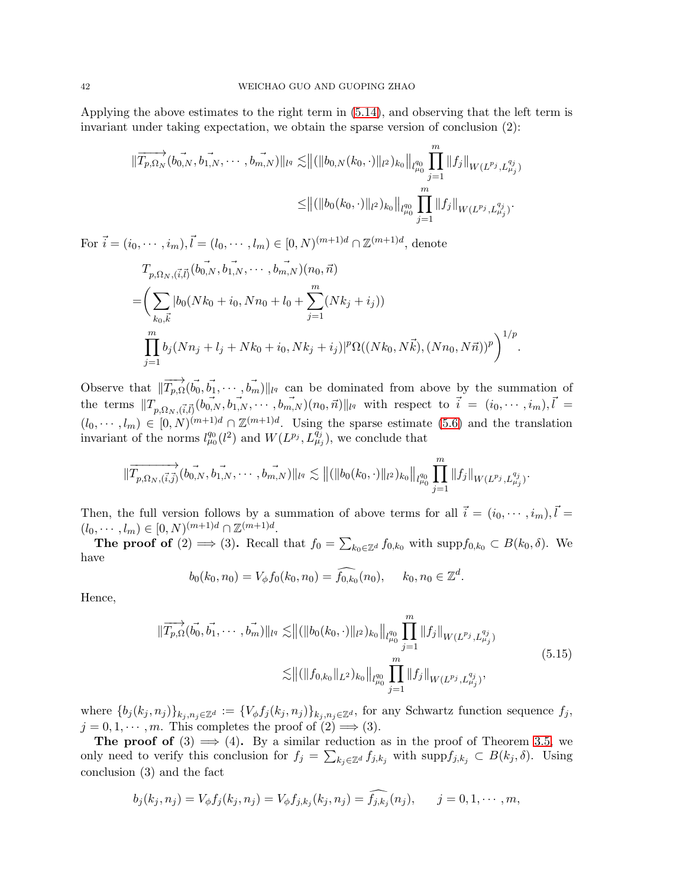Applying the above estimates to the right term in (5.14), and observing that the left term is invariant under taking expectation, we obtain the sparse version of conclusion (2):

$$
\begin{aligned}
\|\overrightarrow{T_{p,\Omega_N}}(\vec{b_{0,N}}, \vec{b_{1,N}}, \cdots, \vec{b_{m,N}})\|_{l^q} \lesssim & \big\|(\|b_{0,N}(k_0,\cdot)\|_{l^2})_{k_0}\big\|_{l^{q_0}_{\mu_0}} \prod_{j=1}^m \|f_j\|_{W(L^{p_j},L^{q_j}_{\mu_j})} \\
\leq & \big\|(\|b_0(k_0,\cdot)\|_{l^2})_{k_0}\big\|_{l^{q_0}_{\mu_0}} \prod_{j=1}^m \|f_j\|_{W(L^{p_j},L^{q_j}_{\mu_j})}.
\end{aligned}
$$

For $\vec{i} = (i_0, \cdots, i_m), \vec{l} = (l_0, \cdots, l_m) \in [0, N)^{(m+1)d} \cap \mathbb{Z}^{(m+1)d}$, denote

$$
\begin{aligned}
& T_{p,\Omega_N,(\vec{i},\vec{l})}(\vec{b_{0,N}}, \vec{b_{1,N}}, \cdots, \vec{b_{m,N}})(n_0, \vec{n}) \\
= & \bigg( \sum_{k_0,\vec{k}} |b_0(Nk_0 + i_0, Nn_0 + l_0 + \sum_{j=1}^m (Nk_j + i_j)) \\
& \prod_{j=1}^m b_j(Nn_j + l_j + Nk_0 + i_0, Nk_j + i_j)|^p \Omega((Nk_0, N\vec{k}), (Nn_0, N\vec{n}))^p \bigg)^{1/p}.
\end{aligned}
$$

Observe that $\|\overrightarrow{T_{p,\Omega}}(\vec{b_0}, \vec{b_1}, \cdots, \vec{b_m})\|_{l^q}$ can be dominated from above by the summation of the terms $\|T_{p,\Omega_N,(\vec{i},\vec{l})}(\vec{b_{0,N}}, \vec{b_{1,N}}, \cdots, \vec{b_{m,N}})(n_0, \vec{n})\|_{l^q}$ with respect to $\vec{i} = (i_0, \cdots, i_m), \vec{l} = (l_0, \cdots, l_m) \in [0, N)^{(m+1)d} \cap \mathbb{Z}^{(m+1)d}$. Using the sparse estimate (5.6) and the translation invariant of the norms $l^{q_0}_{\mu_0}(l^2)$ and $W(L^{p_j}, L^{q_j}_{\mu_j})$, we conclude that

$$
\|\overrightarrow{T_{p,\Omega_N,(\vec{i},\vec{j})}}(\vec{b_{0,N}}, \vec{b_{1,N}}, \cdots, \vec{b_{m,N}})\|_{l^q} \lesssim \big\|(\|b_0(k_0,\cdot)\|_{l^2})_{k_0}\big\|_{l^{q_0}_{\mu_0}} \prod_{j=1}^m \|f_j\|_{W(L^{p_j},L^{q_j}_{\mu_j})}.
$$

Then, the full version follows by a summation of above terms for all $\vec{i} = (i_0, \cdots, i_m), \vec{l} = (l_0, \cdots, l_m) \in [0, N)^{(m+1)d} \cap \mathbb{Z}^{(m+1)d}$.

**The proof of** (2) $\Longrightarrow$ (3)**.** Recall that $f_0 = \sum_{k_0\in\mathbb{Z}^d} f_{0,k_0}$ with $\text{supp} f_{0,k_0} \subset B(k_0, \delta)$. We have

$$
b_0(k_0, n_0) = V_\phi f_0(k_0, n_0) = \widehat{f_{0,k_0}}(n_0), \quad k_0, n_0 \in \mathbb{Z}^d.
$$

Hence,

$$
\begin{aligned}
\|\overrightarrow{T_{p,\Omega}}(\vec{b_0}, \vec{b_1}, \cdots, \vec{b_m})\|_{l^q} \lesssim & \big\|(\|b_0(k_0,\cdot)\|_{l^2})_{k_0}\big\|_{l^{q_0}_{\mu_0}} \prod_{j=1}^m \|f_j\|_{W(L^{p_j},L^{q_j}_{\mu_j})} \\
\lesssim & \big\|(\|f_{0,k_0}\|_{L^2})_{k_0}\big\|_{l^{q_0}_{\mu_0}} \prod_{j=1}^m \|f_j\|_{W(L^{p_j},L^{q_j}_{\mu_j})},
\end{aligned}
\tag{5.15}
$$

where $\{b_j(k_j, n_j)\}_{k_j,n_j\in\mathbb{Z}^d} := \{V_\phi f_j(k_j, n_j)\}_{k_j,n_j\in\mathbb{Z}^d}$, for any Schwartz function sequence $f_j$, $j = 0, 1, \cdots, m$. This completes the proof of (2) $\Longrightarrow$ (3).

**The proof of** (3) $\Longrightarrow$ (4)**.** By a similar reduction as in the proof of Theorem 3.5, we only need to verify this conclusion for $f_j = \sum_{k_j\in\mathbb{Z}^d} f_{j,k_j}$ with $\text{supp} f_{j,k_j} \subset B(k_j, \delta)$. Using conclusion (3) and the fact

$$
b_j(k_j, n_j) = V_\phi f_j(k_j, n_j) = V_\phi f_{j,k_j}(k_j, n_j) = \widehat{f_{j,k_j}}(n_j), \quad j = 0, 1, \cdots, m,
$$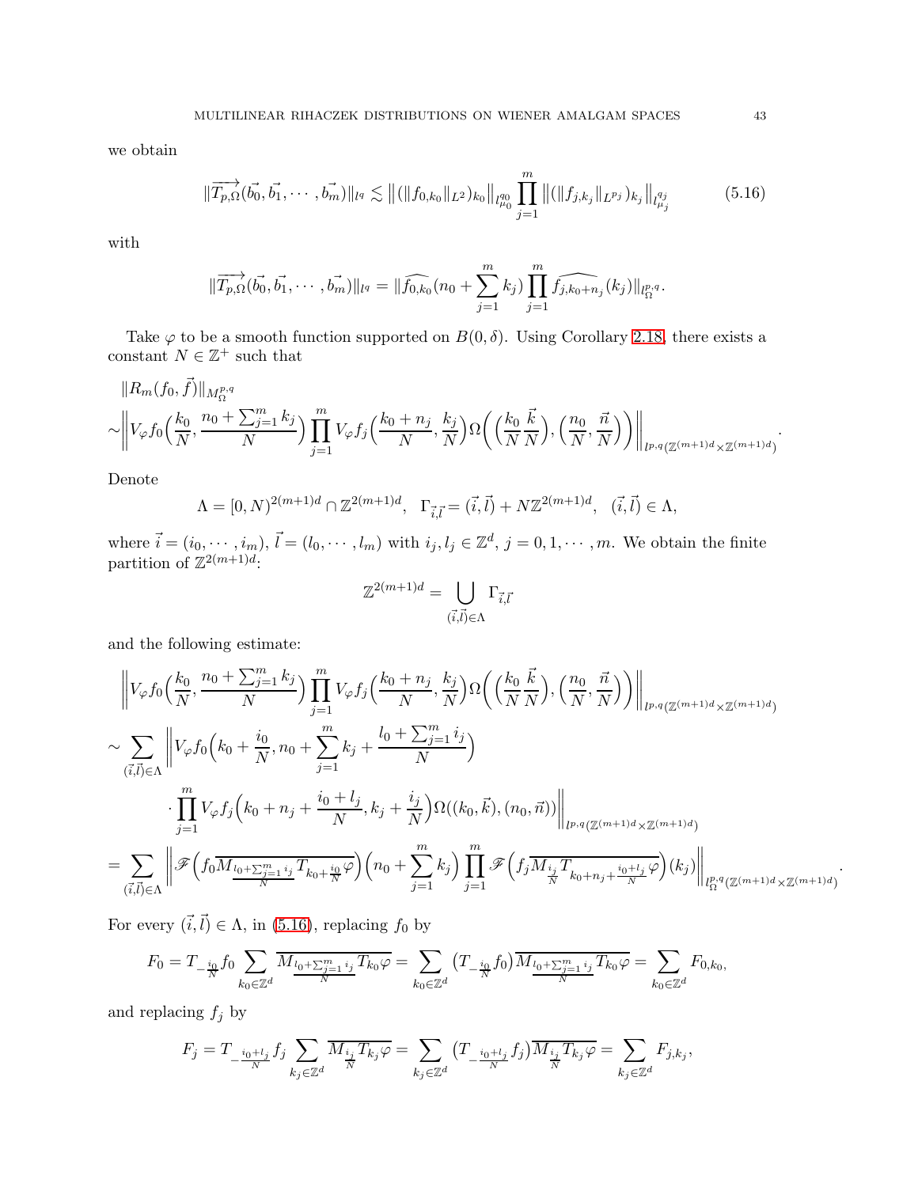we obtain

$$\|\overrightarrow{T_{p,\Omega}}(\vec{b_0},\vec{b_1},\cdots,\vec{b_m})\|_{l^q} \lesssim \big\|(\|f_{0,k_0}\|_{L^2})_{k_0}\big\|_{l^{q_0}_{\mu_0}} \prod_{j=1}^{m} \big\|(\|f_{j,k_j}\|_{L^{p_j}})_{k_j}\big\|_{l^{q_j}_{\mu_j}} \tag{5.16}$$

with

$$\|\overrightarrow{T_{p,\Omega}}(\vec{b_0},\vec{b_1},\cdots,\vec{b_m})\|_{l^q} = \|\widehat{f_{0,k_0}}(n_0+\sum_{j=1}^{m}k_j)\prod_{j=1}^{m}\widehat{f_{j,k_0+n_j}}(k_j)\|_{l^{p,q}_{\Omega}}.$$

Take $\varphi$ to be a smooth function supported on $B(0,\delta)$. Using Corollary 2.18, there exists a constant $N\in\mathbb{Z}^+$ such that

$$\begin{aligned}
&\|R_m(f_0,\vec{f})\|_{M^{p,q}_{\Omega}}\\
\sim&\left\|V_\varphi f_0\Big(\frac{k_0}{N},\frac{n_0+\sum_{j=1}^m k_j}{N}\Big)\prod_{j=1}^m V_\varphi f_j\Big(\frac{k_0+n_j}{N},\frac{k_j}{N}\Big)\Omega\Big(\Big(\frac{k_0}{N}\frac{\vec{k}}{N}\Big),\Big(\frac{n_0}{N},\frac{\vec{n}}{N}\Big)\Big)\right\|_{l^{p,q}(\mathbb{Z}^{(m+1)d}\times\mathbb{Z}^{(m+1)d})}.
\end{aligned}$$

Denote

$$\Lambda=[0,N)^{2(m+1)d}\cap\mathbb{Z}^{2(m+1)d},\ \ \Gamma_{\vec{i},\vec{l}}=(\vec{i},\vec{l})+N\mathbb{Z}^{2(m+1)d},\ \ (\vec{i},\vec{l})\in\Lambda,$$

where $\vec{i}=(i_0,\cdots,i_m)$, $\vec{l}=(l_0,\cdots,l_m)$ with $i_j,l_j\in\mathbb{Z}^d$, $j=0,1,\cdots,m$. We obtain the finite partition of $\mathbb{Z}^{2(m+1)d}$:

$$\mathbb{Z}^{2(m+1)d}=\bigcup_{(\vec{i},\vec{l})\in\Lambda}\Gamma_{\vec{i},\vec{l}}$$

and the following estimate:

$$\begin{aligned}
&\left\|V_\varphi f_0\Big(\frac{k_0}{N},\frac{n_0+\sum_{j=1}^m k_j}{N}\Big)\prod_{j=1}^m V_\varphi f_j\Big(\frac{k_0+n_j}{N},\frac{k_j}{N}\Big)\Omega\Big(\Big(\frac{k_0}{N}\frac{\vec{k}}{N}\Big),\Big(\frac{n_0}{N},\frac{\vec{n}}{N}\Big)\Big)\right\|_{l^{p,q}(\mathbb{Z}^{(m+1)d}\times\mathbb{Z}^{(m+1)d})}\\
\sim&\sum_{(\vec{i},\vec{l})\in\Lambda}\left\|V_\varphi f_0\Big(k_0+\frac{i_0}{N},n_0+\sum_{j=1}^m k_j+\frac{l_0+\sum_{j=1}^m i_j}{N}\Big)\right.\\
&\qquad\left.\cdot\prod_{j=1}^m V_\varphi f_j\Big(k_0+n_j+\frac{i_0+l_j}{N},k_j+\frac{i_j}{N}\Big)\Omega((k_0,\vec{k}),(n_0,\vec{n}))\right\|_{l^{p,q}(\mathbb{Z}^{(m+1)d}\times\mathbb{Z}^{(m+1)d})}\\
=&\sum_{(\vec{i},\vec{l})\in\Lambda}\left\|\mathscr{F}\Big(f_0\overline{M_{\frac{l_0+\sum_{j=1}^m i_j}{N}}T_{k_0+\frac{i_0}{N}}\varphi}\Big)\Big(n_0+\sum_{j=1}^m k_j\Big)\prod_{j=1}^m\mathscr{F}\Big(f_j\overline{M_{\frac{i_j}{N}}T_{k_0+n_j+\frac{i_0+l_j}{N}}\varphi}\Big)(k_j)\right\|_{l^{p,q}_{\Omega}(\mathbb{Z}^{(m+1)d}\times\mathbb{Z}^{(m+1)d})}.
\end{aligned}$$

For every $(\vec{i},\vec{l})\in\Lambda$, in (5.16), replacing $f_0$ by

$$F_0=T_{-\frac{i_0}{N}}f_0\sum_{k_0\in\mathbb{Z}^d}\overline{M_{\frac{l_0+\sum_{j=1}^m i_j}{N}}T_{k_0}\varphi}=\sum_{k_0\in\mathbb{Z}^d}\big(T_{-\frac{i_0}{N}}f_0\big)\overline{M_{\frac{l_0+\sum_{j=1}^m i_j}{N}}T_{k_0}\varphi}=\sum_{k_0\in\mathbb{Z}^d}F_{0,k_0},$$

and replacing $f_j$ by

$$F_j=T_{-\frac{i_0+l_j}{N}}f_j\sum_{k_j\in\mathbb{Z}^d}\overline{M_{\frac{i_j}{N}}T_{k_j}\varphi}=\sum_{k_j\in\mathbb{Z}^d}\big(T_{-\frac{i_0+l_j}{N}}f_j\big)\overline{M_{\frac{i_j}{N}}T_{k_j}\varphi}=\sum_{k_j\in\mathbb{Z}^d}F_{j,k_j},$$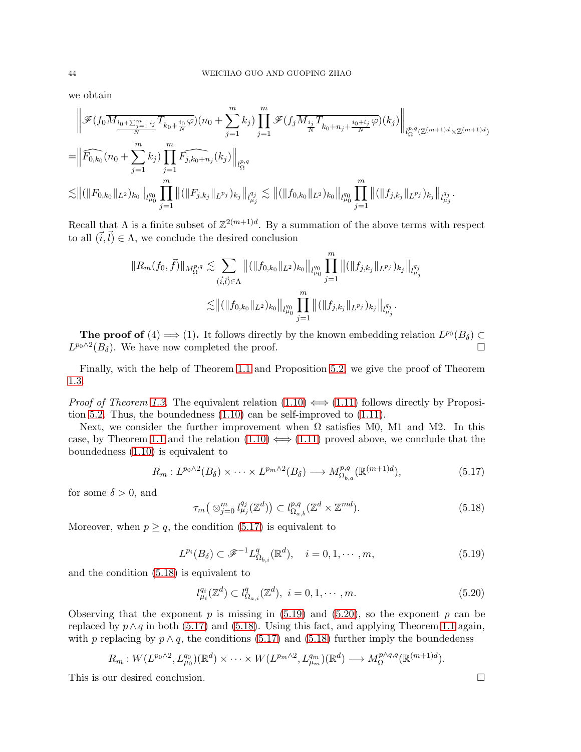we obtain

$$
\begin{aligned}
&\Big\|\mathscr{F}(f_0\overline{M_{\frac{l_0+\sum_{j=1}^m i_j}{N}}T_{k_0+\frac{i_0}{N}}\varphi})(n_0+\sum_{j=1}^m k_j)\prod_{j=1}^m \mathscr{F}(f_j\overline{M_{\frac{i_j}{N}}T_{k_0+n_j+\frac{i_0+l_j}{N}}\varphi})(k_j)\Big\|_{l_\Omega^{p,q}(\mathbb{Z}^{(m+1)d}\times\mathbb{Z}^{(m+1)d})}\\
=&\Big\|\widehat{F_{0,k_0}}(n_0+\sum_{j=1}^m k_j)\prod_{j=1}^m \widehat{F_{j,k_0+n_j}}(k_j)\Big\|_{l_\Omega^{p,q}}\\
\lesssim&\big\|(\|F_{0,k_0}\|_{L^2})_{k_0}\big\|_{l_{\mu_0}^{q_0}}\prod_{j=1}^m\big\|(\|F_{j,k_j}\|_{L^{p_j}})_{k_j}\big\|_{l_{\mu_j}^{q_j}}\lesssim\big\|(\|f_{0,k_0}\|_{L^2})_{k_0}\big\|_{l_{\mu_0}^{q_0}}\prod_{j=1}^m\big\|(\|f_{j,k_j}\|_{L^{p_j}})_{k_j}\big\|_{l_{\mu_j}^{q_j}}.
\end{aligned}
$$

Recall that $\Lambda$ is a finite subset of $\mathbb{Z}^{2(m+1)d}$. By a summation of the above terms with respect to all $(\vec{i},\vec{l})\in\Lambda$, we conclude the desired conclusion

$$
\begin{aligned}
\|R_m(f_0,\vec{f})\|_{M_\Omega^{p,q}}\lesssim&\sum_{(\vec{i},\vec{l})\in\Lambda}\big\|(\|f_{0,k_0}\|_{L^2})_{k_0}\big\|_{l_{\mu_0}^{q_0}}\prod_{j=1}^m\big\|(\|f_{j,k_j}\|_{L^{p_j}})_{k_j}\big\|_{l_{\mu_j}^{q_j}}\\
\lesssim&\big\|(\|f_{0,k_0}\|_{L^2})_{k_0}\big\|_{l_{\mu_0}^{q_0}}\prod_{j=1}^m\big\|(\|f_{j,k_j}\|_{L^{p_j}})_{k_j}\big\|_{l_{\mu_j}^{q_j}}.
\end{aligned}
$$

**The proof of (4) $\Longrightarrow$ (1).** It follows directly by the known embedding relation $L^{p_0}(B_\delta)\subset L^{p_0\wedge 2}(B_\delta)$. We have now completed the proof. ∎

Finally, with the help of Theorem 1.1 and Proposition 5.2, we give the proof of Theorem 1.3.

*Proof of Theorem 1.3.* The equivalent relation (1.10) $\Longleftrightarrow$ (1.11) follows directly by Proposition 5.2. Thus, the boundedness (1.10) can be self-improved to (1.11).

Next, we consider the further improvement when $\Omega$ satisfies M0, M1 and M2. In this case, by Theorem 1.1 and the relation (1.10) $\Longleftrightarrow$ (1.11) proved above, we conclude that the boundedness (1.10) is equivalent to

$$R_m: L^{p_0\wedge 2}(B_\delta)\times\cdots\times L^{p_m\wedge 2}(B_\delta)\longrightarrow M_{\Omega_{b,a}}^{p,q}(\mathbb{R}^{(m+1)d}),\tag{5.17}$$

for some $\delta>0$, and

$$\tau_m\big(\otimes_{j=0}^m l_{\mu_j}^{q_j}(\mathbb{Z}^d)\big)\subset l_{\Omega_{a,b}}^{p,q}(\mathbb{Z}^d\times\mathbb{Z}^{md}).\tag{5.18}$$

Moreover, when $p\geq q$, the condition (5.17) is equivalent to

$$L^{p_i}(B_\delta)\subset\mathscr{F}^{-1}L_{\Omega_{b,i}}^q(\mathbb{R}^d),\quad i=0,1,\cdots,m,\tag{5.19}$$

and the condition (5.18) is equivalent to

$$l_{\mu_i}^{q_i}(\mathbb{Z}^d)\subset l_{\Omega_{a,i}}^q(\mathbb{Z}^d),\ i=0,1,\cdots,m.\tag{5.20}$$

Observing that the exponent $p$ is missing in (5.19) and (5.20), so the exponent $p$ can be replaced by $p\wedge q$ in both (5.17) and (5.18). Using this fact, and applying Theorem 1.1 again, with $p$ replacing by $p\wedge q$, the conditions (5.17) and (5.18) further imply the boundedenss

$$R_m: W(L^{p_0\wedge 2},L_{\mu_0}^{q_0})(\mathbb{R}^d)\times\cdots\times W(L^{p_m\wedge 2},L_{\mu_m}^{q_m})(\mathbb{R}^d)\longrightarrow M_\Omega^{p\wedge q,q}(\mathbb{R}^{(m+1)d}).$$

This is our desired conclusion. ∎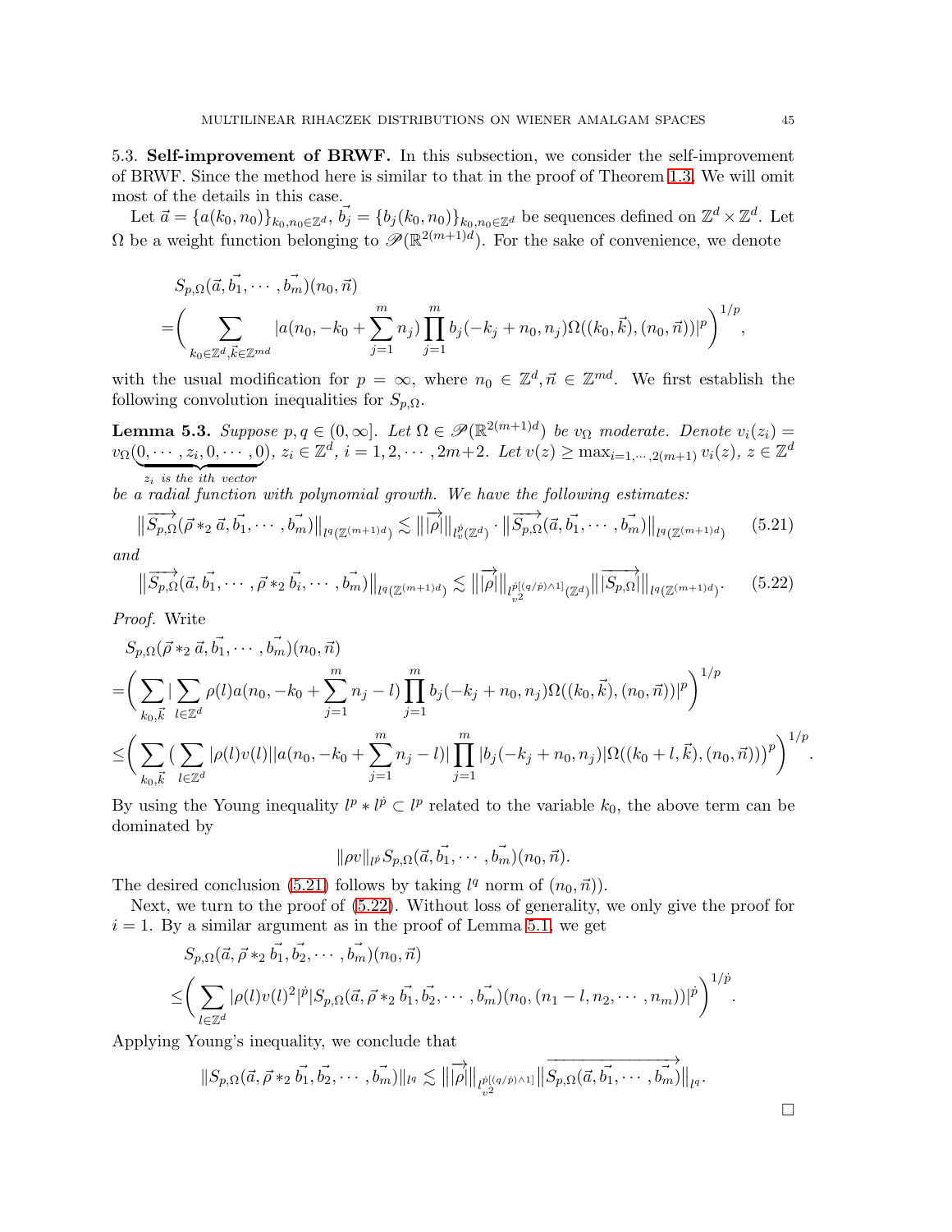5.3. **Self-improvement of BRWF.** In this subsection, we consider the self-improvement of BRWF. Since the method here is similar to that in the proof of Theorem 1.3. We will omit most of the details in this case.

Let $\vec{a} = \{a(k_0, n_0)\}_{k_0,n_0\in\mathbb{Z}^d}$, $\vec{b_j} = \{b_j(k_0, n_0)\}_{k_0,n_0\in\mathbb{Z}^d}$ be sequences defined on $\mathbb{Z}^d \times \mathbb{Z}^d$. Let $\Omega$ be a weight function belonging to $\mathscr{P}(\mathbb{R}^{2(m+1)d})$. For the sake of convenience, we denote

$$
\begin{aligned}
&S_{p,\Omega}(\vec{a}, \vec{b_1}, \cdots, \vec{b_m})(n_0, \vec{n}) \\
=&\bigg( \sum_{k_0\in\mathbb{Z}^d, \vec{k}\in\mathbb{Z}^{md}} |a(n_0, -k_0 + \sum_{j=1}^m n_j) \prod_{j=1}^m b_j(-k_j + n_0, n_j)\Omega((k_0, \vec{k}), (n_0, \vec{n}))|^p \bigg)^{1/p},
\end{aligned}
$$

with the usual modification for $p = \infty$, where $n_0 \in \mathbb{Z}^d, \vec{n} \in \mathbb{Z}^{md}$. We first establish the following convolution inequalities for $S_{p,\Omega}$.

**Lemma 5.3.** *Suppose $p, q \in (0, \infty]$. Let $\Omega \in \mathscr{P}(\mathbb{R}^{2(m+1)d})$ be $v_\Omega$ moderate. Denote $v_i(z_i) = v_\Omega(\underbrace{0, \cdots, z_i, 0, \cdots, 0}_{z_i \text{ is the } i\text{th vector}})$, $z_i \in \mathbb{Z}^d$, $i = 1, 2, \cdots, 2m+2$. Let $v(z) \geq \max_{i=1,\cdots,2(m+1)} v_i(z)$, $z \in \mathbb{Z}^d$ be a radial function with polynomial growth. We have the following estimates:*

$$
\|\overrightarrow{S_{p,\Omega}}(\vec{\rho} *_2 \vec{a}, \vec{b_1}, \cdots, \vec{b_m})\|_{l^q(\mathbb{Z}^{(m+1)d})} \lesssim \|\overrightarrow{|\rho|}\|_{l^{\dot{p}}_v(\mathbb{Z}^d)} \cdot \|\overrightarrow{S_{p,\Omega}}(\vec{a}, \vec{b_1}, \cdots, \vec{b_m})\|_{l^q(\mathbb{Z}^{(m+1)d})} \tag{5.21}
$$

*and*

$$
\|\overrightarrow{S_{p,\Omega}}(\vec{a}, \vec{b_1}, \cdots, \vec{\rho} *_2 \vec{b_i}, \cdots, \vec{b_m})\|_{l^q(\mathbb{Z}^{(m+1)d})} \lesssim \|\overrightarrow{|\rho|}\|_{l^{\dot{p}[(q/\dot{p})\wedge 1]}_{v^2}(\mathbb{Z}^d)} \|\overrightarrow{|S_{p,\Omega}|}\|_{l^q(\mathbb{Z}^{(m+1)d})}. \tag{5.22}
$$

*Proof.* Write

$$
\begin{aligned}
&S_{p,\Omega}(\vec{\rho} *_2 \vec{a}, \vec{b_1}, \cdots, \vec{b_m})(n_0, \vec{n}) \\
=&\bigg( \sum_{k_0,\vec{k}} |\sum_{l\in\mathbb{Z}^d} \rho(l) a(n_0, -k_0 + \sum_{j=1}^m n_j - l) \prod_{j=1}^m b_j(-k_j + n_0, n_j)\Omega((k_0, \vec{k}), (n_0, \vec{n}))|^p \bigg)^{1/p} \\
\leq&\bigg( \sum_{k_0,\vec{k}} \big( \sum_{l\in\mathbb{Z}^d} |\rho(l) v(l)||a(n_0, -k_0 + \sum_{j=1}^m n_j - l)| \prod_{j=1}^m |b_j(-k_j + n_0, n_j)| \Omega((k_0 + l, \vec{k}), (n_0, \vec{n})) \big)^p \bigg)^{1/p}.
\end{aligned}
$$

By using the Young inequality $l^p * l^{\dot{p}} \subset l^p$ related to the variable $k_0$, the above term can be dominated by

$$
\|\rho v\|_{l^{\dot{p}}} S_{p,\Omega}(\vec{a}, \vec{b_1}, \cdots, \vec{b_m})(n_0, \vec{n}).
$$

The desired conclusion (5.21) follows by taking $l^q$ norm of $(n_0, \vec{n})$).

Next, we turn to the proof of (5.22). Without loss of generality, we only give the proof for $i = 1$. By a similar argument as in the proof of Lemma 5.1, we get

$$
\begin{aligned}
&S_{p,\Omega}(\vec{a}, \vec{\rho} *_2 \vec{b_1}, \vec{b_2}, \cdots, \vec{b_m})(n_0, \vec{n}) \\
\leq&\bigg( \sum_{l\in\mathbb{Z}^d} |\rho(l) v(l)^2|^{\dot{p}} |S_{p,\Omega}(\vec{a}, \vec{\rho} *_2 \vec{b_1}, \vec{b_2}, \cdots, \vec{b_m})(n_0, (n_1 - l, n_2, \cdots, n_m))|^{\dot{p}} \bigg)^{1/\dot{p}}.
\end{aligned}
$$

Applying Young's inequality, we conclude that

$$
\|S_{p,\Omega}(\vec{a}, \vec{\rho} *_2 \vec{b_1}, \vec{b_2}, \cdots, \vec{b_m})\|_{l^q} \lesssim \|\overrightarrow{|\rho|}\|_{l^{\dot{p}[(q/\dot{p})\wedge 1]}_{v^2}} \|\overrightarrow{S_{p,\Omega}(\vec{a}, \vec{b_1}, \cdots, \vec{b_m})}\|_{l^q}.
$$

$\square$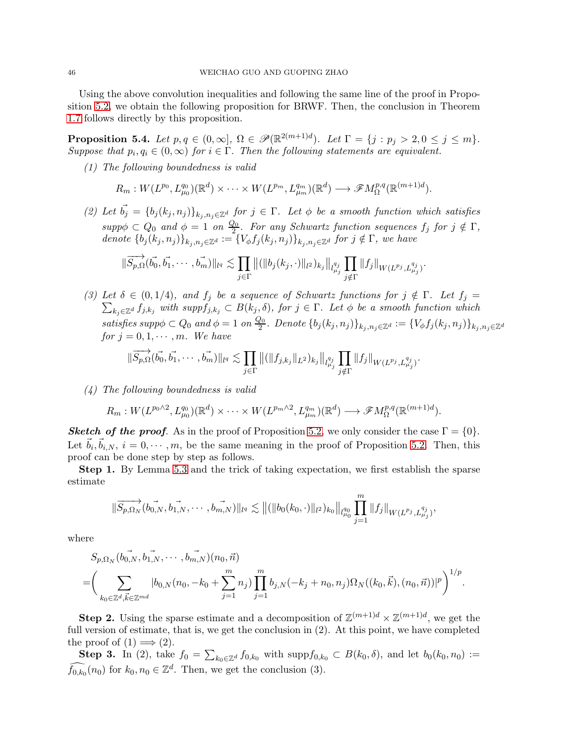Using the above convolution inequalities and following the same line of the proof in Proposition 5.2, we obtain the following proposition for BRWF. Then, the conclusion in Theorem 1.7 follows directly by this proposition.

**Proposition 5.4.** *Let $p, q \in (0, \infty]$, $\Omega \in \mathscr{P}(\mathbb{R}^{2(m+1)d})$. Let $\Gamma = \{j : p_j > 2, 0 \leq j \leq m\}$. Suppose that $p_i, q_i \in (0, \infty)$ for $i \in \Gamma$. Then the following statements are equivalent.*

*(1) The following boundedness is valid*

$$R_m : W(L^{p_0}, L^{q_0}_{\mu_0})(\mathbb{R}^d) \times \cdots \times W(L^{p_m}, L^{q_m}_{\mu_m})(\mathbb{R}^d) \longrightarrow \mathscr{F}M^{p,q}_{\Omega}(\mathbb{R}^{(m+1)d}).$$

*(2) Let $\vec{b_j} = \{b_j(k_j, n_j)\}_{k_j, n_j \in \mathbb{Z}^d}$ for $j \in \Gamma$. Let $\phi$ be a smooth function which satisfies $supp\phi \subset Q_0$ and $\phi = 1$ on $\frac{Q_0}{2}$. For any Schwartz function sequences $f_j$ for $j \notin \Gamma$, denote $\{b_j(k_j, n_j)\}_{k_j, n_j \in \mathbb{Z}^d} := \{V_\phi f_j(k_j, n_j)\}_{k_j, n_j \in \mathbb{Z}^d}$ for $j \notin \Gamma$, we have*

$$\|\overrightarrow{S_{p,\Omega}}(\vec{b_0}, \vec{b_1}, \cdots, \vec{b_m})\|_{l^q} \lesssim \prod_{j \in \Gamma} \big\|(\|b_j(k_j, \cdot)\|_{l^2})_{k_j}\big\|_{l^{q_j}_{\mu_j}} \prod_{j \notin \Gamma} \|f_j\|_{W(L^{p_j}, L^{q_j}_{\mu_j})}.$$

*(3) Let $\delta \in (0, 1/4)$, and $f_j$ be a sequence of Schwartz functions for $j \notin \Gamma$. Let $f_j = \sum_{k_j \in \mathbb{Z}^d} f_{j,k_j}$ with $suppf_{j,k_j} \subset B(k_j, \delta)$, for $j \in \Gamma$. Let $\phi$ be a smooth function which satisfies $supp\phi \subset Q_0$ and $\phi = 1$ on $\frac{Q_0}{2}$. Denote $\{b_j(k_j, n_j)\}_{k_j, n_j \in \mathbb{Z}^d} := \{V_\phi f_j(k_j, n_j)\}_{k_j, n_j \in \mathbb{Z}^d}$ for $j = 0, 1, \cdots, m$. We have*

$$\|\overrightarrow{S_{p,\Omega}}(\vec{b_0}, \vec{b_1}, \cdots, \vec{b_m})\|_{l^q} \lesssim \prod_{j \in \Gamma} \big\|(\|f_{j,k_j}\|_{L^2})_{k_j}\big\|_{l^{q_j}_{\mu_j}} \prod_{j \notin \Gamma} \|f_j\|_{W(L^{p_j}, L^{q_j}_{\mu_j})}.$$

*(4) The following boundedness is valid*

$$R_m : W(L^{p_0 \wedge 2}, L^{q_0}_{\mu_0})(\mathbb{R}^d) \times \cdots \times W(L^{p_m \wedge 2}, L^{q_m}_{\mu_m})(\mathbb{R}^d) \longrightarrow \mathscr{F}M^{p,q}_{\Omega}(\mathbb{R}^{(m+1)d}).$$

***Sketch of the proof.*** As in the proof of Proposition 5.2, we only consider the case $\Gamma = \{0\}$. Let $\vec{b}_i, \vec{b}_{i,N}$, $i = 0, \cdots, m$, be the same meaning in the proof of Proposition 5.2. Then, this proof can be done step by step as follows.

**Step 1.** By Lemma 5.3 and the trick of taking expectation, we first establish the sparse estimate

$$\|\overrightarrow{S_{p,\Omega_N}}(\vec{b_{0,N}}, \vec{b_{1,N}}, \cdots, \vec{b_{m,N}})\|_{l^q} \lesssim \big\|(\|b_0(k_0, \cdot)\|_{l^2})_{k_0}\big\|_{l^{q_0}_{\mu_0}} \prod_{j=1}^{m} \|f_j\|_{W(L^{p_j}, L^{q_j}_{\mu_j})},$$

where

$$\begin{aligned}
&S_{p,\Omega_N}(\vec{b_{0,N}}, \vec{b_{1,N}}, \cdots, \vec{b_{m,N}})(n_0, \vec{n}) \\
=&\bigg( \sum_{k_0 \in \mathbb{Z}^d, \vec{k} \in \mathbb{Z}^{md}} |b_{0,N}(n_0, -k_0 + \sum_{j=1}^{m} n_j) \prod_{j=1}^{m} b_{j,N}(-k_j + n_0, n_j) \Omega_N((k_0, \vec{k}), (n_0, \vec{n}))|^p \bigg)^{1/p}.
\end{aligned}$$

**Step 2.** Using the sparse estimate and a decomposition of $\mathbb{Z}^{(m+1)d} \times \mathbb{Z}^{(m+1)d}$, we get the full version of estimate, that is, we get the conclusion in (2). At this point, we have completed the proof of (1) $\Longrightarrow$ (2).

**Step 3.** In (2), take $f_0 = \sum_{k_0 \in \mathbb{Z}^d} f_{0,k_0}$ with $\text{supp} f_{0,k_0} \subset B(k_0, \delta)$, and let $b_0(k_0, n_0) := \widehat{f_{0,k_0}}(n_0)$ for $k_0, n_0 \in \mathbb{Z}^d$. Then, we get the conclusion (3).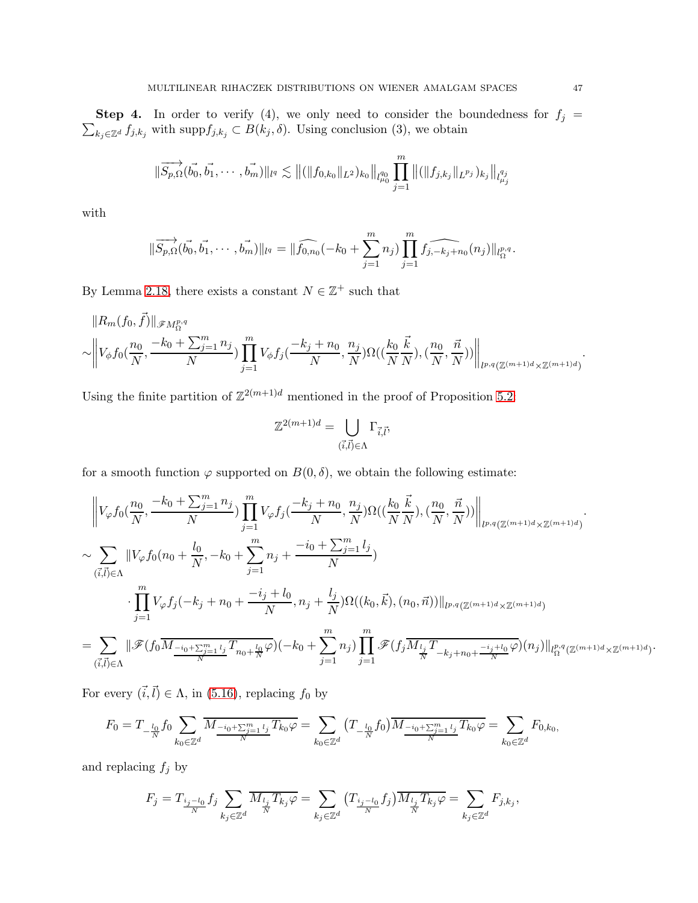**Step 4.** In order to verify (4), we only need to consider the boundedness for $f_j = \sum_{k_j\in\mathbb{Z}^d} f_{j,k_j}$ with $\operatorname{supp} f_{j,k_j} \subset B(k_j,\delta)$. Using conclusion (3), we obtain

$$\|\overrightarrow{S_{p,\Omega}}(\vec{b_0},\vec{b_1},\cdots,\vec{b_m})\|_{l^q} \lesssim \big\|(\|f_{0,k_0}\|_{L^2})_{k_0}\big\|_{l^{q_0}_{\mu_0}} \prod_{j=1}^m \big\|(\|f_{j,k_j}\|_{L^{p_j}})_{k_j}\big\|_{l^{q_j}_{\mu_j}}$$

with

$$\|\overrightarrow{S_{p,\Omega}}(\vec{b_0},\vec{b_1},\cdots,\vec{b_m})\|_{l^q} = \|\widehat{f_{0,n_0}}(-k_0+\sum_{j=1}^m n_j)\prod_{j=1}^m \widehat{f_{j,-k_j+n_0}}(n_j)\|_{l^{p,q}_\Omega}.$$

By Lemma 2.18, there exists a constant $N \in \mathbb{Z}^+$ such that

$$\begin{aligned}
&\|R_m(f_0,\vec{f})\|_{\mathscr{F}M^{p,q}_\Omega} \\
\sim&\left\|V_\phi f_0(\frac{n_0}{N},\frac{-k_0+\sum_{j=1}^m n_j}{N})\prod_{j=1}^m V_\phi f_j(\frac{-k_j+n_0}{N},\frac{n_j}{N})\Omega((\frac{k_0}{N}\frac{\vec{k}}{N}),(\frac{n_0}{N},\frac{\vec{n}}{N}))\right\|_{l^{p,q}(\mathbb{Z}^{(m+1)d}\times\mathbb{Z}^{(m+1)d})}.
\end{aligned}$$

Using the finite partition of $\mathbb{Z}^{2(m+1)d}$ mentioned in the proof of Proposition 5.2:

$$\mathbb{Z}^{2(m+1)d} = \bigcup_{(\vec{i},\vec{l})\in\Lambda} \Gamma_{\vec{i},\vec{l}},$$

for a smooth function $\varphi$ supported on $B(0,\delta)$, we obtain the following estimate:

$$\begin{aligned}
&\left\|V_\varphi f_0(\frac{n_0}{N},\frac{-k_0+\sum_{j=1}^m n_j}{N})\prod_{j=1}^m V_\varphi f_j(\frac{-k_j+n_0}{N},\frac{n_j}{N})\Omega((\frac{k_0}{N}\frac{\vec{k}}{N}),(\frac{n_0}{N},\frac{\vec{n}}{N}))\right\|_{l^{p,q}(\mathbb{Z}^{(m+1)d}\times\mathbb{Z}^{(m+1)d})}. \\
\sim&\sum_{(\vec{i},\vec{l})\in\Lambda}\|V_\varphi f_0(n_0+\frac{l_0}{N},-k_0+\sum_{j=1}^m n_j+\frac{-i_0+\sum_{j=1}^m l_j}{N}) \\
&\qquad\cdot\prod_{j=1}^m V_\varphi f_j(-k_j+n_0+\frac{-i_j+l_0}{N},n_j+\frac{l_j}{N})\Omega((k_0,\vec{k}),(n_0,\vec{n}))\|_{l^{p,q}(\mathbb{Z}^{(m+1)d}\times\mathbb{Z}^{(m+1)d})} \\
=&\sum_{(\vec{i},\vec{l})\in\Lambda}\|\mathscr{F}(f_0\overline{M_{\frac{-i_0+\sum_{j=1}^m l_j}{N}}T_{n_0+\frac{l_0}{N}}\varphi})(-k_0+\sum_{j=1}^m n_j)\prod_{j=1}^m\mathscr{F}(f_j\overline{M_{\frac{l_j}{N}}T_{-k_j+n_0+\frac{-i_j+l_0}{N}}\varphi})(n_j)\|_{l^{p,q}_\Omega(\mathbb{Z}^{(m+1)d}\times\mathbb{Z}^{(m+1)d})}.
\end{aligned}$$

For every $(\vec{i},\vec{l})\in\Lambda$, in (5.16), replacing $f_0$ by

$$F_0 = T_{-\frac{l_0}{N}}f_0\sum_{k_0\in\mathbb{Z}^d}\overline{M_{\frac{-i_0+\sum_{j=1}^m l_j}{N}}T_{k_0}\varphi} = \sum_{k_0\in\mathbb{Z}^d}\big(T_{-\frac{l_0}{N}}f_0\big)\overline{M_{\frac{-i_0+\sum_{j=1}^m l_j}{N}}T_{k_0}\varphi} = \sum_{k_0\in\mathbb{Z}^d}F_{0,k_0},$$

and replacing $f_j$ by

$$F_j = T_{\frac{i_j-l_0}{N}}f_j\sum_{k_j\in\mathbb{Z}^d}\overline{M_{\frac{l_j}{N}}T_{k_j}\varphi} = \sum_{k_j\in\mathbb{Z}^d}\big(T_{\frac{i_j-l_0}{N}}f_j\big)\overline{M_{\frac{l_j}{N}}T_{k_j}\varphi} = \sum_{k_j\in\mathbb{Z}^d}F_{j,k_j},$$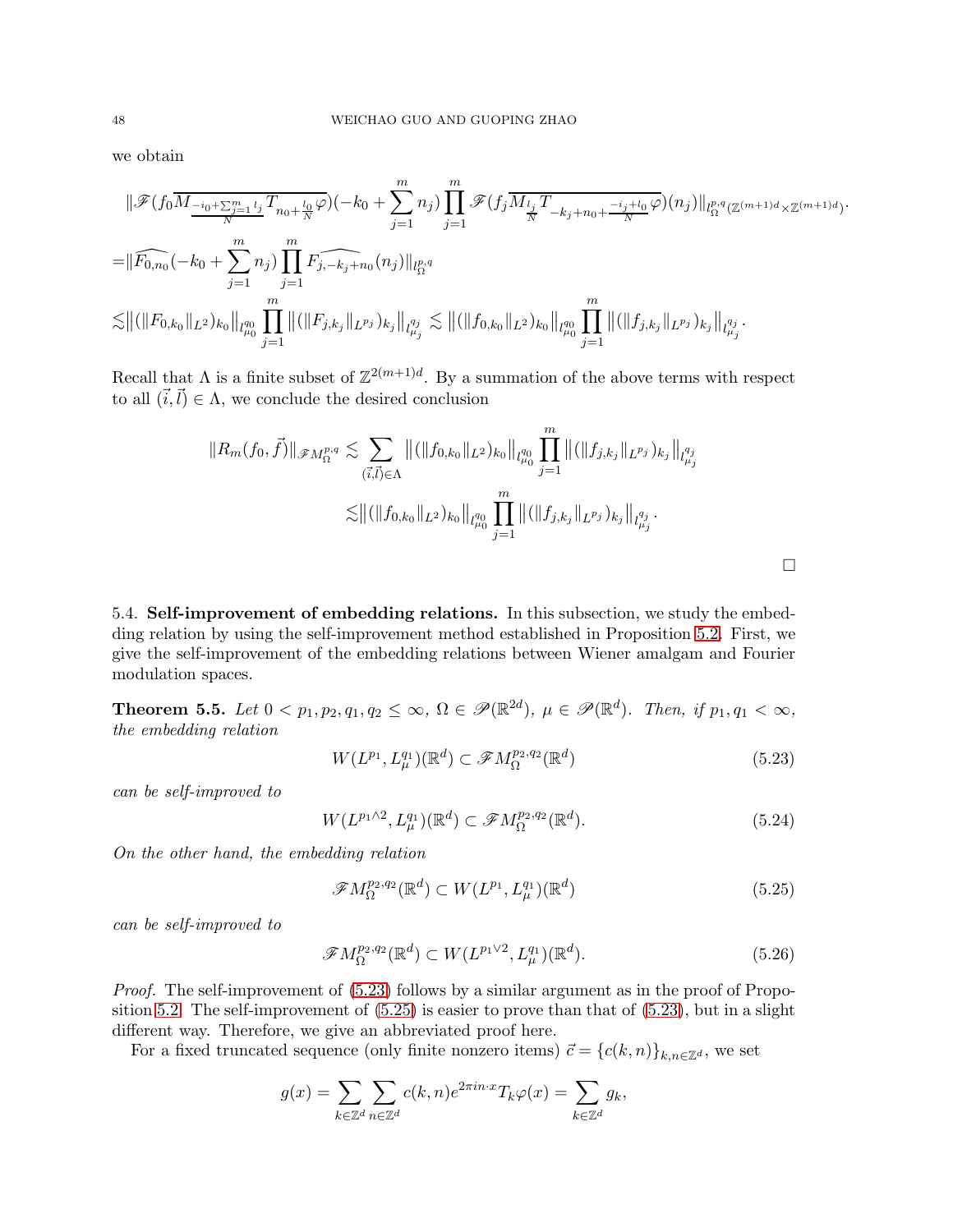we obtain

$$
\begin{aligned}
&\|\mathscr{F}(f_0\overline{M_{\frac{-i_0+\sum_{j=1}^m l_j}{N}}T_{n_0+\frac{l_0}{N}}\varphi})(-k_0+\sum_{j=1}^m n_j)\prod_{j=1}^m \mathscr{F}(f_j\overline{M_{\frac{l_j}{N}}T_{-k_j+n_0+\frac{-i_j+l_0}{N}}\varphi})(n_j)\|_{l_\Omega^{p,q}(\mathbb{Z}^{(m+1)d}\times\mathbb{Z}^{(m+1)d})}.\\
=&\|\widehat{F_{0,n_0}}(-k_0+\sum_{j=1}^m n_j)\prod_{j=1}^m \widehat{F_{j,-k_j+n_0}}(n_j)\|_{l_\Omega^{p,q}}\\
\lesssim&\big\|(\|F_{0,k_0}\|_{L^2})_{k_0}\big\|_{l_{\mu_0}^{q_0}}\prod_{j=1}^m \big\|(\|F_{j,k_j}\|_{L^{p_j}})_{k_j}\big\|_{l_{\mu_j}^{q_j}} \lesssim \big\|(\|f_{0,k_0}\|_{L^2})_{k_0}\big\|_{l_{\mu_0}^{q_0}}\prod_{j=1}^m \big\|(\|f_{j,k_j}\|_{L^{p_j}})_{k_j}\big\|_{l_{\mu_j}^{q_j}}.
\end{aligned}
$$

Recall that $\Lambda$ is a finite subset of $\mathbb{Z}^{2(m+1)d}$. By a summation of the above terms with respect to all $(\vec{i},\vec{l})\in\Lambda$, we conclude the desired conclusion

$$
\begin{aligned}
\|R_m(f_0,\vec{f})\|_{\mathscr{F}M_\Omega^{p,q}} \lesssim& \sum_{(\vec{i},\vec{l})\in\Lambda}\big\|(\|f_{0,k_0}\|_{L^2})_{k_0}\big\|_{l_{\mu_0}^{q_0}}\prod_{j=1}^m \big\|(\|f_{j,k_j}\|_{L^{p_j}})_{k_j}\big\|_{l_{\mu_j}^{q_j}}\\
\lesssim&\big\|(\|f_{0,k_0}\|_{L^2})_{k_0}\big\|_{l_{\mu_0}^{q_0}}\prod_{j=1}^m \big\|(\|f_{j,k_j}\|_{L^{p_j}})_{k_j}\big\|_{l_{\mu_j}^{q_j}}.
\end{aligned}
$$

□

5.4. **Self-improvement of embedding relations.** In this subsection, we study the embedding relation by using the self-improvement method established in Proposition 5.2. First, we give the self-improvement of the embedding relations between Wiener amalgam and Fourier modulation spaces.

**Theorem 5.5.** *Let $0<p_1,p_2,q_1,q_2\leq\infty$, $\Omega\in\mathscr{P}(\mathbb{R}^{2d})$, $\mu\in\mathscr{P}(\mathbb{R}^d)$. Then, if $p_1,q_1<\infty$, the embedding relation*

$$W(L^{p_1},L_\mu^{q_1})(\mathbb{R}^d)\subset\mathscr{F}M_\Omega^{p_2,q_2}(\mathbb{R}^d) \tag{5.23}$$

*can be self-improved to*

$$W(L^{p_1\wedge 2},L_\mu^{q_1})(\mathbb{R}^d)\subset\mathscr{F}M_\Omega^{p_2,q_2}(\mathbb{R}^d). \tag{5.24}$$

*On the other hand, the embedding relation*

$$\mathscr{F}M_\Omega^{p_2,q_2}(\mathbb{R}^d)\subset W(L^{p_1},L_\mu^{q_1})(\mathbb{R}^d) \tag{5.25}$$

*can be self-improved to*

$$\mathscr{F}M_\Omega^{p_2,q_2}(\mathbb{R}^d)\subset W(L^{p_1\vee 2},L_\mu^{q_1})(\mathbb{R}^d). \tag{5.26}$$

*Proof.* The self-improvement of (5.23) follows by a similar argument as in the proof of Proposition 5.2. The self-improvement of (5.25) is easier to prove than that of (5.23), but in a slight different way. Therefore, we give an abbreviated proof here.

For a fixed truncated sequence (only finite nonzero items) $\vec{c}=\{c(k,n)\}_{k,n\in\mathbb{Z}^d}$, we set

$$g(x)=\sum_{k\in\mathbb{Z}^d}\sum_{n\in\mathbb{Z}^d}c(k,n)e^{2\pi in\cdot x}T_k\varphi(x)=\sum_{k\in\mathbb{Z}^d}g_k,$$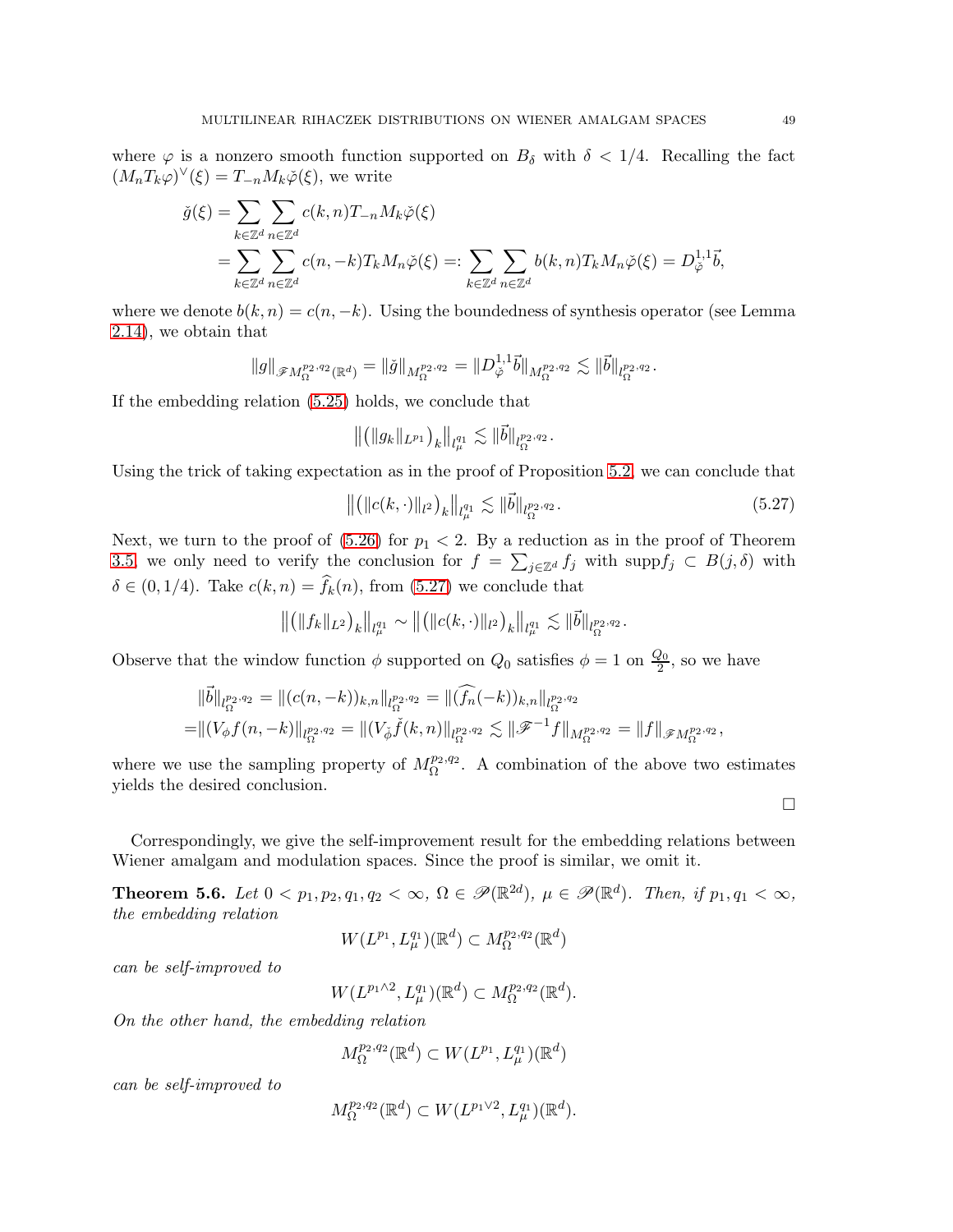where $\varphi$ is a nonzero smooth function supported on $B_\delta$ with $\delta < 1/4$. Recalling the fact $(M_n T_k \varphi)^\vee(\xi) = T_{-n} M_k \check{\varphi}(\xi)$, we write

$$
\begin{aligned}
\check{g}(\xi) &= \sum_{k\in\mathbb{Z}^d}\sum_{n\in\mathbb{Z}^d} c(k,n) T_{-n} M_k \check{\varphi}(\xi) \\
&= \sum_{k\in\mathbb{Z}^d}\sum_{n\in\mathbb{Z}^d} c(n,-k) T_k M_n \check{\varphi}(\xi) =: \sum_{k\in\mathbb{Z}^d}\sum_{n\in\mathbb{Z}^d} b(k,n) T_k M_n \check{\varphi}(\xi) = D_{\check{\varphi}}^{1,1}\vec{b},
\end{aligned}
$$

where we denote $b(k,n) = c(n,-k)$. Using the boundedness of synthesis operator (see Lemma 2.14), we obtain that

$$
\|g\|_{\mathscr{F}M_\Omega^{p_2,q_2}(\mathbb{R}^d)} = \|\check{g}\|_{M_\Omega^{p_2,q_2}} = \|D_{\check{\varphi}}^{1,1}\vec{b}\|_{M_\Omega^{p_2,q_2}} \lesssim \|\vec{b}\|_{l_\Omega^{p_2,q_2}}.
$$

If the embedding relation (5.25) holds, we conclude that

$$
\big\|\big(\|g_k\|_{L^{p_1}}\big)_k\big\|_{l_\mu^{q_1}} \lesssim \|\vec{b}\|_{l_\Omega^{p_2,q_2}}.
$$

Using the trick of taking expectation as in the proof of Proposition 5.2, we can conclude that

$$
\big\|\big(\|c(k,\cdot)\|_{l^2}\big)_k\big\|_{l_\mu^{q_1}} \lesssim \|\vec{b}\|_{l_\Omega^{p_2,q_2}}. \tag{5.27}
$$

Next, we turn to the proof of (5.26) for $p_1 < 2$. By a reduction as in the proof of Theorem 3.5, we only need to verify the conclusion for $f = \sum_{j\in\mathbb{Z}^d} f_j$ with $\operatorname{supp} f_j \subset B(j,\delta)$ with $\delta \in (0,1/4)$. Take $c(k,n) = \widehat{f_k}(n)$, from (5.27) we conclude that

$$
\big\|\big(\|f_k\|_{L^2}\big)_k\big\|_{l_\mu^{q_1}} \sim \big\|\big(\|c(k,\cdot)\|_{l^2}\big)_k\big\|_{l_\mu^{q_1}} \lesssim \|\vec{b}\|_{l_\Omega^{p_2,q_2}}.
$$

Observe that the window function $\phi$ supported on $Q_0$ satisfies $\phi = 1$ on $\frac{Q_0}{2}$, so we have

$$
\begin{aligned}
&\|\vec{b}\|_{l_\Omega^{p_2,q_2}} = \|(c(n,-k))_{k,n}\|_{l_\Omega^{p_2,q_2}} = \|(\widehat{f_n}(-k))_{k,n}\|_{l_\Omega^{p_2,q_2}} \\
=&\|(V_\phi f(n,-k)\|_{l_\Omega^{p_2,q_2}} = \|(V_{\check{\phi}}\check{f}(k,n)\|_{l_\Omega^{p_2,q_2}} \lesssim \|\mathscr{F}^{-1}f\|_{M_\Omega^{p_2,q_2}} = \|f\|_{\mathscr{F}M_\Omega^{p_2,q_2}},
\end{aligned}
$$

where we use the sampling property of $M_\Omega^{p_2,q_2}$. A combination of the above two estimates yields the desired conclusion.

$\square$

Correspondingly, we give the self-improvement result for the embedding relations between Wiener amalgam and modulation spaces. Since the proof is similar, we omit it.

**Theorem 5.6.** *Let $0 < p_1, p_2, q_1, q_2 < \infty$, $\Omega \in \mathscr{P}(\mathbb{R}^{2d})$, $\mu \in \mathscr{P}(\mathbb{R}^d)$. Then, if $p_1, q_1 < \infty$, the embedding relation*

$$
W(L^{p_1}, L_\mu^{q_1})(\mathbb{R}^d) \subset M_\Omega^{p_2,q_2}(\mathbb{R}^d)
$$

*can be self-improved to*

$$
W(L^{p_1\wedge 2}, L_\mu^{q_1})(\mathbb{R}^d) \subset M_\Omega^{p_2,q_2}(\mathbb{R}^d).
$$

*On the other hand, the embedding relation*

$$
M_\Omega^{p_2,q_2}(\mathbb{R}^d) \subset W(L^{p_1}, L_\mu^{q_1})(\mathbb{R}^d)
$$

*can be self-improved to*

$$
M_\Omega^{p_2,q_2}(\mathbb{R}^d) \subset W(L^{p_1\vee 2}, L_\mu^{q_1})(\mathbb{R}^d).
$$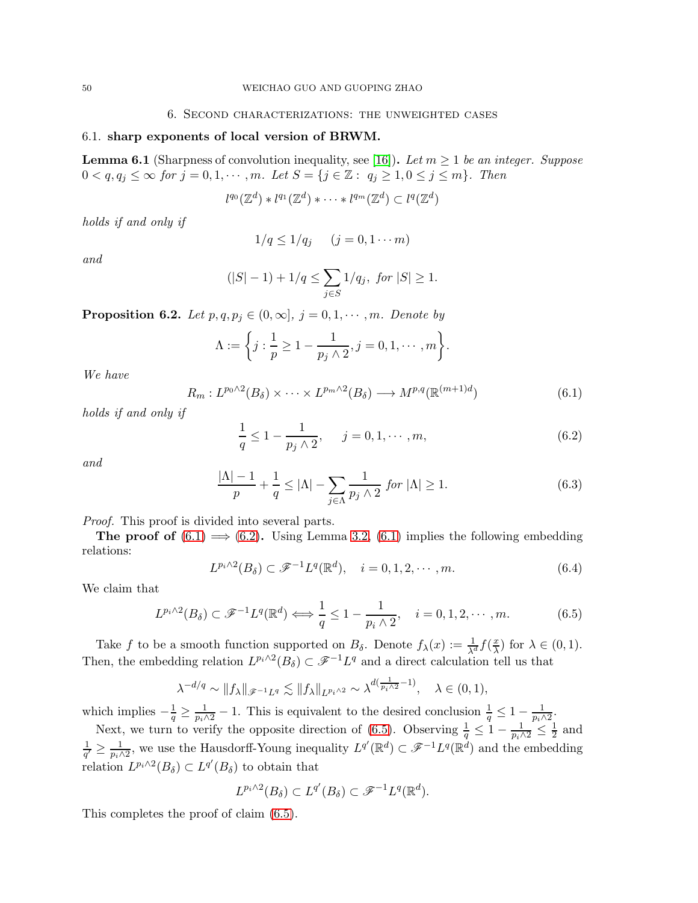## 6. Second characterizations: the unweighted cases

### 6.1. sharp exponents of local version of BRWM.

**Lemma 6.1** (Sharpness of convolution inequality, see [16]). *Let $m \geq 1$ be an integer. Suppose $0 < q, q_j \leq \infty$ for $j = 0, 1, \cdots, m$. Let $S = \{j \in \mathbb{Z} : \ q_j \geq 1, 0 \leq j \leq m\}$. Then*

$$l^{q_0}(\mathbb{Z}^d) * l^{q_1}(\mathbb{Z}^d) * \cdots * l^{q_m}(\mathbb{Z}^d) \subset l^q(\mathbb{Z}^d)$$

*holds if and only if*

$$1/q \leq 1/q_j \quad (j = 0, 1 \cdots m)$$

*and*

$$(|S| - 1) + 1/q \leq \sum_{j \in S} 1/q_j, \ \textit{for}\ |S| \geq 1.$$

**Proposition 6.2.** *Let $p, q, p_j \in (0, \infty]$, $j = 0, 1, \cdots, m$. Denote by*

$$\Lambda := \left\{ j : \frac{1}{p} \geq 1 - \frac{1}{p_j \wedge 2}, j = 0, 1, \cdots, m \right\}.$$

*We have*

$$R_m : L^{p_0 \wedge 2}(B_\delta) \times \cdots \times L^{p_m \wedge 2}(B_\delta) \longrightarrow M^{p,q}(\mathbb{R}^{(m+1)d}) \tag{6.1}$$

*holds if and only if*

$$\frac{1}{q} \leq 1 - \frac{1}{p_j \wedge 2}, \quad j = 0, 1, \cdots, m, \tag{6.2}$$

*and*

$$\frac{|\Lambda| - 1}{p} + \frac{1}{q} \leq |\Lambda| - \sum_{j \in \Lambda} \frac{1}{p_j \wedge 2} \ \textit{for}\ |\Lambda| \geq 1. \tag{6.3}$$

*Proof.* This proof is divided into several parts.

**The proof of (6.1) $\Longrightarrow$ (6.2).** Using Lemma 3.2, (6.1) implies the following embedding relations:

$$L^{p_i \wedge 2}(B_\delta) \subset \mathscr{F}^{-1} L^q(\mathbb{R}^d), \quad i = 0, 1, 2, \cdots, m. \tag{6.4}$$

We claim that

$$L^{p_i \wedge 2}(B_\delta) \subset \mathscr{F}^{-1} L^q(\mathbb{R}^d) \Longleftrightarrow \frac{1}{q} \leq 1 - \frac{1}{p_i \wedge 2}, \quad i = 0, 1, 2, \cdots, m. \tag{6.5}$$

Take $f$ to be a smooth function supported on $B_\delta$. Denote $f_\lambda(x) := \frac{1}{\lambda^d} f(\frac{x}{\lambda})$ for $\lambda \in (0, 1)$. Then, the embedding relation $L^{p_i \wedge 2}(B_\delta) \subset \mathscr{F}^{-1} L^q$ and a direct calculation tell us that

$$\lambda^{-d/q} \sim \|f_\lambda\|_{\mathscr{F}^{-1} L^q} \lesssim \|f_\lambda\|_{L^{p_i \wedge 2}} \sim \lambda^{d(\frac{1}{p_i \wedge 2} - 1)}, \quad \lambda \in (0, 1),$$

which implies $-\frac{1}{q} \geq \frac{1}{p_i \wedge 2} - 1$. This is equivalent to the desired conclusion $\frac{1}{q} \leq 1 - \frac{1}{p_i \wedge 2}$.

Next, we turn to verify the opposite direction of (6.5). Observing $\frac{1}{q} \leq 1 - \frac{1}{p_i \wedge 2} \leq \frac{1}{2}$ and $\frac{1}{q'} \geq \frac{1}{p_i \wedge 2}$, we use the Hausdorff-Young inequality $L^{q'}(\mathbb{R}^d) \subset \mathscr{F}^{-1} L^q(\mathbb{R}^d)$ and the embedding relation $L^{p_i \wedge 2}(B_\delta) \subset L^{q'}(B_\delta)$ to obtain that

$$L^{p_i \wedge 2}(B_\delta) \subset L^{q'}(B_\delta) \subset \mathscr{F}^{-1} L^q(\mathbb{R}^d).$$

This completes the proof of claim (6.5).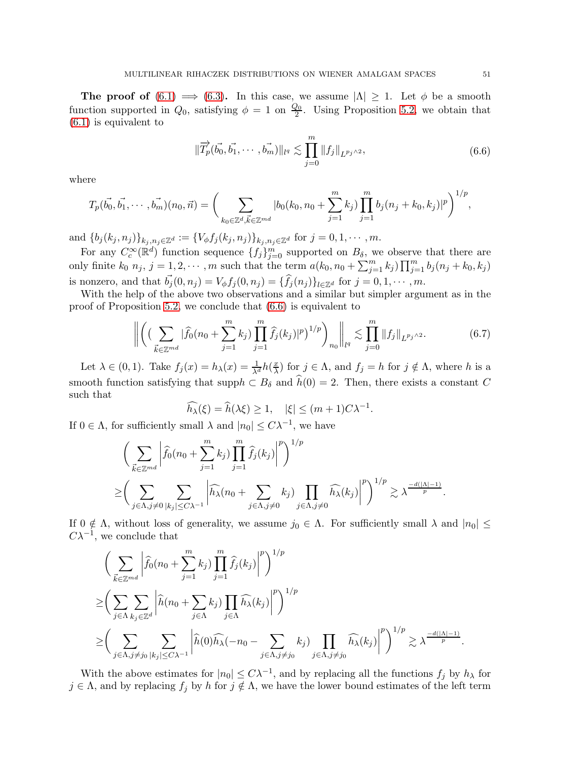**The proof of** (6.1) $\Longrightarrow$ (6.3)**.** In this case, we assume $|\Lambda| \geq 1$. Let $\phi$ be a smooth function supported in $Q_0$, satisfying $\phi = 1$ on $\frac{Q_0}{2}$. Using Proposition 5.2, we obtain that (6.1) is equivalent to

$$\|\overrightarrow{T_p}(\vec{b_0}, \vec{b_1}, \cdots, \vec{b_m})\|_{l^q} \lesssim \prod_{j=0}^{m} \|f_j\|_{L^{p_j} \wedge 2}, \tag{6.6}$$

where

$$T_p(\vec{b_0}, \vec{b_1}, \cdots, \vec{b_m})(n_0, \vec{n}) = \bigg( \sum_{k_0 \in \mathbb{Z}^d, \vec{k} \in \mathbb{Z}^{md}} |b_0(k_0, n_0 + \sum_{j=1}^{m} k_j) \prod_{j=1}^{m} b_j(n_j + k_0, k_j)|^p \bigg)^{1/p},$$

and $\{b_j(k_j, n_j)\}_{k_j, n_j \in \mathbb{Z}^d} := \{V_\phi f_j(k_j, n_j)\}_{k_j, n_j \in \mathbb{Z}^d}$ for $j = 0, 1, \cdots, m$.

For any $C_c^\infty(\mathbb{R}^d)$ function sequence $\{f_j\}_{j=0}^m$ supported on $B_\delta$, we observe that there are only finite $k_0$ $n_j$, $j = 1, 2, \cdots, m$ such that the term $a(k_0, n_0 + \sum_{j=1}^m k_j) \prod_{j=1}^m b_j(n_j + k_0, k_j)$ is nonzero, and that $\vec{b_j}(0, n_j) = V_\phi f_j(0, n_j) = \{\widehat{f_j}(n_j)\}_{l \in \mathbb{Z}^d}$ for $j = 0, 1, \cdots, m$.

With the help of the above two observations and a similar but simpler argument as in the proof of Proposition 5.2, we conclude that (6.6) is equivalent to

$$\bigg\| \bigg( \big( \sum_{\vec{k} \in \mathbb{Z}^{md}} |\widehat{f_0}(n_0 + \sum_{j=1}^{m} k_j) \prod_{j=1}^{m} \widehat{f_j}(k_j)|^p \big)^{1/p} \bigg)_{n_0} \bigg\|_{l^q} \lesssim \prod_{j=0}^{m} \|f_j\|_{L^{p_j} \wedge 2}. \tag{6.7}$$

Let $\lambda \in (0, 1)$. Take $f_j(x) = h_\lambda(x) = \frac{1}{\lambda^d} h(\frac{x}{\lambda})$ for $j \in \Lambda$, and $f_j = h$ for $j \notin \Lambda$, where $h$ is a smooth function satisfying that $\text{supp} h \subset B_\delta$ and $\widehat{h}(0) = 2$. Then, there exists a constant $C$ such that

$$\widehat{h_\lambda}(\xi) = \widehat{h}(\lambda \xi) \geq 1, \quad |\xi| \leq (m+1) C \lambda^{-1}.$$

If $0 \in \Lambda$, for sufficiently small $\lambda$ and $|n_0| \leq C\lambda^{-1}$, we have

$$\begin{aligned}
&\bigg( \sum_{\vec{k} \in \mathbb{Z}^{md}} \bigg| \widehat{f_0}(n_0 + \sum_{j=1}^{m} k_j) \prod_{j=1}^{m} \widehat{f_j}(k_j) \bigg|^p \bigg)^{1/p} \\
\geq &\bigg( \sum_{j \in \Lambda, j \neq 0} \sum_{|k_j| \leq C\lambda^{-1}} \bigg| \widehat{h_\lambda}(n_0 + \sum_{j \in \Lambda, j \neq 0} k_j) \prod_{j \in \Lambda, j \neq 0} \widehat{h_\lambda}(k_j) \bigg|^p \bigg)^{1/p} \gtrsim \lambda^{\frac{-d(|\Lambda|-1)}{p}}.
\end{aligned}$$

If $0 \notin \Lambda$, without loss of generality, we assume $j_0 \in \Lambda$. For sufficiently small $\lambda$ and $|n_0| \leq C\lambda^{-1}$, we conclude that

$$\begin{aligned}
&\bigg( \sum_{\vec{k} \in \mathbb{Z}^{md}} \bigg| \widehat{f_0}(n_0 + \sum_{j=1}^{m} k_j) \prod_{j=1}^{m} \widehat{f_j}(k_j) \bigg|^p \bigg)^{1/p} \\
\geq &\bigg( \sum_{j \in \Lambda} \sum_{k_j \in \mathbb{Z}^d} \bigg| \widehat{h}(n_0 + \sum_{j \in \Lambda} k_j) \prod_{j \in \Lambda} \widehat{h_\lambda}(k_j) \bigg|^p \bigg)^{1/p} \\
\geq &\bigg( \sum_{j \in \Lambda, j \neq j_0} \sum_{|k_j| \leq C\lambda^{-1}} \bigg| \widehat{h}(0) \widehat{h_\lambda}(-n_0 - \sum_{j \in \Lambda, j \neq j_0} k_j) \prod_{j \in \Lambda, j \neq j_0} \widehat{h_\lambda}(k_j) \bigg|^p \bigg)^{1/p} \gtrsim \lambda^{\frac{-d(|\Lambda|-1)}{p}}.
\end{aligned}$$

With the above estimates for $|n_0| \leq C\lambda^{-1}$, and by replacing all the functions $f_j$ by $h_\lambda$ for $j \in \Lambda$, and by replacing $f_j$ by $h$ for $j \notin \Lambda$, we have the lower bound estimates of the left term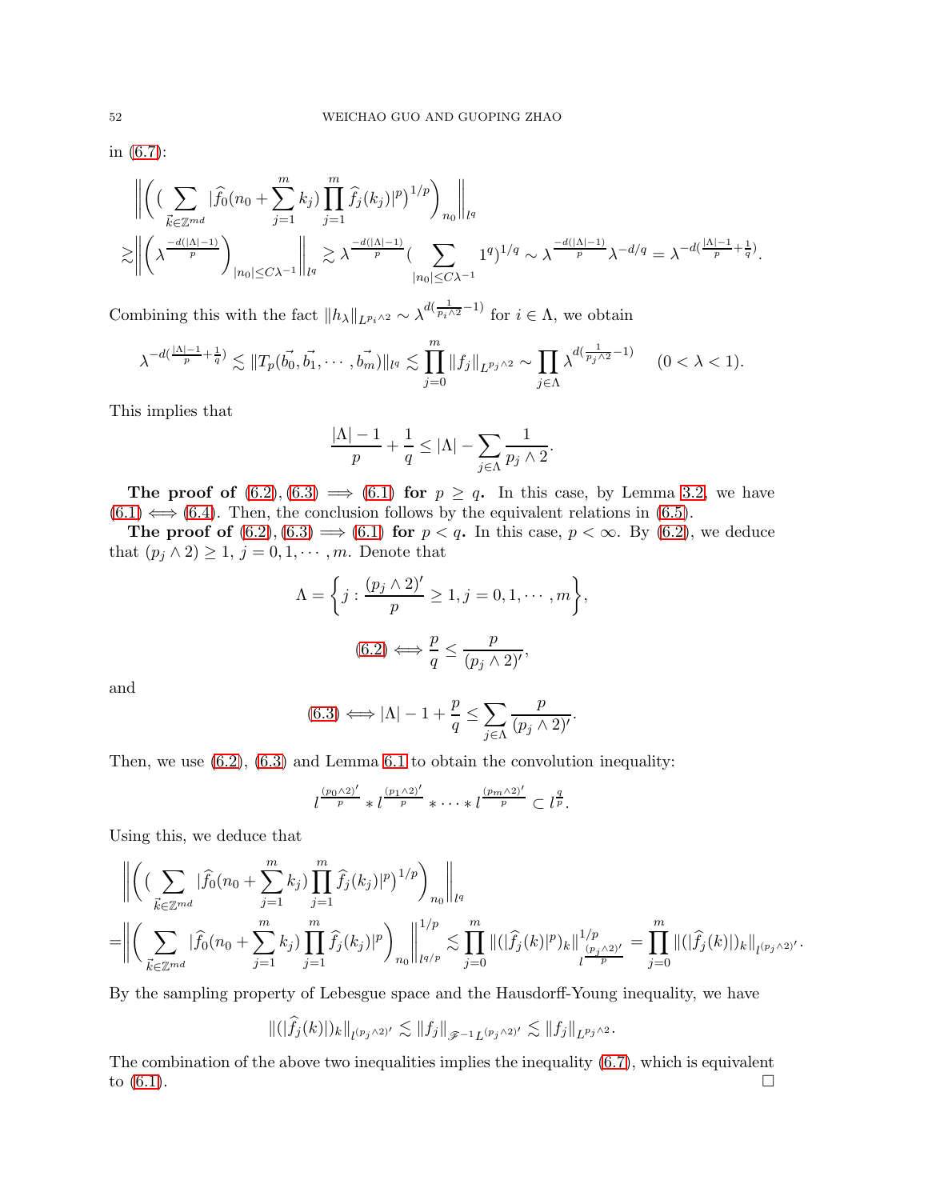in (6.7):

$$
\begin{aligned}
&\left\|\bigg(\big(\sum_{\vec{k}\in\mathbb{Z}^{md}}|\widehat{f}_0(n_0+\sum_{j=1}^m k_j)\prod_{j=1}^m\widehat{f}_j(k_j)|^p\big)^{1/p}\bigg)_{n_0}\right\|_{l^q}\\
\gtrsim&\left\|\bigg(\lambda^{\frac{-d(|\Lambda|-1)}{p}}\bigg)_{|n_0|\leq C\lambda^{-1}}\right\|_{l^q}\gtrsim\lambda^{\frac{-d(|\Lambda|-1)}{p}}\Big(\sum_{|n_0|\leq C\lambda^{-1}}1^q\Big)^{1/q}\sim\lambda^{\frac{-d(|\Lambda|-1)}{p}}\lambda^{-d/q}=\lambda^{-d(\frac{|\Lambda|-1}{p}+\frac{1}{q})}.
\end{aligned}
$$

Combining this with the fact $\|h_\lambda\|_{L^{p_i\wedge 2}}\sim\lambda^{d(\frac{1}{p_i\wedge 2}-1)}$ for $i\in\Lambda$, we obtain

$$
\lambda^{-d(\frac{|\Lambda|-1}{p}+\frac{1}{q})}\lesssim\|T_p(\vec{b_0},\vec{b_1},\cdots,\vec{b_m})\|_{l^q}\lesssim\prod_{j=0}^m\|f_j\|_{L^{p_j\wedge 2}}\sim\prod_{j\in\Lambda}\lambda^{d(\frac{1}{p_j\wedge 2}-1)}\quad(0<\lambda<1).
$$

This implies that

$$
\frac{|\Lambda|-1}{p}+\frac{1}{q}\leq|\Lambda|-\sum_{j\in\Lambda}\frac{1}{p_j\wedge 2}.
$$

**The proof of (6.2), (6.3) $\Longrightarrow$ (6.1) for $p\geq q$.** In this case, by Lemma 3.2, we have (6.1) $\Longleftrightarrow$ (6.4). Then, the conclusion follows by the equivalent relations in (6.5).

**The proof of (6.2), (6.3) $\Longrightarrow$ (6.1) for $p<q$.** In this case, $p<\infty$. By (6.2), we deduce that $(p_j\wedge 2)\geq 1$, $j=0,1,\cdots,m$. Denote that

$$
\Lambda=\Big\{j:\frac{(p_j\wedge 2)'}{p}\geq 1, j=0,1,\cdots,m\Big\},
$$

$$
(6.2)\Longleftrightarrow\frac{p}{q}\leq\frac{p}{(p_j\wedge 2)'},
$$

and

$$
(6.3)\Longleftrightarrow|\Lambda|-1+\frac{p}{q}\leq\sum_{j\in\Lambda}\frac{p}{(p_j\wedge 2)'}.
$$

Then, we use (6.2), (6.3) and Lemma 6.1 to obtain the convolution inequality:

$$
l^{\frac{(p_0\wedge 2)'}{p}}*l^{\frac{(p_1\wedge 2)'}{p}}*\cdots*l^{\frac{(p_m\wedge 2)'}{p}}\subset l^{\frac{q}{p}}.
$$

Using this, we deduce that

$$
\begin{aligned}
&\left\|\bigg(\big(\sum_{\vec{k}\in\mathbb{Z}^{md}}|\widehat{f}_0(n_0+\sum_{j=1}^m k_j)\prod_{j=1}^m\widehat{f}_j(k_j)|^p\big)^{1/p}\bigg)_{n_0}\right\|_{l^q}\\
=&\left\|\bigg(\sum_{\vec{k}\in\mathbb{Z}^{md}}|\widehat{f}_0(n_0+\sum_{j=1}^m k_j)\prod_{j=1}^m\widehat{f}_j(k_j)|^p\bigg)_{n_0}\right\|_{l^{q/p}}^{1/p}\lesssim\prod_{j=0}^m\|(|\widehat{f}_j(k)|^p)_k\|_{l^{\frac{(p_j\wedge 2)'}{p}}}^{1/p}=\prod_{j=0}^m\|(|\widehat{f}_j(k)|)_k\|_{l^{(p_j\wedge 2)'}}.
\end{aligned}
$$

By the sampling property of Lebesgue space and the Hausdorff-Young inequality, we have

$$
\|(|\widehat{f}_j(k)|)_k\|_{l^{(p_j\wedge 2)'}}\lesssim\|f_j\|_{\mathscr{F}^{-1}L^{(p_j\wedge 2)'}}\lesssim\|f_j\|_{L^{p_j\wedge 2}}.
$$

The combination of the above two inequalities implies the inequality (6.7), which is equivalent to (6.1). $\square$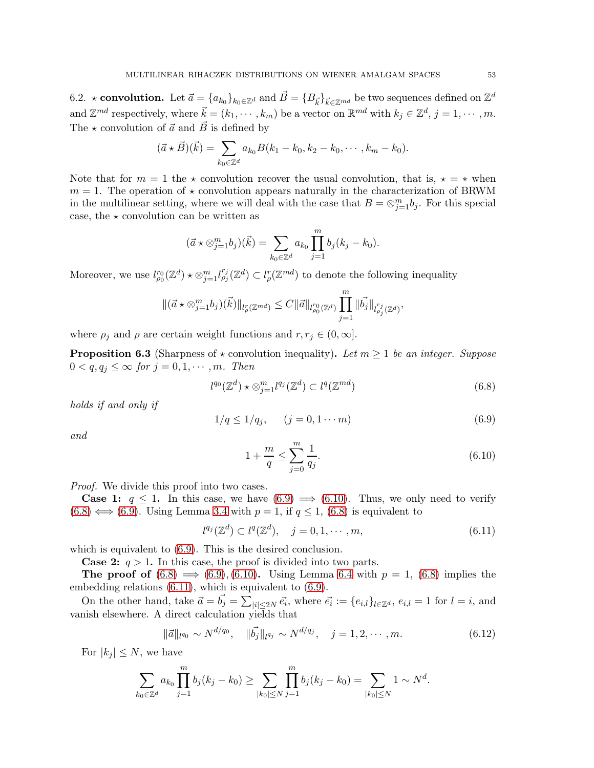6.2. $\star$ **convolution.** Let $\vec{a} = \{a_{k_0}\}_{k_0 \in \mathbb{Z}^d}$ and $\vec{B} = \{B_{\vec{k}}\}_{\vec{k} \in \mathbb{Z}^{md}}$ be two sequences defined on $\mathbb{Z}^d$ and $\mathbb{Z}^{md}$ respectively, where $\vec{k} = (k_1, \cdots, k_m)$ be a vector on $\mathbb{R}^{md}$ with $k_j \in \mathbb{Z}^d$, $j = 1, \cdots, m$. The $\star$ convolution of $\vec{a}$ and $\vec{B}$ is defined by

$$(\vec{a} \star \vec{B})(\vec{k}) = \sum_{k_0 \in \mathbb{Z}^d} a_{k_0} B(k_1 - k_0, k_2 - k_0, \cdots, k_m - k_0).$$

Note that for $m = 1$ the $\star$ convolution recover the usual convolution, that is, $\star = *$ when $m = 1$. The operation of $\star$ convolution appears naturally in the characterization of BRWM in the multilinear setting, where we will deal with the case that $B = \otimes_{j=1}^m b_j$. For this special case, the $\star$ convolution can be written as

$$(\vec{a} \star \otimes_{j=1}^m b_j)(\vec{k}) = \sum_{k_0 \in \mathbb{Z}^d} a_{k_0} \prod_{j=1}^m b_j(k_j - k_0).$$

Moreover, we use $l_{\rho_0}^{r_0}(\mathbb{Z}^d) \star \otimes_{j=1}^m l_{\rho_j}^{r_j}(\mathbb{Z}^d) \subset l_\rho^r(\mathbb{Z}^{md})$ to denote the following inequality

$$\|(\vec{a} \star \otimes_{j=1}^m b_j)(\vec{k})\|_{l_\rho^r(\mathbb{Z}^{md})} \leq C \|\vec{a}\|_{l_{\rho_0}^{r_0}(\mathbb{Z}^d)} \prod_{j=1}^m \|\vec{b_j}\|_{l_{\rho_j}^{r_j}(\mathbb{Z}^d)},$$

where $\rho_j$ and $\rho$ are certain weight functions and $r, r_j \in (0, \infty]$.

**Proposition 6.3** (Sharpness of $\star$ convolution inequality)**.** *Let $m \geq 1$ be an integer. Suppose $0 < q, q_j \leq \infty$ for $j = 0, 1, \cdots, m$. Then*

$$l^{q_0}(\mathbb{Z}^d) \star \otimes_{j=1}^m l^{q_j}(\mathbb{Z}^d) \subset l^q(\mathbb{Z}^{md}) \tag{6.8}$$

*holds if and only if*

$$1/q \leq 1/q_j, \qquad (j = 0, 1 \cdots m) \tag{6.9}$$

*and*

$$1 + \frac{m}{q} \leq \sum_{j=0}^m \frac{1}{q_j}. \tag{6.10}$$

*Proof.* We divide this proof into two cases.

**Case 1:** $q \leq 1$**.** In this case, we have (6.9) $\Longrightarrow$ (6.10). Thus, we only need to verify (6.8) $\Longleftrightarrow$ (6.9). Using Lemma 3.4 with $p = 1$, if $q \leq 1$, (6.8) is equivalent to

$$l^{q_j}(\mathbb{Z}^d) \subset l^q(\mathbb{Z}^d), \quad j = 0, 1, \cdots, m, \tag{6.11}$$

which is equivalent to (6.9). This is the desired conclusion.

**Case 2:** $q > 1$**.** In this case, the proof is divided into two parts.

**The proof of** (6.8) $\Longrightarrow$ (6.9), (6.10)**.** Using Lemma 6.4 with $p = 1$, (6.8) implies the embedding relations (6.11), which is equivalent to (6.9).

On the other hand, take $\vec{a} = \vec{b_j} = \sum_{|i| \leq 2N} \vec{e_i}$, where $\vec{e_i} := \{e_{i,l}\}_{l \in \mathbb{Z}^d}$, $e_{i,l} = 1$ for $l = i$, and vanish elsewhere. A direct calculation yields that

$$\|\vec{a}\|_{l^{q_0}} \sim N^{d/q_0}, \quad \|\vec{b_j}\|_{l^{q_j}} \sim N^{d/q_j}, \quad j = 1, 2, \cdots, m. \tag{6.12}$$

For $|k_j| \leq N$, we have

$$\sum_{k_0 \in \mathbb{Z}^d} a_{k_0} \prod_{j=1}^m b_j(k_j - k_0) \geq \sum_{|k_0| \leq N} \prod_{j=1}^m b_j(k_j - k_0) = \sum_{|k_0| \leq N} 1 \sim N^d.$$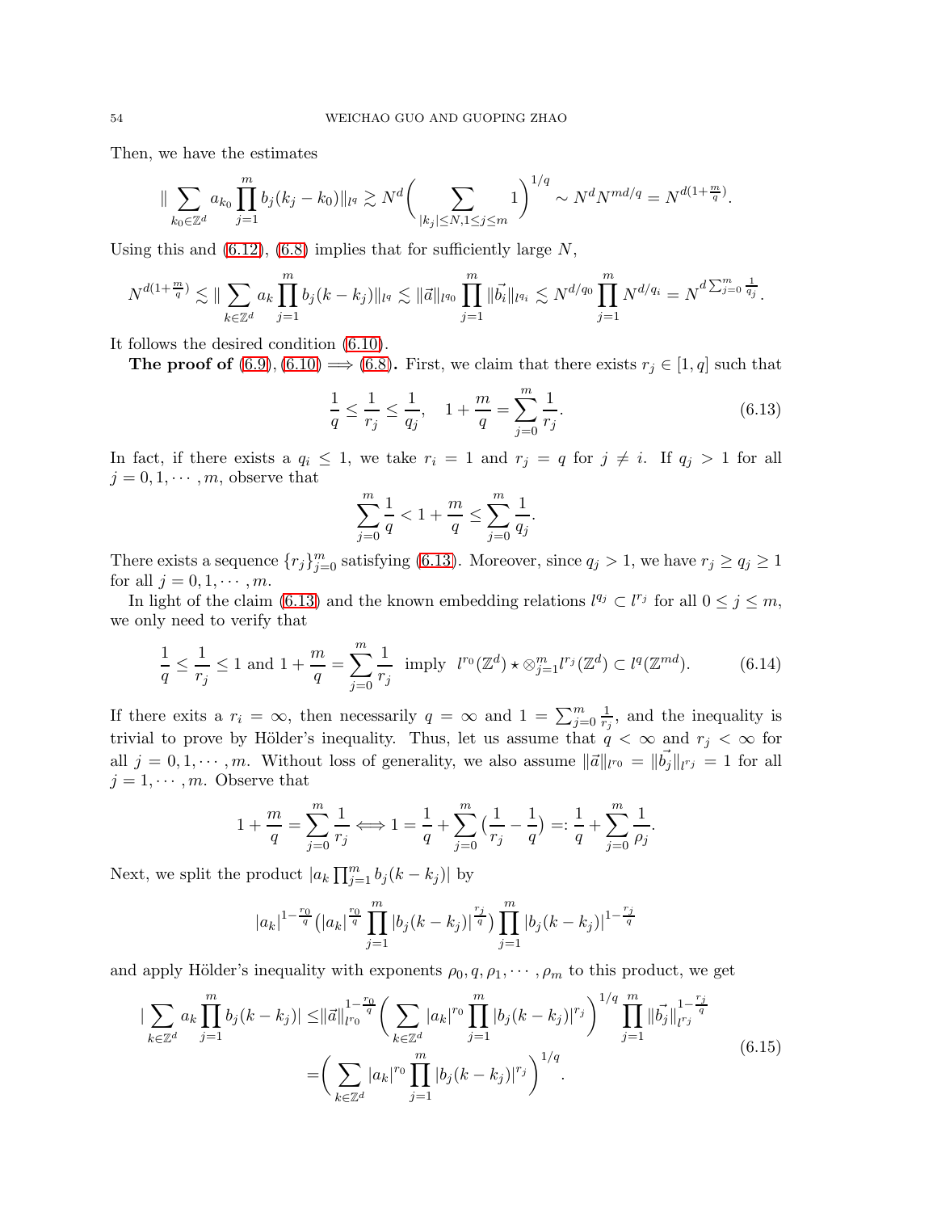Then, we have the estimates

$$\|\sum_{k_0\in\mathbb{Z}^d} a_{k_0}\prod_{j=1}^m b_j(k_j-k_0)\|_{l^q}\gtrsim N^d\bigg(\sum_{|k_j|\leq N,1\leq j\leq m}1\bigg)^{1/q}\sim N^dN^{md/q}=N^{d(1+\frac{m}{q})}.$$

Using this and (6.12), (6.8) implies that for sufficiently large $N$,

$$N^{d(1+\frac{m}{q})}\lesssim\|\sum_{k\in\mathbb{Z}^d}a_k\prod_{j=1}^m b_j(k-k_j)\|_{l^q}\lesssim\|\vec{a}\|_{l^{q_0}}\prod_{j=1}^m\|\vec{b_i}\|_{l^{q_i}}\lesssim N^{d/q_0}\prod_{j=1}^m N^{d/q_i}=N^{d\sum_{j=0}^m\frac{1}{q_j}}.$$

It follows the desired condition (6.10).

**The proof of (6.9), (6.10) $\Longrightarrow$ (6.8).** First, we claim that there exists $r_j\in[1,q]$ such that

$$\frac{1}{q}\leq\frac{1}{r_j}\leq\frac{1}{q_j},\quad 1+\frac{m}{q}=\sum_{j=0}^m\frac{1}{r_j}. \tag{6.13}$$

In fact, if there exists a $q_i\leq 1$, we take $r_i=1$ and $r_j=q$ for $j\neq i$. If $q_j>1$ for all $j=0,1,\cdots,m$, observe that

$$\sum_{j=0}^m\frac{1}{q}<1+\frac{m}{q}\leq\sum_{j=0}^m\frac{1}{q_j}.$$

There exists a sequence $\{r_j\}_{j=0}^m$ satisfying (6.13). Moreover, since $q_j>1$, we have $r_j\geq q_j\geq 1$ for all $j=0,1,\cdots,m$.

In light of the claim (6.13) and the known embedding relations $l^{q_j}\subset l^{r_j}$ for all $0\leq j\leq m$, we only need to verify that

$$\frac{1}{q}\leq\frac{1}{r_j}\leq 1 \text{ and } 1+\frac{m}{q}=\sum_{j=0}^m\frac{1}{r_j}\ \text{ imply }\ l^{r_0}(\mathbb{Z}^d)\star\otimes_{j=1}^m l^{r_j}(\mathbb{Z}^d)\subset l^q(\mathbb{Z}^{md}). \tag{6.14}$$

If there exits a $r_i=\infty$, then necessarily $q=\infty$ and $1=\sum_{j=0}^m\frac{1}{r_j}$, and the inequality is trivial to prove by Hölder's inequality. Thus, let us assume that $q<\infty$ and $r_j<\infty$ for all $j=0,1,\cdots,m$. Without loss of generality, we also assume $\|\vec{a}\|_{l^{r_0}}=\|\vec{b_j}\|_{l^{r_j}}=1$ for all $j=1,\cdots,m$. Observe that

$$1+\frac{m}{q}=\sum_{j=0}^m\frac{1}{r_j}\Longleftrightarrow 1=\frac{1}{q}+\sum_{j=0}^m\Big(\frac{1}{r_j}-\frac{1}{q}\Big)=:\frac{1}{q}+\sum_{j=0}^m\frac{1}{\rho_j}.$$

Next, we split the product $|a_k\prod_{j=1}^m b_j(k-k_j)|$ by

$$|a_k|^{1-\frac{r_0}{q}}\big(|a_k|^{\frac{r_0}{q}}\prod_{j=1}^m|b_j(k-k_j)|^{\frac{r_j}{q}}\big)\prod_{j=1}^m|b_j(k-k_j)|^{1-\frac{r_j}{q}}$$

and apply Hölder's inequality with exponents $\rho_0,q,\rho_1,\cdots,\rho_m$ to this product, we get

$$\begin{aligned}|\sum_{k\in\mathbb{Z}^d}a_k\prod_{j=1}^m b_j(k-k_j)|\leq&\|\vec{a}\|_{l^{r_0}}^{1-\frac{r_0}{q}}\bigg(\sum_{k\in\mathbb{Z}^d}|a_k|^{r_0}\prod_{j=1}^m|b_j(k-k_j)|^{r_j}\bigg)^{1/q}\prod_{j=1}^m\|\vec{b_j}\|_{l^{r_j}}^{1-\frac{r_j}{q}}\\=&\bigg(\sum_{k\in\mathbb{Z}^d}|a_k|^{r_0}\prod_{j=1}^m|b_j(k-k_j)|^{r_j}\bigg)^{1/q}.\end{aligned} \tag{6.15}$$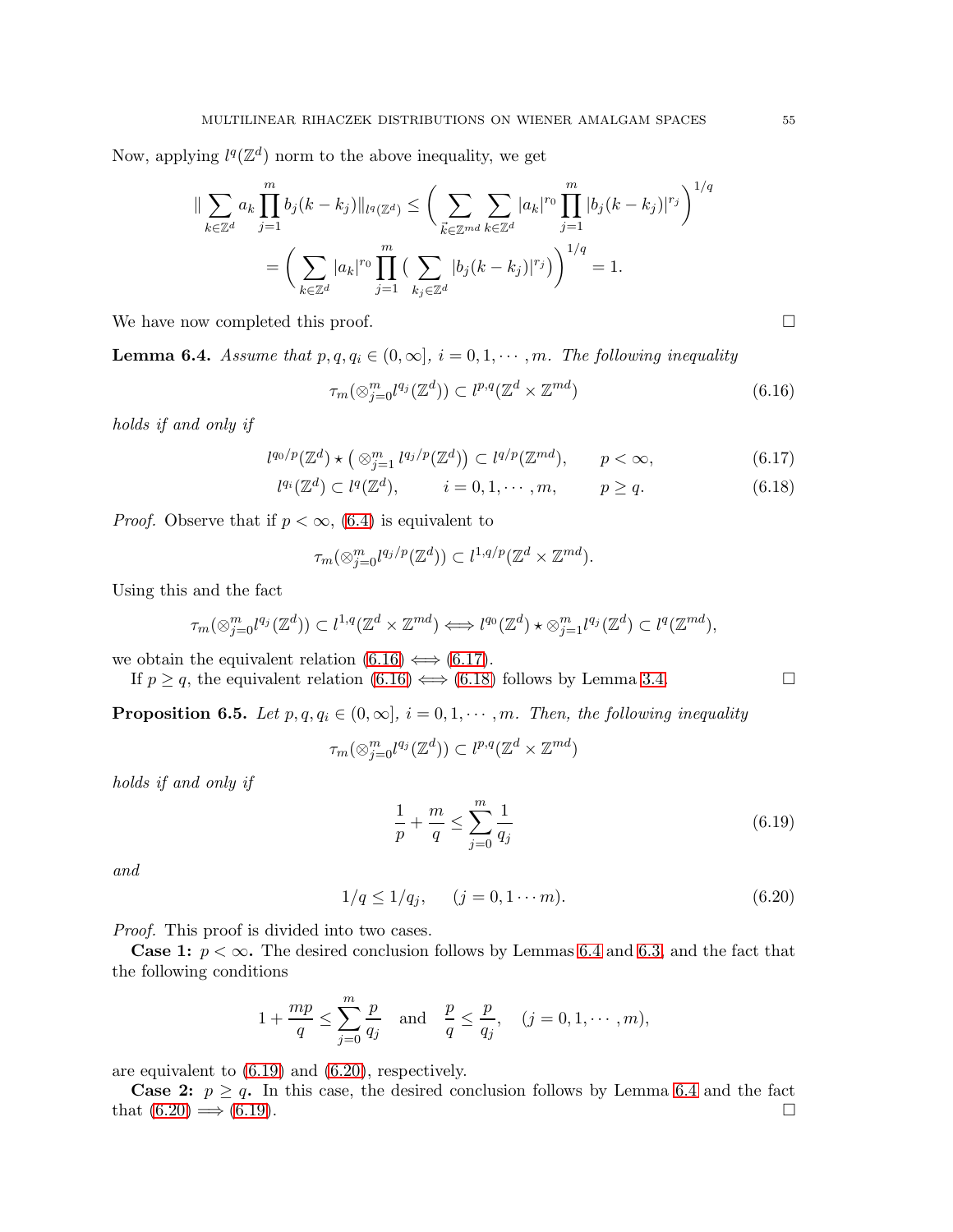Now, applying $l^q(\mathbb{Z}^d)$ norm to the above inequality, we get

$$
\begin{aligned}
\| \sum_{k\in\mathbb{Z}^d} a_k \prod_{j=1}^{m} b_j(k-k_j)\|_{l^q(\mathbb{Z}^d)} &\leq \Big( \sum_{\vec{k}\in\mathbb{Z}^{md}} \sum_{k\in\mathbb{Z}^d} |a_k|^{r_0} \prod_{j=1}^{m} |b_j(k-k_j)|^{r_j} \Big)^{1/q} \\
&= \Big( \sum_{k\in\mathbb{Z}^d} |a_k|^{r_0} \prod_{j=1}^{m} \big( \sum_{k_j\in\mathbb{Z}^d} |b_j(k-k_j)|^{r_j} \big) \Big)^{1/q} = 1.
\end{aligned}
$$

We have now completed this proof. □

**Lemma 6.4.** *Assume that $p, q, q_i \in (0,\infty]$, $i = 0, 1, \cdots, m$. The following inequality*

$$
\tau_m(\otimes_{j=0}^{m} l^{q_j}(\mathbb{Z}^d)) \subset l^{p,q}(\mathbb{Z}^d \times \mathbb{Z}^{md}) \tag{6.16}
$$

*holds if and only if*

$$
l^{q_0/p}(\mathbb{Z}^d) \star \big( \otimes_{j=1}^{m} l^{q_j/p}(\mathbb{Z}^d)\big) \subset l^{q/p}(\mathbb{Z}^{md}), \qquad p < \infty, \tag{6.17}
$$

$$
l^{q_i}(\mathbb{Z}^d) \subset l^{q}(\mathbb{Z}^d), \qquad i = 0, 1, \cdots, m, \qquad p \geq q. \tag{6.18}
$$

*Proof.* Observe that if $p < \infty$, (6.4) is equivalent to

$$
\tau_m(\otimes_{j=0}^{m} l^{q_j/p}(\mathbb{Z}^d)) \subset l^{1,q/p}(\mathbb{Z}^d \times \mathbb{Z}^{md}).
$$

Using this and the fact

$$
\tau_m(\otimes_{j=0}^{m} l^{q_j}(\mathbb{Z}^d)) \subset l^{1,q}(\mathbb{Z}^d \times \mathbb{Z}^{md}) \Longleftrightarrow l^{q_0}(\mathbb{Z}^d) \star \otimes_{j=1}^{m} l^{q_j}(\mathbb{Z}^d) \subset l^{q}(\mathbb{Z}^{md}),
$$

we obtain the equivalent relation (6.16) $\Longleftrightarrow$ (6.17).

If $p \geq q$, the equivalent relation (6.16) $\Longleftrightarrow$ (6.18) follows by Lemma 3.4. □

**Proposition 6.5.** *Let $p, q, q_i \in (0,\infty]$, $i = 0, 1, \cdots, m$. Then, the following inequality*

$$
\tau_m(\otimes_{j=0}^{m} l^{q_j}(\mathbb{Z}^d)) \subset l^{p,q}(\mathbb{Z}^d \times \mathbb{Z}^{md})
$$

*holds if and only if*

$$
\frac{1}{p} + \frac{m}{q} \leq \sum_{j=0}^{m} \frac{1}{q_j} \tag{6.19}
$$

*and*

$$
1/q \leq 1/q_j, \qquad (j = 0, 1 \cdots m). \tag{6.20}
$$

*Proof.* This proof is divided into two cases.

**Case 1:** $p < \infty$**.** The desired conclusion follows by Lemmas 6.4 and 6.3, and the fact that the following conditions

$$
1 + \frac{mp}{q} \leq \sum_{j=0}^{m} \frac{p}{q_j} \quad \text{and} \quad \frac{p}{q} \leq \frac{p}{q_j}, \quad (j = 0, 1, \cdots, m),
$$

are equivalent to (6.19) and (6.20), respectively.

**Case 2:** $p \geq q$**.** In this case, the desired conclusion follows by Lemma 6.4 and the fact that (6.20) $\Longrightarrow$ (6.19). □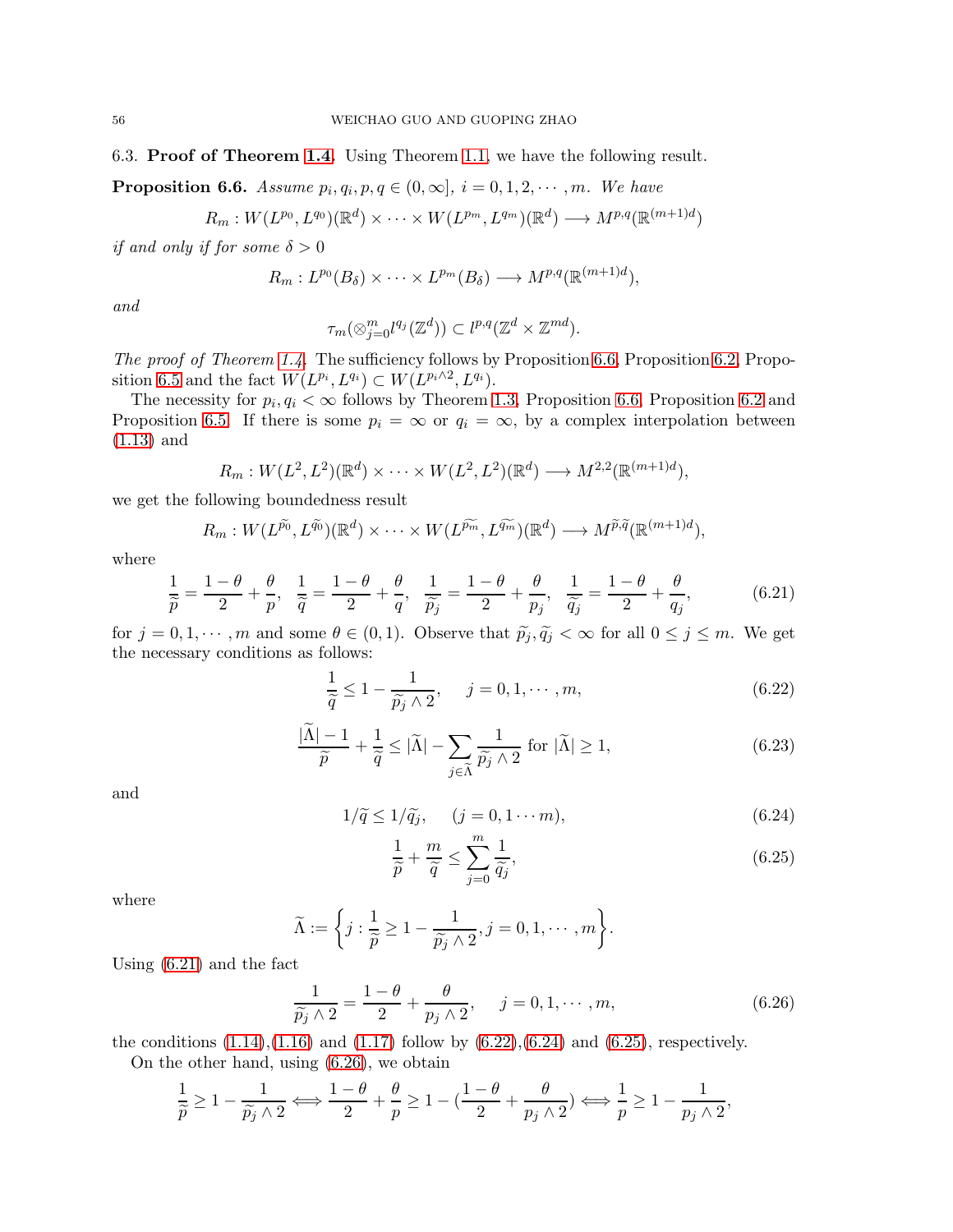### 6.3. **Proof of Theorem 1.4.**

Using Theorem 1.1, we have the following result.

**Proposition 6.6.** *Assume $p_i, q_i, p, q \in (0,\infty]$, $i = 0,1,2,\cdots,m$. We have*

$$R_m : W(L^{p_0}, L^{q_0})(\mathbb{R}^d) \times \cdots \times W(L^{p_m}, L^{q_m})(\mathbb{R}^d) \longrightarrow M^{p,q}(\mathbb{R}^{(m+1)d})$$

*if and only if for some $\delta > 0$*

$$R_m : L^{p_0}(B_\delta) \times \cdots \times L^{p_m}(B_\delta) \longrightarrow M^{p,q}(\mathbb{R}^{(m+1)d}),$$

*and*

$$\tau_m(\otimes_{j=0}^m l^{q_j}(\mathbb{Z}^d)) \subset l^{p,q}(\mathbb{Z}^d \times \mathbb{Z}^{md}).$$

*The proof of Theorem 1.4.* The sufficiency follows by Proposition 6.6, Proposition 6.2, Proposition 6.5 and the fact $W(L^{p_i}, L^{q_i}) \subset W(L^{p_i \wedge 2}, L^{q_i})$.

The necessity for $p_i, q_i < \infty$ follows by Theorem 1.3, Proposition 6.6, Proposition 6.2 and Proposition 6.5. If there is some $p_i = \infty$ or $q_i = \infty$, by a complex interpolation between (1.13) and

$$R_m : W(L^2, L^2)(\mathbb{R}^d) \times \cdots \times W(L^2, L^2)(\mathbb{R}^d) \longrightarrow M^{2,2}(\mathbb{R}^{(m+1)d}),$$

we get the following boundedness result

$$R_m : W(L^{\widetilde{p_0}}, L^{\widetilde{q_0}})(\mathbb{R}^d) \times \cdots \times W(L^{\widetilde{p_m}}, L^{\widetilde{q_m}})(\mathbb{R}^d) \longrightarrow M^{\widetilde{p},\widetilde{q}}(\mathbb{R}^{(m+1)d}),$$

where

$$\frac{1}{\widetilde{p}} = \frac{1-\theta}{2} + \frac{\theta}{p}, \quad \frac{1}{\widetilde{q}} = \frac{1-\theta}{2} + \frac{\theta}{q}, \quad \frac{1}{\widetilde{p_j}} = \frac{1-\theta}{2} + \frac{\theta}{p_j}, \quad \frac{1}{\widetilde{q_j}} = \frac{1-\theta}{2} + \frac{\theta}{q_j}, \tag{6.21}$$

for $j = 0,1,\cdots,m$ and some $\theta \in (0,1)$. Observe that $\widetilde{p_j}, \widetilde{q_j} < \infty$ for all $0 \le j \le m$. We get the necessary conditions as follows:

$$\frac{1}{\widetilde{q}} \le 1 - \frac{1}{\widetilde{p_j} \wedge 2}, \qquad j = 0,1,\cdots,m, \tag{6.22}$$

$$\frac{|\widetilde{\Lambda}| - 1}{\widetilde{p}} + \frac{1}{\widetilde{q}} \le |\widetilde{\Lambda}| - \sum_{j \in \widetilde{\Lambda}} \frac{1}{\widetilde{p_j} \wedge 2} \text{ for } |\widetilde{\Lambda}| \ge 1, \tag{6.23}$$

and

$$1/\widetilde{q} \le 1/\widetilde{q_j}, \qquad (j = 0,1\cdots m), \tag{6.24}$$

$$\frac{1}{\widetilde{p}} + \frac{m}{\widetilde{q}} \le \sum_{j=0}^m \frac{1}{\widetilde{q_j}}, \tag{6.25}$$

where

$$\widetilde{\Lambda} := \left\{ j : \frac{1}{\widetilde{p}} \ge 1 - \frac{1}{\widetilde{p_j} \wedge 2}, j = 0,1,\cdots,m \right\}.$$

Using (6.21) and the fact

$$\frac{1}{\widetilde{p_j} \wedge 2} = \frac{1-\theta}{2} + \frac{\theta}{p_j \wedge 2}, \qquad j = 0,1,\cdots,m, \tag{6.26}$$

the conditions (1.14),(1.16) and (1.17) follow by (6.22),(6.24) and (6.25), respectively.

On the other hand, using (6.26), we obtain

$$\frac{1}{\widetilde{p}} \ge 1 - \frac{1}{\widetilde{p_j} \wedge 2} \Longleftrightarrow \frac{1-\theta}{2} + \frac{\theta}{p} \ge 1 - \left(\frac{1-\theta}{2} + \frac{\theta}{p_j \wedge 2}\right) \Longleftrightarrow \frac{1}{p} \ge 1 - \frac{1}{p_j \wedge 2},$$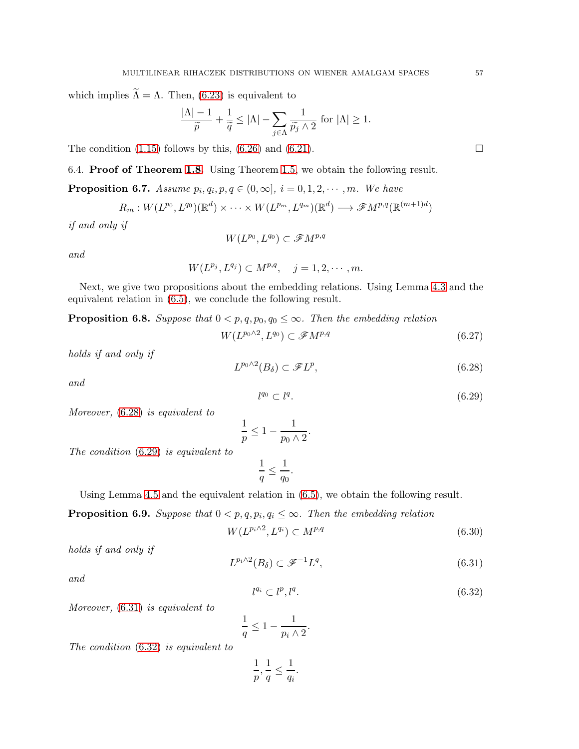which implies $\widetilde{\Lambda} = \Lambda$. Then, (6.23) is equivalent to

$$\frac{|\Lambda| - 1}{\widetilde{p}} + \frac{1}{\widetilde{q}} \leq |\Lambda| - \sum_{j\in\Lambda} \frac{1}{\widetilde{p_j} \wedge 2} \text{ for } |\Lambda| \geq 1.$$

The condition (1.15) follows by this, (6.26) and (6.21). □

6.4. **Proof of Theorem 1.8.** Using Theorem 1.5, we obtain the following result.

**Proposition 6.7.** *Assume $p_i, q_i, p, q \in (0, \infty]$, $i = 0, 1, 2, \cdots, m$. We have*

$$R_m : W(L^{p_0}, L^{q_0})(\mathbb{R}^d) \times \cdots \times W(L^{p_m}, L^{q_m})(\mathbb{R}^d) \longrightarrow \mathscr{F}M^{p,q}(\mathbb{R}^{(m+1)d})$$

*if and only if*

$$W(L^{p_0}, L^{q_0}) \subset \mathscr{F}M^{p,q}$$

*and*

$$W(L^{p_j}, L^{q_j}) \subset M^{p,q}, \quad j = 1, 2, \cdots, m.$$

Next, we give two propositions about the embedding relations. Using Lemma 4.3 and the equivalent relation in (6.5), we conclude the following result.

**Proposition 6.8.** *Suppose that $0 < p, q, p_0, q_0 \leq \infty$. Then the embedding relation*

$$W(L^{p_0 \wedge 2}, L^{q_0}) \subset \mathscr{F}M^{p,q} \tag{6.27}$$

*holds if and only if*

$$L^{p_0\wedge 2}(B_\delta) \subset \mathscr{F}L^p, \tag{6.28}$$

*and*

$$l^{q_0} \subset l^q. \tag{6.29}$$

*Moreover, (6.28) is equivalent to*

$$\frac{1}{p} \leq 1 - \frac{1}{p_0 \wedge 2}.$$

*The condition (6.29) is equivalent to*

$$\frac{1}{q} \leq \frac{1}{q_0}.$$

Using Lemma 4.5 and the equivalent relation in (6.5), we obtain the following result.

**Proposition 6.9.** *Suppose that $0 < p, q, p_i, q_i \leq \infty$. Then the embedding relation*

$$W(L^{p_i \wedge 2}, L^{q_i}) \subset M^{p,q} \tag{6.30}$$

*holds if and only if*

$$L^{p_i\wedge 2}(B_\delta) \subset \mathscr{F}^{-1}L^q, \tag{6.31}$$

*and*

$$l^{q_i} \subset l^p, l^q. \tag{6.32}$$

*Moreover, (6.31) is equivalent to*

$$\frac{1}{q} \leq 1 - \frac{1}{p_i \wedge 2}.$$

*The condition (6.32) is equivalent to*

$$\frac{1}{p}, \frac{1}{q} \leq \frac{1}{q_i}.$$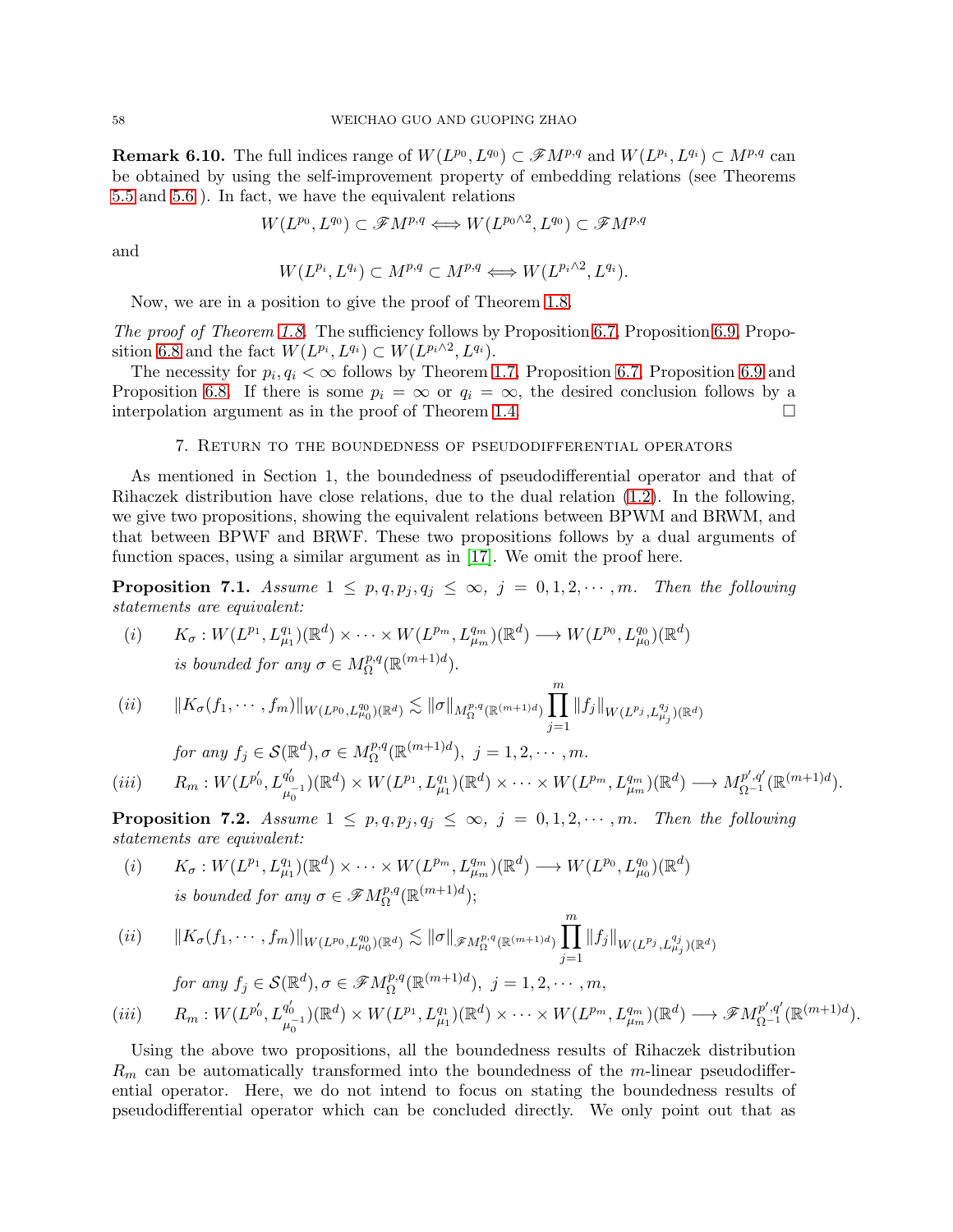**Remark 6.10.** The full indices range of $W(L^{p_0}, L^{q_0}) \subset \mathscr{F}M^{p,q}$ and $W(L^{p_i}, L^{q_i}) \subset M^{p,q}$ can be obtained by using the self-improvement property of embedding relations (see Theorems 5.5 and 5.6 ). In fact, we have the equivalent relations

$$W(L^{p_0}, L^{q_0}) \subset \mathscr{F}M^{p,q} \Longleftrightarrow W(L^{p_0\wedge 2}, L^{q_0}) \subset \mathscr{F}M^{p,q}$$

and

$$W(L^{p_i}, L^{q_i}) \subset M^{p,q} \subset M^{p,q} \Longleftrightarrow W(L^{p_i\wedge 2}, L^{q_i}).$$

Now, we are in a position to give the proof of Theorem 1.8.

*The proof of Theorem 1.8.* The sufficiency follows by Proposition 6.7, Proposition 6.9, Proposition 6.8 and the fact $W(L^{p_i}, L^{q_i}) \subset W(L^{p_i\wedge 2}, L^{q_i})$.

The necessity for $p_i, q_i < \infty$ follows by Theorem 1.7, Proposition 6.7, Proposition 6.9 and Proposition 6.8. If there is some $p_i = \infty$ or $q_i = \infty$, the desired conclusion follows by a interpolation argument as in the proof of Theorem 1.4. □

## 7. Return to the boundedness of pseudodifferential operators

As mentioned in Section 1, the boundedness of pseudodifferential operator and that of Rihaczek distribution have close relations, due to the dual relation (1.2). In the following, we give two propositions, showing the equivalent relations between BPWM and BRWM, and that between BPWF and BRWF. These two propositions follows by a dual arguments of function spaces, using a similar argument as in [17]. We omit the proof here.

**Proposition 7.1.** *Assume $1 \leq p, q, p_j, q_j \leq \infty$, $j = 0, 1, 2, \cdots, m$. Then the following statements are equivalent:*

(i) $\quad K_\sigma : W(L^{p_1}, L^{q_1}_{\mu_1})(\mathbb{R}^d) \times \cdots \times W(L^{p_m}, L^{q_m}_{\mu_m})(\mathbb{R}^d) \longrightarrow W(L^{p_0}, L^{q_0}_{\mu_0})(\mathbb{R}^d)$
*is bounded for any $\sigma \in M^{p,q}_\Omega(\mathbb{R}^{(m+1)d})$.*

(ii) $$\|K_\sigma(f_1, \cdots, f_m)\|_{W(L^{p_0}, L^{q_0}_{\mu_0})(\mathbb{R}^d)} \lesssim \|\sigma\|_{M^{p,q}_\Omega(\mathbb{R}^{(m+1)d})} \prod_{j=1}^m \|f_j\|_{W(L^{p_j}, L^{q_j}_{\mu_j})(\mathbb{R}^d)}$$
*for any $f_j \in \mathcal{S}(\mathbb{R}^d), \sigma \in M^{p,q}_\Omega(\mathbb{R}^{(m+1)d})$, $j = 1, 2, \cdots, m$.*

(iii) $\quad R_m : W(L^{p_0'}, L^{q_0'}_{\mu_0^{-1}})(\mathbb{R}^d) \times W(L^{p_1}, L^{q_1}_{\mu_1})(\mathbb{R}^d) \times \cdots \times W(L^{p_m}, L^{q_m}_{\mu_m})(\mathbb{R}^d) \longrightarrow M^{p',q'}_{\Omega^{-1}}(\mathbb{R}^{(m+1)d})$.

**Proposition 7.2.** *Assume $1 \leq p, q, p_j, q_j \leq \infty$, $j = 0, 1, 2, \cdots, m$. Then the following statements are equivalent:*

(i) $\quad K_\sigma : W(L^{p_1}, L^{q_1}_{\mu_1})(\mathbb{R}^d) \times \cdots \times W(L^{p_m}, L^{q_m}_{\mu_m})(\mathbb{R}^d) \longrightarrow W(L^{p_0}, L^{q_0}_{\mu_0})(\mathbb{R}^d)$
*is bounded for any $\sigma \in \mathscr{F}M^{p,q}_\Omega(\mathbb{R}^{(m+1)d})$;*

(ii) $$\|K_\sigma(f_1, \cdots, f_m)\|_{W(L^{p_0}, L^{q_0}_{\mu_0})(\mathbb{R}^d)} \lesssim \|\sigma\|_{\mathscr{F}M^{p,q}_\Omega(\mathbb{R}^{(m+1)d})} \prod_{j=1}^m \|f_j\|_{W(L^{p_j}, L^{q_j}_{\mu_j})(\mathbb{R}^d)}$$
*for any $f_j \in \mathcal{S}(\mathbb{R}^d), \sigma \in \mathscr{F}M^{p,q}_\Omega(\mathbb{R}^{(m+1)d})$, $j = 1, 2, \cdots, m$,*

(iii) $\quad R_m : W(L^{p_0'}, L^{q_0'}_{\mu_0^{-1}})(\mathbb{R}^d) \times W(L^{p_1}, L^{q_1}_{\mu_1})(\mathbb{R}^d) \times \cdots \times W(L^{p_m}, L^{q_m}_{\mu_m})(\mathbb{R}^d) \longrightarrow \mathscr{F}M^{p',q'}_{\Omega^{-1}}(\mathbb{R}^{(m+1)d})$.

Using the above two propositions, all the boundedness results of Rihaczek distribution $R_m$ can be automatically transformed into the boundedness of the $m$-linear pseudodifferential operator. Here, we do not intend to focus on stating the boundedness results of pseudodifferential operator which can be concluded directly. We only point out that as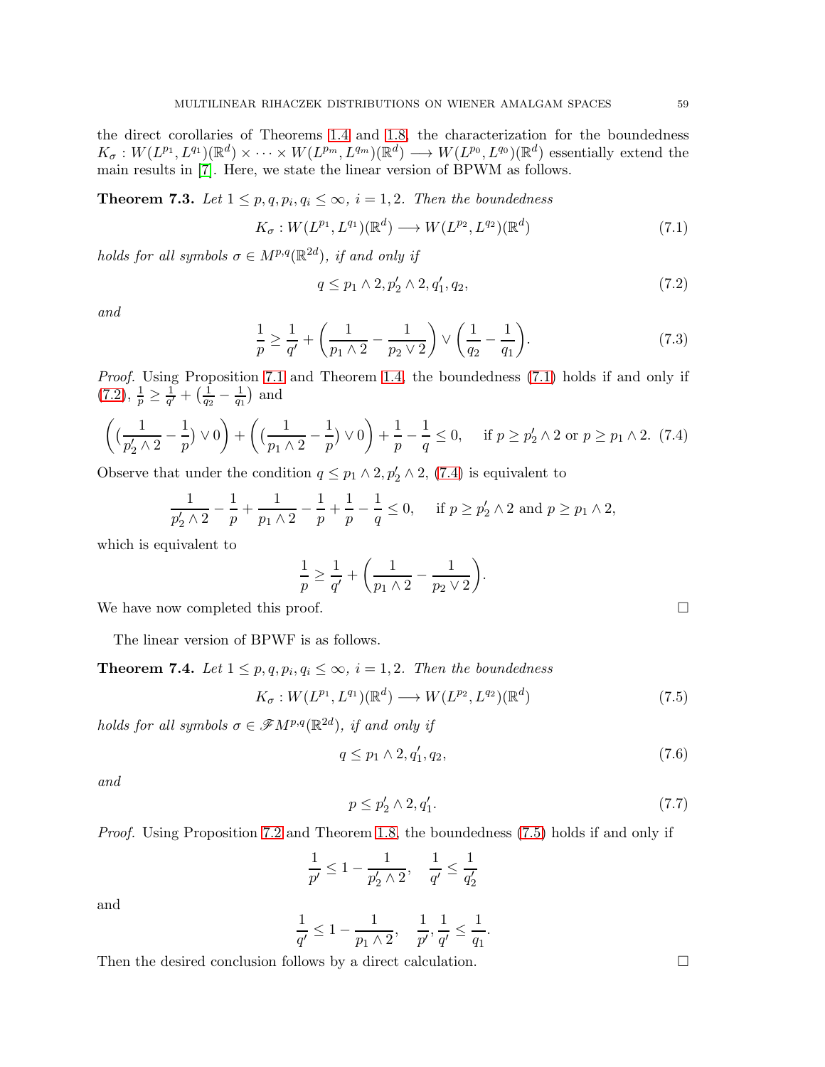the direct corollaries of Theorems 1.4 and 1.8, the characterization for the boundedness $K_\sigma : W(L^{p_1}, L^{q_1})(\mathbb{R}^d) \times \cdots \times W(L^{p_m}, L^{q_m})(\mathbb{R}^d) \longrightarrow W(L^{p_0}, L^{q_0})(\mathbb{R}^d)$ essentially extend the main results in [7]. Here, we state the linear version of BPWM as follows.

**Theorem 7.3.** *Let $1 \leq p, q, p_i, q_i \leq \infty$, $i = 1, 2$. Then the boundedness*

$$K_\sigma : W(L^{p_1}, L^{q_1})(\mathbb{R}^d) \longrightarrow W(L^{p_2}, L^{q_2})(\mathbb{R}^d) \tag{7.1}$$

*holds for all symbols $\sigma \in M^{p,q}(\mathbb{R}^{2d})$, if and only if*

$$q \leq p_1 \wedge 2, p_2' \wedge 2, q_1', q_2, \tag{7.2}$$

*and*

$$\frac{1}{p} \geq \frac{1}{q'} + \left(\frac{1}{p_1 \wedge 2} - \frac{1}{p_2 \vee 2}\right) \vee \left(\frac{1}{q_2} - \frac{1}{q_1}\right). \tag{7.3}$$

*Proof.* Using Proposition 7.1 and Theorem 1.4, the boundedness (7.1) holds if and only if (7.2), $\frac{1}{p} \geq \frac{1}{q'} + \left(\frac{1}{q_2} - \frac{1}{q_1}\right)$ and

$$\left(\left(\frac{1}{p_2' \wedge 2} - \frac{1}{p}\right) \vee 0\right) + \left(\left(\frac{1}{p_1 \wedge 2} - \frac{1}{p}\right) \vee 0\right) + \frac{1}{p} - \frac{1}{q} \leq 0, \quad \text{if } p \geq p_2' \wedge 2 \text{ or } p \geq p_1 \wedge 2. \tag{7.4}$$

Observe that under the condition $q \leq p_1 \wedge 2, p_2' \wedge 2$, (7.4) is equivalent to

$$\frac{1}{p_2' \wedge 2} - \frac{1}{p} + \frac{1}{p_1 \wedge 2} - \frac{1}{p} + \frac{1}{p} - \frac{1}{q} \leq 0, \quad \text{if } p \geq p_2' \wedge 2 \text{ and } p \geq p_1 \wedge 2,$$

which is equivalent to

$$\frac{1}{p} \geq \frac{1}{q'} + \left(\frac{1}{p_1 \wedge 2} - \frac{1}{p_2 \vee 2}\right).$$

We have now completed this proof. $\square$

The linear version of BPWF is as follows.

**Theorem 7.4.** *Let $1 \leq p, q, p_i, q_i \leq \infty$, $i = 1, 2$. Then the boundedness*

$$K_\sigma : W(L^{p_1}, L^{q_1})(\mathbb{R}^d) \longrightarrow W(L^{p_2}, L^{q_2})(\mathbb{R}^d) \tag{7.5}$$

*holds for all symbols $\sigma \in \mathscr{F}M^{p,q}(\mathbb{R}^{2d})$, if and only if*

$$q \leq p_1 \wedge 2, q_1', q_2, \tag{7.6}$$

*and*

$$p \leq p_2' \wedge 2, q_1'. \tag{7.7}$$

*Proof.* Using Proposition 7.2 and Theorem 1.8, the boundedness (7.5) holds if and only if

$$\frac{1}{p'} \leq 1 - \frac{1}{p_2' \wedge 2}, \quad \frac{1}{q'} \leq \frac{1}{q_2'}$$

and

$$\frac{1}{q'} \leq 1 - \frac{1}{p_1 \wedge 2}, \quad \frac{1}{p'}, \frac{1}{q'} \leq \frac{1}{q_1}.$$

Then the desired conclusion follows by a direct calculation. $\square$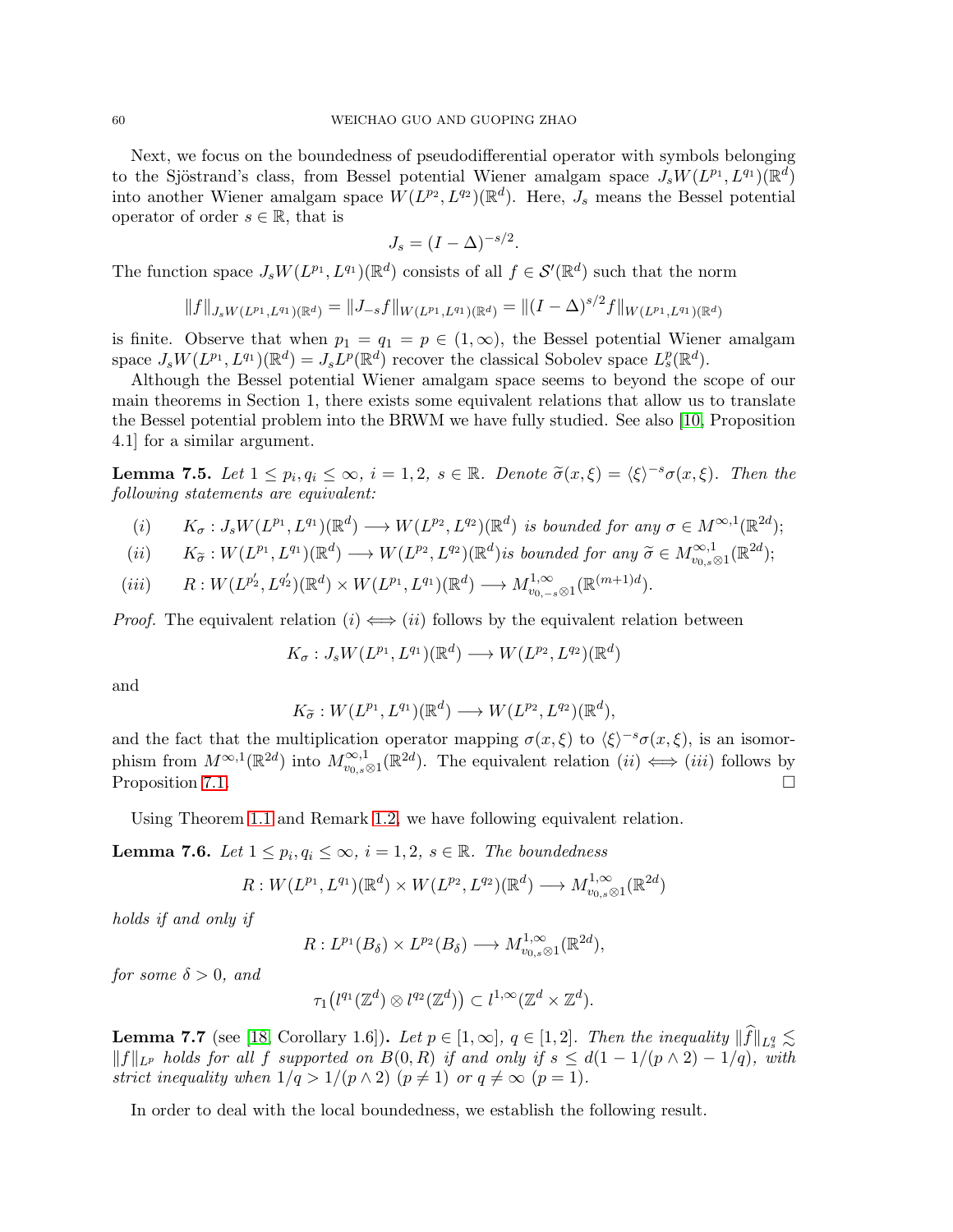Next, we focus on the boundedness of pseudodifferential operator with symbols belonging to the Sjöstrand's class, from Bessel potential Wiener amalgam space $J_sW(L^{p_1}, L^{q_1})(\mathbb{R}^d)$ into another Wiener amalgam space $W(L^{p_2}, L^{q_2})(\mathbb{R}^d)$. Here, $J_s$ means the Bessel potential operator of order $s \in \mathbb{R}$, that is

$$J_s = (I - \Delta)^{-s/2}.$$

The function space $J_sW(L^{p_1}, L^{q_1})(\mathbb{R}^d)$ consists of all $f \in \mathcal{S}'(\mathbb{R}^d)$ such that the norm

$$\|f\|_{J_sW(L^{p_1},L^{q_1})(\mathbb{R}^d)} = \|J_{-s}f\|_{W(L^{p_1},L^{q_1})(\mathbb{R}^d)} = \|(I-\Delta)^{s/2}f\|_{W(L^{p_1},L^{q_1})(\mathbb{R}^d)}$$

is finite. Observe that when $p_1 = q_1 = p \in (1, \infty)$, the Bessel potential Wiener amalgam space $J_sW(L^{p_1}, L^{q_1})(\mathbb{R}^d) = J_sL^p(\mathbb{R}^d)$ recover the classical Sobolev space $L^p_s(\mathbb{R}^d)$.

Although the Bessel potential Wiener amalgam space seems to beyond the scope of our main theorems in Section 1, there exists some equivalent relations that allow us to translate the Bessel potential problem into the BRWM we have fully studied. See also [10, Proposition 4.1] for a similar argument.

**Lemma 7.5.** *Let $1 \leq p_i, q_i \leq \infty$, $i = 1, 2$, $s \in \mathbb{R}$. Denote $\widetilde{\sigma}(x, \xi) = \langle \xi \rangle^{-s}\sigma(x, \xi)$. Then the following statements are equivalent:*

$$(i) \qquad K_\sigma : J_sW(L^{p_1}, L^{q_1})(\mathbb{R}^d) \longrightarrow W(L^{p_2}, L^{q_2})(\mathbb{R}^d) \text{ is bounded for any } \sigma \in M^{\infty,1}(\mathbb{R}^{2d});$$

$$(ii) \qquad K_{\widetilde{\sigma}} : W(L^{p_1}, L^{q_1})(\mathbb{R}^d) \longrightarrow W(L^{p_2}, L^{q_2})(\mathbb{R}^d) \text{is bounded for any } \widetilde{\sigma} \in M^{\infty,1}_{v_{0,s}\otimes 1}(\mathbb{R}^{2d});$$

$$(iii) \qquad R : W(L^{p_2'}, L^{q_2'})(\mathbb{R}^d) \times W(L^{p_1}, L^{q_1})(\mathbb{R}^d) \longrightarrow M^{1,\infty}_{v_{0,-s}\otimes 1}(\mathbb{R}^{(m+1)d}).$$

*Proof.* The equivalent relation $(i) \Longleftrightarrow (ii)$ follows by the equivalent relation between

$$K_\sigma : J_sW(L^{p_1}, L^{q_1})(\mathbb{R}^d) \longrightarrow W(L^{p_2}, L^{q_2})(\mathbb{R}^d)$$

and

$$K_{\widetilde{\sigma}} : W(L^{p_1}, L^{q_1})(\mathbb{R}^d) \longrightarrow W(L^{p_2}, L^{q_2})(\mathbb{R}^d),$$

and the fact that the multiplication operator mapping $\sigma(x, \xi)$ to $\langle \xi \rangle^{-s}\sigma(x, \xi)$, is an isomorphism from $M^{\infty,1}(\mathbb{R}^{2d})$ into $M^{\infty,1}_{v_{0,s}\otimes 1}(\mathbb{R}^{2d})$. The equivalent relation $(ii) \Longleftrightarrow (iii)$ follows by Proposition 7.1. $\square$

Using Theorem 1.1 and Remark 1.2, we have following equivalent relation.

**Lemma 7.6.** *Let $1 \leq p_i, q_i \leq \infty$, $i = 1, 2$, $s \in \mathbb{R}$. The boundedness*

$$R : W(L^{p_1}, L^{q_1})(\mathbb{R}^d) \times W(L^{p_2}, L^{q_2})(\mathbb{R}^d) \longrightarrow M^{1,\infty}_{v_{0,s}\otimes 1}(\mathbb{R}^{2d})$$

*holds if and only if*

$$R : L^{p_1}(B_\delta) \times L^{p_2}(B_\delta) \longrightarrow M^{1,\infty}_{v_{0,s}\otimes 1}(\mathbb{R}^{2d}),$$

*for some $\delta > 0$, and*

$$\tau_1\big(l^{q_1}(\mathbb{Z}^d) \otimes l^{q_2}(\mathbb{Z}^d)\big) \subset l^{1,\infty}(\mathbb{Z}^d \times \mathbb{Z}^d).$$

**Lemma 7.7** (see [18, Corollary 1.6])**.** *Let $p \in [1, \infty]$, $q \in [1, 2]$. Then the inequality $\|\widehat{f}\|_{L^q_s} \lesssim \|f\|_{L^p}$ holds for all $f$ supported on $B(0, R)$ if and only if $s \leq d(1 - 1/(p \wedge 2) - 1/q)$, with strict inequality when $1/q > 1/(p \wedge 2)$ $(p \neq 1)$ or $q \neq \infty$ $(p = 1)$.*

In order to deal with the local boundedness, we establish the following result.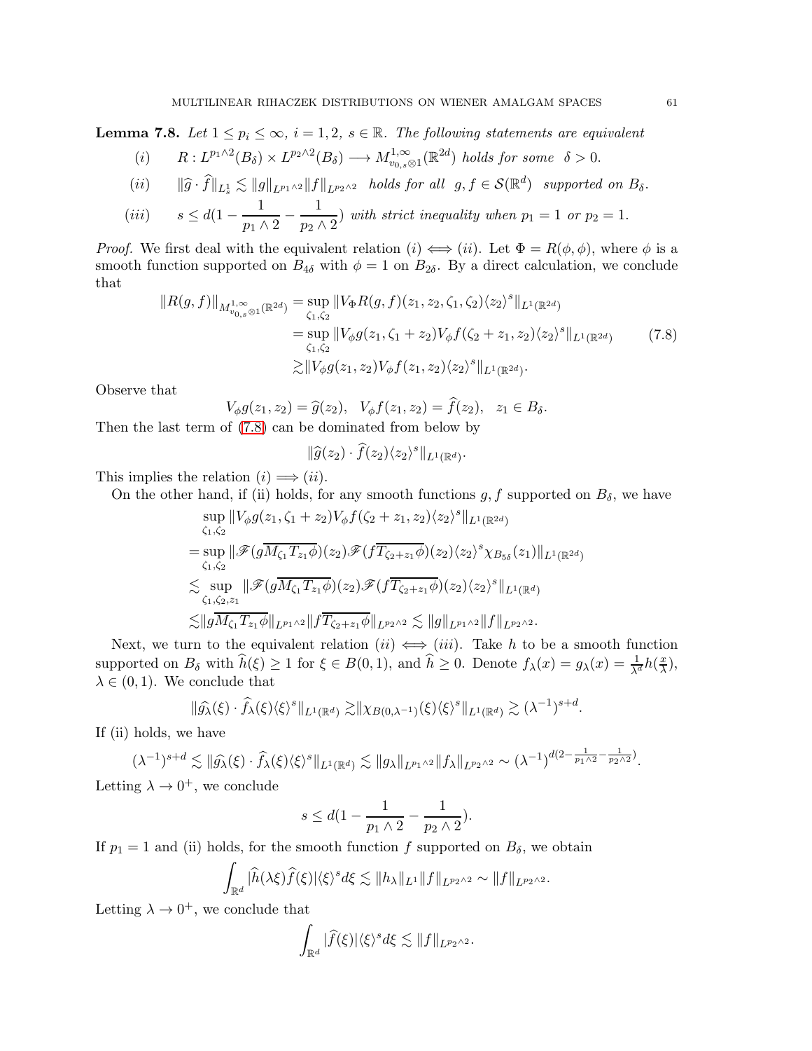**Lemma 7.8.** *Let $1 \leq p_i \leq \infty$, $i = 1, 2$, $s \in \mathbb{R}$. The following statements are equivalent*

$$
\begin{aligned}
&(i) \qquad R : L^{p_1\wedge 2}(B_\delta) \times L^{p_2\wedge 2}(B_\delta) \longrightarrow M^{1,\infty}_{v_{0,s}\otimes 1}(\mathbb{R}^{2d}) \text{ holds for some } \ \delta > 0.\\
&(ii) \qquad \|\widehat{g} \cdot \widehat{f}\|_{L^1_s} \lesssim \|g\|_{L^{p_1\wedge 2}} \|f\|_{L^{p_2\wedge 2}} \ \text{ holds for all } \ g, f \in \mathcal{S}(\mathbb{R}^d) \ \text{ supported on } B_\delta.\\
&(iii) \qquad s \leq d(1 - \frac{1}{p_1 \wedge 2} - \frac{1}{p_2 \wedge 2}) \text{ with strict inequality when } p_1 = 1 \text{ or } p_2 = 1.
\end{aligned}
$$

*Proof.* We first deal with the equivalent relation $(i) \Longleftrightarrow (ii)$. Let $\Phi = R(\phi, \phi)$, where $\phi$ is a smooth function supported on $B_{4\delta}$ with $\phi = 1$ on $B_{2\delta}$. By a direct calculation, we conclude that

$$
\begin{aligned}
\|R(g, f)\|_{M^{1,\infty}_{v_{0,s}\otimes 1}(\mathbb{R}^{2d})} &= \sup_{\zeta_1,\zeta_2} \|V_\Phi R(g, f)(z_1, z_2, \zeta_1, \zeta_2)\langle z_2\rangle^s\|_{L^1(\mathbb{R}^{2d})}\\
&= \sup_{\zeta_1,\zeta_2} \|V_\phi g(z_1, \zeta_1 + z_2)V_\phi f(\zeta_2 + z_1, z_2)\langle z_2\rangle^s\|_{L^1(\mathbb{R}^{2d})} \qquad (7.8)\\
&\gtrsim \|V_\phi g(z_1, z_2)V_\phi f(z_1, z_2)\langle z_2\rangle^s\|_{L^1(\mathbb{R}^{2d})}.
\end{aligned}
$$

Observe that

$$
V_\phi g(z_1, z_2) = \widehat{g}(z_2), \quad V_\phi f(z_1, z_2) = \widehat{f}(z_2), \quad z_1 \in B_\delta.
$$

Then the last term of (7.8) can be dominated from below by

$$
\|\widehat{g}(z_2) \cdot \widehat{f}(z_2)\langle z_2\rangle^s\|_{L^1(\mathbb{R}^d)}.
$$

This implies the relation $(i) \Longrightarrow (ii)$.

On the other hand, if (ii) holds, for any smooth functions $g, f$ supported on $B_\delta$, we have

$$
\begin{aligned}
&\sup_{\zeta_1,\zeta_2} \|V_\phi g(z_1, \zeta_1 + z_2)V_\phi f(\zeta_2 + z_1, z_2)\langle z_2\rangle^s\|_{L^1(\mathbb{R}^{2d})}\\
= &\sup_{\zeta_1,\zeta_2} \|\mathscr{F}(g\overline{M_{\zeta_1} T_{z_1}\phi})(z_2)\mathscr{F}(f\overline{T_{\zeta_2+z_1}\phi})(z_2)\langle z_2\rangle^s \chi_{B_{5\delta}}(z_1)\|_{L^1(\mathbb{R}^{2d})}\\
\lesssim &\sup_{\zeta_1,\zeta_2,z_1} \|\mathscr{F}(g\overline{M_{\zeta_1} T_{z_1}\phi})(z_2)\mathscr{F}(f\overline{T_{\zeta_2+z_1}\phi})(z_2)\langle z_2\rangle^s\|_{L^1(\mathbb{R}^d)}\\
\lesssim &\|g\overline{M_{\zeta_1} T_{z_1}\phi}\|_{L^{p_1\wedge 2}} \|f\overline{T_{\zeta_2+z_1}\phi}\|_{L^{p_2\wedge 2}} \lesssim \|g\|_{L^{p_1\wedge 2}} \|f\|_{L^{p_2\wedge 2}}.
\end{aligned}
$$

Next, we turn to the equivalent relation $(ii) \Longleftrightarrow (iii)$. Take $h$ to be a smooth function supported on $B_\delta$ with $\widehat{h}(\xi) \geq 1$ for $\xi \in B(0, 1)$, and $\widehat{h} \geq 0$. Denote $f_\lambda(x) = g_\lambda(x) = \frac{1}{\lambda^d} h(\frac{x}{\lambda})$, $\lambda \in (0, 1)$. We conclude that

$$
\|\widehat{g_\lambda}(\xi) \cdot \widehat{f_\lambda}(\xi)\langle\xi\rangle^s\|_{L^1(\mathbb{R}^d)} \gtrsim \|\chi_{B(0,\lambda^{-1})}(\xi)\langle\xi\rangle^s\|_{L^1(\mathbb{R}^d)} \gtrsim (\lambda^{-1})^{s+d}.
$$

If (ii) holds, we have

$$
(\lambda^{-1})^{s+d} \lesssim \|\widehat{g_\lambda}(\xi) \cdot \widehat{f_\lambda}(\xi)\langle\xi\rangle^s\|_{L^1(\mathbb{R}^d)} \lesssim \|g_\lambda\|_{L^{p_1\wedge 2}} \|f_\lambda\|_{L^{p_2\wedge 2}} \sim (\lambda^{-1})^{d(2-\frac{1}{p_1\wedge 2}-\frac{1}{p_2\wedge 2})}.
$$

Letting $\lambda \to 0^+$, we conclude

$$
s \leq d(1 - \frac{1}{p_1 \wedge 2} - \frac{1}{p_2 \wedge 2}).
$$

If $p_1 = 1$ and (ii) holds, for the smooth function $f$ supported on $B_\delta$, we obtain

$$
\int_{\mathbb{R}^d} |\widehat{h}(\lambda\xi)\widehat{f}(\xi)|\langle\xi\rangle^s d\xi \lesssim \|h_\lambda\|_{L^1} \|f\|_{L^{p_2\wedge 2}} \sim \|f\|_{L^{p_2\wedge 2}}.
$$

Letting $\lambda \to 0^+$, we conclude that

$$
\int_{\mathbb{R}^d} |\widehat{f}(\xi)|\langle\xi\rangle^s d\xi \lesssim \|f\|_{L^{p_2\wedge 2}}.
$$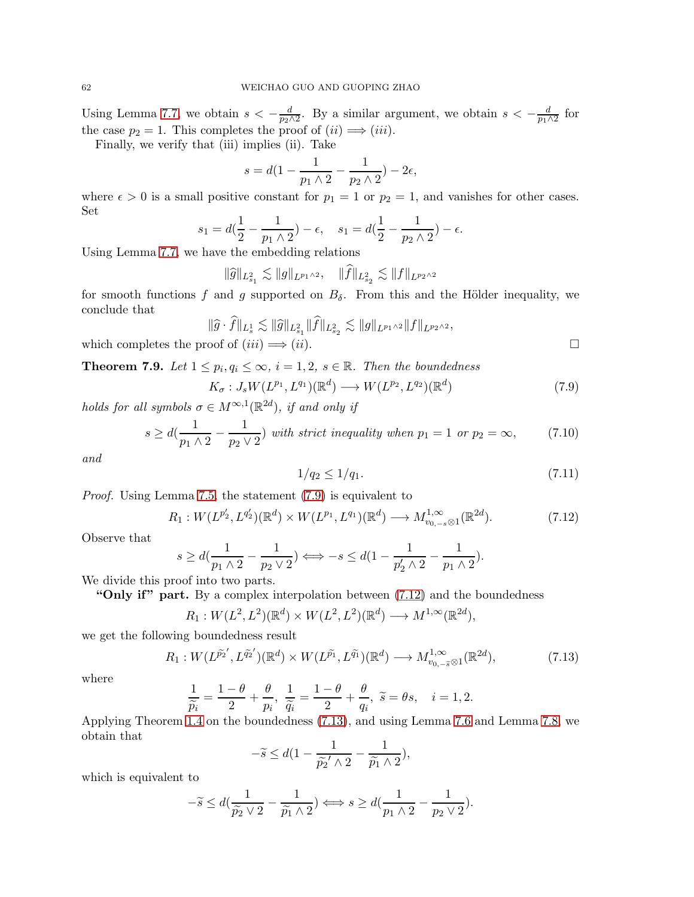Using Lemma 7.7, we obtain $s < -\frac{d}{p_2 \wedge 2}$. By a similar argument, we obtain $s < -\frac{d}{p_1 \wedge 2}$ for the case $p_2 = 1$. This completes the proof of $(ii) \Longrightarrow (iii)$.

Finally, we verify that (iii) implies (ii). Take

$$s = d(1 - \frac{1}{p_1 \wedge 2} - \frac{1}{p_2 \wedge 2}) - 2\epsilon,$$

where $\epsilon > 0$ is a small positive constant for $p_1 = 1$ or $p_2 = 1$, and vanishes for other cases. Set

$$s_1 = d(\frac{1}{2} - \frac{1}{p_1 \wedge 2}) - \epsilon, \quad s_1 = d(\frac{1}{2} - \frac{1}{p_2 \wedge 2}) - \epsilon.$$

Using Lemma 7.7, we have the embedding relations

$$\|\widehat{g}\|_{L^2_{s_1}} \lesssim \|g\|_{L^{p_1 \wedge 2}}, \quad \|\widehat{f}\|_{L^2_{s_2}} \lesssim \|f\|_{L^{p_2 \wedge 2}}$$

for smooth functions $f$ and $g$ supported on $B_\delta$. From this and the Hölder inequality, we conclude that

$$\|\widehat{g} \cdot \widehat{f}\|_{L^1_s} \lesssim \|\widehat{g}\|_{L^2_{s_1}} \|\widehat{f}\|_{L^2_{s_2}} \lesssim \|g\|_{L^{p_1 \wedge 2}} \|f\|_{L^{p_2 \wedge 2}},$$

which completes the proof of $(iii) \Longrightarrow (ii)$. ∎

**Theorem 7.9.** *Let $1 \leq p_i, q_i \leq \infty$, $i = 1, 2$, $s \in \mathbb{R}$. Then the boundedness*

$$K_\sigma : J_s W(L^{p_1}, L^{q_1})(\mathbb{R}^d) \longrightarrow W(L^{p_2}, L^{q_2})(\mathbb{R}^d) \tag{7.9}$$

*holds for all symbols $\sigma \in M^{\infty,1}(\mathbb{R}^{2d})$, if and only if*

$$s \geq d(\frac{1}{p_1 \wedge 2} - \frac{1}{p_2 \vee 2}) \text{ with strict inequality when } p_1 = 1 \text{ or } p_2 = \infty, \tag{7.10}$$

*and*

$$1/q_2 \leq 1/q_1. \tag{7.11}$$

*Proof.* Using Lemma 7.5, the statement (7.9) is equivalent to

$$R_1 : W(L^{p_2'}, L^{q_2'})(\mathbb{R}^d) \times W(L^{p_1}, L^{q_1})(\mathbb{R}^d) \longrightarrow M^{1,\infty}_{v_{0,-s} \otimes 1}(\mathbb{R}^{2d}). \tag{7.12}$$

Observe that

$$s \geq d(\frac{1}{p_1 \wedge 2} - \frac{1}{p_2 \vee 2}) \Longleftrightarrow -s \leq d(1 - \frac{1}{p_2' \wedge 2} - \frac{1}{p_1 \wedge 2}).$$

We divide this proof into two parts.

**"Only if" part.** By a complex interpolation between (7.12) and the boundedness

$$R_1 : W(L^2, L^2)(\mathbb{R}^d) \times W(L^2, L^2)(\mathbb{R}^d) \longrightarrow M^{1,\infty}(\mathbb{R}^{2d}),$$

we get the following boundedness result

$$R_1 : W(L^{\widetilde{p_2}'}, L^{\widetilde{q_2}'})(\mathbb{R}^d) \times W(L^{\widetilde{p_1}}, L^{\widetilde{q_1}})(\mathbb{R}^d) \longrightarrow M^{1,\infty}_{v_{0,-\widetilde{s}} \otimes 1}(\mathbb{R}^{2d}), \tag{7.13}$$

where

$$\frac{1}{\widetilde{p_i}} = \frac{1-\theta}{2} + \frac{\theta}{p_i}, \ \frac{1}{\widetilde{q_i}} = \frac{1-\theta}{2} + \frac{\theta}{q_i}, \ \widetilde{s} = \theta s, \quad i = 1, 2.$$

Applying Theorem 1.4 on the boundedness (7.13), and using Lemma 7.6 and Lemma 7.8, we obtain that

$$-\widetilde{s} \leq d(1 - \frac{1}{\widetilde{p_2}' \wedge 2} - \frac{1}{\widetilde{p_1} \wedge 2}),$$

which is equivalent to

$$-\widetilde{s} \leq d(\frac{1}{\widetilde{p_2} \vee 2} - \frac{1}{\widetilde{p_1} \wedge 2}) \Longleftrightarrow s \geq d(\frac{1}{p_1 \wedge 2} - \frac{1}{p_2 \vee 2}).$$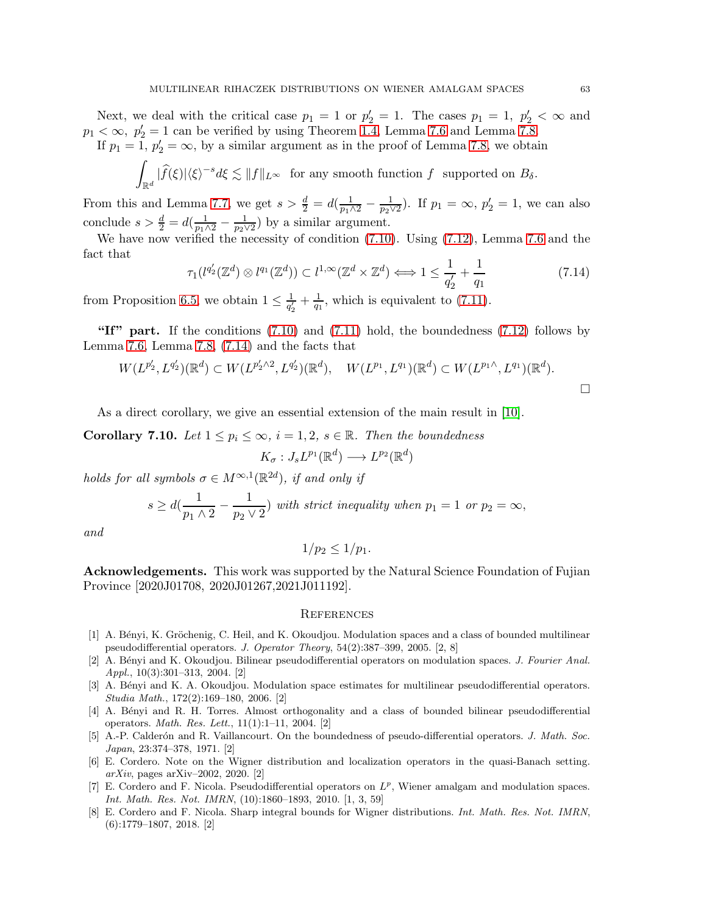Next, we deal with the critical case $p_1 = 1$ or $p_2' = 1$. The cases $p_1 = 1,\ p_2' < \infty$ and $p_1 < \infty,\ p_2' = 1$ can be verified by using Theorem 1.4, Lemma 7.6 and Lemma 7.8.

If $p_1 = 1,\ p_2' = \infty$, by a similar argument as in the proof of Lemma 7.8, we obtain

$$\int_{\mathbb{R}^d} |\widehat{f}(\xi)|\langle\xi\rangle^{-s} d\xi \lesssim \|f\|_{L^\infty} \ \text{ for any smooth function } f \ \text{ supported on } B_\delta.$$

From this and Lemma 7.7, we get $s > \frac{d}{2} = d(\frac{1}{p_1\wedge 2} - \frac{1}{p_2\vee 2})$. If $p_1 = \infty,\ p_2' = 1$, we can also conclude $s > \frac{d}{2} = d(\frac{1}{p_1\wedge 2} - \frac{1}{p_2\vee 2})$ by a similar argument.

We have now verified the necessity of condition (7.10). Using (7.12), Lemma 7.6 and the fact that

$$\tau_1(l^{q_2'}(\mathbb{Z}^d) \otimes l^{q_1}(\mathbb{Z}^d)) \subset l^{1,\infty}(\mathbb{Z}^d \times \mathbb{Z}^d) \Longleftrightarrow 1 \leq \frac{1}{q_2'} + \frac{1}{q_1} \tag{7.14}$$

from Proposition 6.5, we obtain $1 \leq \frac{1}{q_2'} + \frac{1}{q_1}$, which is equivalent to (7.11).

**"If" part.** If the conditions (7.10) and (7.11) hold, the boundedness (7.12) follows by Lemma 7.6, Lemma 7.8, (7.14) and the facts that

$$W(L^{p_2'}, L^{q_2'})(\mathbb{R}^d) \subset W(L^{p_2'\wedge 2}, L^{q_2'})(\mathbb{R}^d), \quad W(L^{p_1}, L^{q_1})(\mathbb{R}^d) \subset W(L^{p_1\wedge}, L^{q_1})(\mathbb{R}^d).$$

□

As a direct corollary, we give an essential extension of the main result in [10].

**Corollary 7.10.** *Let $1 \leq p_i \leq \infty$, $i = 1, 2$, $s \in \mathbb{R}$. Then the boundedness*

$$K_\sigma : J_s L^{p_1}(\mathbb{R}^d) \longrightarrow L^{p_2}(\mathbb{R}^d)$$

*holds for all symbols $\sigma \in M^{\infty,1}(\mathbb{R}^{2d})$, if and only if*

$$s \geq d(\frac{1}{p_1 \wedge 2} - \frac{1}{p_2 \vee 2}) \text{ with strict inequality when } p_1 = 1 \text{ or } p_2 = \infty,$$

*and*

$$1/p_2 \leq 1/p_1.$$

**Acknowledgements.** This work was supported by the Natural Science Foundation of Fujian Province [2020J01708, 2020J01267,2021J011192].

## References

[1] A. Bényi, K. Gröchenig, C. Heil, and K. Okoudjou. Modulation spaces and a class of bounded multilinear pseudodifferential operators. *J. Operator Theory*, 54(2):387–399, 2005. [2, 8]

[2] A. Bényi and K. Okoudjou. Bilinear pseudodifferential operators on modulation spaces. *J. Fourier Anal. Appl.*, 10(3):301–313, 2004. [2]

[3] A. Bényi and K. A. Okoudjou. Modulation space estimates for multilinear pseudodifferential operators. *Studia Math.*, 172(2):169–180, 2006. [2]

[4] A. Bényi and R. H. Torres. Almost orthogonality and a class of bounded bilinear pseudodifferential operators. *Math. Res. Lett.*, 11(1):1–11, 2004. [2]

[5] A.-P. Calderón and R. Vaillancourt. On the boundedness of pseudo-differential operators. *J. Math. Soc. Japan*, 23:374–378, 1971. [2]

[6] E. Cordero. Note on the Wigner distribution and localization operators in the quasi-Banach setting. *arXiv*, pages arXiv–2002, 2020. [2]

[7] E. Cordero and F. Nicola. Pseudodifferential operators on $L^p$, Wiener amalgam and modulation spaces. *Int. Math. Res. Not. IMRN*, (10):1860–1893, 2010. [1, 3, 59]

[8] E. Cordero and F. Nicola. Sharp integral bounds for Wigner distributions. *Int. Math. Res. Not. IMRN*, (6):1779–1807, 2018. [2]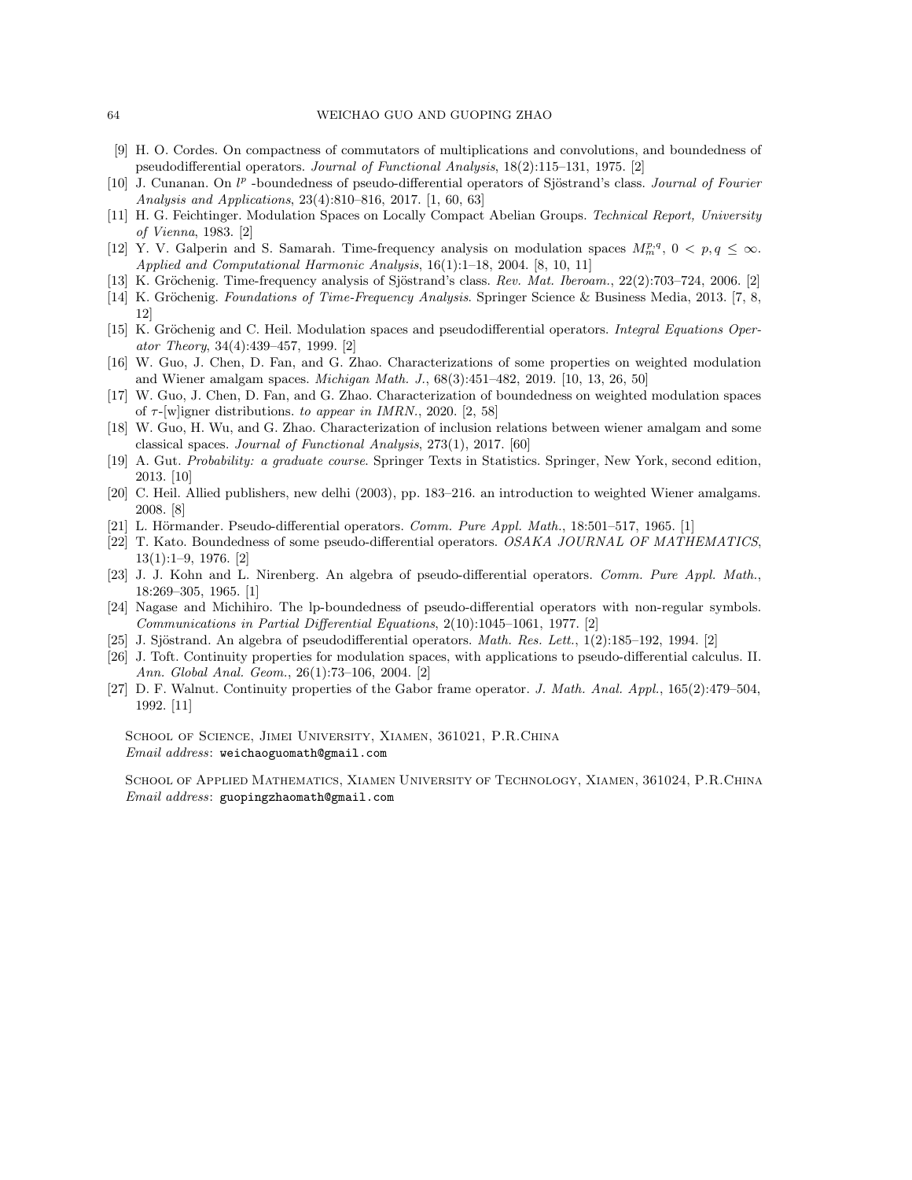[9] H. O. Cordes. On compactness of commutators of multiplications and convolutions, and boundedness of pseudodifferential operators. *Journal of Functional Analysis*, 18(2):115–131, 1975. [2]

[10] J. Cunanan. On $l^p$ -boundedness of pseudo-differential operators of Sjöstrand's class. *Journal of Fourier Analysis and Applications*, 23(4):810–816, 2017. [1, 60, 63]

[11] H. G. Feichtinger. Modulation Spaces on Locally Compact Abelian Groups. *Technical Report, University of Vienna*, 1983. [2]

[12] Y. V. Galperin and S. Samarah. Time-frequency analysis on modulation spaces $M_m^{p,q}$, $0 < p, q \leq \infty$. *Applied and Computational Harmonic Analysis*, 16(1):1–18, 2004. [8, 10, 11]

[13] K. Gröchenig. Time-frequency analysis of Sjöstrand's class. *Rev. Mat. Iberoam.*, 22(2):703–724, 2006. [2]

[14] K. Gröchenig. *Foundations of Time-Frequency Analysis*. Springer Science & Business Media, 2013. [7, 8, 12]

[15] K. Gröchenig and C. Heil. Modulation spaces and pseudodifferential operators. *Integral Equations Operator Theory*, 34(4):439–457, 1999. [2]

[16] W. Guo, J. Chen, D. Fan, and G. Zhao. Characterizations of some properties on weighted modulation and Wiener amalgam spaces. *Michigan Math. J.*, 68(3):451–482, 2019. [10, 13, 26, 50]

[17] W. Guo, J. Chen, D. Fan, and G. Zhao. Characterization of boundedness on weighted modulation spaces of $\tau$-[w]igner distributions. *to appear in IMRN.*, 2020. [2, 58]

[18] W. Guo, H. Wu, and G. Zhao. Characterization of inclusion relations between wiener amalgam and some classical spaces. *Journal of Functional Analysis*, 273(1), 2017. [60]

[19] A. Gut. *Probability: a graduate course*. Springer Texts in Statistics. Springer, New York, second edition, 2013. [10]

[20] C. Heil. Allied publishers, new delhi (2003), pp. 183–216. an introduction to weighted Wiener amalgams. 2008. [8]

[21] L. Hörmander. Pseudo-differential operators. *Comm. Pure Appl. Math.*, 18:501–517, 1965. [1]

[22] T. Kato. Boundedness of some pseudo-differential operators. *OSAKA JOURNAL OF MATHEMATICS*, 13(1):1–9, 1976. [2]

[23] J. J. Kohn and L. Nirenberg. An algebra of pseudo-differential operators. *Comm. Pure Appl. Math.*, 18:269–305, 1965. [1]

[24] Nagase and Michihiro. The lp-boundedness of pseudo-differential operators with non-regular symbols. *Communications in Partial Differential Equations*, 2(10):1045–1061, 1977. [2]

[25] J. Sjöstrand. An algebra of pseudodifferential operators. *Math. Res. Lett.*, 1(2):185–192, 1994. [2]

[26] J. Toft. Continuity properties for modulation spaces, with applications to pseudo-differential calculus. II. *Ann. Global Anal. Geom.*, 26(1):73–106, 2004. [2]

[27] D. F. Walnut. Continuity properties of the Gabor frame operator. *J. Math. Anal. Appl.*, 165(2):479–504, 1992. [11]

School of Science, Jimei University, Xiamen, 361021, P.R.China
*Email address*: `weichaoguomath@gmail.com`

School of Applied Mathematics, Xiamen University of Technology, Xiamen, 361024, P.R.China
*Email address*: `guopingzhaomath@gmail.com`